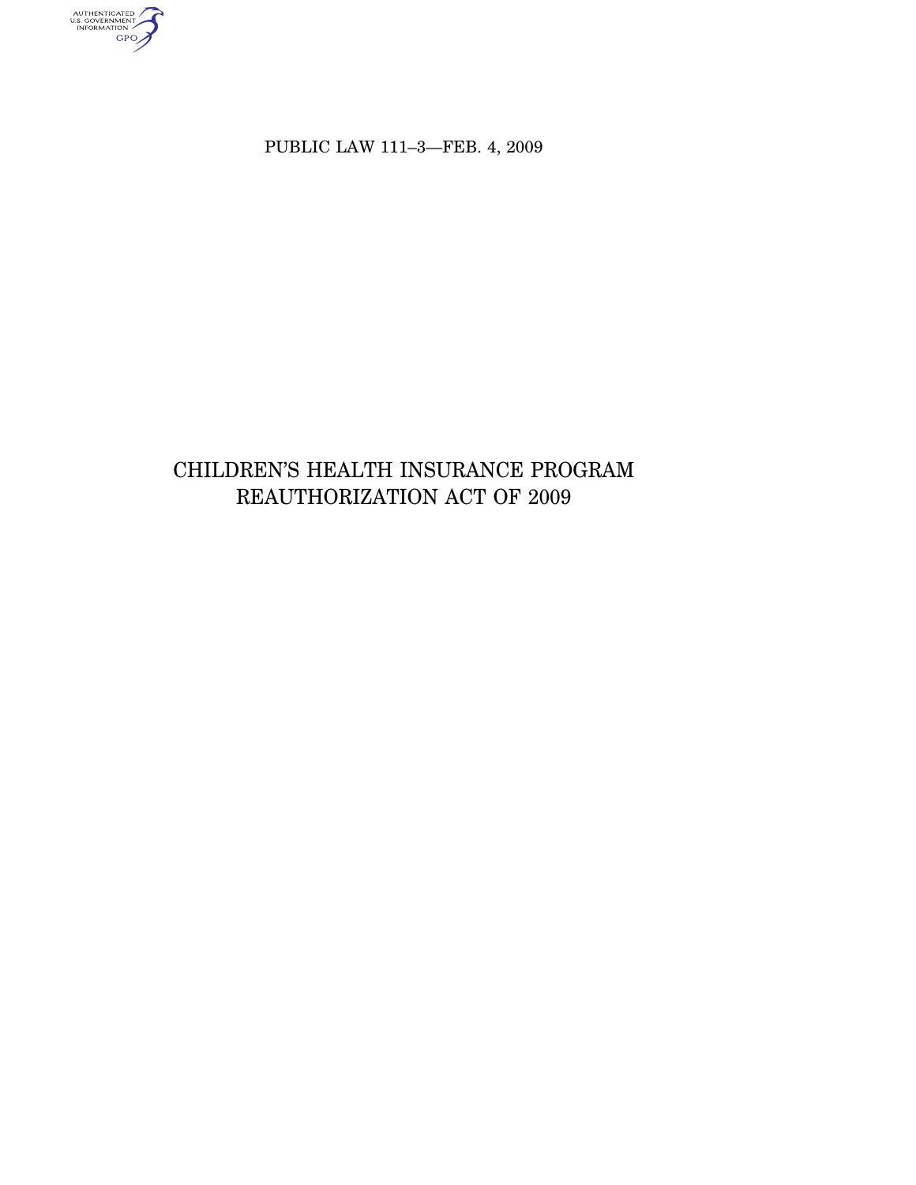PUBLIC LAW 111–3—FEB. 4, 2009

# CHILDREN'S HEALTH INSURANCE PROGRAM REAUTHORIZATION ACT OF 2009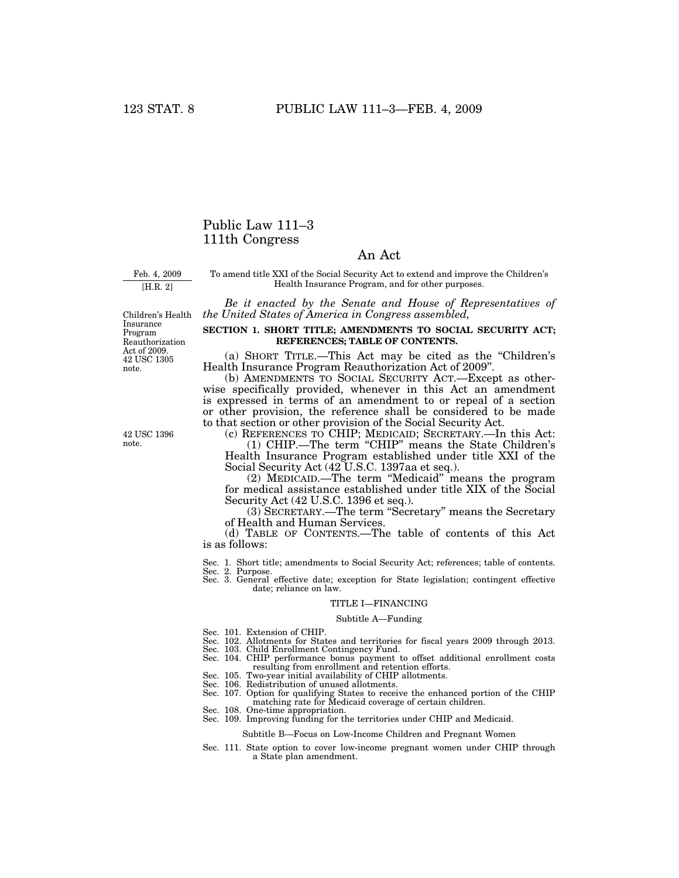# Public Law 111–3
# 111th Congress

## An Act

Feb. 4, 2009
[H.R. 2]

To amend title XXI of the Social Security Act to extend and improve the Children's Health Insurance Program, and for other purposes.

*Be it enacted by the Senate and House of Representatives of the United States of America in Congress assembled,*

Children's Health Insurance Program Reauthorization Act of 2009. 42 USC 1305 note.

**SECTION 1. SHORT TITLE; AMENDMENTS TO SOCIAL SECURITY ACT; REFERENCES; TABLE OF CONTENTS.**

(a) SHORT TITLE.—This Act may be cited as the "Children's Health Insurance Program Reauthorization Act of 2009".

(b) AMENDMENTS TO SOCIAL SECURITY ACT.—Except as otherwise specifically provided, whenever in this Act an amendment is expressed in terms of an amendment to or repeal of a section or other provision, the reference shall be considered to be made to that section or other provision of the Social Security Act.

42 USC 1396 note.

(c) REFERENCES TO CHIP; MEDICAID; SECRETARY.—In this Act:

(1) CHIP.—The term "CHIP" means the State Children's Health Insurance Program established under title XXI of the Social Security Act (42 U.S.C. 1397aa et seq.).

(2) MEDICAID.—The term "Medicaid" means the program for medical assistance established under title XIX of the Social Security Act (42 U.S.C. 1396 et seq.).

(3) SECRETARY.—The term "Secretary" means the Secretary of Health and Human Services.

(d) TABLE OF CONTENTS.—The table of contents of this Act is as follows:

Sec. 1. Short title; amendments to Social Security Act; references; table of contents.
Sec. 2. Purpose.
Sec. 3. General effective date; exception for State legislation; contingent effective date; reliance on law.

TITLE I—FINANCING

Subtitle A—Funding

Sec. 101. Extension of CHIP.
Sec. 102. Allotments for States and territories for fiscal years 2009 through 2013.
Sec. 103. Child Enrollment Contingency Fund.
Sec. 104. CHIP performance bonus payment to offset additional enrollment costs resulting from enrollment and retention efforts.
Sec. 105. Two-year initial availability of CHIP allotments.
Sec. 106. Redistribution of unused allotments.
Sec. 107. Option for qualifying States to receive the enhanced portion of the CHIP matching rate for Medicaid coverage of certain children.
Sec. 108. One-time appropriation.
Sec. 109. Improving funding for the territories under CHIP and Medicaid.

Subtitle B—Focus on Low-Income Children and Pregnant Women

Sec. 111. State option to cover low-income pregnant women under CHIP through a State plan amendment.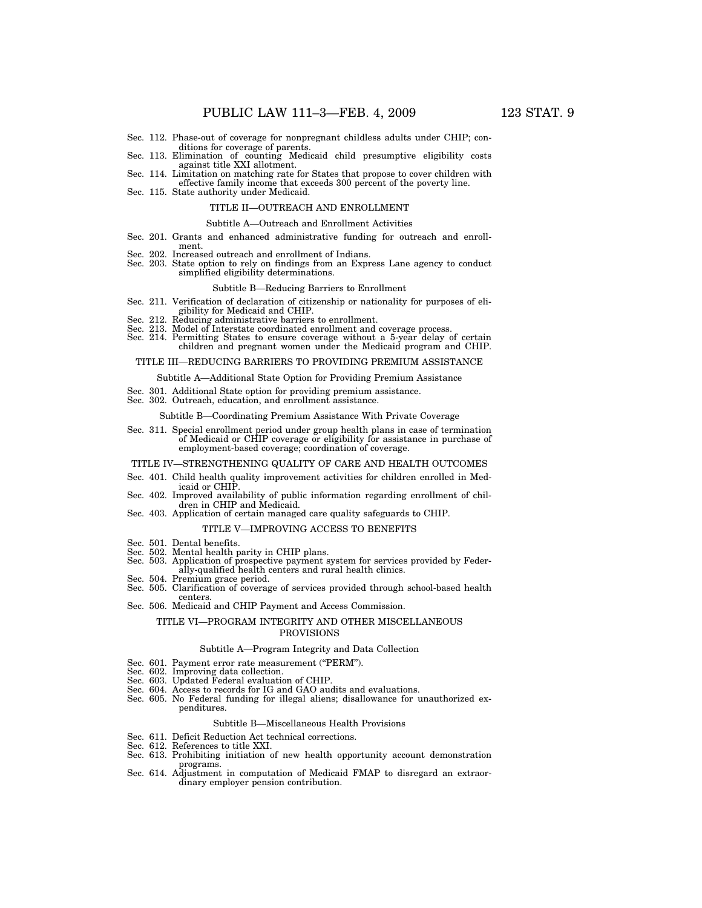Sec. 112. Phase-out of coverage for nonpregnant childless adults under CHIP; conditions for coverage of parents.
Sec. 113. Elimination of counting Medicaid child presumptive eligibility costs against title XXI allotment.
Sec. 114. Limitation on matching rate for States that propose to cover children with effective family income that exceeds 300 percent of the poverty line.
Sec. 115. State authority under Medicaid.

## TITLE II—OUTREACH AND ENROLLMENT

### Subtitle A—Outreach and Enrollment Activities

Sec. 201. Grants and enhanced administrative funding for outreach and enrollment.
Sec. 202. Increased outreach and enrollment of Indians.
Sec. 203. State option to rely on findings from an Express Lane agency to conduct simplified eligibility determinations.

### Subtitle B—Reducing Barriers to Enrollment

Sec. 211. Verification of declaration of citizenship or nationality for purposes of eligibility for Medicaid and CHIP.
Sec. 212. Reducing administrative barriers to enrollment.
Sec. 213. Model of Interstate coordinated enrollment and coverage process.
Sec. 214. Permitting States to ensure coverage without a 5-year delay of certain children and pregnant women under the Medicaid program and CHIP.

## TITLE III—REDUCING BARRIERS TO PROVIDING PREMIUM ASSISTANCE

### Subtitle A—Additional State Option for Providing Premium Assistance

Sec. 301. Additional State option for providing premium assistance.
Sec. 302. Outreach, education, and enrollment assistance.

### Subtitle B—Coordinating Premium Assistance With Private Coverage

Sec. 311. Special enrollment period under group health plans in case of termination of Medicaid or CHIP coverage or eligibility for assistance in purchase of employment-based coverage; coordination of coverage.

## TITLE IV—STRENGTHENING QUALITY OF CARE AND HEALTH OUTCOMES

Sec. 401. Child health quality improvement activities for children enrolled in Medicaid or CHIP.
Sec. 402. Improved availability of public information regarding enrollment of children in CHIP and Medicaid.
Sec. 403. Application of certain managed care quality safeguards to CHIP.

## TITLE V—IMPROVING ACCESS TO BENEFITS

Sec. 501. Dental benefits.
Sec. 502. Mental health parity in CHIP plans.
Sec. 503. Application of prospective payment system for services provided by Federally-qualified health centers and rural health clinics.
Sec. 504. Premium grace period.
Sec. 505. Clarification of coverage of services provided through school-based health centers.
Sec. 506. Medicaid and CHIP Payment and Access Commission.

## TITLE VI—PROGRAM INTEGRITY AND OTHER MISCELLANEOUS PROVISIONS

### Subtitle A—Program Integrity and Data Collection

Sec. 601. Payment error rate measurement ("PERM").
Sec. 602. Improving data collection.
Sec. 603. Updated Federal evaluation of CHIP.
Sec. 604. Access to records for IG and GAO audits and evaluations.
Sec. 605. No Federal funding for illegal aliens; disallowance for unauthorized expenditures.

### Subtitle B—Miscellaneous Health Provisions

Sec. 611. Deficit Reduction Act technical corrections.
Sec. 612. References to title XXI.
Sec. 613. Prohibiting initiation of new health opportunity account demonstration programs.
Sec. 614. Adjustment in computation of Medicaid FMAP to disregard an extraordinary employer pension contribution.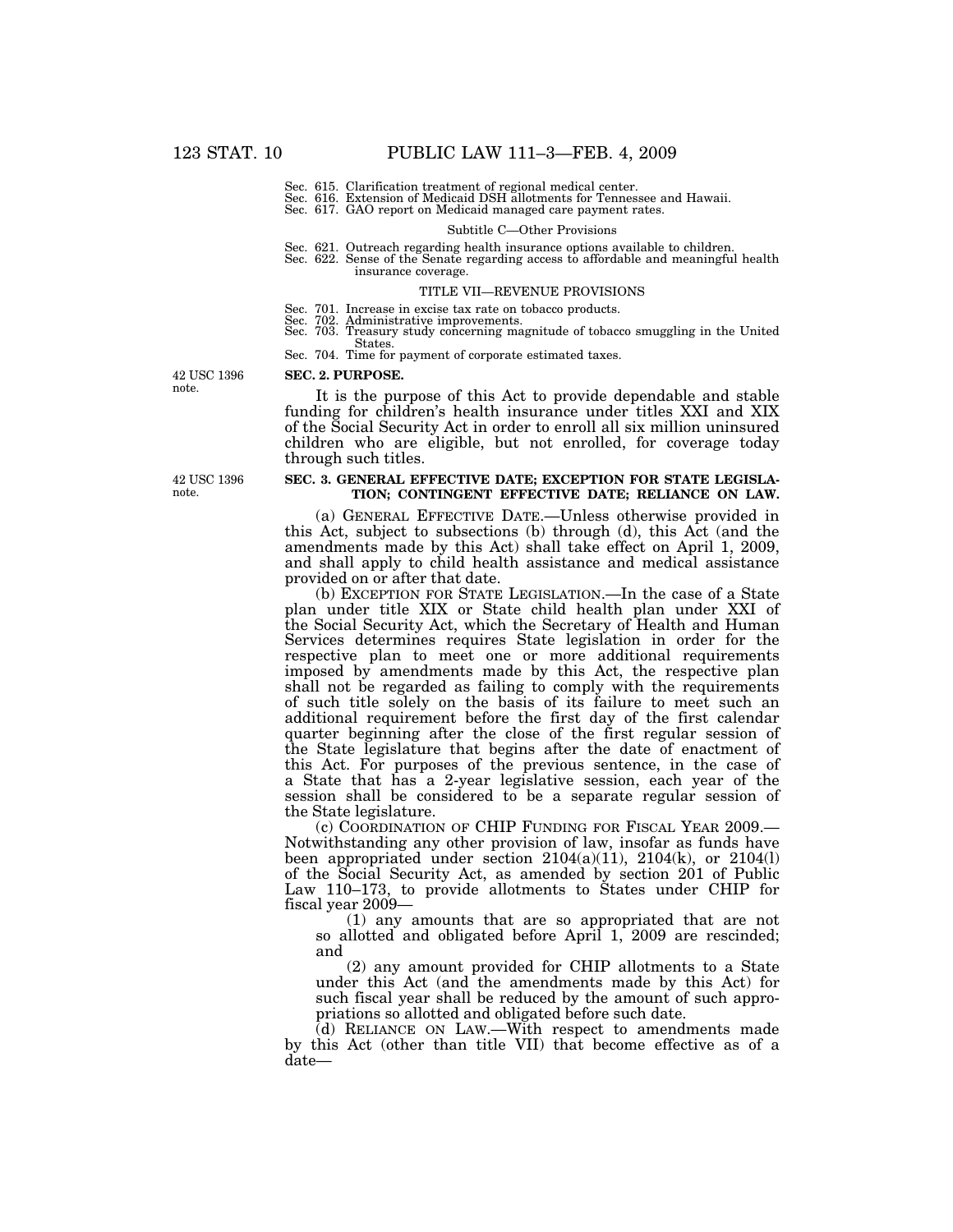Sec. 615. Clarification treatment of regional medical center.
Sec. 616. Extension of Medicaid DSH allotments for Tennessee and Hawaii.
Sec. 617. GAO report on Medicaid managed care payment rates.

Subtitle C—Other Provisions

Sec. 621. Outreach regarding health insurance options available to children.
Sec. 622. Sense of the Senate regarding access to affordable and meaningful health insurance coverage.

TITLE VII—REVENUE PROVISIONS

Sec. 701. Increase in excise tax rate on tobacco products.
Sec. 702. Administrative improvements.
Sec. 703. Treasury study concerning magnitude of tobacco smuggling in the United States.
Sec. 704. Time for payment of corporate estimated taxes.

42 USC 1396 note.

**SEC. 2. PURPOSE.**

It is the purpose of this Act to provide dependable and stable funding for children's health insurance under titles XXI and XIX of the Social Security Act in order to enroll all six million uninsured children who are eligible, but not enrolled, for coverage today through such titles.

42 USC 1396 note.

**SEC. 3. GENERAL EFFECTIVE DATE; EXCEPTION FOR STATE LEGISLATION; CONTINGENT EFFECTIVE DATE; RELIANCE ON LAW.**

(a) GENERAL EFFECTIVE DATE.—Unless otherwise provided in this Act, subject to subsections (b) through (d), this Act (and the amendments made by this Act) shall take effect on April 1, 2009, and shall apply to child health assistance and medical assistance provided on or after that date.

(b) EXCEPTION FOR STATE LEGISLATION.—In the case of a State plan under title XIX or State child health plan under XXI of the Social Security Act, which the Secretary of Health and Human Services determines requires State legislation in order for the respective plan to meet one or more additional requirements imposed by amendments made by this Act, the respective plan shall not be regarded as failing to comply with the requirements of such title solely on the basis of its failure to meet such an additional requirement before the first day of the first calendar quarter beginning after the close of the first regular session of the State legislature that begins after the date of enactment of this Act. For purposes of the previous sentence, in the case of a State that has a 2-year legislative session, each year of the session shall be considered to be a separate regular session of the State legislature.

(c) COORDINATION OF CHIP FUNDING FOR FISCAL YEAR 2009.—Notwithstanding any other provision of law, insofar as funds have been appropriated under section 2104(a)(11), 2104(k), or 2104(l) of the Social Security Act, as amended by section 201 of Public Law 110–173, to provide allotments to States under CHIP for fiscal year 2009—

(1) any amounts that are so appropriated that are not so allotted and obligated before April 1, 2009 are rescinded; and

(2) any amount provided for CHIP allotments to a State under this Act (and the amendments made by this Act) for such fiscal year shall be reduced by the amount of such appropriations so allotted and obligated before such date.

(d) RELIANCE ON LAW.—With respect to amendments made by this Act (other than title VII) that become effective as of a date—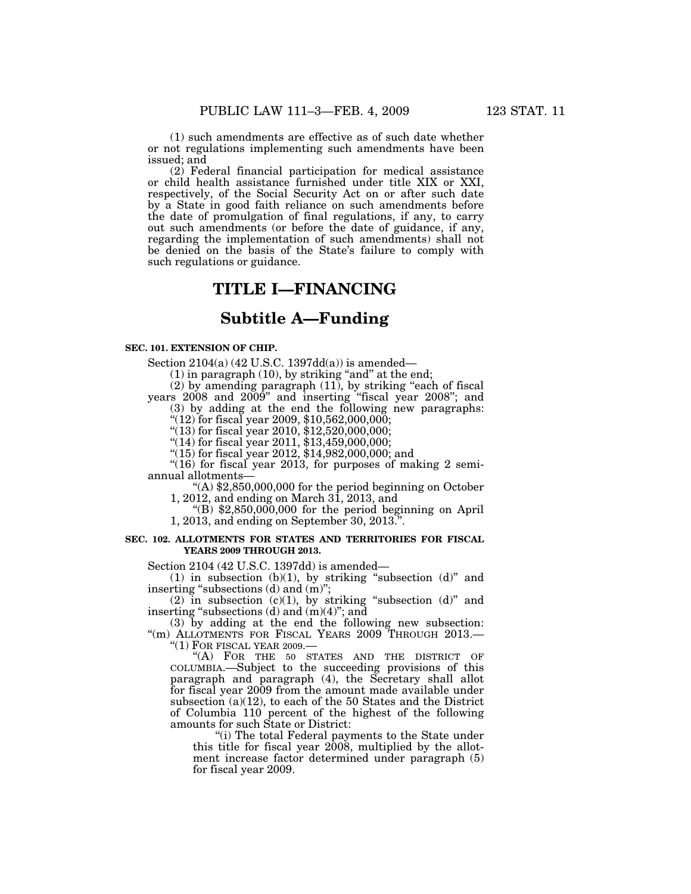(1) such amendments are effective as of such date whether or not regulations implementing such amendments have been issued; and

(2) Federal financial participation for medical assistance or child health assistance furnished under title XIX or XXI, respectively, of the Social Security Act on or after such date by a State in good faith reliance on such amendments before the date of promulgation of final regulations, if any, to carry out such amendments (or before the date of guidance, if any, regarding the implementation of such amendments) shall not be denied on the basis of the State's failure to comply with such regulations or guidance.

# TITLE I—FINANCING

## Subtitle A—Funding

**SEC. 101. EXTENSION OF CHIP.**

Section 2104(a) (42 U.S.C. 1397dd(a)) is amended—

(1) in paragraph (10), by striking "and" at the end;

(2) by amending paragraph (11), by striking "each of fiscal years 2008 and 2009" and inserting "fiscal year 2008"; and

(3) by adding at the end the following new paragraphs:

"(12) for fiscal year 2009, $10,562,000,000;

"(13) for fiscal year 2010, $12,520,000,000;

"(14) for fiscal year 2011, $13,459,000,000;

"(15) for fiscal year 2012, $14,982,000,000; and

"(16) for fiscal year 2013, for purposes of making 2 semi-annual allotments—

"(A) $2,850,000,000 for the period beginning on October 1, 2012, and ending on March 31, 2013, and

"(B) $2,850,000,000 for the period beginning on April 1, 2013, and ending on September 30, 2013.".

**SEC. 102. ALLOTMENTS FOR STATES AND TERRITORIES FOR FISCAL YEARS 2009 THROUGH 2013.**

Section 2104 (42 U.S.C. 1397dd) is amended—

(1) in subsection (b)(1), by striking "subsection (d)" and inserting "subsections (d) and (m)";

(2) in subsection (c)(1), by striking "subsection (d)" and inserting "subsections (d) and (m)(4)"; and

(3) by adding at the end the following new subsection:

"(m) ALLOTMENTS FOR FISCAL YEARS 2009 THROUGH 2013.—

"(1) FOR FISCAL YEAR 2009.—

"(A) FOR THE 50 STATES AND THE DISTRICT OF COLUMBIA.—Subject to the succeeding provisions of this paragraph and paragraph (4), the Secretary shall allot for fiscal year 2009 from the amount made available under subsection (a)(12), to each of the 50 States and the District of Columbia 110 percent of the highest of the following amounts for such State or District:

"(i) The total Federal payments to the State under this title for fiscal year 2008, multiplied by the allotment increase factor determined under paragraph (5) for fiscal year 2009.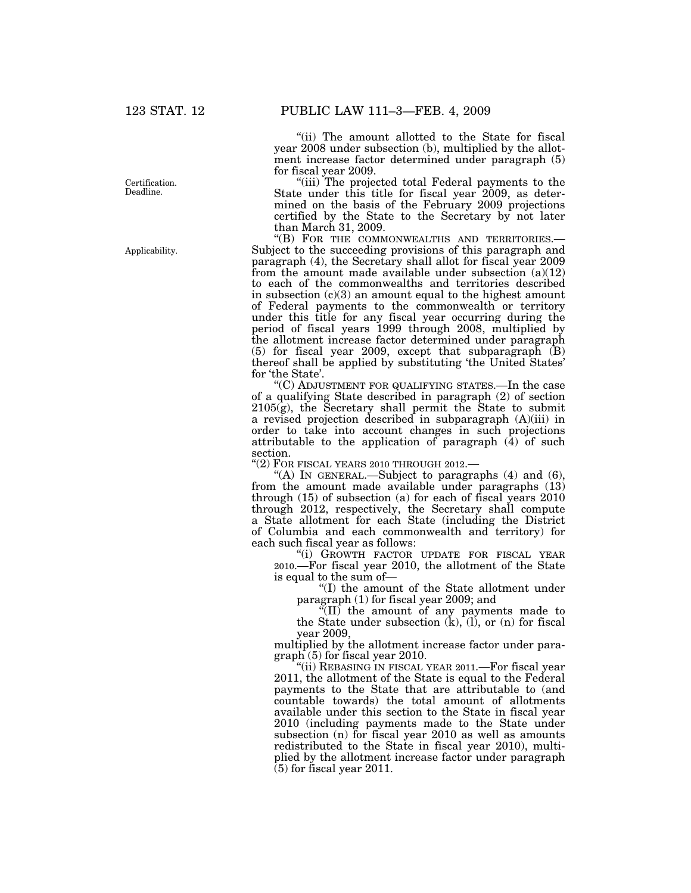"(ii) The amount allotted to the State for fiscal year 2008 under subsection (b), multiplied by the allotment increase factor determined under paragraph (5) for fiscal year 2009.

Certification. Deadline.

"(iii) The projected total Federal payments to the State under this title for fiscal year 2009, as determined on the basis of the February 2009 projections certified by the State to the Secretary by not later than March 31, 2009.

Applicability.

"(B) FOR THE COMMONWEALTHS AND TERRITORIES.—Subject to the succeeding provisions of this paragraph and paragraph (4), the Secretary shall allot for fiscal year 2009 from the amount made available under subsection (a)(12) to each of the commonwealths and territories described in subsection (c)(3) an amount equal to the highest amount of Federal payments to the commonwealth or territory under this title for any fiscal year occurring during the period of fiscal years 1999 through 2008, multiplied by the allotment increase factor determined under paragraph (5) for fiscal year 2009, except that subparagraph (B) thereof shall be applied by substituting 'the United States' for 'the State'.

"(C) ADJUSTMENT FOR QUALIFYING STATES.—In the case of a qualifying State described in paragraph (2) of section 2105(g), the Secretary shall permit the State to submit a revised projection described in subparagraph (A)(iii) in order to take into account changes in such projections attributable to the application of paragraph (4) of such section.

"(2) FOR FISCAL YEARS 2010 THROUGH 2012.—

"(A) IN GENERAL.—Subject to paragraphs (4) and (6), from the amount made available under paragraphs (13) through (15) of subsection (a) for each of fiscal years 2010 through 2012, respectively, the Secretary shall compute a State allotment for each State (including the District of Columbia and each commonwealth and territory) for each such fiscal year as follows:

"(i) GROWTH FACTOR UPDATE FOR FISCAL YEAR 2010.—For fiscal year 2010, the allotment of the State is equal to the sum of—

"(I) the amount of the State allotment under paragraph (1) for fiscal year 2009; and

"(II) the amount of any payments made to the State under subsection (k), (l), or (n) for fiscal year 2009,

multiplied by the allotment increase factor under paragraph (5) for fiscal year 2010.

"(ii) REBASING IN FISCAL YEAR 2011.—For fiscal year 2011, the allotment of the State is equal to the Federal payments to the State that are attributable to (and countable towards) the total amount of allotments available under this section to the State in fiscal year 2010 (including payments made to the State under subsection (n) for fiscal year 2010 as well as amounts redistributed to the State in fiscal year 2010), multiplied by the allotment increase factor under paragraph (5) for fiscal year 2011.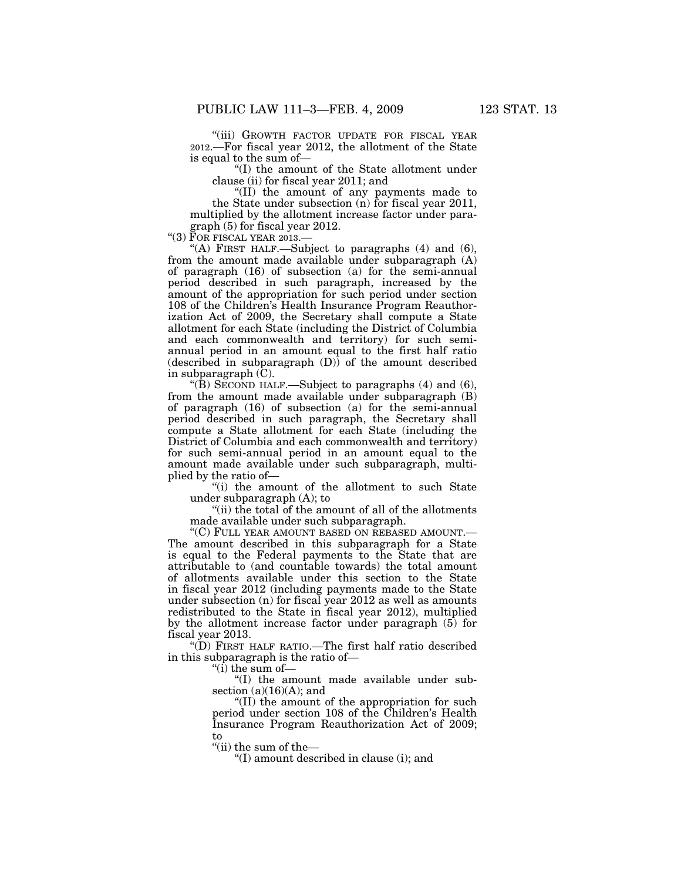"(iii) GROWTH FACTOR UPDATE FOR FISCAL YEAR 2012.—For fiscal year 2012, the allotment of the State is equal to the sum of—

"(I) the amount of the State allotment under clause (ii) for fiscal year 2011; and

"(II) the amount of any payments made to the State under subsection (n) for fiscal year 2011,

multiplied by the allotment increase factor under paragraph (5) for fiscal year 2012.

"(3) FOR FISCAL YEAR 2013.—

"(A) FIRST HALF.—Subject to paragraphs (4) and (6), from the amount made available under subparagraph (A) of paragraph (16) of subsection (a) for the semi-annual period described in such paragraph, increased by the amount of the appropriation for such period under section 108 of the Children's Health Insurance Program Reauthorization Act of 2009, the Secretary shall compute a State allotment for each State (including the District of Columbia and each commonwealth and territory) for such semi-annual period in an amount equal to the first half ratio (described in subparagraph (D)) of the amount described in subparagraph (C).

"(B) SECOND HALF.—Subject to paragraphs (4) and (6), from the amount made available under subparagraph (B) of paragraph (16) of subsection (a) for the semi-annual period described in such paragraph, the Secretary shall compute a State allotment for each State (including the District of Columbia and each commonwealth and territory) for such semi-annual period in an amount equal to the amount made available under such subparagraph, multiplied by the ratio of—

"(i) the amount of the allotment to such State under subparagraph (A); to

"(ii) the total of the amount of all of the allotments made available under such subparagraph.

"(C) FULL YEAR AMOUNT BASED ON REBASED AMOUNT.—The amount described in this subparagraph for a State is equal to the Federal payments to the State that are attributable to (and countable towards) the total amount of allotments available under this section to the State in fiscal year 2012 (including payments made to the State under subsection (n) for fiscal year 2012 as well as amounts redistributed to the State in fiscal year 2012), multiplied by the allotment increase factor under paragraph (5) for fiscal year 2013.

"(D) FIRST HALF RATIO.—The first half ratio described in this subparagraph is the ratio of—

"(i) the sum of—

"(I) the amount made available under subsection (a)(16)(A); and

"(II) the amount of the appropriation for such period under section 108 of the Children's Health Insurance Program Reauthorization Act of 2009; to

"(ii) the sum of the—

"(I) amount described in clause (i); and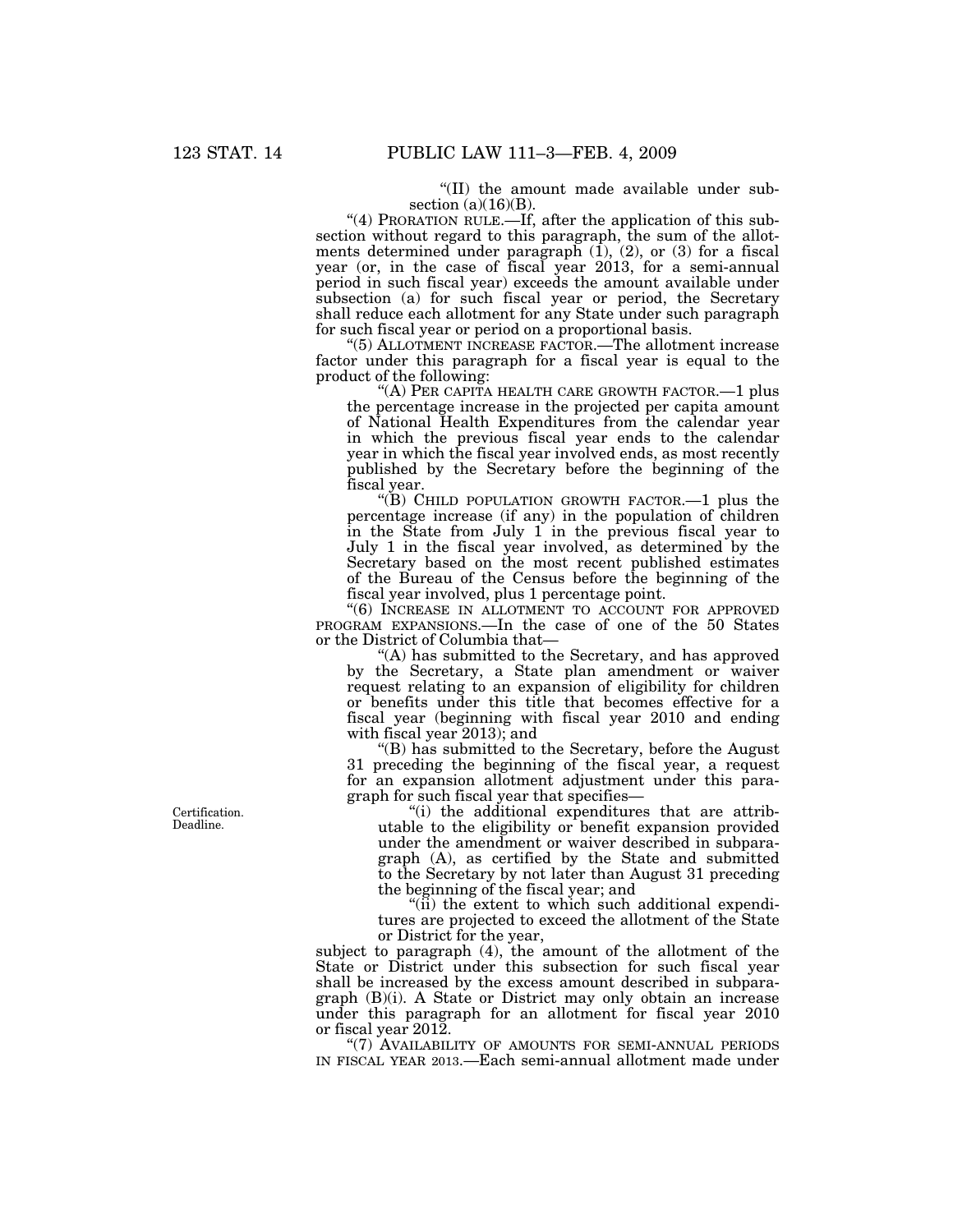"(II) the amount made available under subsection (a)(16)(B).

"(4) PRORATION RULE.—If, after the application of this subsection without regard to this paragraph, the sum of the allotments determined under paragraph (1), (2), or (3) for a fiscal year (or, in the case of fiscal year 2013, for a semi-annual period in such fiscal year) exceeds the amount available under subsection (a) for such fiscal year or period, the Secretary shall reduce each allotment for any State under such paragraph for such fiscal year or period on a proportional basis.

"(5) ALLOTMENT INCREASE FACTOR.—The allotment increase factor under this paragraph for a fiscal year is equal to the product of the following:

"(A) PER CAPITA HEALTH CARE GROWTH FACTOR.—1 plus the percentage increase in the projected per capita amount of National Health Expenditures from the calendar year in which the previous fiscal year ends to the calendar year in which the fiscal year involved ends, as most recently published by the Secretary before the beginning of the fiscal year.

"(B) CHILD POPULATION GROWTH FACTOR.—1 plus the percentage increase (if any) in the population of children in the State from July 1 in the previous fiscal year to July 1 in the fiscal year involved, as determined by the Secretary based on the most recent published estimates of the Bureau of the Census before the beginning of the fiscal year involved, plus 1 percentage point.

"(6) INCREASE IN ALLOTMENT TO ACCOUNT FOR APPROVED PROGRAM EXPANSIONS.—In the case of one of the 50 States or the District of Columbia that—

"(A) has submitted to the Secretary, and has approved by the Secretary, a State plan amendment or waiver request relating to an expansion of eligibility for children or benefits under this title that becomes effective for a fiscal year (beginning with fiscal year 2010 and ending with fiscal year 2013); and

"(B) has submitted to the Secretary, before the August 31 preceding the beginning of the fiscal year, a request for an expansion allotment adjustment under this paragraph for such fiscal year that specifies—

Certification. Deadline.

"(i) the additional expenditures that are attributable to the eligibility or benefit expansion provided under the amendment or waiver described in subparagraph (A), as certified by the State and submitted to the Secretary by not later than August 31 preceding the beginning of the fiscal year; and

"(ii) the extent to which such additional expenditures are projected to exceed the allotment of the State or District for the year,

subject to paragraph (4), the amount of the allotment of the State or District under this subsection for such fiscal year shall be increased by the excess amount described in subparagraph (B)(i). A State or District may only obtain an increase under this paragraph for an allotment for fiscal year 2010 or fiscal year 2012.

"(7) AVAILABILITY OF AMOUNTS FOR SEMI-ANNUAL PERIODS IN FISCAL YEAR 2013.—Each semi-annual allotment made under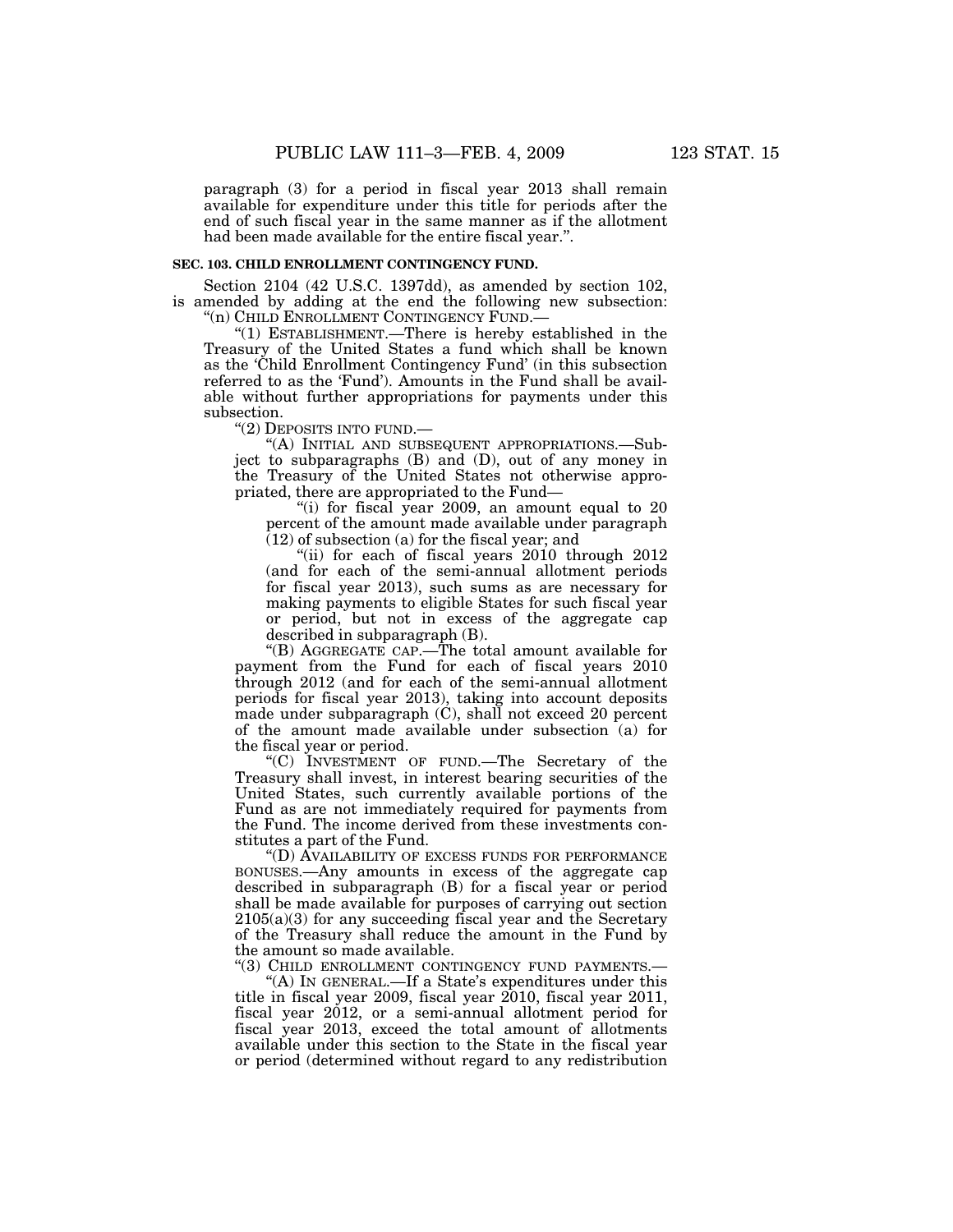paragraph (3) for a period in fiscal year 2013 shall remain available for expenditure under this title for periods after the end of such fiscal year in the same manner as if the allotment had been made available for the entire fiscal year.".

**SEC. 103. CHILD ENROLLMENT CONTINGENCY FUND.**

Section 2104 (42 U.S.C. 1397dd), as amended by section 102, is amended by adding at the end the following new subsection:

"(n) CHILD ENROLLMENT CONTINGENCY FUND.—

"(1) ESTABLISHMENT.—There is hereby established in the Treasury of the United States a fund which shall be known as the 'Child Enrollment Contingency Fund' (in this subsection referred to as the 'Fund'). Amounts in the Fund shall be available without further appropriations for payments under this subsection.

"(2) DEPOSITS INTO FUND.—

"(A) INITIAL AND SUBSEQUENT APPROPRIATIONS.—Subject to subparagraphs (B) and (D), out of any money in the Treasury of the United States not otherwise appropriated, there are appropriated to the Fund—

"(i) for fiscal year 2009, an amount equal to 20 percent of the amount made available under paragraph (12) of subsection (a) for the fiscal year; and

"(ii) for each of fiscal years 2010 through 2012 (and for each of the semi-annual allotment periods for fiscal year 2013), such sums as are necessary for making payments to eligible States for such fiscal year or period, but not in excess of the aggregate cap described in subparagraph (B).

"(B) AGGREGATE CAP.—The total amount available for payment from the Fund for each of fiscal years 2010 through 2012 (and for each of the semi-annual allotment periods for fiscal year 2013), taking into account deposits made under subparagraph (C), shall not exceed 20 percent of the amount made available under subsection (a) for the fiscal year or period.

"(C) INVESTMENT OF FUND.—The Secretary of the Treasury shall invest, in interest bearing securities of the United States, such currently available portions of the Fund as are not immediately required for payments from the Fund. The income derived from these investments constitutes a part of the Fund.

"(D) AVAILABILITY OF EXCESS FUNDS FOR PERFORMANCE BONUSES.—Any amounts in excess of the aggregate cap described in subparagraph (B) for a fiscal year or period shall be made available for purposes of carrying out section 2105(a)(3) for any succeeding fiscal year and the Secretary of the Treasury shall reduce the amount in the Fund by the amount so made available.

"(3) CHILD ENROLLMENT CONTINGENCY FUND PAYMENTS.—

"(A) IN GENERAL.—If a State's expenditures under this title in fiscal year 2009, fiscal year 2010, fiscal year 2011, fiscal year 2012, or a semi-annual allotment period for fiscal year 2013, exceed the total amount of allotments available under this section to the State in the fiscal year or period (determined without regard to any redistribution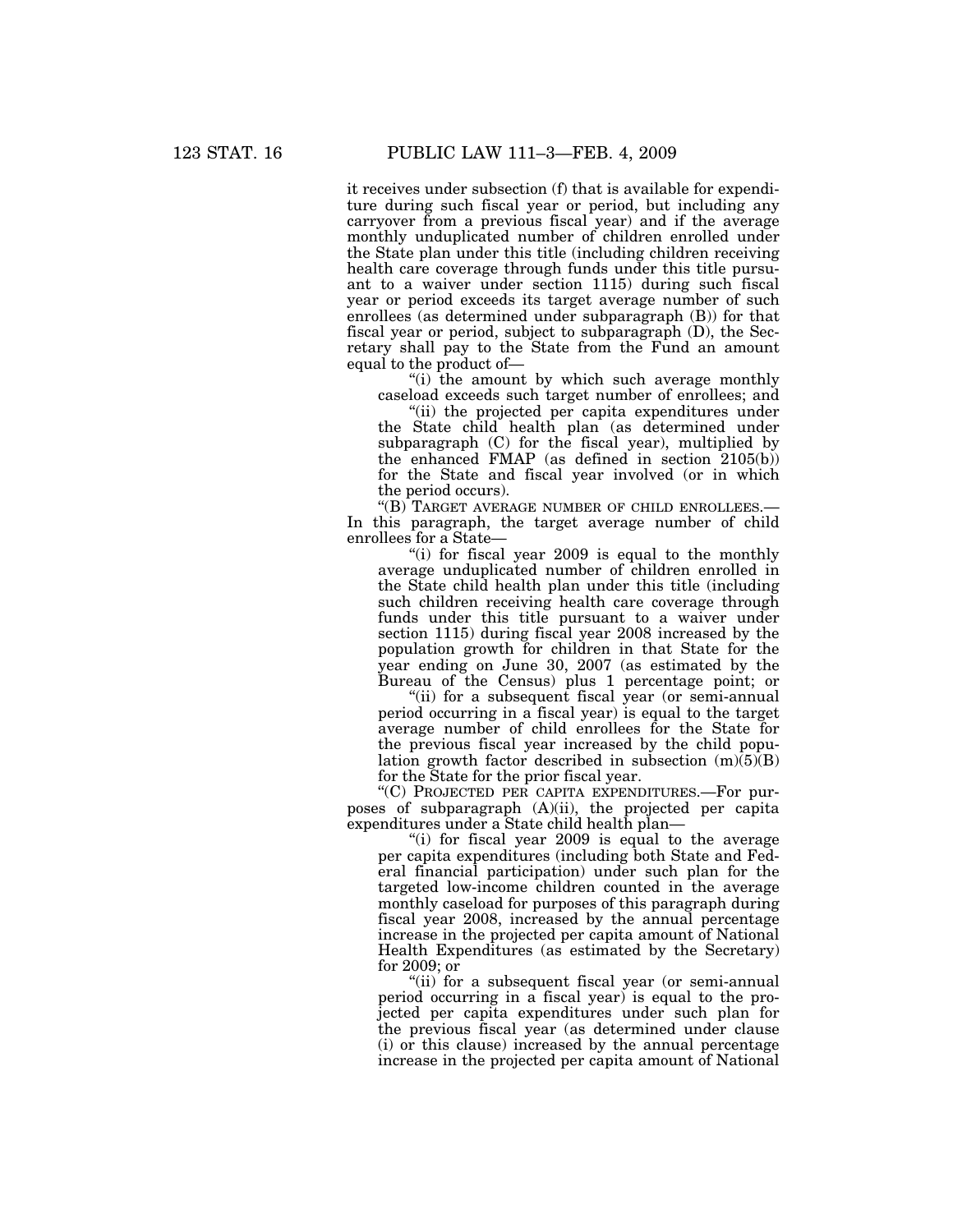it receives under subsection (f) that is available for expenditure during such fiscal year or period, but including any carryover from a previous fiscal year) and if the average monthly unduplicated number of children enrolled under the State plan under this title (including children receiving health care coverage through funds under this title pursuant to a waiver under section 1115) during such fiscal year or period exceeds its target average number of such enrollees (as determined under subparagraph (B)) for that fiscal year or period, subject to subparagraph (D), the Secretary shall pay to the State from the Fund an amount equal to the product of—

"(i) the amount by which such average monthly caseload exceeds such target number of enrollees; and

"(ii) the projected per capita expenditures under the State child health plan (as determined under subparagraph (C) for the fiscal year), multiplied by the enhanced FMAP (as defined in section 2105(b)) for the State and fiscal year involved (or in which the period occurs).

"(B) TARGET AVERAGE NUMBER OF CHILD ENROLLEES.— In this paragraph, the target average number of child enrollees for a State—

"(i) for fiscal year 2009 is equal to the monthly average unduplicated number of children enrolled in the State child health plan under this title (including such children receiving health care coverage through funds under this title pursuant to a waiver under section 1115) during fiscal year 2008 increased by the population growth for children in that State for the year ending on June 30, 2007 (as estimated by the Bureau of the Census) plus 1 percentage point; or

"(ii) for a subsequent fiscal year (or semi-annual period occurring in a fiscal year) is equal to the target average number of child enrollees for the State for the previous fiscal year increased by the child population growth factor described in subsection (m)(5)(B) for the State for the prior fiscal year.

"(C) PROJECTED PER CAPITA EXPENDITURES.—For purposes of subparagraph (A)(ii), the projected per capita expenditures under a State child health plan—

"(i) for fiscal year 2009 is equal to the average per capita expenditures (including both State and Federal financial participation) under such plan for the targeted low-income children counted in the average monthly caseload for purposes of this paragraph during fiscal year 2008, increased by the annual percentage increase in the projected per capita amount of National Health Expenditures (as estimated by the Secretary) for 2009; or

"(ii) for a subsequent fiscal year (or semi-annual period occurring in a fiscal year) is equal to the projected per capita expenditures under such plan for the previous fiscal year (as determined under clause (i) or this clause) increased by the annual percentage increase in the projected per capita amount of National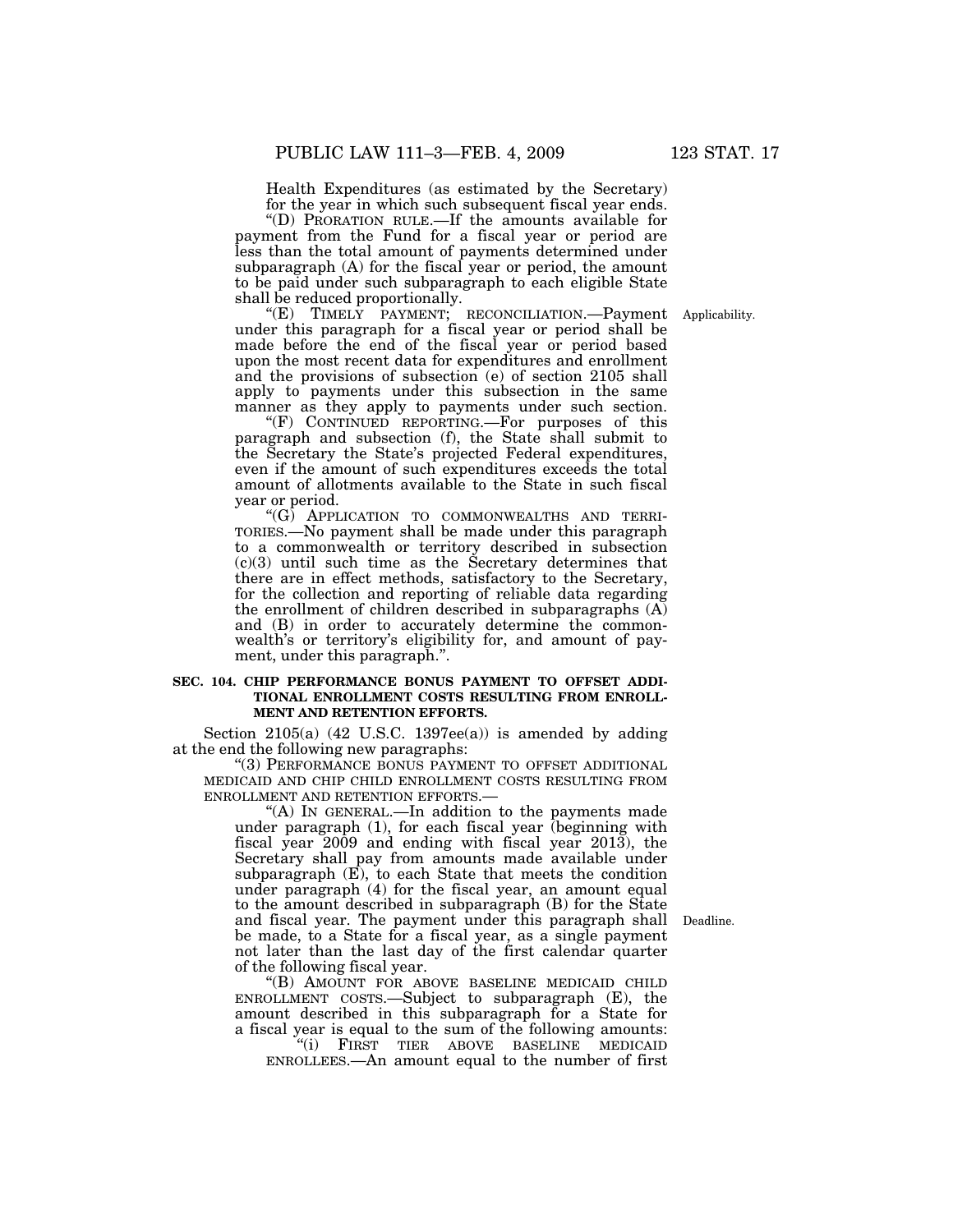Health Expenditures (as estimated by the Secretary) for the year in which such subsequent fiscal year ends.

"(D) PRORATION RULE.—If the amounts available for payment from the Fund for a fiscal year or period are less than the total amount of payments determined under subparagraph (A) for the fiscal year or period, the amount to be paid under such subparagraph to each eligible State shall be reduced proportionally.

"(E) TIMELY PAYMENT; RECONCILIATION.—Payment under this paragraph for a fiscal year or period shall be made before the end of the fiscal year or period based upon the most recent data for expenditures and enrollment and the provisions of subsection (e) of section 2105 shall apply to payments under this subsection in the same manner as they apply to payments under such section.

Applicability.

"(F) CONTINUED REPORTING.—For purposes of this paragraph and subsection (f), the State shall submit to the Secretary the State's projected Federal expenditures, even if the amount of such expenditures exceeds the total amount of allotments available to the State in such fiscal year or period.

"(G) APPLICATION TO COMMONWEALTHS AND TERRITORIES.—No payment shall be made under this paragraph to a commonwealth or territory described in subsection (c)(3) until such time as the Secretary determines that there are in effect methods, satisfactory to the Secretary, for the collection and reporting of reliable data regarding the enrollment of children described in subparagraphs (A) and (B) in order to accurately determine the commonwealth's or territory's eligibility for, and amount of payment, under this paragraph.".

**SEC. 104. CHIP PERFORMANCE BONUS PAYMENT TO OFFSET ADDITIONAL ENROLLMENT COSTS RESULTING FROM ENROLLMENT AND RETENTION EFFORTS.**

Section 2105(a) (42 U.S.C. 1397ee(a)) is amended by adding at the end the following new paragraphs:

"(3) PERFORMANCE BONUS PAYMENT TO OFFSET ADDITIONAL MEDICAID AND CHIP CHILD ENROLLMENT COSTS RESULTING FROM ENROLLMENT AND RETENTION EFFORTS.—

"(A) IN GENERAL.—In addition to the payments made under paragraph (1), for each fiscal year (beginning with fiscal year 2009 and ending with fiscal year 2013), the Secretary shall pay from amounts made available under subparagraph (E), to each State that meets the condition under paragraph (4) for the fiscal year, an amount equal to the amount described in subparagraph (B) for the State and fiscal year. The payment under this paragraph shall be made, to a State for a fiscal year, as a single payment not later than the last day of the first calendar quarter of the following fiscal year.

Deadline.

"(B) AMOUNT FOR ABOVE BASELINE MEDICAID CHILD ENROLLMENT COSTS.—Subject to subparagraph (E), the amount described in this subparagraph for a State for a fiscal year is equal to the sum of the following amounts:

"(i) FIRST TIER ABOVE BASELINE MEDICAID ENROLLEES.—An amount equal to the number of first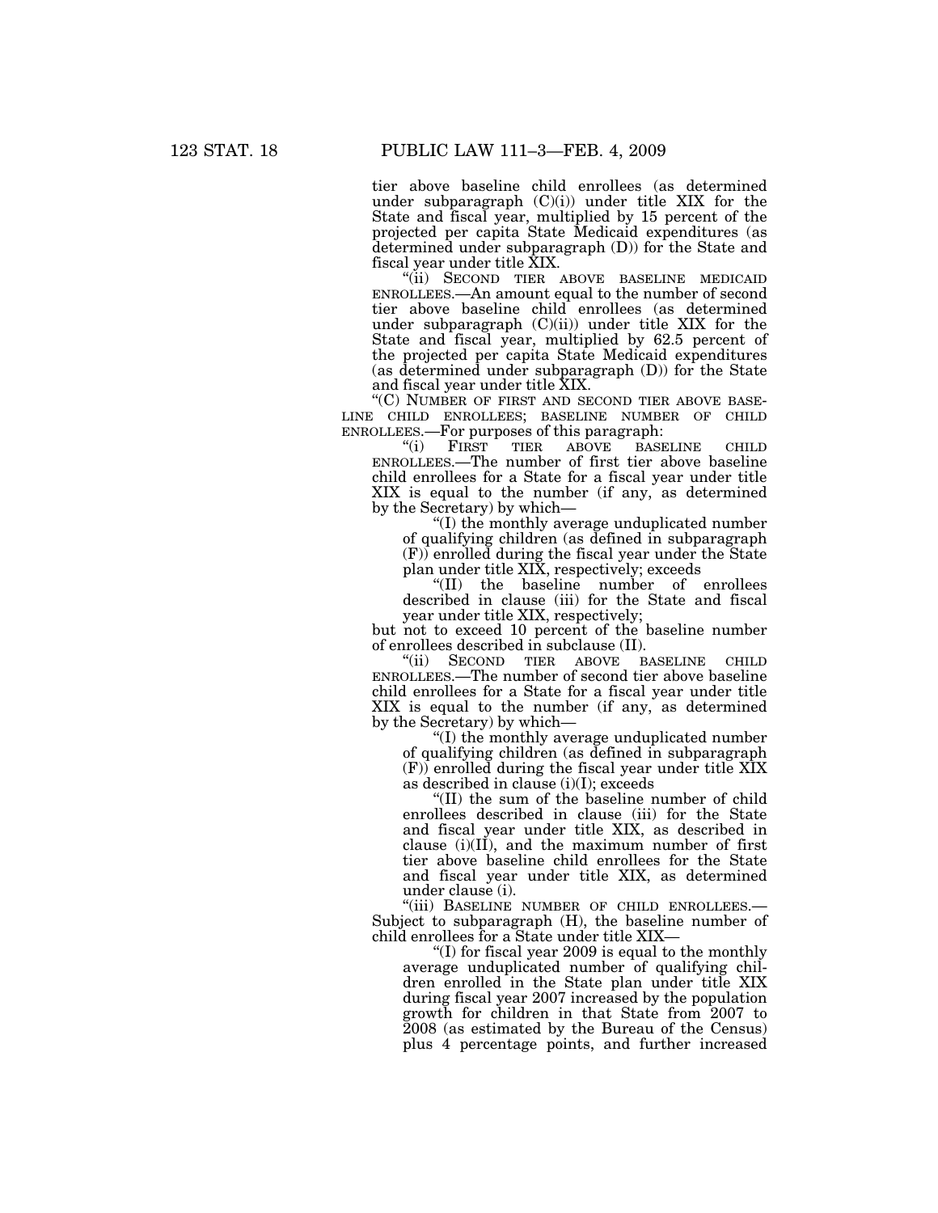tier above baseline child enrollees (as determined under subparagraph (C)(i)) under title XIX for the State and fiscal year, multiplied by 15 percent of the projected per capita State Medicaid expenditures (as determined under subparagraph (D)) for the State and fiscal year under title XIX.

"(ii) SECOND TIER ABOVE BASELINE MEDICAID ENROLLEES.—An amount equal to the number of second tier above baseline child enrollees (as determined under subparagraph (C)(ii)) under title XIX for the State and fiscal year, multiplied by 62.5 percent of the projected per capita State Medicaid expenditures (as determined under subparagraph (D)) for the State and fiscal year under title XIX.

"(C) NUMBER OF FIRST AND SECOND TIER ABOVE BASELINE CHILD ENROLLEES; BASELINE NUMBER OF CHILD ENROLLEES.—For purposes of this paragraph:

"(i) FIRST TIER ABOVE BASELINE CHILD ENROLLEES.—The number of first tier above baseline child enrollees for a State for a fiscal year under title XIX is equal to the number (if any, as determined by the Secretary) by which—

"(I) the monthly average unduplicated number of qualifying children (as defined in subparagraph (F)) enrolled during the fiscal year under the State plan under title XIX, respectively; exceeds

"(II) the baseline number of enrollees described in clause (iii) for the State and fiscal year under title XIX, respectively;

but not to exceed 10 percent of the baseline number of enrollees described in subclause (II).

"(ii) SECOND TIER ABOVE BASELINE CHILD ENROLLEES.—The number of second tier above baseline child enrollees for a State for a fiscal year under title XIX is equal to the number (if any, as determined by the Secretary) by which—

"(I) the monthly average unduplicated number of qualifying children (as defined in subparagraph (F)) enrolled during the fiscal year under title XIX as described in clause (i)(I); exceeds

"(II) the sum of the baseline number of child enrollees described in clause (iii) for the State and fiscal year under title XIX, as described in clause (i)(II), and the maximum number of first tier above baseline child enrollees for the State and fiscal year under title XIX, as determined under clause (i).

"(iii) BASELINE NUMBER OF CHILD ENROLLEES.—Subject to subparagraph (H), the baseline number of child enrollees for a State under title XIX—

"(I) for fiscal year 2009 is equal to the monthly average unduplicated number of qualifying children enrolled in the State plan under title XIX during fiscal year 2007 increased by the population growth for children in that State from 2007 to 2008 (as estimated by the Bureau of the Census) plus 4 percentage points, and further increased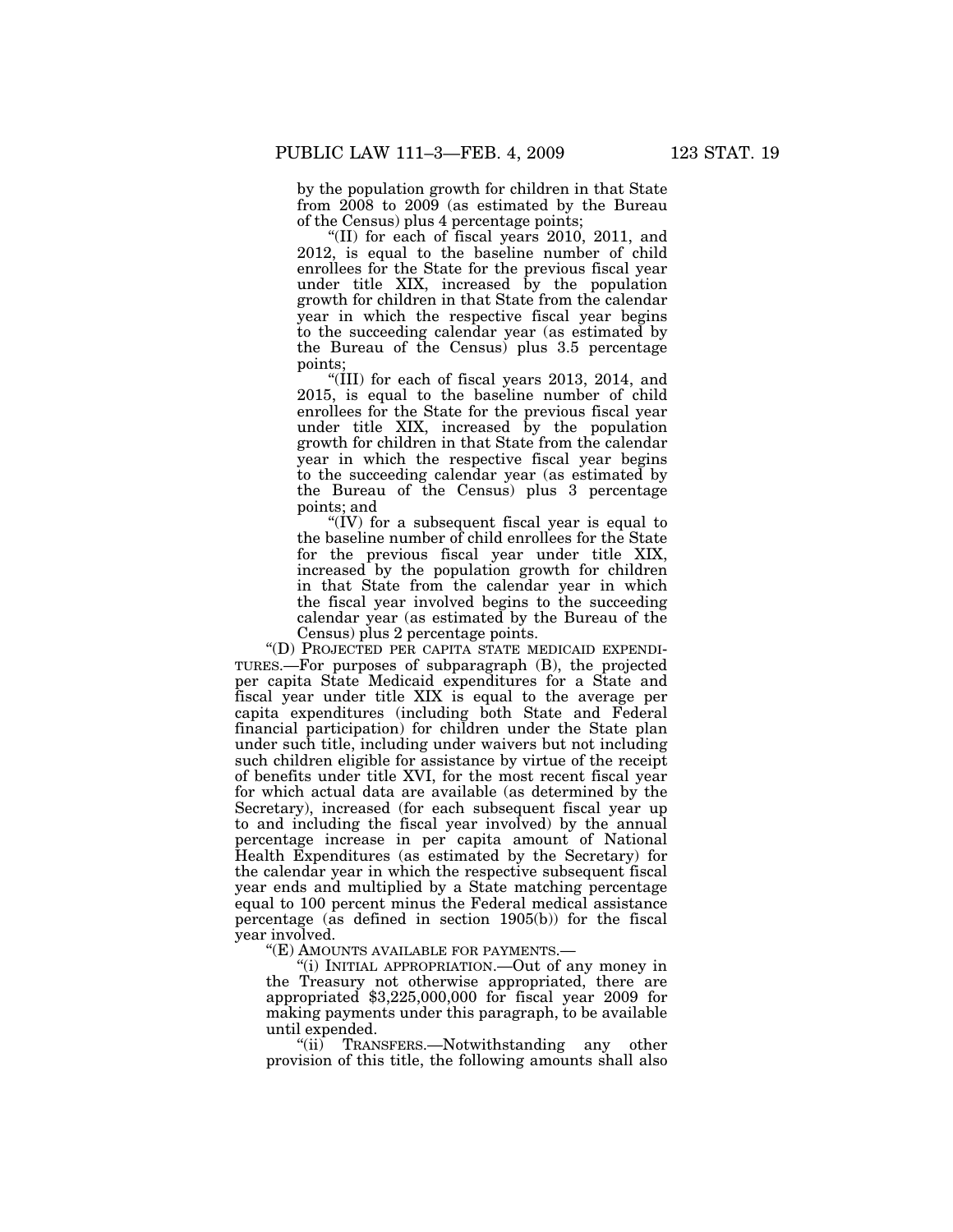by the population growth for children in that State from 2008 to 2009 (as estimated by the Bureau of the Census) plus 4 percentage points;

"(II) for each of fiscal years 2010, 2011, and 2012, is equal to the baseline number of child enrollees for the State for the previous fiscal year under title XIX, increased by the population growth for children in that State from the calendar year in which the respective fiscal year begins to the succeeding calendar year (as estimated by the Bureau of the Census) plus 3.5 percentage points;

"(III) for each of fiscal years 2013, 2014, and 2015, is equal to the baseline number of child enrollees for the State for the previous fiscal year under title XIX, increased by the population growth for children in that State from the calendar year in which the respective fiscal year begins to the succeeding calendar year (as estimated by the Bureau of the Census) plus 3 percentage points; and

"(IV) for a subsequent fiscal year is equal to the baseline number of child enrollees for the State for the previous fiscal year under title XIX, increased by the population growth for children in that State from the calendar year in which the fiscal year involved begins to the succeeding calendar year (as estimated by the Bureau of the Census) plus 2 percentage points.

"(D) PROJECTED PER CAPITA STATE MEDICAID EXPENDITURES.—For purposes of subparagraph (B), the projected per capita State Medicaid expenditures for a State and fiscal year under title XIX is equal to the average per capita expenditures (including both State and Federal financial participation) for children under the State plan under such title, including under waivers but not including such children eligible for assistance by virtue of the receipt of benefits under title XVI, for the most recent fiscal year for which actual data are available (as determined by the Secretary), increased (for each subsequent fiscal year up to and including the fiscal year involved) by the annual percentage increase in per capita amount of National Health Expenditures (as estimated by the Secretary) for the calendar year in which the respective subsequent fiscal year ends and multiplied by a State matching percentage equal to 100 percent minus the Federal medical assistance percentage (as defined in section 1905(b)) for the fiscal year involved.

"(E) AMOUNTS AVAILABLE FOR PAYMENTS.—

"(i) INITIAL APPROPRIATION.—Out of any money in the Treasury not otherwise appropriated, there are appropriated $3,225,000,000 for fiscal year 2009 for making payments under this paragraph, to be available until expended.

"(ii) TRANSFERS.—Notwithstanding any other provision of this title, the following amounts shall also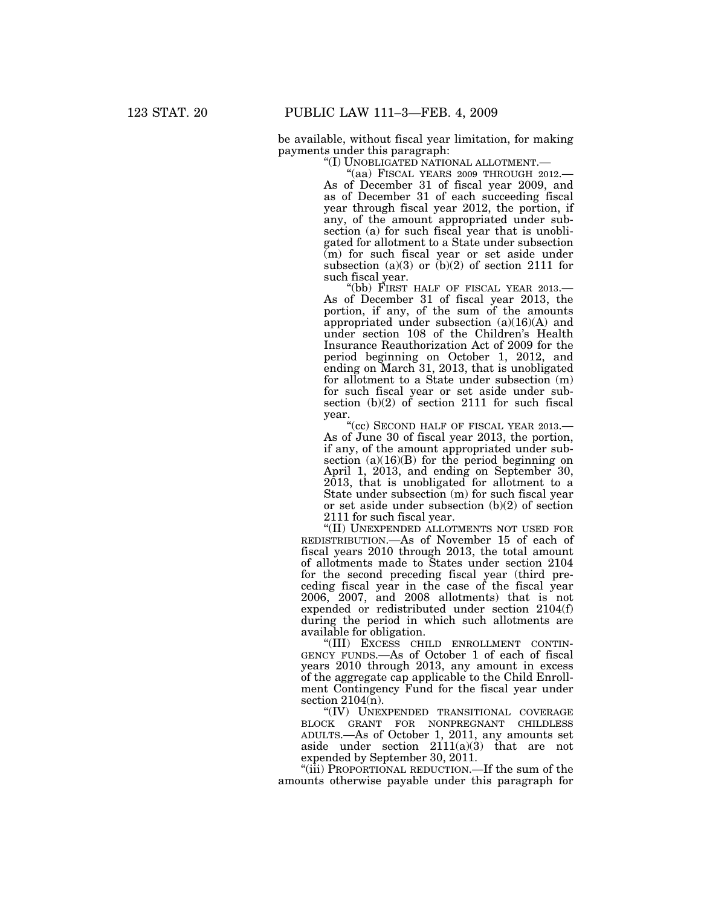be available, without fiscal year limitation, for making payments under this paragraph:

"(I) UNOBLIGATED NATIONAL ALLOTMENT.—

"(aa) FISCAL YEARS 2009 THROUGH 2012.— As of December 31 of fiscal year 2009, and as of December 31 of each succeeding fiscal year through fiscal year 2012, the portion, if any, of the amount appropriated under subsection (a) for such fiscal year that is unobligated for allotment to a State under subsection (m) for such fiscal year or set aside under subsection (a)(3) or (b)(2) of section 2111 for such fiscal year.

"(bb) FIRST HALF OF FISCAL YEAR 2013.— As of December 31 of fiscal year 2013, the portion, if any, of the sum of the amounts appropriated under subsection (a)(16)(A) and under section 108 of the Children's Health Insurance Reauthorization Act of 2009 for the period beginning on October 1, 2012, and ending on March 31, 2013, that is unobligated for allotment to a State under subsection (m) for such fiscal year or set aside under subsection (b)(2) of section 2111 for such fiscal year.

"(cc) SECOND HALF OF FISCAL YEAR 2013.— As of June 30 of fiscal year 2013, the portion, if any, of the amount appropriated under subsection (a)(16)(B) for the period beginning on April 1, 2013, and ending on September 30, 2013, that is unobligated for allotment to a State under subsection (m) for such fiscal year or set aside under subsection (b)(2) of section 2111 for such fiscal year.

"(II) UNEXPENDED ALLOTMENTS NOT USED FOR REDISTRIBUTION.—As of November 15 of each of fiscal years 2010 through 2013, the total amount of allotments made to States under section 2104 for the second preceding fiscal year (third preceding fiscal year in the case of the fiscal year 2006, 2007, and 2008 allotments) that is not expended or redistributed under section 2104(f) during the period in which such allotments are available for obligation.

"(III) EXCESS CHILD ENROLLMENT CONTINGENCY FUNDS.—As of October 1 of each of fiscal years 2010 through 2013, any amount in excess of the aggregate cap applicable to the Child Enrollment Contingency Fund for the fiscal year under section 2104(n).

"(IV) UNEXPENDED TRANSITIONAL COVERAGE BLOCK GRANT FOR NONPREGNANT CHILDLESS ADULTS.—As of October 1, 2011, any amounts set aside under section 2111(a)(3) that are not expended by September 30, 2011.

"(iii) PROPORTIONAL REDUCTION.—If the sum of the amounts otherwise payable under this paragraph for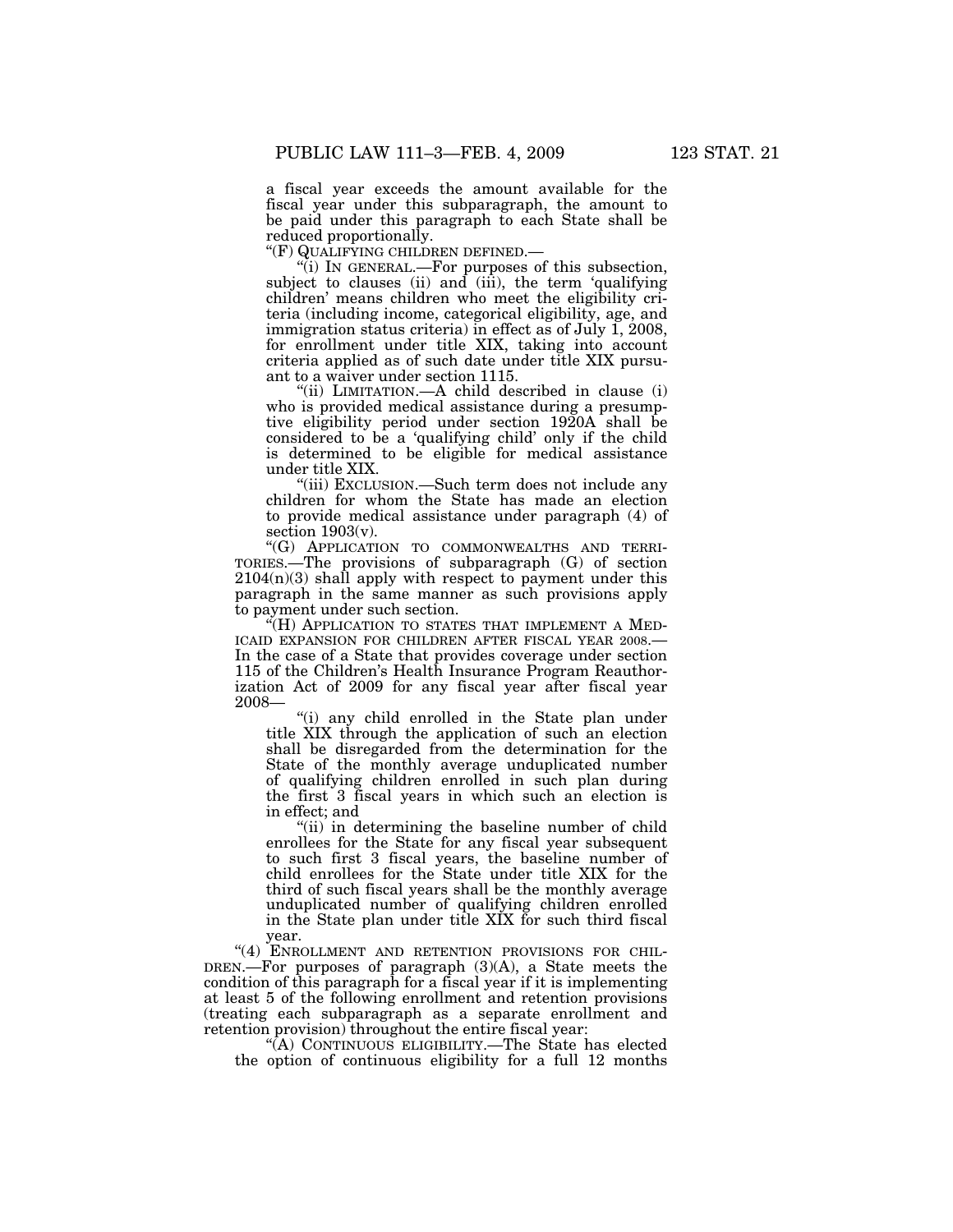a fiscal year exceeds the amount available for the fiscal year under this subparagraph, the amount to be paid under this paragraph to each State shall be reduced proportionally.

"(F) QUALIFYING CHILDREN DEFINED.—

"(i) IN GENERAL.—For purposes of this subsection, subject to clauses (ii) and (iii), the term 'qualifying children' means children who meet the eligibility criteria (including income, categorical eligibility, age, and immigration status criteria) in effect as of July 1, 2008, for enrollment under title XIX, taking into account criteria applied as of such date under title XIX pursuant to a waiver under section 1115.

"(ii) LIMITATION.—A child described in clause (i) who is provided medical assistance during a presumptive eligibility period under section 1920A shall be considered to be a 'qualifying child' only if the child is determined to be eligible for medical assistance under title XIX.

"(iii) EXCLUSION.—Such term does not include any children for whom the State has made an election to provide medical assistance under paragraph (4) of section 1903(v).

"(G) APPLICATION TO COMMONWEALTHS AND TERRITORIES.—The provisions of subparagraph (G) of section 2104(n)(3) shall apply with respect to payment under this paragraph in the same manner as such provisions apply to payment under such section.

"(H) APPLICATION TO STATES THAT IMPLEMENT A MEDICAID EXPANSION FOR CHILDREN AFTER FISCAL YEAR 2008.—In the case of a State that provides coverage under section 115 of the Children's Health Insurance Program Reauthorization Act of 2009 for any fiscal year after fiscal year 2008—

"(i) any child enrolled in the State plan under title XIX through the application of such an election shall be disregarded from the determination for the State of the monthly average unduplicated number of qualifying children enrolled in such plan during the first 3 fiscal years in which such an election is in effect; and

"(ii) in determining the baseline number of child enrollees for the State for any fiscal year subsequent to such first 3 fiscal years, the baseline number of child enrollees for the State under title XIX for the third of such fiscal years shall be the monthly average unduplicated number of qualifying children enrolled in the State plan under title XIX for such third fiscal year.

"(4) ENROLLMENT AND RETENTION PROVISIONS FOR CHILDREN.—For purposes of paragraph (3)(A), a State meets the condition of this paragraph for a fiscal year if it is implementing at least 5 of the following enrollment and retention provisions (treating each subparagraph as a separate enrollment and retention provision) throughout the entire fiscal year:

"(A) CONTINUOUS ELIGIBILITY.—The State has elected the option of continuous eligibility for a full 12 months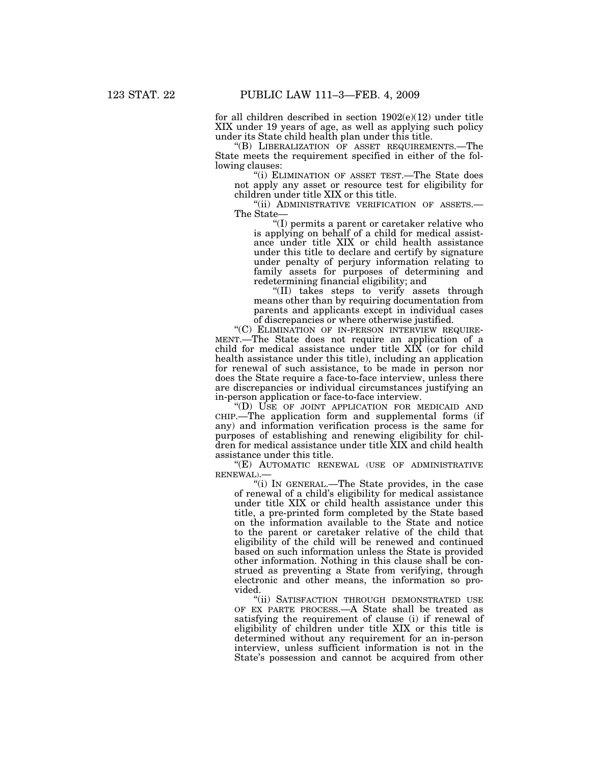for all children described in section 1902(e)(12) under title XIX under 19 years of age, as well as applying such policy under its State child health plan under this title.

"(B) LIBERALIZATION OF ASSET REQUIREMENTS.—The State meets the requirement specified in either of the following clauses:

"(i) ELIMINATION OF ASSET TEST.—The State does not apply any asset or resource test for eligibility for children under title XIX or this title.

"(ii) ADMINISTRATIVE VERIFICATION OF ASSETS.—The State—

"(I) permits a parent or caretaker relative who is applying on behalf of a child for medical assistance under title XIX or child health assistance under this title to declare and certify by signature under penalty of perjury information relating to family assets for purposes of determining and redetermining financial eligibility; and

"(II) takes steps to verify assets through means other than by requiring documentation from parents and applicants except in individual cases of discrepancies or where otherwise justified.

"(C) ELIMINATION OF IN-PERSON INTERVIEW REQUIREMENT.—The State does not require an application of a child for medical assistance under title XIX (or for child health assistance under this title), including an application for renewal of such assistance, to be made in person nor does the State require a face-to-face interview, unless there are discrepancies or individual circumstances justifying an in-person application or face-to-face interview.

"(D) USE OF JOINT APPLICATION FOR MEDICAID AND CHIP.—The application form and supplemental forms (if any) and information verification process is the same for purposes of establishing and renewing eligibility for children for medical assistance under title XIX and child health assistance under this title.

"(E) AUTOMATIC RENEWAL (USE OF ADMINISTRATIVE RENEWAL).—

"(i) IN GENERAL.—The State provides, in the case of renewal of a child's eligibility for medical assistance under title XIX or child health assistance under this title, a pre-printed form completed by the State based on the information available to the State and notice to the parent or caretaker relative of the child that eligibility of the child will be renewed and continued based on such information unless the State is provided other information. Nothing in this clause shall be construed as preventing a State from verifying, through electronic and other means, the information so provided.

"(ii) SATISFACTION THROUGH DEMONSTRATED USE OF EX PARTE PROCESS.—A State shall be treated as satisfying the requirement of clause (i) if renewal of eligibility of children under title XIX or this title is determined without any requirement for an in-person interview, unless sufficient information is not in the State's possession and cannot be acquired from other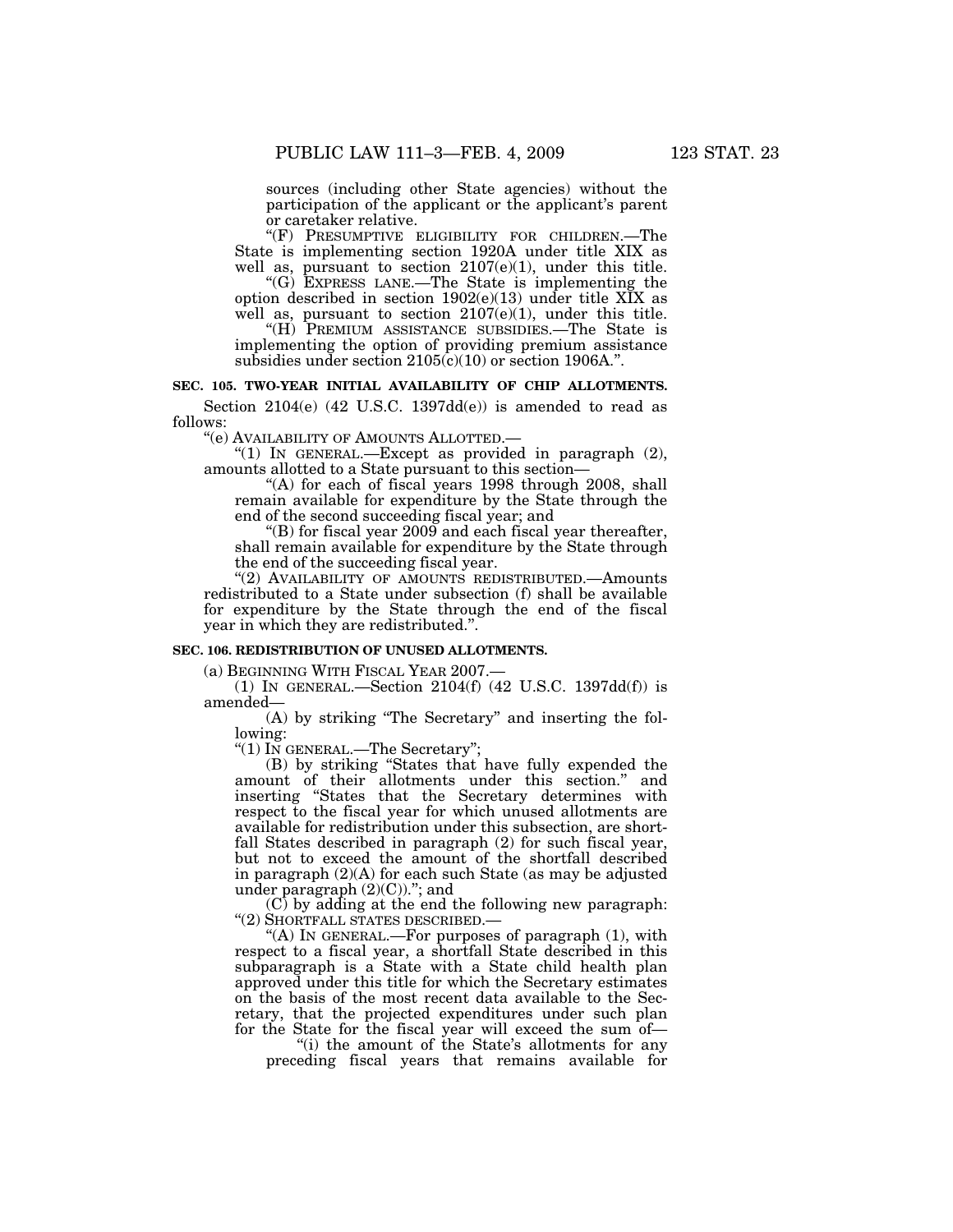sources (including other State agencies) without the participation of the applicant or the applicant's parent or caretaker relative.

"(F) PRESUMPTIVE ELIGIBILITY FOR CHILDREN.—The State is implementing section 1920A under title XIX as well as, pursuant to section 2107(e)(1), under this title.

"(G) EXPRESS LANE.—The State is implementing the option described in section 1902(e)(13) under title XIX as well as, pursuant to section 2107(e)(1), under this title.

"(H) PREMIUM ASSISTANCE SUBSIDIES.—The State is implementing the option of providing premium assistance subsidies under section 2105(c)(10) or section 1906A.".

**SEC. 105. TWO-YEAR INITIAL AVAILABILITY OF CHIP ALLOTMENTS.**

Section 2104(e) (42 U.S.C. 1397dd(e)) is amended to read as follows:

"(e) AVAILABILITY OF AMOUNTS ALLOTTED.—

"(1) IN GENERAL.—Except as provided in paragraph (2), amounts allotted to a State pursuant to this section—

"(A) for each of fiscal years 1998 through 2008, shall remain available for expenditure by the State through the end of the second succeeding fiscal year; and

"(B) for fiscal year 2009 and each fiscal year thereafter, shall remain available for expenditure by the State through the end of the succeeding fiscal year.

"(2) AVAILABILITY OF AMOUNTS REDISTRIBUTED.—Amounts redistributed to a State under subsection (f) shall be available for expenditure by the State through the end of the fiscal year in which they are redistributed.".

**SEC. 106. REDISTRIBUTION OF UNUSED ALLOTMENTS.**

(a) BEGINNING WITH FISCAL YEAR 2007.—

(1) IN GENERAL.—Section 2104(f) (42 U.S.C. 1397dd(f)) is amended—

(A) by striking "The Secretary" and inserting the following:

"(1) IN GENERAL.—The Secretary";

(B) by striking "States that have fully expended the amount of their allotments under this section." and inserting "States that the Secretary determines with respect to the fiscal year for which unused allotments are available for redistribution under this subsection, are shortfall States described in paragraph (2) for such fiscal year, but not to exceed the amount of the shortfall described in paragraph (2)(A) for each such State (as may be adjusted under paragraph (2)(C)).''; and

(C) by adding at the end the following new paragraph:

"(2) SHORTFALL STATES DESCRIBED.—

"(A) IN GENERAL.—For purposes of paragraph (1), with respect to a fiscal year, a shortfall State described in this subparagraph is a State with a State child health plan approved under this title for which the Secretary estimates on the basis of the most recent data available to the Secretary, that the projected expenditures under such plan for the State for the fiscal year will exceed the sum of—

"(i) the amount of the State's allotments for any preceding fiscal years that remains available for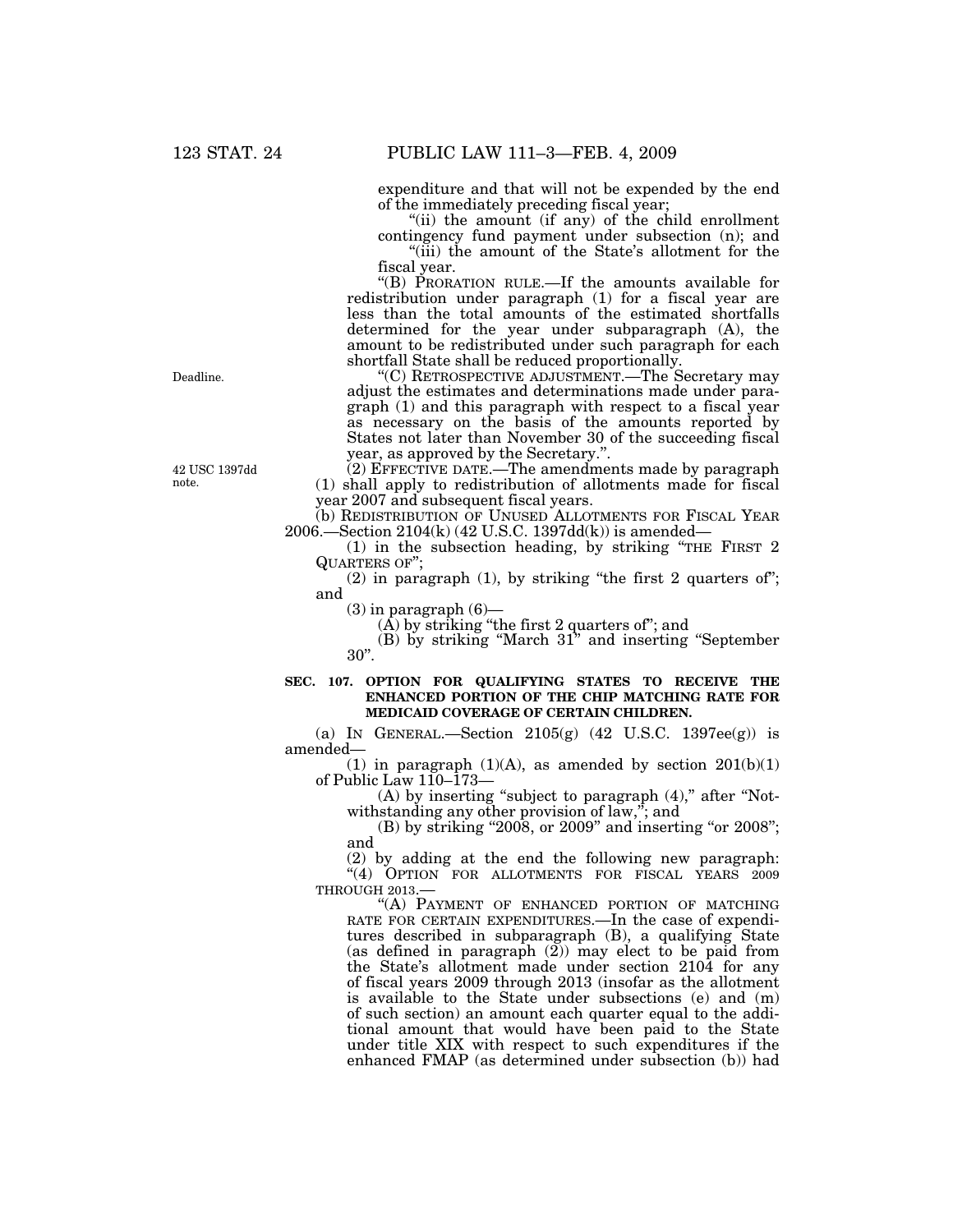expenditure and that will not be expended by the end of the immediately preceding fiscal year;

"(ii) the amount (if any) of the child enrollment contingency fund payment under subsection (n); and

"(iii) the amount of the State's allotment for the fiscal year.

"(B) PRORATION RULE.—If the amounts available for redistribution under paragraph (1) for a fiscal year are less than the total amounts of the estimated shortfalls determined for the year under subparagraph (A), the amount to be redistributed under such paragraph for each shortfall State shall be reduced proportionally.

Deadline.

"(C) RETROSPECTIVE ADJUSTMENT.—The Secretary may adjust the estimates and determinations made under paragraph (1) and this paragraph with respect to a fiscal year as necessary on the basis of the amounts reported by States not later than November 30 of the succeeding fiscal year, as approved by the Secretary.".

42 USC 1397dd note.

(2) EFFECTIVE DATE.—The amendments made by paragraph (1) shall apply to redistribution of allotments made for fiscal year 2007 and subsequent fiscal years.

(b) REDISTRIBUTION OF UNUSED ALLOTMENTS FOR FISCAL YEAR 2006.—Section 2104(k) (42 U.S.C. 1397dd(k)) is amended—

(1) in the subsection heading, by striking "THE FIRST 2 QUARTERS OF";

(2) in paragraph (1), by striking "the first 2 quarters of"; and

(3) in paragraph (6)—

(A) by striking "the first 2 quarters of"; and

(B) by striking "March 31" and inserting "September 30".

**SEC. 107. OPTION FOR QUALIFYING STATES TO RECEIVE THE ENHANCED PORTION OF THE CHIP MATCHING RATE FOR MEDICAID COVERAGE OF CERTAIN CHILDREN.**

(a) IN GENERAL.—Section 2105(g) (42 U.S.C. 1397ee(g)) is amended—

(1) in paragraph (1)(A), as amended by section 201(b)(1) of Public Law 110–173—

(A) by inserting "subject to paragraph (4)," after "Notwithstanding any other provision of law,"; and

(B) by striking "2008, or 2009" and inserting "or 2008"; and

(2) by adding at the end the following new paragraph:

"(4) OPTION FOR ALLOTMENTS FOR FISCAL YEARS 2009 THROUGH 2013.—

"(A) PAYMENT OF ENHANCED PORTION OF MATCHING RATE FOR CERTAIN EXPENDITURES.—In the case of expenditures described in subparagraph (B), a qualifying State (as defined in paragraph (2)) may elect to be paid from the State's allotment made under section 2104 for any of fiscal years 2009 through 2013 (insofar as the allotment is available to the State under subsections (e) and (m) of such section) an amount each quarter equal to the additional amount that would have been paid to the State under title XIX with respect to such expenditures if the enhanced FMAP (as determined under subsection (b)) had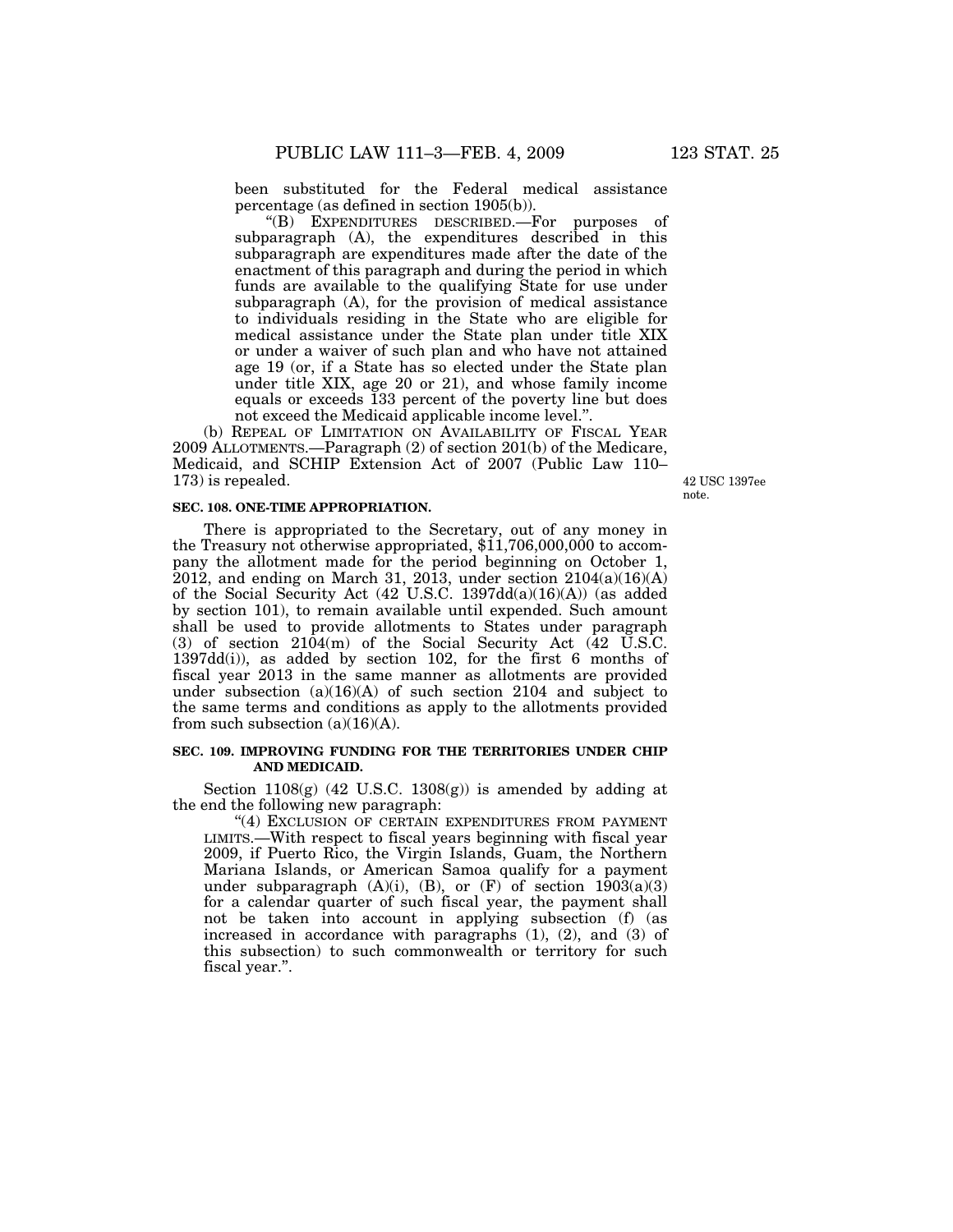been substituted for the Federal medical assistance percentage (as defined in section 1905(b)).

"(B) EXPENDITURES DESCRIBED.—For purposes of subparagraph (A), the expenditures described in this subparagraph are expenditures made after the date of the enactment of this paragraph and during the period in which funds are available to the qualifying State for use under subparagraph (A), for the provision of medical assistance to individuals residing in the State who are eligible for medical assistance under the State plan under title XIX or under a waiver of such plan and who have not attained age 19 (or, if a State has so elected under the State plan under title XIX, age 20 or 21), and whose family income equals or exceeds 133 percent of the poverty line but does not exceed the Medicaid applicable income level.".

(b) REPEAL OF LIMITATION ON AVAILABILITY OF FISCAL YEAR 2009 ALLOTMENTS.—Paragraph (2) of section 201(b) of the Medicare, Medicaid, and SCHIP Extension Act of 2007 (Public Law 110–173) is repealed.

42 USC 1397ee note.

**SEC. 108. ONE-TIME APPROPRIATION.**

There is appropriated to the Secretary, out of any money in the Treasury not otherwise appropriated, $11,706,000,000 to accompany the allotment made for the period beginning on October 1, 2012, and ending on March 31, 2013, under section 2104(a)(16)(A) of the Social Security Act (42 U.S.C. 1397dd(a)(16)(A)) (as added by section 101), to remain available until expended. Such amount shall be used to provide allotments to States under paragraph (3) of section 2104(m) of the Social Security Act (42 U.S.C. 1397dd(i)), as added by section 102, for the first 6 months of fiscal year 2013 in the same manner as allotments are provided under subsection (a)(16)(A) of such section 2104 and subject to the same terms and conditions as apply to the allotments provided from such subsection (a)(16)(A).

**SEC. 109. IMPROVING FUNDING FOR THE TERRITORIES UNDER CHIP AND MEDICAID.**

Section 1108(g) (42 U.S.C. 1308(g)) is amended by adding at the end the following new paragraph:

"(4) EXCLUSION OF CERTAIN EXPENDITURES FROM PAYMENT LIMITS.—With respect to fiscal years beginning with fiscal year 2009, if Puerto Rico, the Virgin Islands, Guam, the Northern Mariana Islands, or American Samoa qualify for a payment under subparagraph (A)(i), (B), or (F) of section 1903(a)(3) for a calendar quarter of such fiscal year, the payment shall not be taken into account in applying subsection (f) (as increased in accordance with paragraphs (1), (2), and (3) of this subsection) to such commonwealth or territory for such fiscal year.".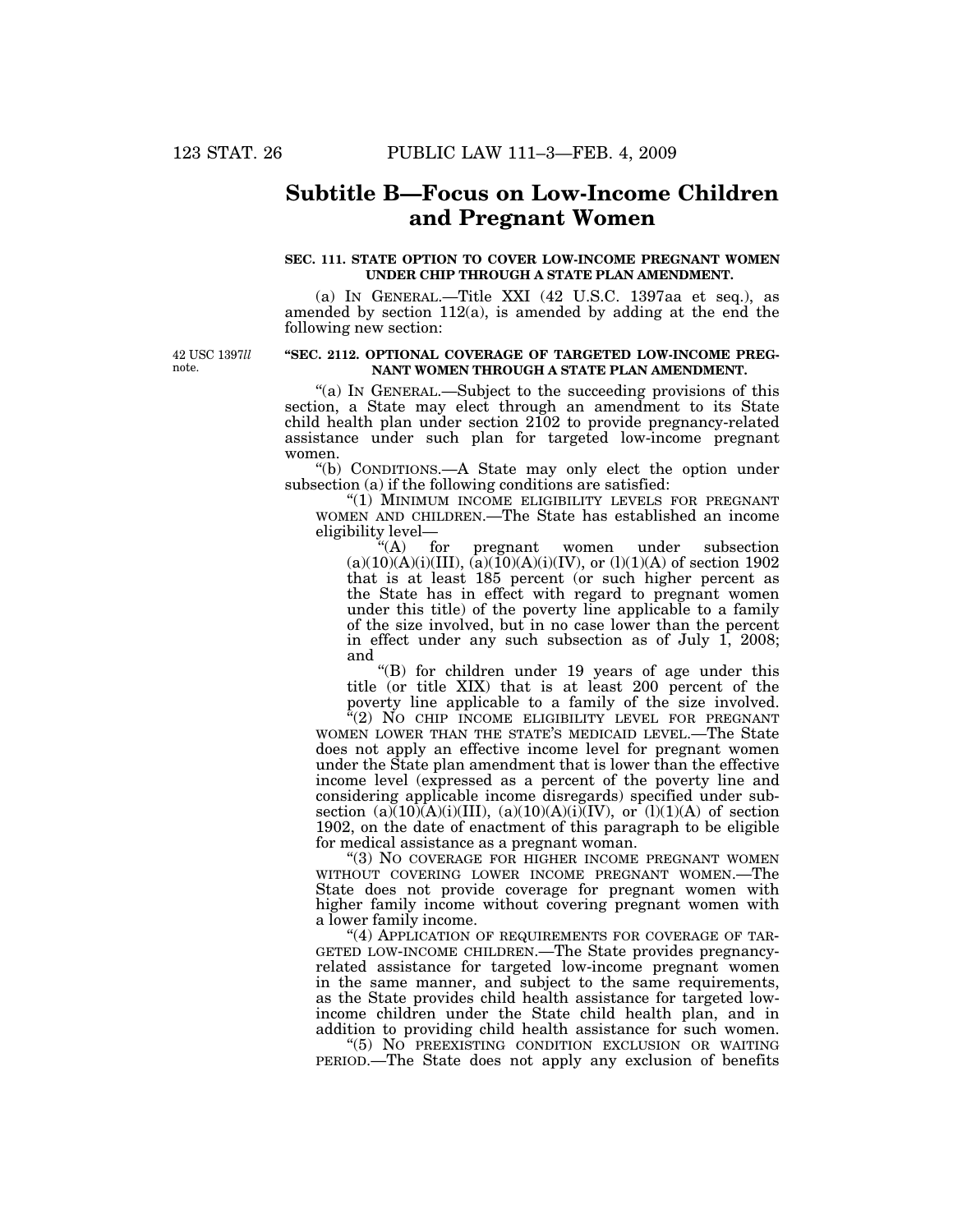## Subtitle B—Focus on Low-Income Children and Pregnant Women

### SEC. 111. STATE OPTION TO COVER LOW-INCOME PREGNANT WOMEN UNDER CHIP THROUGH A STATE PLAN AMENDMENT.

(a) IN GENERAL.—Title XXI (42 U.S.C. 1397aa et seq.), as amended by section 112(a), is amended by adding at the end the following new section:

42 USC 1397ll note.

**"SEC. 2112. OPTIONAL COVERAGE OF TARGETED LOW-INCOME PREGNANT WOMEN THROUGH A STATE PLAN AMENDMENT.**

"(a) IN GENERAL.—Subject to the succeeding provisions of this section, a State may elect through an amendment to its State child health plan under section 2102 to provide pregnancy-related assistance under such plan for targeted low-income pregnant women.

"(b) CONDITIONS.—A State may only elect the option under subsection (a) if the following conditions are satisfied:

"(1) MINIMUM INCOME ELIGIBILITY LEVELS FOR PREGNANT WOMEN AND CHILDREN.—The State has established an income eligibility level—

"(A) for pregnant women under subsection (a)(10)(A)(i)(III), (a)(10)(A)(i)(IV), or (l)(1)(A) of section 1902 that is at least 185 percent (or such higher percent as the State has in effect with regard to pregnant women under this title) of the poverty line applicable to a family of the size involved, but in no case lower than the percent in effect under any such subsection as of July 1, 2008; and

"(B) for children under 19 years of age under this title (or title XIX) that is at least 200 percent of the poverty line applicable to a family of the size involved.

"(2) NO CHIP INCOME ELIGIBILITY LEVEL FOR PREGNANT WOMEN LOWER THAN THE STATE'S MEDICAID LEVEL.—The State does not apply an effective income level for pregnant women under the State plan amendment that is lower than the effective income level (expressed as a percent of the poverty line and considering applicable income disregards) specified under subsection (a)(10)(A)(i)(III), (a)(10)(A)(i)(IV), or (l)(1)(A) of section 1902, on the date of enactment of this paragraph to be eligible for medical assistance as a pregnant woman.

"(3) NO COVERAGE FOR HIGHER INCOME PREGNANT WOMEN WITHOUT COVERING LOWER INCOME PREGNANT WOMEN.—The State does not provide coverage for pregnant women with higher family income without covering pregnant women with a lower family income.

"(4) APPLICATION OF REQUIREMENTS FOR COVERAGE OF TARGETED LOW-INCOME CHILDREN.—The State provides pregnancy-related assistance for targeted low-income pregnant women in the same manner, and subject to the same requirements, as the State provides child health assistance for targeted low-income children under the State child health plan, and in addition to providing child health assistance for such women.

"(5) NO PREEXISTING CONDITION EXCLUSION OR WAITING PERIOD.—The State does not apply any exclusion of benefits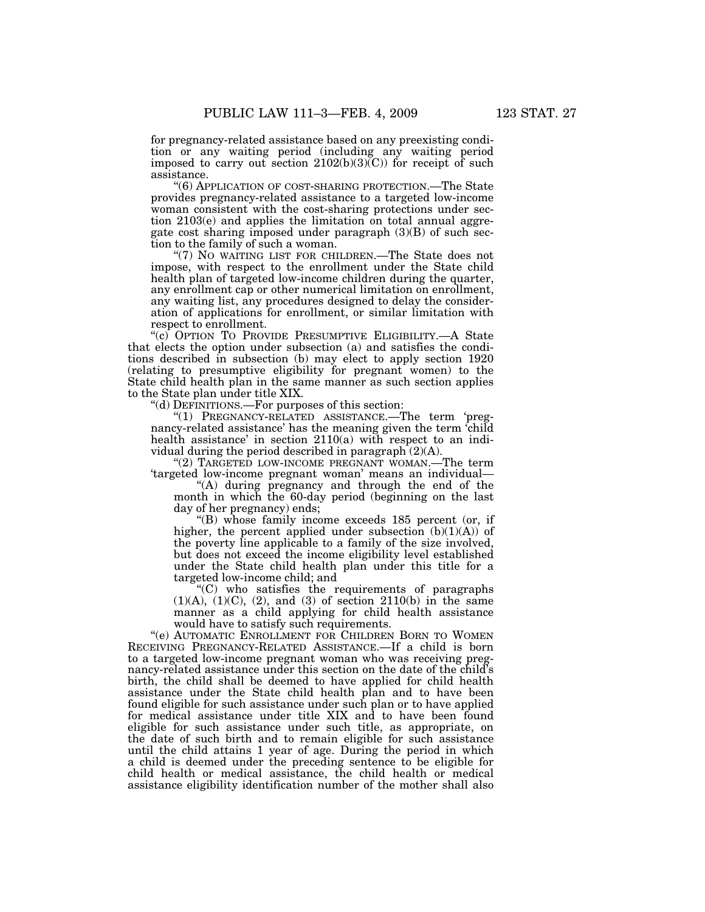for pregnancy-related assistance based on any preexisting condition or any waiting period (including any waiting period imposed to carry out section 2102(b)(3)(C)) for receipt of such assistance.

"(6) APPLICATION OF COST-SHARING PROTECTION.—The State provides pregnancy-related assistance to a targeted low-income woman consistent with the cost-sharing protections under section 2103(e) and applies the limitation on total annual aggregate cost sharing imposed under paragraph (3)(B) of such section to the family of such a woman.

"(7) NO WAITING LIST FOR CHILDREN.—The State does not impose, with respect to the enrollment under the State child health plan of targeted low-income children during the quarter, any enrollment cap or other numerical limitation on enrollment, any waiting list, any procedures designed to delay the consideration of applications for enrollment, or similar limitation with respect to enrollment.

"(c) OPTION TO PROVIDE PRESUMPTIVE ELIGIBILITY.—A State that elects the option under subsection (a) and satisfies the conditions described in subsection (b) may elect to apply section 1920 (relating to presumptive eligibility for pregnant women) to the State child health plan in the same manner as such section applies to the State plan under title XIX.

"(d) DEFINITIONS.—For purposes of this section:

"(1) PREGNANCY-RELATED ASSISTANCE.—The term 'pregnancy-related assistance' has the meaning given the term 'child health assistance' in section 2110(a) with respect to an individual during the period described in paragraph (2)(A).

"(2) TARGETED LOW-INCOME PREGNANT WOMAN.—The term 'targeted low-income pregnant woman' means an individual—

"(A) during pregnancy and through the end of the month in which the 60-day period (beginning on the last day of her pregnancy) ends;

"(B) whose family income exceeds 185 percent (or, if higher, the percent applied under subsection (b)(1)(A)) of the poverty line applicable to a family of the size involved, but does not exceed the income eligibility level established under the State child health plan under this title for a targeted low-income child; and

"(C) who satisfies the requirements of paragraphs (1)(A), (1)(C), (2), and (3) of section 2110(b) in the same manner as a child applying for child health assistance would have to satisfy such requirements.

"(e) AUTOMATIC ENROLLMENT FOR CHILDREN BORN TO WOMEN RECEIVING PREGNANCY-RELATED ASSISTANCE.—If a child is born to a targeted low-income pregnant woman who was receiving pregnancy-related assistance under this section on the date of the child's birth, the child shall be deemed to have applied for child health assistance under the State child health plan and to have been found eligible for such assistance under such plan or to have applied for medical assistance under title XIX and to have been found eligible for such assistance under such title, as appropriate, on the date of such birth and to remain eligible for such assistance until the child attains 1 year of age. During the period in which a child is deemed under the preceding sentence to be eligible for child health or medical assistance, the child health or medical assistance eligibility identification number of the mother shall also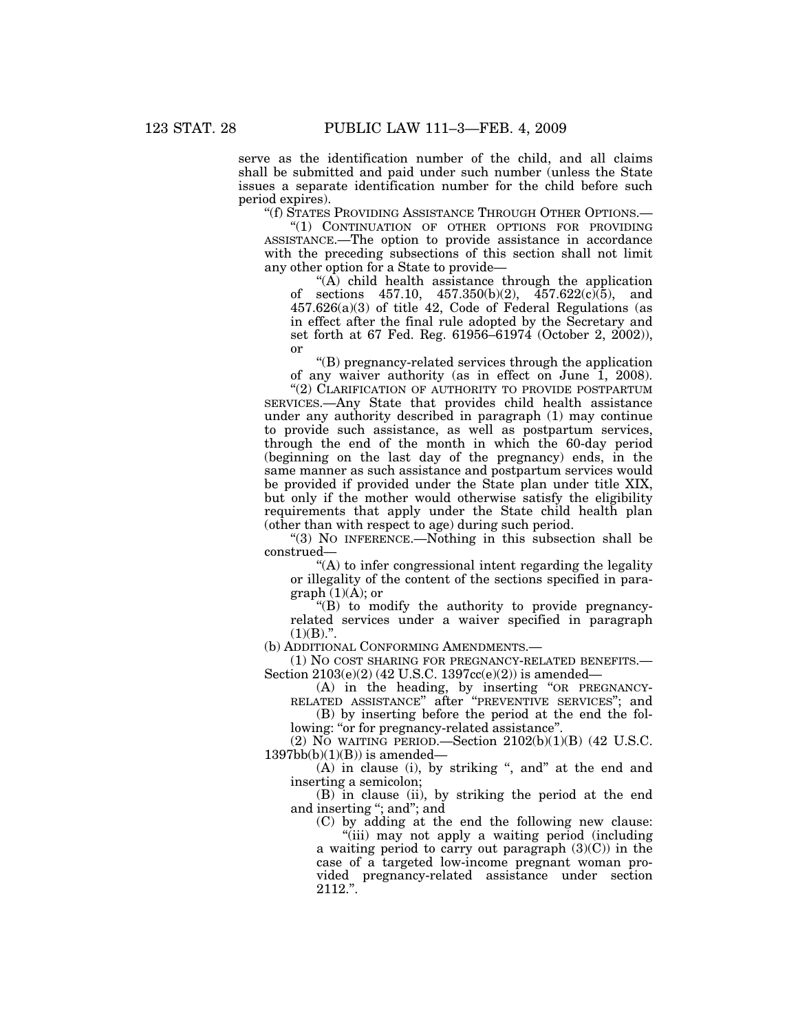serve as the identification number of the child, and all claims shall be submitted and paid under such number (unless the State issues a separate identification number for the child before such period expires).

"(f) STATES PROVIDING ASSISTANCE THROUGH OTHER OPTIONS.—

"(1) CONTINUATION OF OTHER OPTIONS FOR PROVIDING ASSISTANCE.—The option to provide assistance in accordance with the preceding subsections of this section shall not limit any other option for a State to provide—

"(A) child health assistance through the application of sections 457.10, 457.350(b)(2), 457.622(c)(5), and 457.626(a)(3) of title 42, Code of Federal Regulations (as in effect after the final rule adopted by the Secretary and set forth at 67 Fed. Reg. 61956–61974 (October 2, 2002)), or

"(B) pregnancy-related services through the application of any waiver authority (as in effect on June 1, 2008).

"(2) CLARIFICATION OF AUTHORITY TO PROVIDE POSTPARTUM SERVICES.—Any State that provides child health assistance under any authority described in paragraph (1) may continue to provide such assistance, as well as postpartum services, through the end of the month in which the 60-day period (beginning on the last day of the pregnancy) ends, in the same manner as such assistance and postpartum services would be provided if provided under the State plan under title XIX, but only if the mother would otherwise satisfy the eligibility requirements that apply under the State child health plan (other than with respect to age) during such period.

"(3) NO INFERENCE.—Nothing in this subsection shall be construed—

"(A) to infer congressional intent regarding the legality or illegality of the content of the sections specified in paragraph (1)(A); or

"(B) to modify the authority to provide pregnancy-related services under a waiver specified in paragraph (1)(B).".

(b) ADDITIONAL CONFORMING AMENDMENTS.—

(1) NO COST SHARING FOR PREGNANCY-RELATED BENEFITS.—Section 2103(e)(2) (42 U.S.C. 1397cc(e)(2)) is amended—

(A) in the heading, by inserting "OR PREGNANCY-RELATED ASSISTANCE" after "PREVENTIVE SERVICES"; and

(B) by inserting before the period at the end the following: "or for pregnancy-related assistance".

(2) NO WAITING PERIOD.—Section 2102(b)(1)(B) (42 U.S.C. 1397bb(b)(1)(B)) is amended—

(A) in clause (i), by striking ", and" at the end and inserting a semicolon;

(B) in clause (ii), by striking the period at the end and inserting "; and"; and

(C) by adding at the end the following new clause:

"(iii) may not apply a waiting period (including a waiting period to carry out paragraph (3)(C)) in the case of a targeted low-income pregnant woman provided pregnancy-related assistance under section 2112.".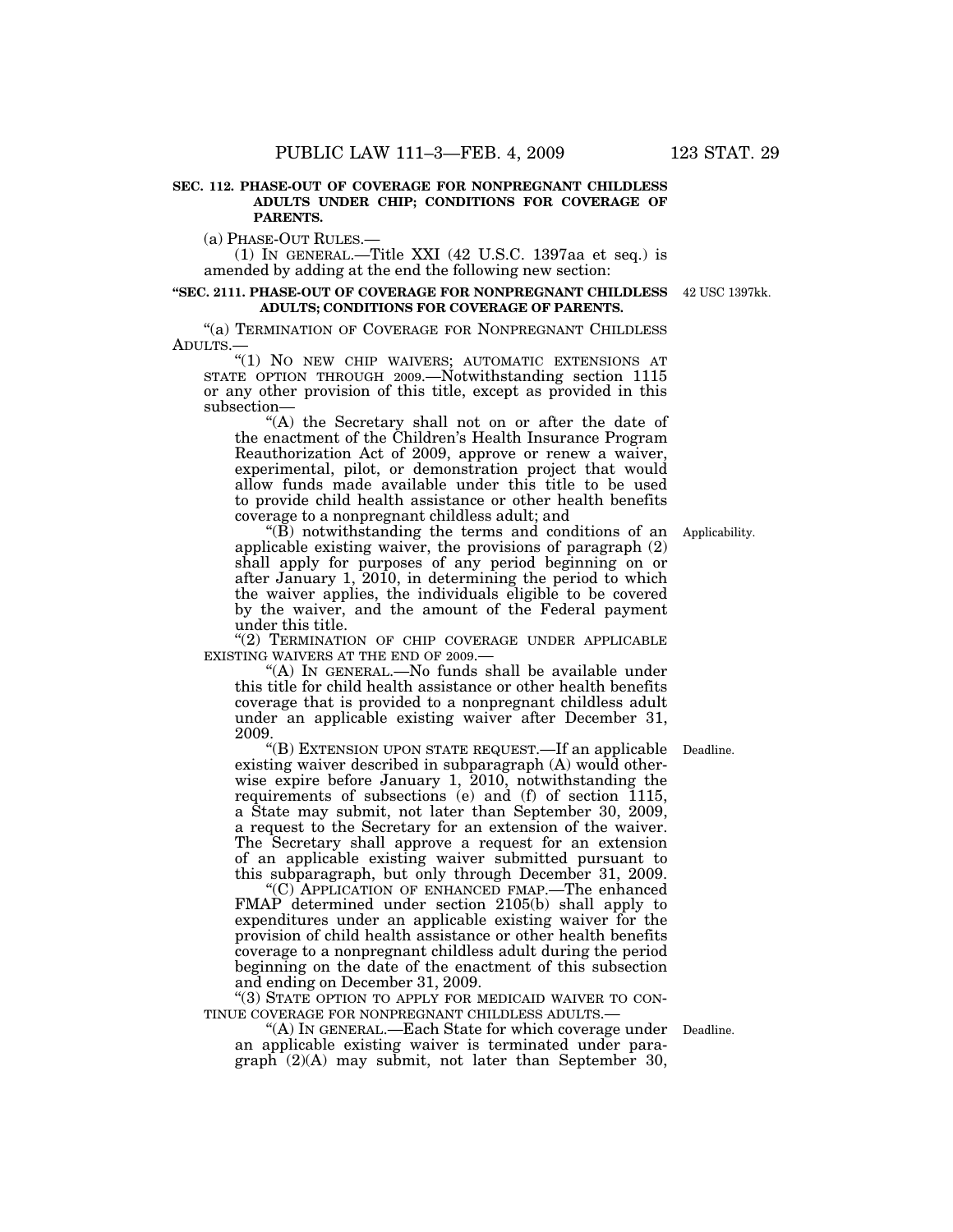**SEC. 112. PHASE-OUT OF COVERAGE FOR NONPREGNANT CHILDLESS ADULTS UNDER CHIP; CONDITIONS FOR COVERAGE OF PARENTS.**

(a) PHASE-OUT RULES.—

(1) IN GENERAL.—Title XXI (42 U.S.C. 1397aa et seq.) is amended by adding at the end the following new section:

**"SEC. 2111. PHASE-OUT OF COVERAGE FOR NONPREGNANT CHILDLESS ADULTS; CONDITIONS FOR COVERAGE OF PARENTS.**

42 USC 1397kk.

"(a) TERMINATION OF COVERAGE FOR NONPREGNANT CHILDLESS ADULTS.—

"(1) NO NEW CHIP WAIVERS; AUTOMATIC EXTENSIONS AT STATE OPTION THROUGH 2009.—Notwithstanding section 1115 or any other provision of this title, except as provided in this subsection—

"(A) the Secretary shall not on or after the date of the enactment of the Children's Health Insurance Program Reauthorization Act of 2009, approve or renew a waiver, experimental, pilot, or demonstration project that would allow funds made available under this title to be used to provide child health assistance or other health benefits coverage to a nonpregnant childless adult; and

Applicability.

"(B) notwithstanding the terms and conditions of an applicable existing waiver, the provisions of paragraph (2) shall apply for purposes of any period beginning on or after January 1, 2010, in determining the period to which the waiver applies, the individuals eligible to be covered by the waiver, and the amount of the Federal payment under this title.

"(2) TERMINATION OF CHIP COVERAGE UNDER APPLICABLE EXISTING WAIVERS AT THE END OF 2009.—

"(A) IN GENERAL.—No funds shall be available under this title for child health assistance or other health benefits coverage that is provided to a nonpregnant childless adult under an applicable existing waiver after December 31, 2009.

Deadline.

"(B) EXTENSION UPON STATE REQUEST.—If an applicable existing waiver described in subparagraph (A) would otherwise expire before January 1, 2010, notwithstanding the requirements of subsections (e) and (f) of section 1115, a State may submit, not later than September 30, 2009, a request to the Secretary for an extension of the waiver. The Secretary shall approve a request for an extension of an applicable existing waiver submitted pursuant to this subparagraph, but only through December 31, 2009.

"(C) APPLICATION OF ENHANCED FMAP.—The enhanced FMAP determined under section 2105(b) shall apply to expenditures under an applicable existing waiver for the provision of child health assistance or other health benefits coverage to a nonpregnant childless adult during the period beginning on the date of the enactment of this subsection and ending on December 31, 2009.

"(3) STATE OPTION TO APPLY FOR MEDICAID WAIVER TO CONTINUE COVERAGE FOR NONPREGNANT CHILDLESS ADULTS.—

Deadline.

"(A) IN GENERAL.—Each State for which coverage under an applicable existing waiver is terminated under paragraph (2)(A) may submit, not later than September 30,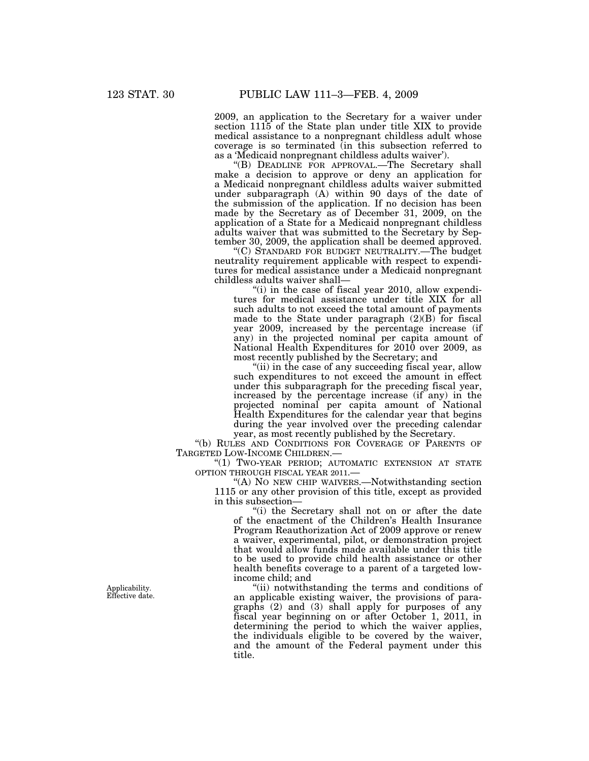2009, an application to the Secretary for a waiver under section 1115 of the State plan under title XIX to provide medical assistance to a nonpregnant childless adult whose coverage is so terminated (in this subsection referred to as a 'Medicaid nonpregnant childless adults waiver').

"(B) DEADLINE FOR APPROVAL.—The Secretary shall make a decision to approve or deny an application for a Medicaid nonpregnant childless adults waiver submitted under subparagraph (A) within 90 days of the date of the submission of the application. If no decision has been made by the Secretary as of December 31, 2009, on the application of a State for a Medicaid nonpregnant childless adults waiver that was submitted to the Secretary by September 30, 2009, the application shall be deemed approved.

"(C) STANDARD FOR BUDGET NEUTRALITY.—The budget neutrality requirement applicable with respect to expenditures for medical assistance under a Medicaid nonpregnant childless adults waiver shall—

"(i) in the case of fiscal year 2010, allow expenditures for medical assistance under title XIX for all such adults to not exceed the total amount of payments made to the State under paragraph (2)(B) for fiscal year 2009, increased by the percentage increase (if any) in the projected nominal per capita amount of National Health Expenditures for 2010 over 2009, as most recently published by the Secretary; and

"(ii) in the case of any succeeding fiscal year, allow such expenditures to not exceed the amount in effect under this subparagraph for the preceding fiscal year, increased by the percentage increase (if any) in the projected nominal per capita amount of National Health Expenditures for the calendar year that begins during the year involved over the preceding calendar year, as most recently published by the Secretary.

"(b) RULES AND CONDITIONS FOR COVERAGE OF PARENTS OF TARGETED LOW-INCOME CHILDREN.—

"(1) TWO-YEAR PERIOD; AUTOMATIC EXTENSION AT STATE OPTION THROUGH FISCAL YEAR 2011.—

"(A) NO NEW CHIP WAIVERS.—Notwithstanding section 1115 or any other provision of this title, except as provided in this subsection—

"(i) the Secretary shall not on or after the date of the enactment of the Children's Health Insurance Program Reauthorization Act of 2009 approve or renew a waiver, experimental, pilot, or demonstration project that would allow funds made available under this title to be used to provide child health assistance or other health benefits coverage to a parent of a targeted low-income child; and

Applicability. Effective date.

"(ii) notwithstanding the terms and conditions of an applicable existing waiver, the provisions of paragraphs (2) and (3) shall apply for purposes of any fiscal year beginning on or after October 1, 2011, in determining the period to which the waiver applies, the individuals eligible to be covered by the waiver, and the amount of the Federal payment under this title.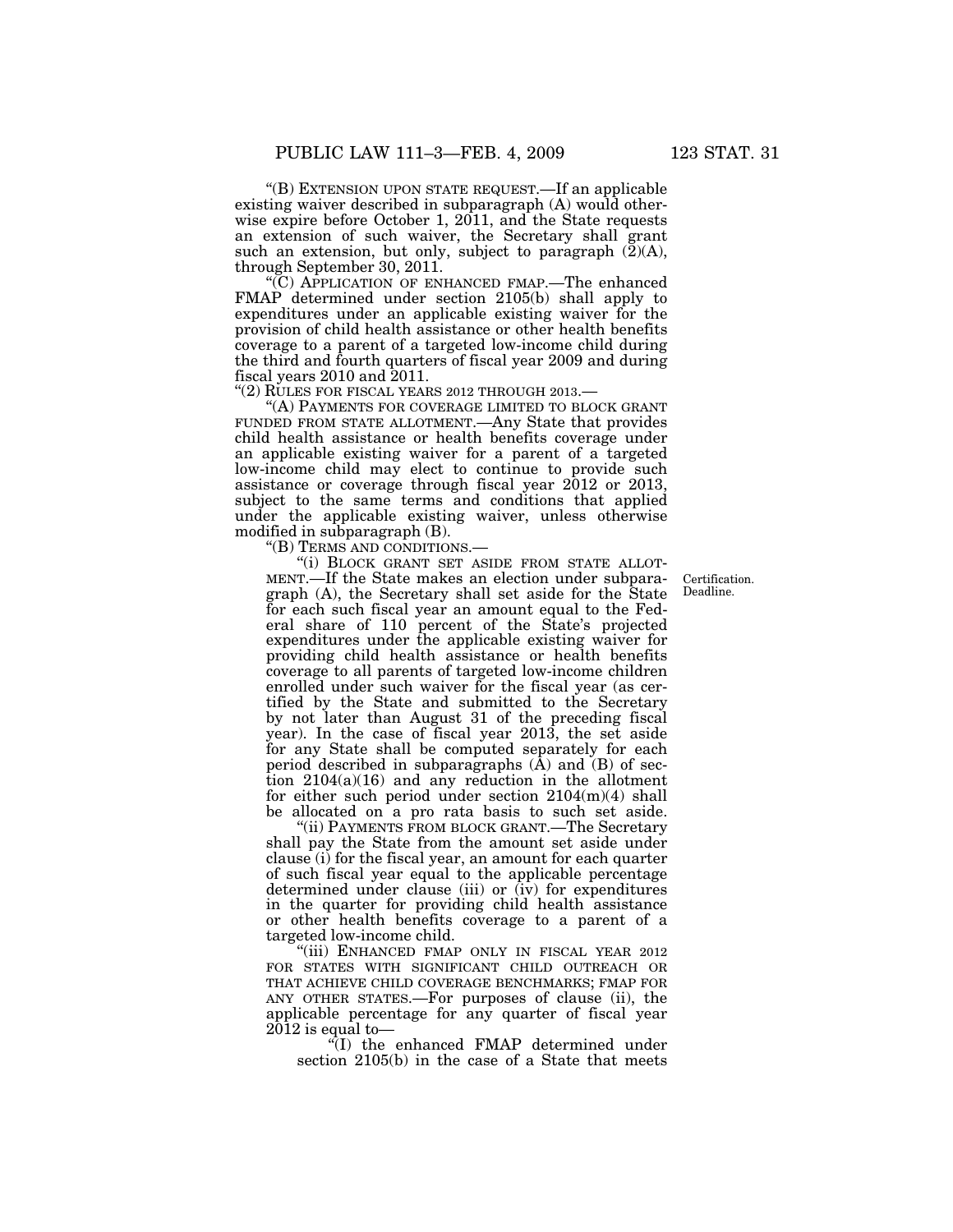"(B) EXTENSION UPON STATE REQUEST.—If an applicable existing waiver described in subparagraph (A) would otherwise expire before October 1, 2011, and the State requests an extension of such waiver, the Secretary shall grant such an extension, but only, subject to paragraph (2)(A), through September 30, 2011.

"(C) APPLICATION OF ENHANCED FMAP.—The enhanced FMAP determined under section 2105(b) shall apply to expenditures under an applicable existing waiver for the provision of child health assistance or other health benefits coverage to a parent of a targeted low-income child during the third and fourth quarters of fiscal year 2009 and during fiscal years 2010 and 2011.

"(2) RULES FOR FISCAL YEARS 2012 THROUGH 2013.—

"(A) PAYMENTS FOR COVERAGE LIMITED TO BLOCK GRANT FUNDED FROM STATE ALLOTMENT.—Any State that provides child health assistance or health benefits coverage under an applicable existing waiver for a parent of a targeted low-income child may elect to continue to provide such assistance or coverage through fiscal year 2012 or 2013, subject to the same terms and conditions that applied under the applicable existing waiver, unless otherwise modified in subparagraph (B).

"(B) TERMS AND CONDITIONS.—

Certification. Deadline.

"(i) BLOCK GRANT SET ASIDE FROM STATE ALLOTMENT.—If the State makes an election under subparagraph (A), the Secretary shall set aside for the State for each such fiscal year an amount equal to the Federal share of 110 percent of the State's projected expenditures under the applicable existing waiver for providing child health assistance or health benefits coverage to all parents of targeted low-income children enrolled under such waiver for the fiscal year (as certified by the State and submitted to the Secretary by not later than August 31 of the preceding fiscal year). In the case of fiscal year 2013, the set aside for any State shall be computed separately for each period described in subparagraphs (A) and (B) of section 2104(a)(16) and any reduction in the allotment for either such period under section 2104(m)(4) shall be allocated on a pro rata basis to such set aside.

"(ii) PAYMENTS FROM BLOCK GRANT.—The Secretary shall pay the State from the amount set aside under clause (i) for the fiscal year, an amount for each quarter of such fiscal year equal to the applicable percentage determined under clause (iii) or (iv) for expenditures in the quarter for providing child health assistance or other health benefits coverage to a parent of a targeted low-income child.

"(iii) ENHANCED FMAP ONLY IN FISCAL YEAR 2012 FOR STATES WITH SIGNIFICANT CHILD OUTREACH OR THAT ACHIEVE CHILD COVERAGE BENCHMARKS; FMAP FOR ANY OTHER STATES.—For purposes of clause (ii), the applicable percentage for any quarter of fiscal year 2012 is equal to—

"(I) the enhanced FMAP determined under section 2105(b) in the case of a State that meets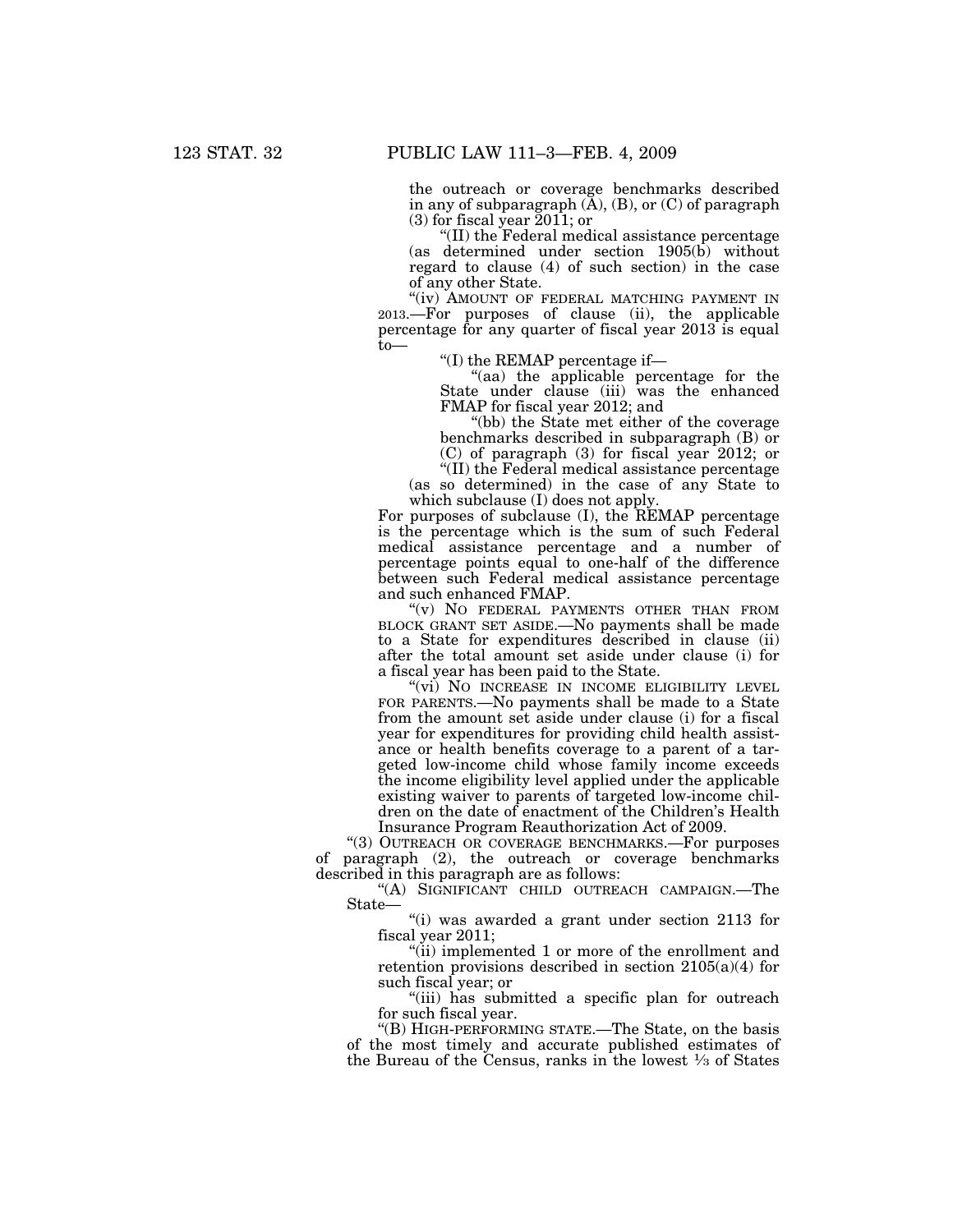the outreach or coverage benchmarks described in any of subparagraph (A), (B), or (C) of paragraph (3) for fiscal year 2011; or

"(II) the Federal medical assistance percentage (as determined under section 1905(b) without regard to clause (4) of such section) in the case of any other State.

"(iv) AMOUNT OF FEDERAL MATCHING PAYMENT IN 2013.—For purposes of clause (ii), the applicable percentage for any quarter of fiscal year 2013 is equal to—

"(I) the REMAP percentage if—

"(aa) the applicable percentage for the State under clause (iii) was the enhanced FMAP for fiscal year 2012; and

"(bb) the State met either of the coverage benchmarks described in subparagraph (B) or (C) of paragraph (3) for fiscal year 2012; or

"(II) the Federal medical assistance percentage (as so determined) in the case of any State to which subclause (I) does not apply.

For purposes of subclause (I), the REMAP percentage is the percentage which is the sum of such Federal medical assistance percentage and a number of percentage points equal to one-half of the difference between such Federal medical assistance percentage and such enhanced FMAP.

"(v) NO FEDERAL PAYMENTS OTHER THAN FROM BLOCK GRANT SET ASIDE.—No payments shall be made to a State for expenditures described in clause (ii) after the total amount set aside under clause (i) for a fiscal year has been paid to the State.

"(vi) NO INCREASE IN INCOME ELIGIBILITY LEVEL FOR PARENTS.—No payments shall be made to a State from the amount set aside under clause (i) for a fiscal year for expenditures for providing child health assistance or health benefits coverage to a parent of a targeted low-income child whose family income exceeds the income eligibility level applied under the applicable existing waiver to parents of targeted low-income children on the date of enactment of the Children's Health Insurance Program Reauthorization Act of 2009.

"(3) OUTREACH OR COVERAGE BENCHMARKS.—For purposes of paragraph (2), the outreach or coverage benchmarks described in this paragraph are as follows:

"(A) SIGNIFICANT CHILD OUTREACH CAMPAIGN.—The State—

"(i) was awarded a grant under section 2113 for fiscal year 2011;

"(ii) implemented 1 or more of the enrollment and retention provisions described in section 2105(a)(4) for such fiscal year; or

"(iii) has submitted a specific plan for outreach for such fiscal year.

"(B) HIGH-PERFORMING STATE.—The State, on the basis of the most timely and accurate published estimates of the Bureau of the Census, ranks in the lowest ⅓ of States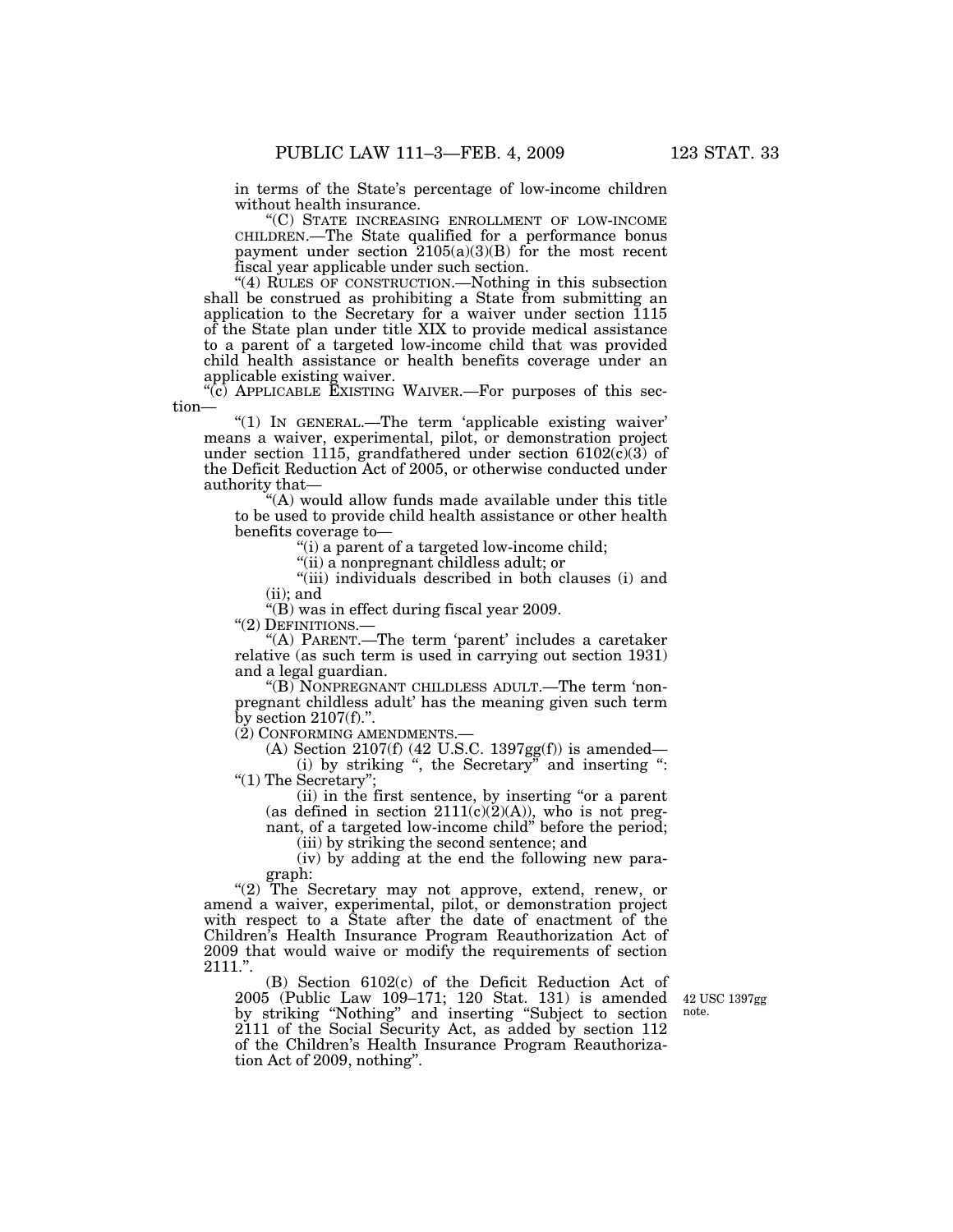in terms of the State's percentage of low-income children without health insurance.

"(C) STATE INCREASING ENROLLMENT OF LOW-INCOME CHILDREN.—The State qualified for a performance bonus payment under section 2105(a)(3)(B) for the most recent fiscal year applicable under such section.

"(4) RULES OF CONSTRUCTION.—Nothing in this subsection shall be construed as prohibiting a State from submitting an application to the Secretary for a waiver under section 1115 of the State plan under title XIX to provide medical assistance to a parent of a targeted low-income child that was provided child health assistance or health benefits coverage under an applicable existing waiver.

"(c) APPLICABLE EXISTING WAIVER.—For purposes of this section—

"(1) IN GENERAL.—The term 'applicable existing waiver' means a waiver, experimental, pilot, or demonstration project under section 1115, grandfathered under section 6102(c)(3) of the Deficit Reduction Act of 2005, or otherwise conducted under authority that—

"(A) would allow funds made available under this title to be used to provide child health assistance or other health benefits coverage to—

"(i) a parent of a targeted low-income child;

"(ii) a nonpregnant childless adult; or

"(iii) individuals described in both clauses (i) and (ii); and

"(B) was in effect during fiscal year 2009.

"(2) DEFINITIONS.—

"(A) PARENT.—The term 'parent' includes a caretaker relative (as such term is used in carrying out section 1931) and a legal guardian.

"(B) NONPREGNANT CHILDLESS ADULT.—The term 'nonpregnant childless adult' has the meaning given such term by section 2107(f).".

(2) CONFORMING AMENDMENTS.—

(A) Section 2107(f) (42 U.S.C. 1397gg(f)) is amended—

(i) by striking ", the Secretary" and inserting ": "(1) The Secretary";

(ii) in the first sentence, by inserting "or a parent (as defined in section 2111(c)(2)(A)), who is not pregnant, of a targeted low-income child" before the period;

(iii) by striking the second sentence; and

(iv) by adding at the end the following new paragraph:

"(2) The Secretary may not approve, extend, renew, or amend a waiver, experimental, pilot, or demonstration project with respect to a State after the date of enactment of the Children's Health Insurance Program Reauthorization Act of 2009 that would waive or modify the requirements of section 2111.".

(B) Section 6102(c) of the Deficit Reduction Act of 2005 (Public Law 109–171; 120 Stat. 131) is amended by striking "Nothing" and inserting "Subject to section 2111 of the Social Security Act, as added by section 112 of the Children's Health Insurance Program Reauthorization Act of 2009, nothing".

42 USC 1397gg note.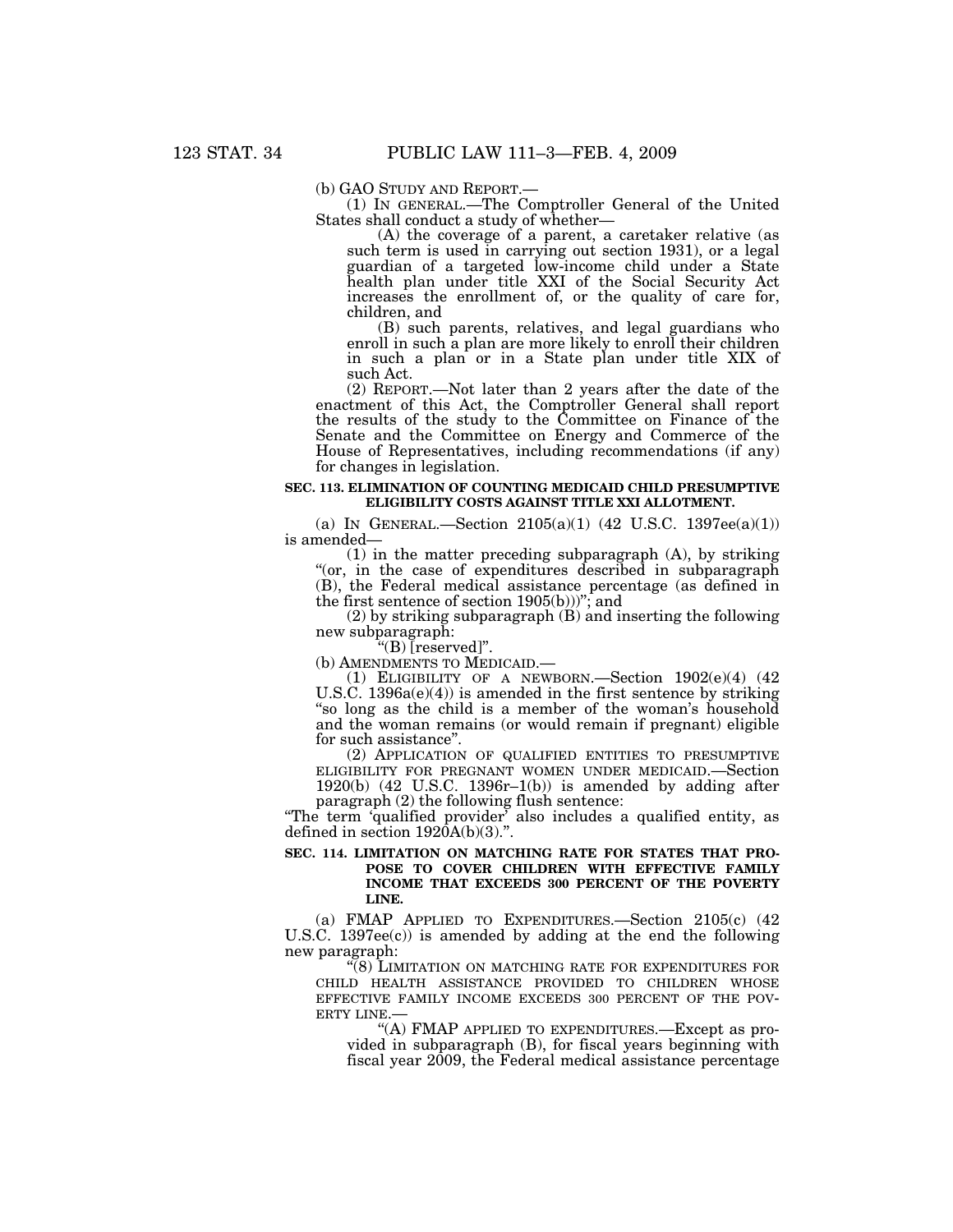(b) GAO STUDY AND REPORT.—

(1) IN GENERAL.—The Comptroller General of the United States shall conduct a study of whether—

(A) the coverage of a parent, a caretaker relative (as such term is used in carrying out section 1931), or a legal guardian of a targeted low-income child under a State health plan under title XXI of the Social Security Act increases the enrollment of, or the quality of care for, children, and

(B) such parents, relatives, and legal guardians who enroll in such a plan are more likely to enroll their children in such a plan or in a State plan under title XIX of such Act.

(2) REPORT.—Not later than 2 years after the date of the enactment of this Act, the Comptroller General shall report the results of the study to the Committee on Finance of the Senate and the Committee on Energy and Commerce of the House of Representatives, including recommendations (if any) for changes in legislation.

**SEC. 113. ELIMINATION OF COUNTING MEDICAID CHILD PRESUMPTIVE ELIGIBILITY COSTS AGAINST TITLE XXI ALLOTMENT.**

(a) IN GENERAL.—Section 2105(a)(1) (42 U.S.C. 1397ee(a)(1)) is amended—

(1) in the matter preceding subparagraph (A), by striking "(or, in the case of expenditures described in subparagraph (B), the Federal medical assistance percentage (as defined in the first sentence of section 1905(b)))"; and

(2) by striking subparagraph (B) and inserting the following new subparagraph:

"(B) [reserved]".

(b) AMENDMENTS TO MEDICAID.—

(1) ELIGIBILITY OF A NEWBORN.—Section 1902(e)(4) (42 U.S.C. 1396a(e)(4)) is amended in the first sentence by striking "so long as the child is a member of the woman's household and the woman remains (or would remain if pregnant) eligible for such assistance".

(2) APPLICATION OF QUALIFIED ENTITIES TO PRESUMPTIVE ELIGIBILITY FOR PREGNANT WOMEN UNDER MEDICAID.—Section 1920(b) (42 U.S.C. 1396r–1(b)) is amended by adding after paragraph (2) the following flush sentence:

"The term 'qualified provider' also includes a qualified entity, as defined in section 1920A(b)(3).".

**SEC. 114. LIMITATION ON MATCHING RATE FOR STATES THAT PROPOSE TO COVER CHILDREN WITH EFFECTIVE FAMILY INCOME THAT EXCEEDS 300 PERCENT OF THE POVERTY LINE.**

(a) FMAP APPLIED TO EXPENDITURES.—Section 2105(c) (42 U.S.C. 1397ee(c)) is amended by adding at the end the following new paragraph:

"(8) LIMITATION ON MATCHING RATE FOR EXPENDITURES FOR CHILD HEALTH ASSISTANCE PROVIDED TO CHILDREN WHOSE EFFECTIVE FAMILY INCOME EXCEEDS 300 PERCENT OF THE POVERTY LINE.—

"(A) FMAP APPLIED TO EXPENDITURES.—Except as provided in subparagraph (B), for fiscal years beginning with fiscal year 2009, the Federal medical assistance percentage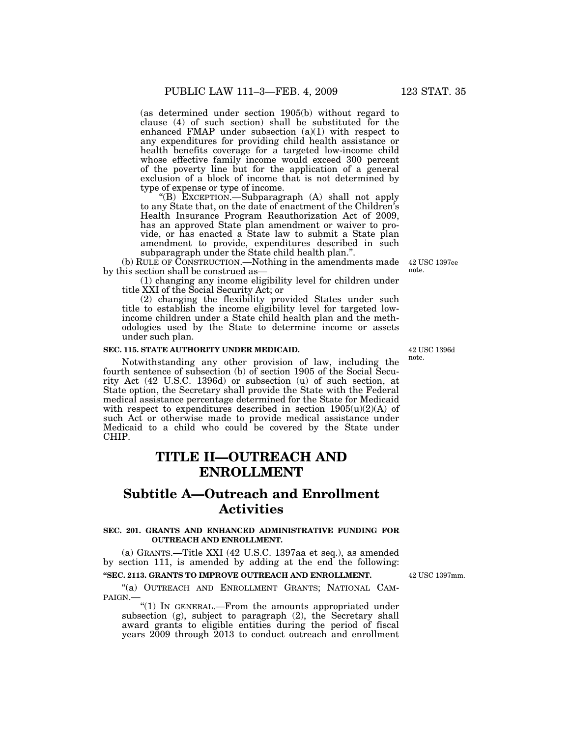(as determined under section 1905(b) without regard to clause (4) of such section) shall be substituted for the enhanced FMAP under subsection (a)(1) with respect to any expenditures for providing child health assistance or health benefits coverage for a targeted low-income child whose effective family income would exceed 300 percent of the poverty line but for the application of a general exclusion of a block of income that is not determined by type of expense or type of income.

"(B) EXCEPTION.—Subparagraph (A) shall not apply to any State that, on the date of enactment of the Children's Health Insurance Program Reauthorization Act of 2009, has an approved State plan amendment or waiver to provide, or has enacted a State law to submit a State plan amendment to provide, expenditures described in such subparagraph under the State child health plan.".

(b) RULE OF CONSTRUCTION.—Nothing in the amendments made by this section shall be construed as—

42 USC 1397ee note.

(1) changing any income eligibility level for children under title XXI of the Social Security Act; or

(2) changing the flexibility provided States under such title to establish the income eligibility level for targeted low-income children under a State child health plan and the methodologies used by the State to determine income or assets under such plan.

**SEC. 115. STATE AUTHORITY UNDER MEDICAID.**

42 USC 1396d note.

Notwithstanding any other provision of law, including the fourth sentence of subsection (b) of section 1905 of the Social Security Act (42 U.S.C. 1396d) or subsection (u) of such section, at State option, the Secretary shall provide the State with the Federal medical assistance percentage determined for the State for Medicaid with respect to expenditures described in section 1905(u)(2)(A) of such Act or otherwise made to provide medical assistance under Medicaid to a child who could be covered by the State under CHIP.

# TITLE II—OUTREACH AND ENROLLMENT

## Subtitle A—Outreach and Enrollment Activities

**SEC. 201. GRANTS AND ENHANCED ADMINISTRATIVE FUNDING FOR OUTREACH AND ENROLLMENT.**

(a) GRANTS.—Title XXI (42 U.S.C. 1397aa et seq.), as amended by section 111, is amended by adding at the end the following:

**"SEC. 2113. GRANTS TO IMPROVE OUTREACH AND ENROLLMENT.**

42 USC 1397mm.

"(a) OUTREACH AND ENROLLMENT GRANTS; NATIONAL CAMPAIGN.—

"(1) IN GENERAL.—From the amounts appropriated under subsection (g), subject to paragraph (2), the Secretary shall award grants to eligible entities during the period of fiscal years 2009 through 2013 to conduct outreach and enrollment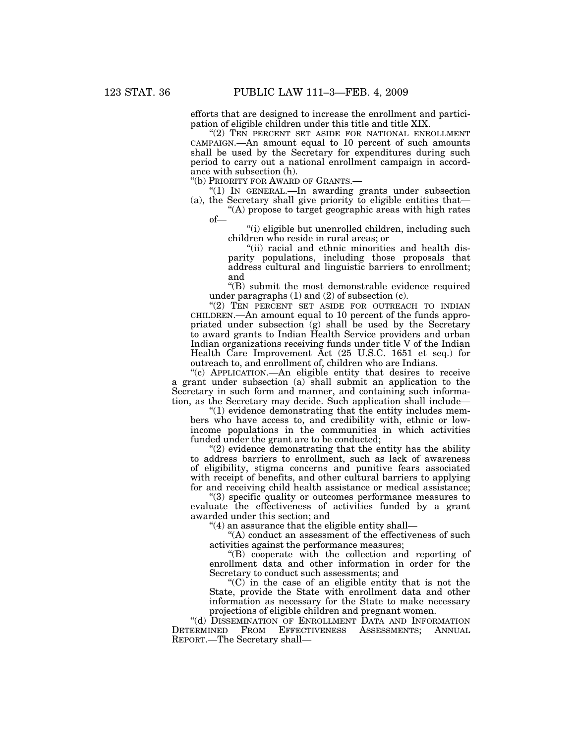efforts that are designed to increase the enrollment and participation of eligible children under this title and title XIX.

"(2) TEN PERCENT SET ASIDE FOR NATIONAL ENROLLMENT CAMPAIGN.—An amount equal to 10 percent of such amounts shall be used by the Secretary for expenditures during such period to carry out a national enrollment campaign in accordance with subsection (h).

"(b) PRIORITY FOR AWARD OF GRANTS.—

"(1) IN GENERAL.—In awarding grants under subsection (a), the Secretary shall give priority to eligible entities that—

"(A) propose to target geographic areas with high rates of—

"(i) eligible but unenrolled children, including such children who reside in rural areas; or

"(ii) racial and ethnic minorities and health disparity populations, including those proposals that address cultural and linguistic barriers to enrollment; and

"(B) submit the most demonstrable evidence required under paragraphs (1) and (2) of subsection (c).

"(2) TEN PERCENT SET ASIDE FOR OUTREACH TO INDIAN CHILDREN.—An amount equal to 10 percent of the funds appropriated under subsection (g) shall be used by the Secretary to award grants to Indian Health Service providers and urban Indian organizations receiving funds under title V of the Indian Health Care Improvement Act (25 U.S.C. 1651 et seq.) for outreach to, and enrollment of, children who are Indians.

"(c) APPLICATION.—An eligible entity that desires to receive a grant under subsection (a) shall submit an application to the Secretary in such form and manner, and containing such information, as the Secretary may decide. Such application shall include—

"(1) evidence demonstrating that the entity includes members who have access to, and credibility with, ethnic or low-income populations in the communities in which activities funded under the grant are to be conducted;

"(2) evidence demonstrating that the entity has the ability to address barriers to enrollment, such as lack of awareness of eligibility, stigma concerns and punitive fears associated with receipt of benefits, and other cultural barriers to applying for and receiving child health assistance or medical assistance;

"(3) specific quality or outcomes performance measures to evaluate the effectiveness of activities funded by a grant awarded under this section; and

"(4) an assurance that the eligible entity shall—

"(A) conduct an assessment of the effectiveness of such activities against the performance measures;

"(B) cooperate with the collection and reporting of enrollment data and other information in order for the Secretary to conduct such assessments; and

"(C) in the case of an eligible entity that is not the State, provide the State with enrollment data and other information as necessary for the State to make necessary projections of eligible children and pregnant women.

"(d) DISSEMINATION OF ENROLLMENT DATA AND INFORMATION DETERMINED FROM EFFECTIVENESS ASSESSMENTS; ANNUAL REPORT.—The Secretary shall—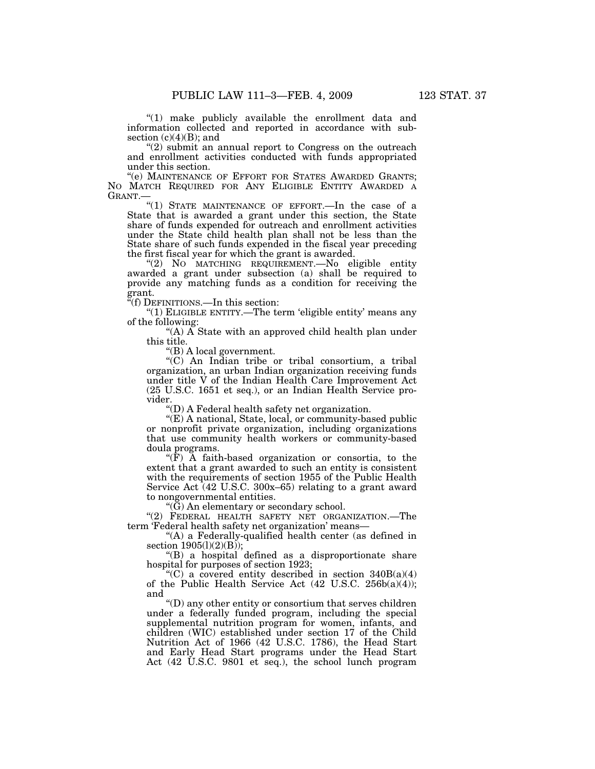"(1) make publicly available the enrollment data and information collected and reported in accordance with subsection (c)(4)(B); and

"(2) submit an annual report to Congress on the outreach and enrollment activities conducted with funds appropriated under this section.

"(e) MAINTENANCE OF EFFORT FOR STATES AWARDED GRANTS; NO MATCH REQUIRED FOR ANY ELIGIBLE ENTITY AWARDED A GRANT.—

"(1) STATE MAINTENANCE OF EFFORT.—In the case of a State that is awarded a grant under this section, the State share of funds expended for outreach and enrollment activities under the State child health plan shall not be less than the State share of such funds expended in the fiscal year preceding the first fiscal year for which the grant is awarded.

"(2) NO MATCHING REQUIREMENT.—No eligible entity awarded a grant under subsection (a) shall be required to provide any matching funds as a condition for receiving the grant.

"(f) DEFINITIONS.—In this section:

"(1) ELIGIBLE ENTITY.—The term 'eligible entity' means any of the following:

"(A) A State with an approved child health plan under this title.

"(B) A local government.

"(C) An Indian tribe or tribal consortium, a tribal organization, an urban Indian organization receiving funds under title V of the Indian Health Care Improvement Act (25 U.S.C. 1651 et seq.), or an Indian Health Service provider.

"(D) A Federal health safety net organization.

"(E) A national, State, local, or community-based public or nonprofit private organization, including organizations that use community health workers or community-based doula programs.

"(F) A faith-based organization or consortia, to the extent that a grant awarded to such an entity is consistent with the requirements of section 1955 of the Public Health Service Act (42 U.S.C. 300x–65) relating to a grant award to nongovernmental entities.

"(G) An elementary or secondary school.

"(2) FEDERAL HEALTH SAFETY NET ORGANIZATION.—The term 'Federal health safety net organization' means—

"(A) a Federally-qualified health center (as defined in section 1905(l)(2)(B));

"(B) a hospital defined as a disproportionate share hospital for purposes of section 1923;

"(C) a covered entity described in section 340B(a)(4) of the Public Health Service Act (42 U.S.C. 256b(a)(4)); and

"(D) any other entity or consortium that serves children under a federally funded program, including the special supplemental nutrition program for women, infants, and children (WIC) established under section 17 of the Child Nutrition Act of 1966 (42 U.S.C. 1786), the Head Start and Early Head Start programs under the Head Start Act (42 U.S.C. 9801 et seq.), the school lunch program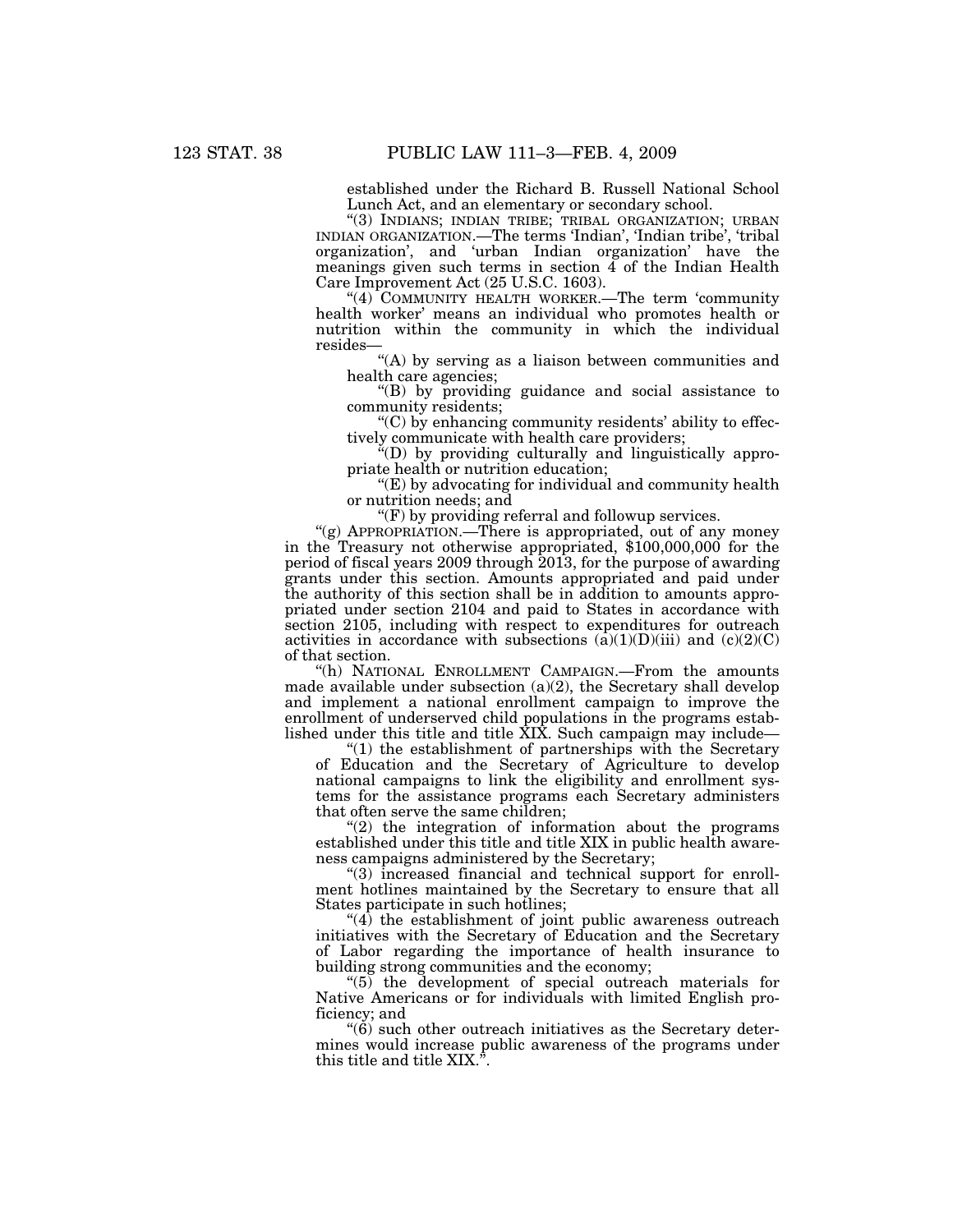established under the Richard B. Russell National School Lunch Act, and an elementary or secondary school.

"(3) INDIANS; INDIAN TRIBE; TRIBAL ORGANIZATION; URBAN INDIAN ORGANIZATION.—The terms 'Indian', 'Indian tribe', 'tribal organization', and 'urban Indian organization' have the meanings given such terms in section 4 of the Indian Health Care Improvement Act (25 U.S.C. 1603).

"(4) COMMUNITY HEALTH WORKER.—The term 'community health worker' means an individual who promotes health or nutrition within the community in which the individual resides—

"(A) by serving as a liaison between communities and health care agencies;

"(B) by providing guidance and social assistance to community residents;

"(C) by enhancing community residents' ability to effectively communicate with health care providers;

"(D) by providing culturally and linguistically appropriate health or nutrition education;

"(E) by advocating for individual and community health or nutrition needs; and

"(F) by providing referral and followup services.

"(g) APPROPRIATION.—There is appropriated, out of any money in the Treasury not otherwise appropriated, $100,000,000 for the period of fiscal years 2009 through 2013, for the purpose of awarding grants under this section. Amounts appropriated and paid under the authority of this section shall be in addition to amounts appropriated under section 2104 and paid to States in accordance with section 2105, including with respect to expenditures for outreach activities in accordance with subsections (a)(1)(D)(iii) and (c)(2)(C) of that section.

"(h) NATIONAL ENROLLMENT CAMPAIGN.—From the amounts made available under subsection (a)(2), the Secretary shall develop and implement a national enrollment campaign to improve the enrollment of underserved child populations in the programs established under this title and title XIX. Such campaign may include—

"(1) the establishment of partnerships with the Secretary of Education and the Secretary of Agriculture to develop national campaigns to link the eligibility and enrollment systems for the assistance programs each Secretary administers that often serve the same children;

"(2) the integration of information about the programs established under this title and title XIX in public health awareness campaigns administered by the Secretary;

"(3) increased financial and technical support for enrollment hotlines maintained by the Secretary to ensure that all States participate in such hotlines;

"(4) the establishment of joint public awareness outreach initiatives with the Secretary of Education and the Secretary of Labor regarding the importance of health insurance to building strong communities and the economy;

"(5) the development of special outreach materials for Native Americans or for individuals with limited English proficiency; and

"(6) such other outreach initiatives as the Secretary determines would increase public awareness of the programs under this title and title XIX.".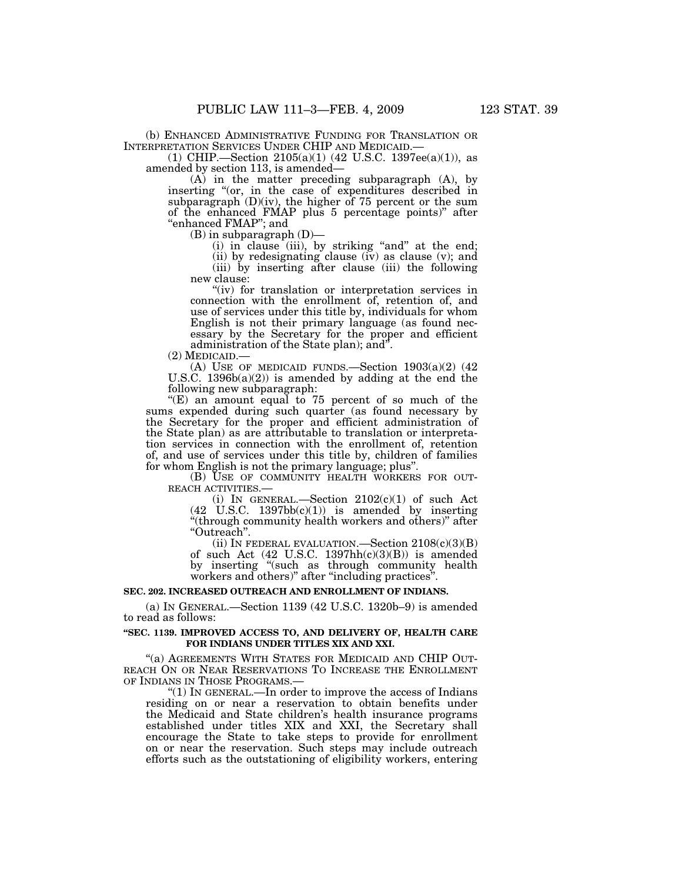(b) ENHANCED ADMINISTRATIVE FUNDING FOR TRANSLATION OR INTERPRETATION SERVICES UNDER CHIP AND MEDICAID.—

(1) CHIP.—Section 2105(a)(1) (42 U.S.C. 1397ee(a)(1)), as amended by section 113, is amended—

(A) in the matter preceding subparagraph (A), by inserting "(or, in the case of expenditures described in subparagraph (D)(iv), the higher of 75 percent or the sum of the enhanced FMAP plus 5 percentage points)" after "enhanced FMAP"; and

(B) in subparagraph (D)—

(i) in clause (iii), by striking "and" at the end;

(ii) by redesignating clause (iv) as clause (v); and

(iii) by inserting after clause (iii) the following new clause:

"(iv) for translation or interpretation services in connection with the enrollment of, retention of, and use of services under this title by, individuals for whom English is not their primary language (as found necessary by the Secretary for the proper and efficient administration of the State plan); and".

(2) MEDICAID.—

(A) USE OF MEDICAID FUNDS.—Section 1903(a)(2) (42 U.S.C. 1396b(a)(2)) is amended by adding at the end the following new subparagraph:

"(E) an amount equal to 75 percent of so much of the sums expended during such quarter (as found necessary by the Secretary for the proper and efficient administration of the State plan) as are attributable to translation or interpretation services in connection with the enrollment of, retention of, and use of services under this title by, children of families for whom English is not the primary language; plus".

(B) USE OF COMMUNITY HEALTH WORKERS FOR OUTREACH ACTIVITIES.—

(i) IN GENERAL.—Section 2102(c)(1) of such Act (42 U.S.C. 1397bb(c)(1)) is amended by inserting "(through community health workers and others)" after "Outreach".

(ii) IN FEDERAL EVALUATION.—Section 2108(c)(3)(B) of such Act (42 U.S.C. 1397hh(c)(3)(B)) is amended by inserting "(such as through community health workers and others)" after "including practices".

**SEC. 202. INCREASED OUTREACH AND ENROLLMENT OF INDIANS.**

(a) IN GENERAL.—Section 1139 (42 U.S.C. 1320b–9) is amended to read as follows:

**"SEC. 1139. IMPROVED ACCESS TO, AND DELIVERY OF, HEALTH CARE FOR INDIANS UNDER TITLES XIX AND XXI.**

"(a) AGREEMENTS WITH STATES FOR MEDICAID AND CHIP OUTREACH ON OR NEAR RESERVATIONS TO INCREASE THE ENROLLMENT OF INDIANS IN THOSE PROGRAMS.—

"(1) IN GENERAL.—In order to improve the access of Indians residing on or near a reservation to obtain benefits under the Medicaid and State children's health insurance programs established under titles XIX and XXI, the Secretary shall encourage the State to take steps to provide for enrollment on or near the reservation. Such steps may include outreach efforts such as the outstationing of eligibility workers, entering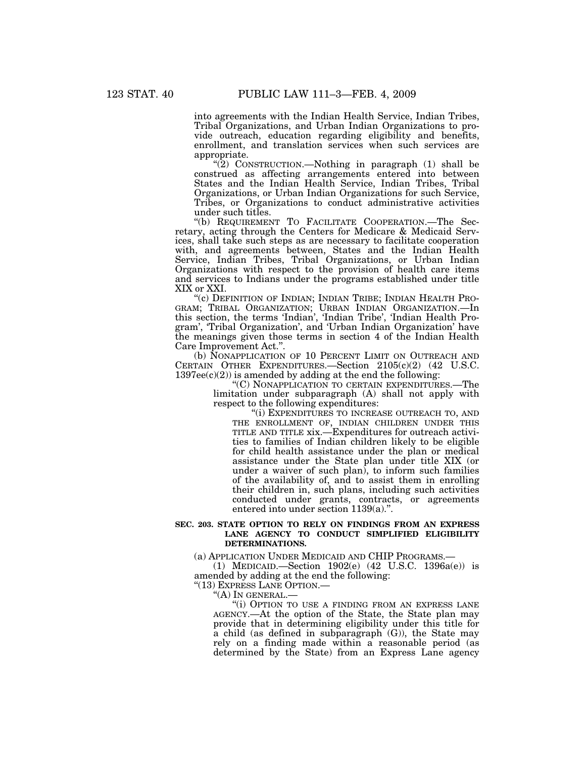into agreements with the Indian Health Service, Indian Tribes, Tribal Organizations, and Urban Indian Organizations to provide outreach, education regarding eligibility and benefits, enrollment, and translation services when such services are appropriate.

"(2) CONSTRUCTION.—Nothing in paragraph (1) shall be construed as affecting arrangements entered into between States and the Indian Health Service, Indian Tribes, Tribal Organizations, or Urban Indian Organizations for such Service, Tribes, or Organizations to conduct administrative activities under such titles.

"(b) REQUIREMENT TO FACILITATE COOPERATION.—The Secretary, acting through the Centers for Medicare & Medicaid Services, shall take such steps as are necessary to facilitate cooperation with, and agreements between, States and the Indian Health Service, Indian Tribes, Tribal Organizations, or Urban Indian Organizations with respect to the provision of health care items and services to Indians under the programs established under title XIX or XXI.

"(c) DEFINITION OF INDIAN; INDIAN TRIBE; INDIAN HEALTH PROGRAM; TRIBAL ORGANIZATION; URBAN INDIAN ORGANIZATION.—In this section, the terms 'Indian', 'Indian Tribe', 'Indian Health Program', 'Tribal Organization', and 'Urban Indian Organization' have the meanings given those terms in section 4 of the Indian Health Care Improvement Act.".

(b) NONAPPLICATION OF 10 PERCENT LIMIT ON OUTREACH AND CERTAIN OTHER EXPENDITURES.—Section 2105(c)(2) (42 U.S.C. 1397ee(c)(2)) is amended by adding at the end the following:

"(C) NONAPPLICATION TO CERTAIN EXPENDITURES.—The limitation under subparagraph (A) shall not apply with respect to the following expenditures:

"(i) EXPENDITURES TO INCREASE OUTREACH TO, AND THE ENROLLMENT OF, INDIAN CHILDREN UNDER THIS TITLE AND TITLE xix.—Expenditures for outreach activities to families of Indian children likely to be eligible for child health assistance under the plan or medical assistance under the State plan under title XIX (or under a waiver of such plan), to inform such families of the availability of, and to assist them in enrolling their children in, such plans, including such activities conducted under grants, contracts, or agreements entered into under section 1139(a).".

**SEC. 203. STATE OPTION TO RELY ON FINDINGS FROM AN EXPRESS LANE AGENCY TO CONDUCT SIMPLIFIED ELIGIBILITY DETERMINATIONS.**

(a) APPLICATION UNDER MEDICAID AND CHIP PROGRAMS.—

(1) MEDICAID.—Section 1902(e) (42 U.S.C. 1396a(e)) is amended by adding at the end the following:

"(13) EXPRESS LANE OPTION.—

"(A) IN GENERAL.—

"(i) OPTION TO USE A FINDING FROM AN EXPRESS LANE AGENCY.—At the option of the State, the State plan may provide that in determining eligibility under this title for a child (as defined in subparagraph (G)), the State may rely on a finding made within a reasonable period (as determined by the State) from an Express Lane agency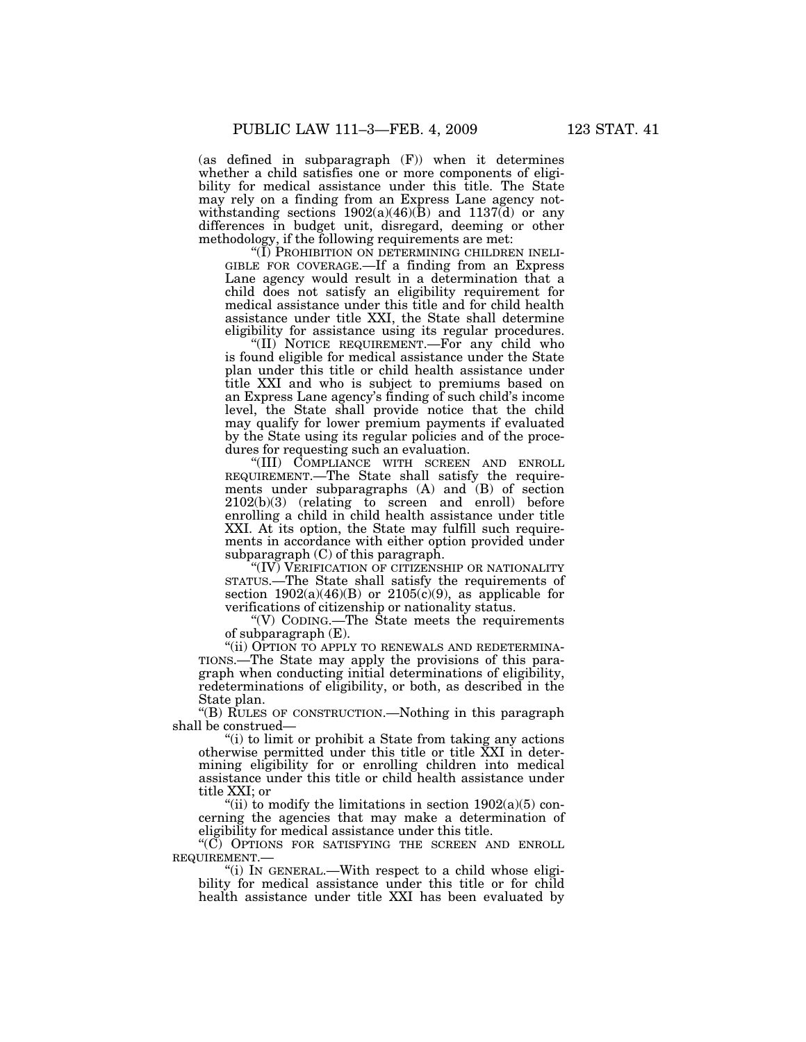(as defined in subparagraph (F)) when it determines whether a child satisfies one or more components of eligibility for medical assistance under this title. The State may rely on a finding from an Express Lane agency notwithstanding sections 1902(a)(46)(B) and 1137(d) or any differences in budget unit, disregard, deeming or other methodology, if the following requirements are met:

"(I) PROHIBITION ON DETERMINING CHILDREN INELIGIBLE FOR COVERAGE.—If a finding from an Express Lane agency would result in a determination that a child does not satisfy an eligibility requirement for medical assistance under this title and for child health assistance under title XXI, the State shall determine eligibility for assistance using its regular procedures.

"(II) NOTICE REQUIREMENT.—For any child who is found eligible for medical assistance under the State plan under this title or child health assistance under title XXI and who is subject to premiums based on an Express Lane agency's finding of such child's income level, the State shall provide notice that the child may qualify for lower premium payments if evaluated by the State using its regular policies and of the procedures for requesting such an evaluation.

"(III) COMPLIANCE WITH SCREEN AND ENROLL REQUIREMENT.—The State shall satisfy the requirements under subparagraphs (A) and (B) of section 2102(b)(3) (relating to screen and enroll) before enrolling a child in child health assistance under title XXI. At its option, the State may fulfill such requirements in accordance with either option provided under subparagraph (C) of this paragraph.

"(IV) VERIFICATION OF CITIZENSHIP OR NATIONALITY STATUS.—The State shall satisfy the requirements of section 1902(a)(46)(B) or 2105(c)(9), as applicable for verifications of citizenship or nationality status.

"(V) CODING.—The State meets the requirements of subparagraph (E).

"(ii) OPTION TO APPLY TO RENEWALS AND REDETERMINATIONS.—The State may apply the provisions of this paragraph when conducting initial determinations of eligibility, redeterminations of eligibility, or both, as described in the State plan.

"(B) RULES OF CONSTRUCTION.—Nothing in this paragraph shall be construed—

"(i) to limit or prohibit a State from taking any actions otherwise permitted under this title or title XXI in determining eligibility for or enrolling children into medical assistance under this title or child health assistance under title XXI; or

"(ii) to modify the limitations in section 1902(a)(5) concerning the agencies that may make a determination of eligibility for medical assistance under this title.

"(C) OPTIONS FOR SATISFYING THE SCREEN AND ENROLL REQUIREMENT.—

"(i) IN GENERAL.—With respect to a child whose eligibility for medical assistance under this title or for child health assistance under title XXI has been evaluated by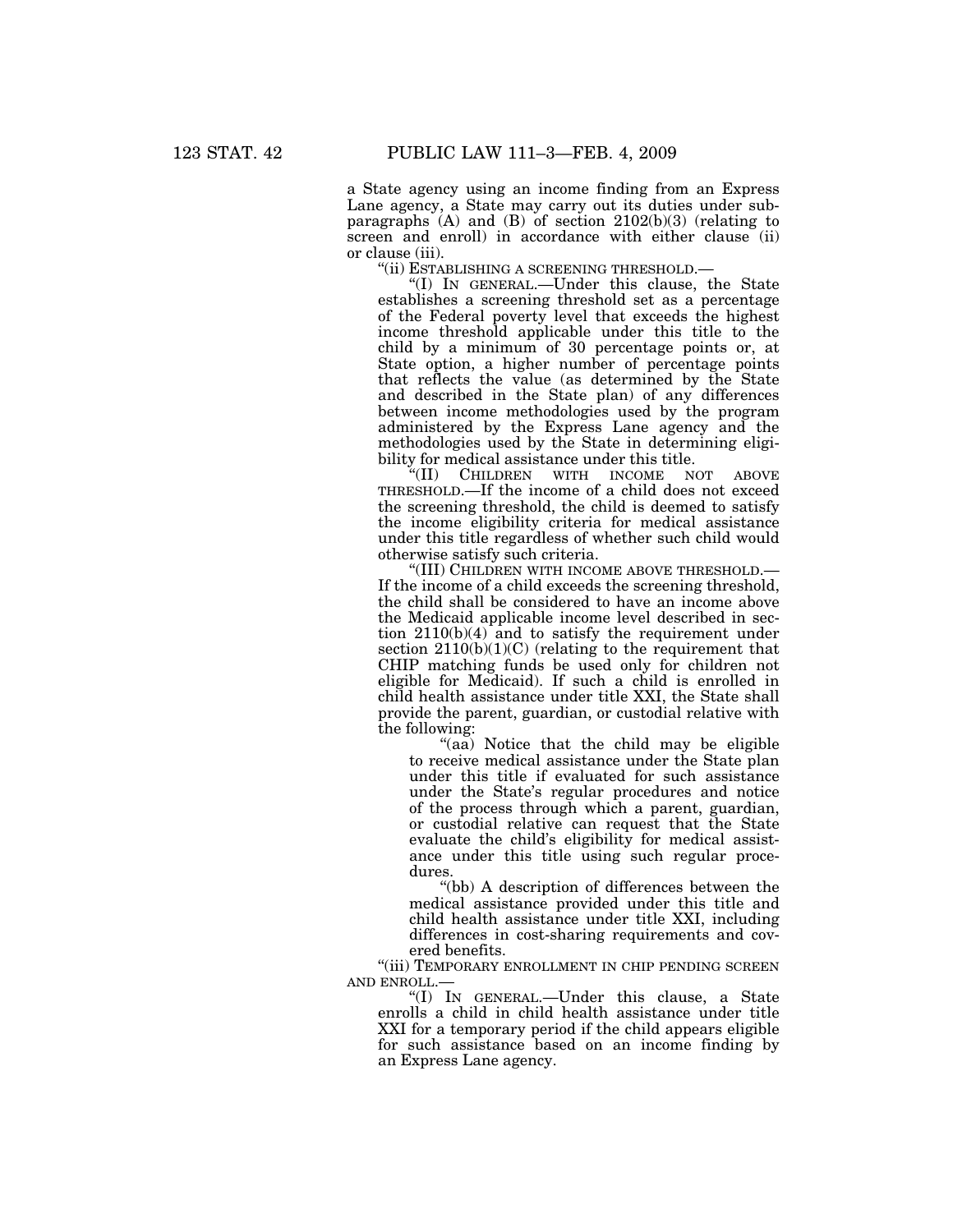a State agency using an income finding from an Express Lane agency, a State may carry out its duties under subparagraphs (A) and (B) of section 2102(b)(3) (relating to screen and enroll) in accordance with either clause (ii) or clause (iii).

"(ii) ESTABLISHING A SCREENING THRESHOLD.—

"(I) IN GENERAL.—Under this clause, the State establishes a screening threshold set as a percentage of the Federal poverty level that exceeds the highest income threshold applicable under this title to the child by a minimum of 30 percentage points or, at State option, a higher number of percentage points that reflects the value (as determined by the State and described in the State plan) of any differences between income methodologies used by the program administered by the Express Lane agency and the methodologies used by the State in determining eligibility for medical assistance under this title.

"(II) CHILDREN WITH INCOME NOT ABOVE THRESHOLD.—If the income of a child does not exceed the screening threshold, the child is deemed to satisfy the income eligibility criteria for medical assistance under this title regardless of whether such child would otherwise satisfy such criteria.

"(III) CHILDREN WITH INCOME ABOVE THRESHOLD.—If the income of a child exceeds the screening threshold, the child shall be considered to have an income above the Medicaid applicable income level described in section 2110(b)(4) and to satisfy the requirement under section 2110(b)(1)(C) (relating to the requirement that CHIP matching funds be used only for children not eligible for Medicaid). If such a child is enrolled in child health assistance under title XXI, the State shall provide the parent, guardian, or custodial relative with the following:

"(aa) Notice that the child may be eligible to receive medical assistance under the State plan under this title if evaluated for such assistance under the State's regular procedures and notice of the process through which a parent, guardian, or custodial relative can request that the State evaluate the child's eligibility for medical assistance under this title using such regular procedures.

"(bb) A description of differences between the medical assistance provided under this title and child health assistance under title XXI, including differences in cost-sharing requirements and covered benefits.

"(iii) TEMPORARY ENROLLMENT IN CHIP PENDING SCREEN AND ENROLL.—

"(I) IN GENERAL.—Under this clause, a State enrolls a child in child health assistance under title XXI for a temporary period if the child appears eligible for such assistance based on an income finding by an Express Lane agency.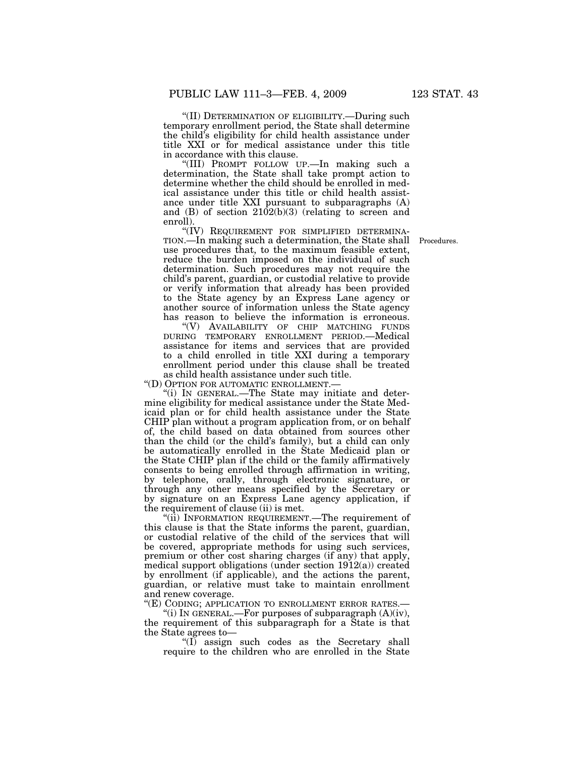"(II) DETERMINATION OF ELIGIBILITY.—During such temporary enrollment period, the State shall determine the child's eligibility for child health assistance under title XXI or for medical assistance under this title in accordance with this clause.

"(III) PROMPT FOLLOW UP.—In making such a determination, the State shall take prompt action to determine whether the child should be enrolled in medical assistance under this title or child health assistance under title XXI pursuant to subparagraphs (A) and (B) of section 2102(b)(3) (relating to screen and enroll).

"(IV) REQUIREMENT FOR SIMPLIFIED DETERMINATION.—In making such a determination, the State shall use procedures that, to the maximum feasible extent, reduce the burden imposed on the individual of such determination. Such procedures may not require the child's parent, guardian, or custodial relative to provide or verify information that already has been provided to the State agency by an Express Lane agency or another source of information unless the State agency has reason to believe the information is erroneous.

Procedures.

"(V) AVAILABILITY OF CHIP MATCHING FUNDS DURING TEMPORARY ENROLLMENT PERIOD.—Medical assistance for items and services that are provided to a child enrolled in title XXI during a temporary enrollment period under this clause shall be treated as child health assistance under such title.

"(D) OPTION FOR AUTOMATIC ENROLLMENT.—

"(i) IN GENERAL.—The State may initiate and determine eligibility for medical assistance under the State Medicaid plan or for child health assistance under the State CHIP plan without a program application from, or on behalf of, the child based on data obtained from sources other than the child (or the child's family), but a child can only be automatically enrolled in the State Medicaid plan or the State CHIP plan if the child or the family affirmatively consents to being enrolled through affirmation in writing, by telephone, orally, through electronic signature, or through any other means specified by the Secretary or by signature on an Express Lane agency application, if the requirement of clause (ii) is met.

"(ii) INFORMATION REQUIREMENT.—The requirement of this clause is that the State informs the parent, guardian, or custodial relative of the child of the services that will be covered, appropriate methods for using such services, premium or other cost sharing charges (if any) that apply, medical support obligations (under section 1912(a)) created by enrollment (if applicable), and the actions the parent, guardian, or relative must take to maintain enrollment and renew coverage.

"(E) CODING; APPLICATION TO ENROLLMENT ERROR RATES.—

"(i) IN GENERAL.—For purposes of subparagraph (A)(iv), the requirement of this subparagraph for a State is that the State agrees to—

"(I) assign such codes as the Secretary shall require to the children who are enrolled in the State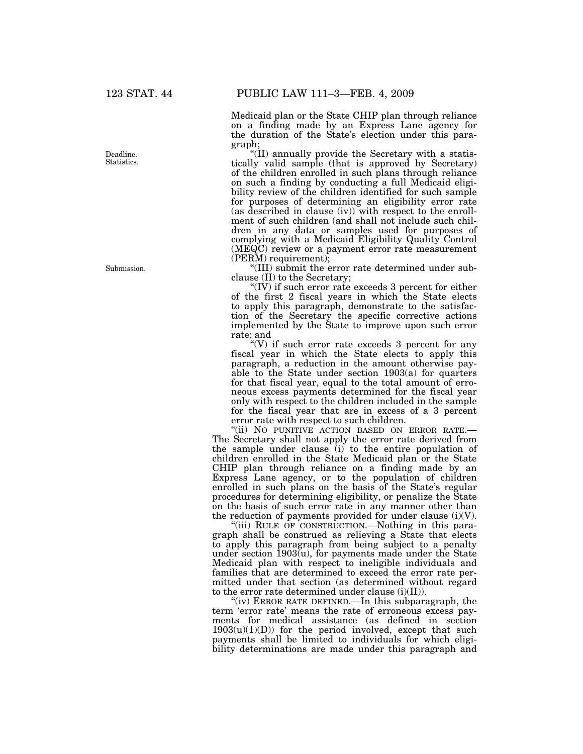Medicaid plan or the State CHIP plan through reliance on a finding made by an Express Lane agency for the duration of the State's election under this paragraph;

Deadline. Statistics.

"(II) annually provide the Secretary with a statistically valid sample (that is approved by Secretary) of the children enrolled in such plans through reliance on such a finding by conducting a full Medicaid eligibility review of the children identified for such sample for purposes of determining an eligibility error rate (as described in clause (iv)) with respect to the enrollment of such children (and shall not include such children in any data or samples used for purposes of complying with a Medicaid Eligibility Quality Control (MEQC) review or a payment error rate measurement (PERM) requirement);

Submission.

"(III) submit the error rate determined under subclause (II) to the Secretary;

"(IV) if such error rate exceeds 3 percent for either of the first 2 fiscal years in which the State elects to apply this paragraph, demonstrate to the satisfaction of the Secretary the specific corrective actions implemented by the State to improve upon such error rate; and

"(V) if such error rate exceeds 3 percent for any fiscal year in which the State elects to apply this paragraph, a reduction in the amount otherwise payable to the State under section 1903(a) for quarters for that fiscal year, equal to the total amount of erroneous excess payments determined for the fiscal year only with respect to the children included in the sample for the fiscal year that are in excess of a 3 percent error rate with respect to such children.

"(ii) NO PUNITIVE ACTION BASED ON ERROR RATE.—The Secretary shall not apply the error rate derived from the sample under clause (i) to the entire population of children enrolled in the State Medicaid plan or the State CHIP plan through reliance on a finding made by an Express Lane agency, or to the population of children enrolled in such plans on the basis of the State's regular procedures for determining eligibility, or penalize the State on the basis of such error rate in any manner other than the reduction of payments provided for under clause (i)(V).

"(iii) RULE OF CONSTRUCTION.—Nothing in this paragraph shall be construed as relieving a State that elects to apply this paragraph from being subject to a penalty under section 1903(u), for payments made under the State Medicaid plan with respect to ineligible individuals and families that are determined to exceed the error rate permitted under that section (as determined without regard to the error rate determined under clause (i)(II)).

"(iv) ERROR RATE DEFINED.—In this subparagraph, the term 'error rate' means the rate of erroneous excess payments for medical assistance (as defined in section 1903(u)(1)(D)) for the period involved, except that such payments shall be limited to individuals for which eligibility determinations are made under this paragraph and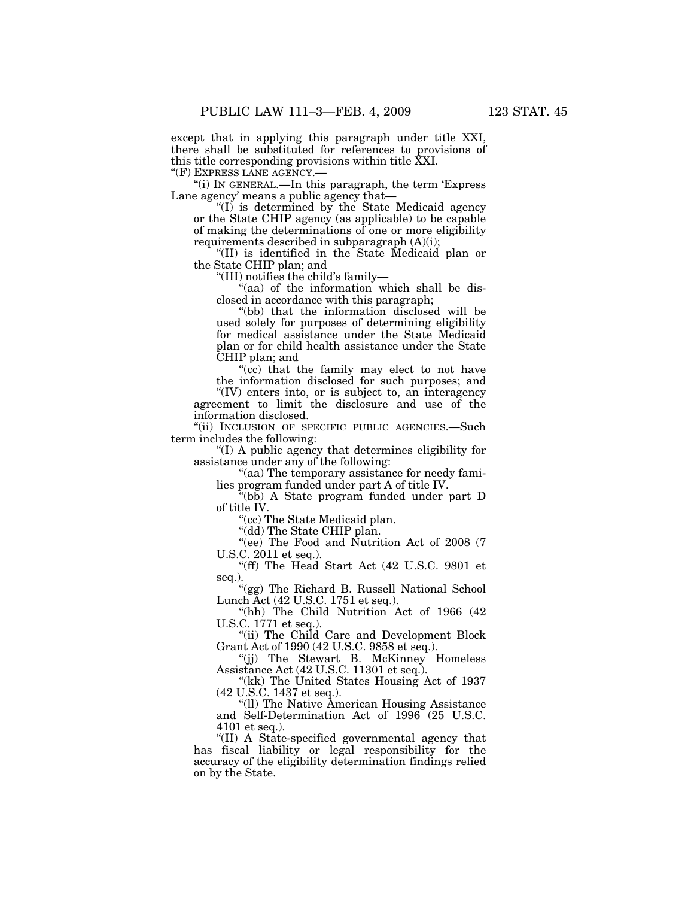except that in applying this paragraph under title XXI, there shall be substituted for references to provisions of this title corresponding provisions within title XXI.

"(F) EXPRESS LANE AGENCY.—

"(i) IN GENERAL.—In this paragraph, the term 'Express Lane agency' means a public agency that—

"(I) is determined by the State Medicaid agency or the State CHIP agency (as applicable) to be capable of making the determinations of one or more eligibility requirements described in subparagraph (A)(i);

"(II) is identified in the State Medicaid plan or the State CHIP plan; and

"(III) notifies the child's family—

"(aa) of the information which shall be disclosed in accordance with this paragraph;

"(bb) that the information disclosed will be used solely for purposes of determining eligibility for medical assistance under the State Medicaid plan or for child health assistance under the State CHIP plan; and

"(cc) that the family may elect to not have the information disclosed for such purposes; and

"(IV) enters into, or is subject to, an interagency agreement to limit the disclosure and use of the information disclosed.

"(ii) INCLUSION OF SPECIFIC PUBLIC AGENCIES.—Such term includes the following:

"(I) A public agency that determines eligibility for assistance under any of the following:

"(aa) The temporary assistance for needy families program funded under part A of title IV.

"(bb) A State program funded under part D of title IV.

"(cc) The State Medicaid plan.

"(dd) The State CHIP plan.

"(ee) The Food and Nutrition Act of 2008 (7 U.S.C. 2011 et seq.).

"(ff) The Head Start Act (42 U.S.C. 9801 et seq.).

"(gg) The Richard B. Russell National School Lunch Act (42 U.S.C. 1751 et seq.).

"(hh) The Child Nutrition Act of 1966 (42 U.S.C. 1771 et seq.).

"(ii) The Child Care and Development Block Grant Act of 1990 (42 U.S.C. 9858 et seq.).

"(jj) The Stewart B. McKinney Homeless Assistance Act (42 U.S.C. 11301 et seq.).

"(kk) The United States Housing Act of 1937 (42 U.S.C. 1437 et seq.).

"(ll) The Native American Housing Assistance and Self-Determination Act of 1996 (25 U.S.C. 4101 et seq.).

"(II) A State-specified governmental agency that has fiscal liability or legal responsibility for the accuracy of the eligibility determination findings relied on by the State.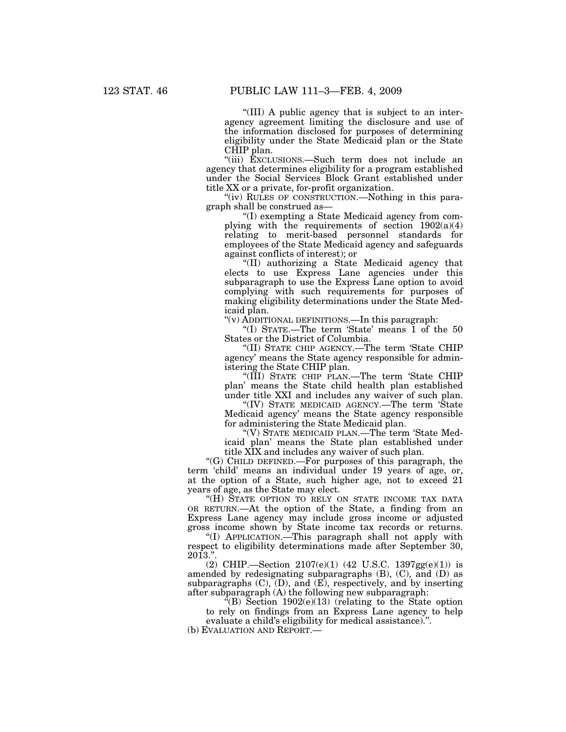"(III) A public agency that is subject to an interagency agreement limiting the disclosure and use of the information disclosed for purposes of determining eligibility under the State Medicaid plan or the State CHIP plan.

"(iii) EXCLUSIONS.—Such term does not include an agency that determines eligibility for a program established under the Social Services Block Grant established under title XX or a private, for-profit organization.

"(iv) RULES OF CONSTRUCTION.—Nothing in this paragraph shall be construed as—

"(I) exempting a State Medicaid agency from complying with the requirements of section 1902(a)(4) relating to merit-based personnel standards for employees of the State Medicaid agency and safeguards against conflicts of interest); or

"(II) authorizing a State Medicaid agency that elects to use Express Lane agencies under this subparagraph to use the Express Lane option to avoid complying with such requirements for purposes of making eligibility determinations under the State Medicaid plan.

"(v) ADDITIONAL DEFINITIONS.—In this paragraph:

"(I) STATE.—The term 'State' means 1 of the 50 States or the District of Columbia.

"(II) STATE CHIP AGENCY.—The term 'State CHIP agency' means the State agency responsible for administering the State CHIP plan.

"(III) STATE CHIP PLAN.—The term 'State CHIP plan' means the State child health plan established under title XXI and includes any waiver of such plan.

"(IV) STATE MEDICAID AGENCY.—The term 'State Medicaid agency' means the State agency responsible for administering the State Medicaid plan.

"(V) STATE MEDICAID PLAN.—The term 'State Medicaid plan' means the State plan established under title XIX and includes any waiver of such plan.

"(G) CHILD DEFINED.—For purposes of this paragraph, the term 'child' means an individual under 19 years of age, or, at the option of a State, such higher age, not to exceed 21 years of age, as the State may elect.

"(H) STATE OPTION TO RELY ON STATE INCOME TAX DATA OR RETURN.—At the option of the State, a finding from an Express Lane agency may include gross income or adjusted gross income shown by State income tax records or returns.

"(I) APPLICATION.—This paragraph shall not apply with respect to eligibility determinations made after September 30, 2013.".

(2) CHIP.—Section 2107(e)(1) (42 U.S.C. 1397gg(e)(1)) is amended by redesignating subparagraphs (B), (C), and (D) as subparagraphs (C), (D), and (E), respectively, and by inserting after subparagraph (A) the following new subparagraph:

"(B) Section 1902(e)(13) (relating to the State option to rely on findings from an Express Lane agency to help evaluate a child's eligibility for medical assistance).".

(b) EVALUATION AND REPORT.—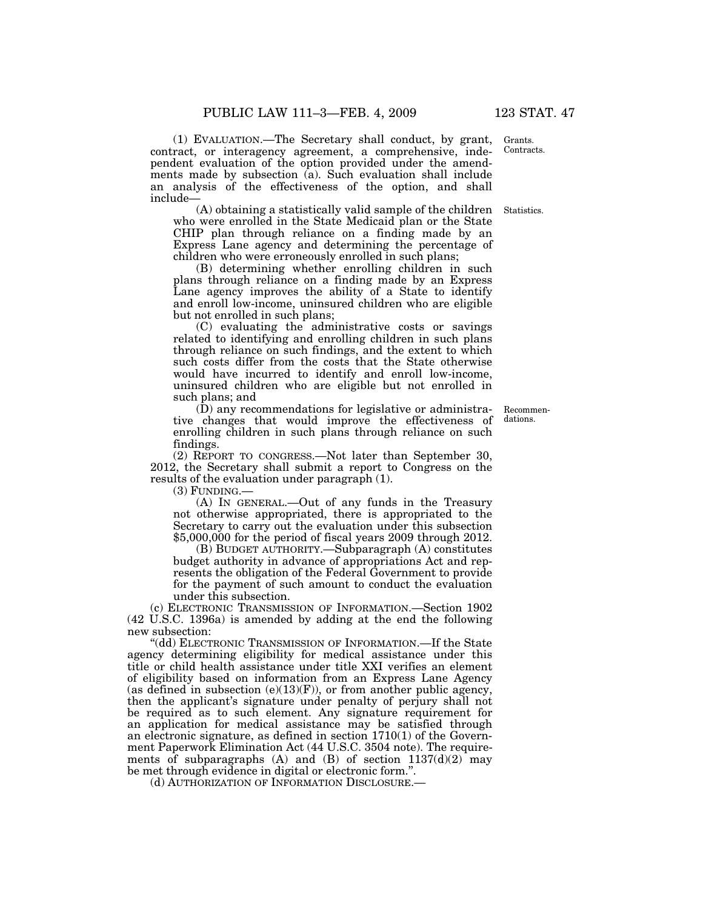(1) EVALUATION.—The Secretary shall conduct, by grant, contract, or interagency agreement, a comprehensive, independent evaluation of the option provided under the amendments made by subsection (a). Such evaluation shall include an analysis of the effectiveness of the option, and shall include—

Grants. Contracts.

(A) obtaining a statistically valid sample of the children who were enrolled in the State Medicaid plan or the State CHIP plan through reliance on a finding made by an Express Lane agency and determining the percentage of children who were erroneously enrolled in such plans;

Statistics.

(B) determining whether enrolling children in such plans through reliance on a finding made by an Express Lane agency improves the ability of a State to identify and enroll low-income, uninsured children who are eligible but not enrolled in such plans;

(C) evaluating the administrative costs or savings related to identifying and enrolling children in such plans through reliance on such findings, and the extent to which such costs differ from the costs that the State otherwise would have incurred to identify and enroll low-income, uninsured children who are eligible but not enrolled in such plans; and

(D) any recommendations for legislative or administrative changes that would improve the effectiveness of enrolling children in such plans through reliance on such findings.

Recommendations.

(2) REPORT TO CONGRESS.—Not later than September 30, 2012, the Secretary shall submit a report to Congress on the results of the evaluation under paragraph (1).

(3) FUNDING.—

(A) IN GENERAL.—Out of any funds in the Treasury not otherwise appropriated, there is appropriated to the Secretary to carry out the evaluation under this subsection $5,000,000 for the period of fiscal years 2009 through 2012.

(B) BUDGET AUTHORITY.—Subparagraph (A) constitutes budget authority in advance of appropriations Act and represents the obligation of the Federal Government to provide for the payment of such amount to conduct the evaluation under this subsection.

(c) ELECTRONIC TRANSMISSION OF INFORMATION.—Section 1902 (42 U.S.C. 1396a) is amended by adding at the end the following new subsection:

"(dd) ELECTRONIC TRANSMISSION OF INFORMATION.—If the State agency determining eligibility for medical assistance under this title or child health assistance under title XXI verifies an element of eligibility based on information from an Express Lane Agency (as defined in subsection (e)(13)(F)), or from another public agency, then the applicant's signature under penalty of perjury shall not be required as to such element. Any signature requirement for an application for medical assistance may be satisfied through an electronic signature, as defined in section 1710(1) of the Government Paperwork Elimination Act (44 U.S.C. 3504 note). The requirements of subparagraphs (A) and (B) of section 1137(d)(2) may be met through evidence in digital or electronic form.".

(d) AUTHORIZATION OF INFORMATION DISCLOSURE.—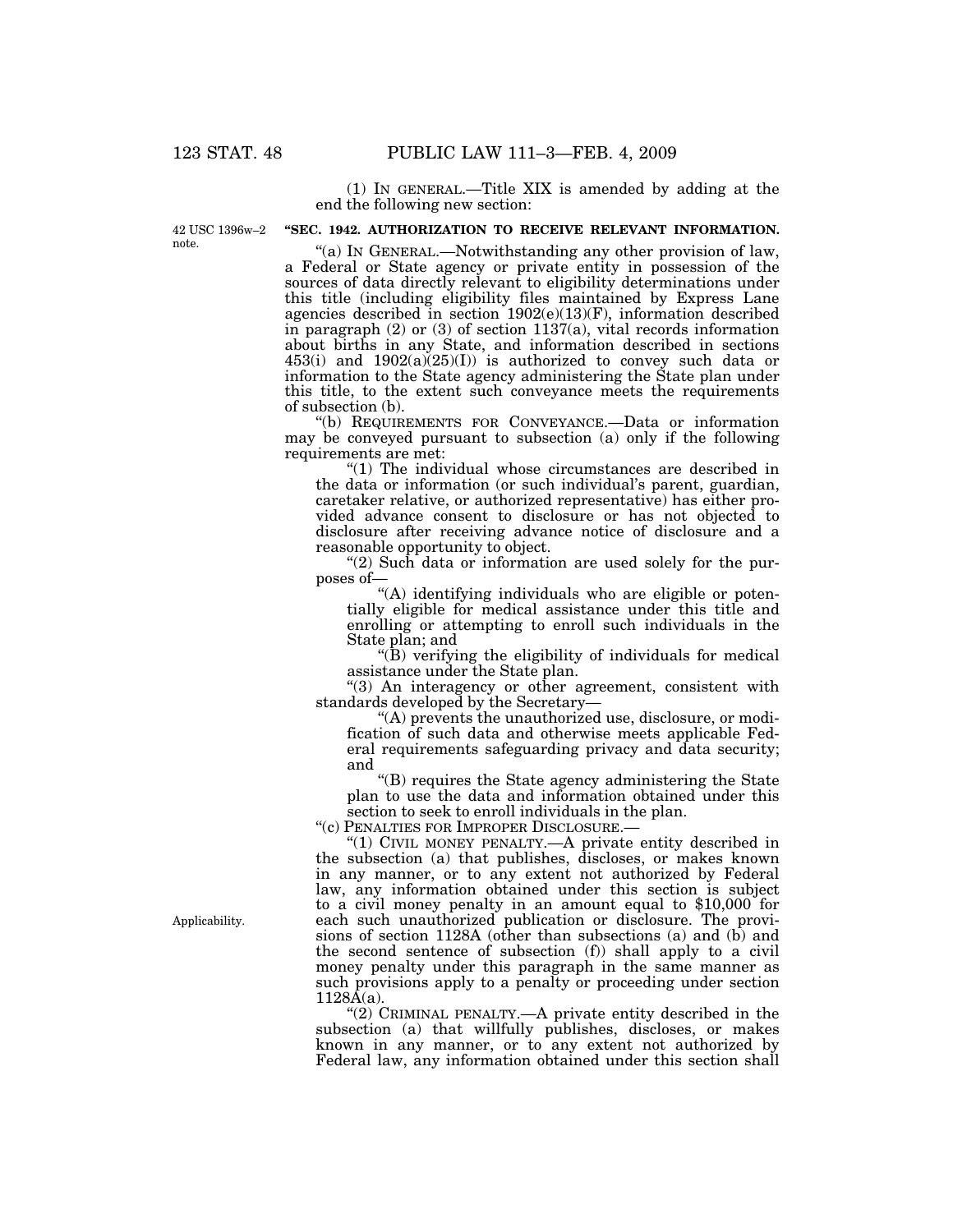(1) IN GENERAL.—Title XIX is amended by adding at the end the following new section:

42 USC 1396w–2 note.

**"SEC. 1942. AUTHORIZATION TO RECEIVE RELEVANT INFORMATION.**

"(a) IN GENERAL.—Notwithstanding any other provision of law, a Federal or State agency or private entity in possession of the sources of data directly relevant to eligibility determinations under this title (including eligibility files maintained by Express Lane agencies described in section 1902(e)(13)(F), information described in paragraph (2) or (3) of section 1137(a), vital records information about births in any State, and information described in sections 453(i) and 1902(a)(25)(I)) is authorized to convey such data or information to the State agency administering the State plan under this title, to the extent such conveyance meets the requirements of subsection (b).

"(b) REQUIREMENTS FOR CONVEYANCE.—Data or information may be conveyed pursuant to subsection (a) only if the following requirements are met:

"(1) The individual whose circumstances are described in the data or information (or such individual's parent, guardian, caretaker relative, or authorized representative) has either provided advance consent to disclosure or has not objected to disclosure after receiving advance notice of disclosure and a reasonable opportunity to object.

"(2) Such data or information are used solely for the purposes of—

"(A) identifying individuals who are eligible or potentially eligible for medical assistance under this title and enrolling or attempting to enroll such individuals in the State plan; and

"(B) verifying the eligibility of individuals for medical assistance under the State plan.

"(3) An interagency or other agreement, consistent with standards developed by the Secretary—

"(A) prevents the unauthorized use, disclosure, or modification of such data and otherwise meets applicable Federal requirements safeguarding privacy and data security; and

"(B) requires the State agency administering the State plan to use the data and information obtained under this section to seek to enroll individuals in the plan.

"(c) PENALTIES FOR IMPROPER DISCLOSURE.—

"(1) CIVIL MONEY PENALTY.—A private entity described in the subsection (a) that publishes, discloses, or makes known in any manner, or to any extent not authorized by Federal law, any information obtained under this section is subject to a civil money penalty in an amount equal to $10,000 for each such unauthorized publication or disclosure. The provisions of section 1128A (other than subsections (a) and (b) and the second sentence of subsection (f)) shall apply to a civil money penalty under this paragraph in the same manner as such provisions apply to a penalty or proceeding under section 1128A(a).

Applicability.

"(2) CRIMINAL PENALTY.—A private entity described in the subsection (a) that willfully publishes, discloses, or makes known in any manner, or to any extent not authorized by Federal law, any information obtained under this section shall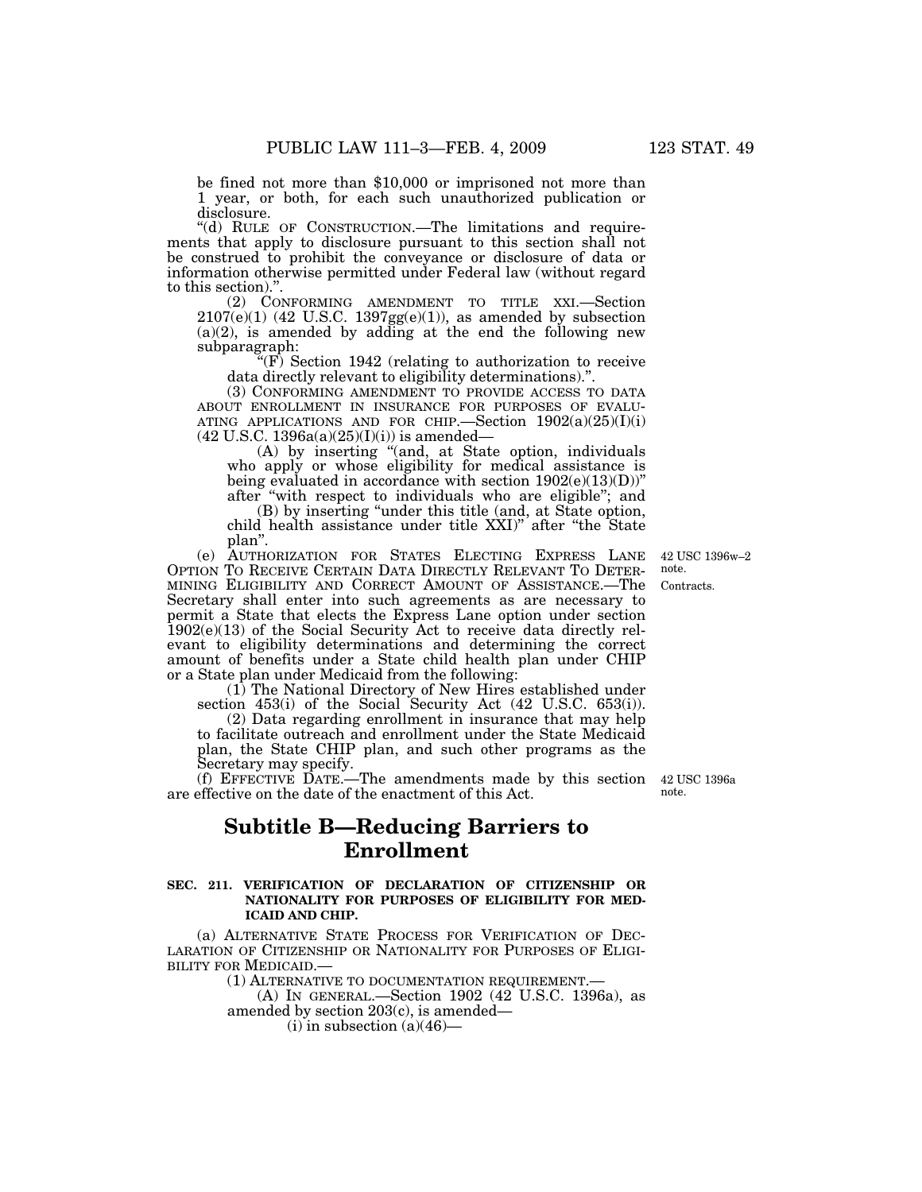be fined not more than $10,000 or imprisoned not more than 1 year, or both, for each such unauthorized publication or disclosure.

"(d) RULE OF CONSTRUCTION.—The limitations and requirements that apply to disclosure pursuant to this section shall not be construed to prohibit the conveyance or disclosure of data or information otherwise permitted under Federal law (without regard to this section).".

(2) CONFORMING AMENDMENT TO TITLE XXI.—Section 2107(e)(1) (42 U.S.C. 1397gg(e)(1)), as amended by subsection (a)(2), is amended by adding at the end the following new subparagraph:

"(F) Section 1942 (relating to authorization to receive data directly relevant to eligibility determinations).".

(3) CONFORMING AMENDMENT TO PROVIDE ACCESS TO DATA ABOUT ENROLLMENT IN INSURANCE FOR PURPOSES OF EVALUATING APPLICATIONS AND FOR CHIP.—Section 1902(a)(25)(I)(i) (42 U.S.C. 1396a(a)(25)(I)(i)) is amended—

(A) by inserting "(and, at State option, individuals who apply or whose eligibility for medical assistance is being evaluated in accordance with section 1902(e)(13)(D))" after "with respect to individuals who are eligible"; and

(B) by inserting "under this title (and, at State option, child health assistance under title XXI)" after "the State plan".

42 USC 1396w–2 note.

Contracts.

(e) AUTHORIZATION FOR STATES ELECTING EXPRESS LANE OPTION TO RECEIVE CERTAIN DATA DIRECTLY RELEVANT TO DETERMINING ELIGIBILITY AND CORRECT AMOUNT OF ASSISTANCE.—The Secretary shall enter into such agreements as are necessary to permit a State that elects the Express Lane option under section 1902(e)(13) of the Social Security Act to receive data directly relevant to eligibility determinations and determining the correct amount of benefits under a State child health plan under CHIP or a State plan under Medicaid from the following:

(1) The National Directory of New Hires established under section 453(i) of the Social Security Act (42 U.S.C. 653(i)).

(2) Data regarding enrollment in insurance that may help to facilitate outreach and enrollment under the State Medicaid plan, the State CHIP plan, and such other programs as the Secretary may specify.

42 USC 1396a note.

(f) EFFECTIVE DATE.—The amendments made by this section are effective on the date of the enactment of this Act.

## Subtitle B—Reducing Barriers to Enrollment

### SEC. 211. VERIFICATION OF DECLARATION OF CITIZENSHIP OR NATIONALITY FOR PURPOSES OF ELIGIBILITY FOR MEDICAID AND CHIP.

(a) ALTERNATIVE STATE PROCESS FOR VERIFICATION OF DECLARATION OF CITIZENSHIP OR NATIONALITY FOR PURPOSES OF ELIGIBILITY FOR MEDICAID.—

(1) ALTERNATIVE TO DOCUMENTATION REQUIREMENT.—

(A) IN GENERAL.—Section 1902 (42 U.S.C. 1396a), as amended by section 203(c), is amended—

(i) in subsection (a)(46)—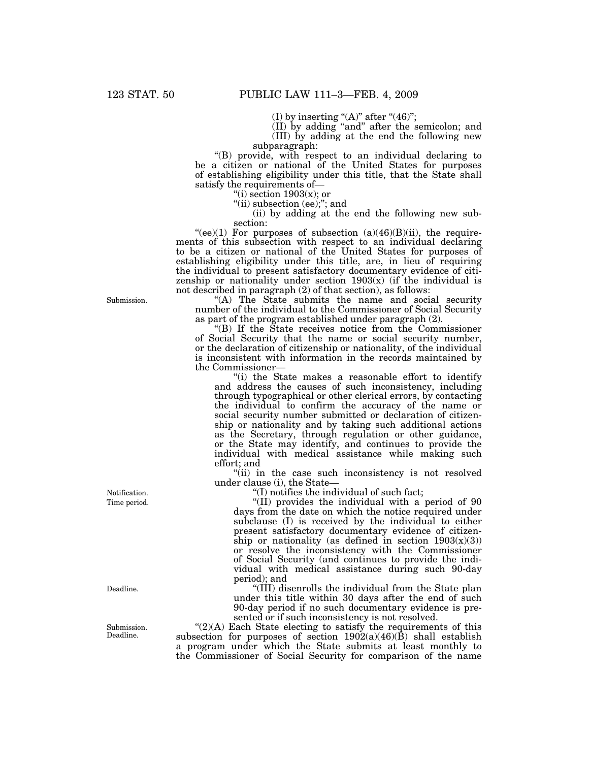(I) by inserting "(A)" after "(46)";

(II) by adding "and" after the semicolon; and

(III) by adding at the end the following new subparagraph:

"(B) provide, with respect to an individual declaring to be a citizen or national of the United States for purposes of establishing eligibility under this title, that the State shall satisfy the requirements of—

"(i) section 1903(x); or

"(ii) subsection (ee);"; and

(ii) by adding at the end the following new subsection:

"(ee)(1) For purposes of subsection (a)(46)(B)(ii), the requirements of this subsection with respect to an individual declaring to be a citizen or national of the United States for purposes of establishing eligibility under this title, are, in lieu of requiring the individual to present satisfactory documentary evidence of citizenship or nationality under section 1903(x) (if the individual is not described in paragraph (2) of that section), as follows:

Submission.

"(A) The State submits the name and social security number of the individual to the Commissioner of Social Security as part of the program established under paragraph (2).

"(B) If the State receives notice from the Commissioner of Social Security that the name or social security number, or the declaration of citizenship or nationality, of the individual is inconsistent with information in the records maintained by the Commissioner—

"(i) the State makes a reasonable effort to identify and address the causes of such inconsistency, including through typographical or other clerical errors, by contacting the individual to confirm the accuracy of the name or social security number submitted or declaration of citizenship or nationality and by taking such additional actions as the Secretary, through regulation or other guidance, or the State may identify, and continues to provide the individual with medical assistance while making such effort; and

"(ii) in the case such inconsistency is not resolved under clause (i), the State—

Notification.

"(I) notifies the individual of such fact;

Time period.

"(II) provides the individual with a period of 90 days from the date on which the notice required under subclause (I) is received by the individual to either present satisfactory documentary evidence of citizenship or nationality (as defined in section 1903(x)(3)) or resolve the inconsistency with the Commissioner of Social Security (and continues to provide the individual with medical assistance during such 90-day period); and

Deadline.

"(III) disenrolls the individual from the State plan under this title within 30 days after the end of such 90-day period if no such documentary evidence is presented or if such inconsistency is not resolved.

Submission. Deadline.

"(2)(A) Each State electing to satisfy the requirements of this subsection for purposes of section 1902(a)(46)(B) shall establish a program under which the State submits at least monthly to the Commissioner of Social Security for comparison of the name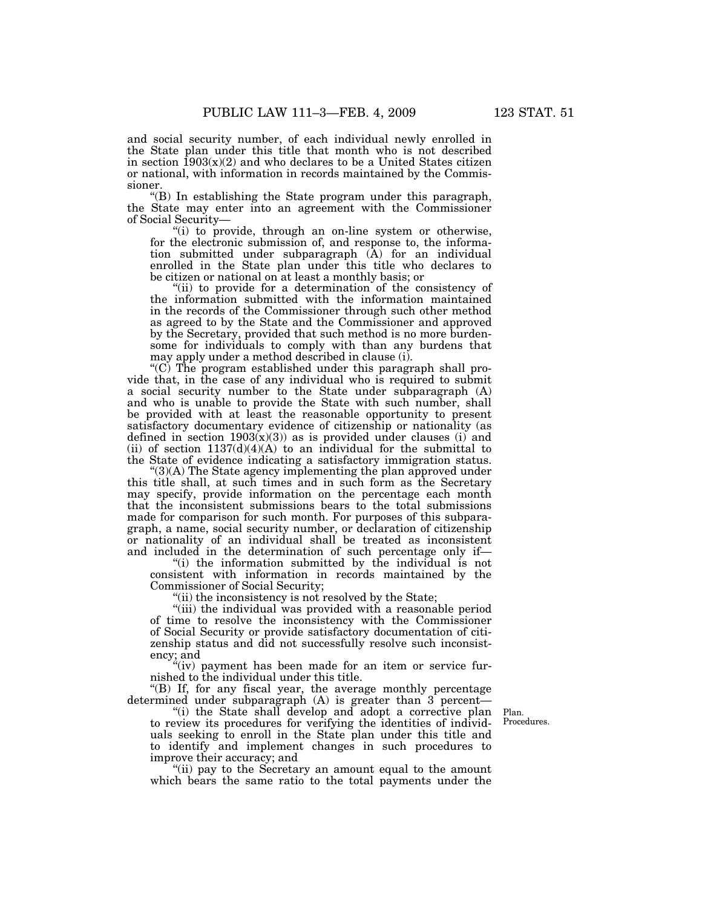and social security number, of each individual newly enrolled in the State plan under this title that month who is not described in section 1903(x)(2) and who declares to be a United States citizen or national, with information in records maintained by the Commissioner.

"(B) In establishing the State program under this paragraph, the State may enter into an agreement with the Commissioner of Social Security—

"(i) to provide, through an on-line system or otherwise, for the electronic submission of, and response to, the information submitted under subparagraph (A) for an individual enrolled in the State plan under this title who declares to be citizen or national on at least a monthly basis; or

"(ii) to provide for a determination of the consistency of the information submitted with the information maintained in the records of the Commissioner through such other method as agreed to by the State and the Commissioner and approved by the Secretary, provided that such method is no more burdensome for individuals to comply with than any burdens that may apply under a method described in clause (i).

"(C) The program established under this paragraph shall provide that, in the case of any individual who is required to submit a social security number to the State under subparagraph (A) and who is unable to provide the State with such number, shall be provided with at least the reasonable opportunity to present satisfactory documentary evidence of citizenship or nationality (as defined in section 1903(x)(3)) as is provided under clauses (i) and (ii) of section 1137(d)(4)(A) to an individual for the submittal to the State of evidence indicating a satisfactory immigration status.

"(3)(A) The State agency implementing the plan approved under this title shall, at such times and in such form as the Secretary may specify, provide information on the percentage each month that the inconsistent submissions bears to the total submissions made for comparison for such month. For purposes of this subparagraph, a name, social security number, or declaration of citizenship or nationality of an individual shall be treated as inconsistent and included in the determination of such percentage only if—

"(i) the information submitted by the individual is not consistent with information in records maintained by the Commissioner of Social Security;

"(ii) the inconsistency is not resolved by the State;

"(iii) the individual was provided with a reasonable period of time to resolve the inconsistency with the Commissioner of Social Security or provide satisfactory documentation of citizenship status and did not successfully resolve such inconsistency; and

"(iv) payment has been made for an item or service furnished to the individual under this title.

"(B) If, for any fiscal year, the average monthly percentage determined under subparagraph (A) is greater than 3 percent—

"(i) the State shall develop and adopt a corrective plan to review its procedures for verifying the identities of individuals seeking to enroll in the State plan under this title and to identify and implement changes in such procedures to improve their accuracy; and

Plan.
Procedures.

"(ii) pay to the Secretary an amount equal to the amount which bears the same ratio to the total payments under the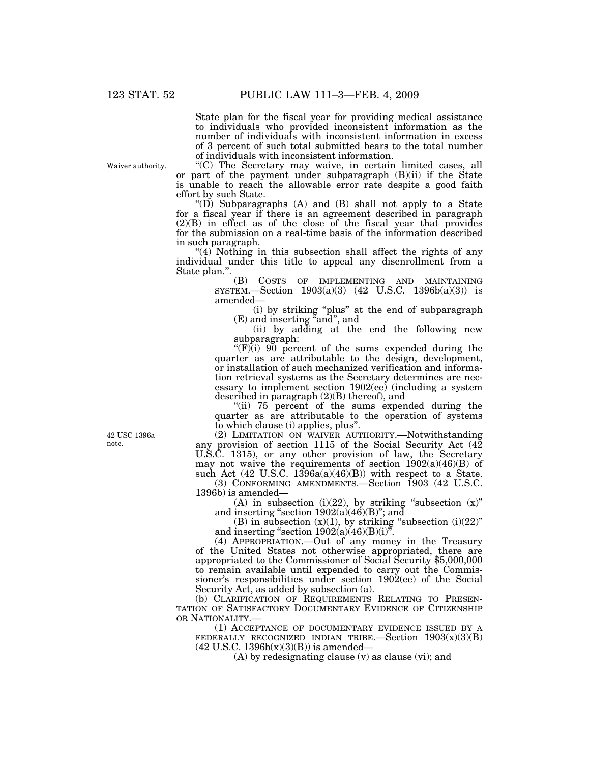State plan for the fiscal year for providing medical assistance to individuals who provided inconsistent information as the number of individuals with inconsistent information in excess of 3 percent of such total submitted bears to the total number of individuals with inconsistent information.

Waiver authority.

"(C) The Secretary may waive, in certain limited cases, all or part of the payment under subparagraph (B)(ii) if the State is unable to reach the allowable error rate despite a good faith effort by such State.

"(D) Subparagraphs (A) and (B) shall not apply to a State for a fiscal year if there is an agreement described in paragraph (2)(B) in effect as of the close of the fiscal year that provides for the submission on a real-time basis of the information described in such paragraph.

"(4) Nothing in this subsection shall affect the rights of any individual under this title to appeal any disenrollment from a State plan.".

(B) COSTS OF IMPLEMENTING AND MAINTAINING SYSTEM.—Section 1903(a)(3) (42 U.S.C. 1396b(a)(3)) is amended—

(i) by striking "plus" at the end of subparagraph (E) and inserting "and", and

(ii) by adding at the end the following new subparagraph:

"(F)(i) 90 percent of the sums expended during the quarter as are attributable to the design, development, or installation of such mechanized verification and information retrieval systems as the Secretary determines are necessary to implement section 1902(ee) (including a system described in paragraph (2)(B) thereof), and

"(ii) 75 percent of the sums expended during the quarter as are attributable to the operation of systems to which clause (i) applies, plus".

42 USC 1396a note.

(2) LIMITATION ON WAIVER AUTHORITY.—Notwithstanding any provision of section 1115 of the Social Security Act (42 U.S.C. 1315), or any other provision of law, the Secretary may not waive the requirements of section 1902(a)(46)(B) of such Act (42 U.S.C. 1396a(a)(46)(B)) with respect to a State.

(3) CONFORMING AMENDMENTS.—Section 1903 (42 U.S.C. 1396b) is amended—

(A) in subsection (i)(22), by striking "subsection (x)" and inserting "section 1902(a)(46)(B)"; and

(B) in subsection (x)(1), by striking "subsection (i)(22)" and inserting "section 1902(a)(46)(B)(i)".

(4) APPROPRIATION.—Out of any money in the Treasury of the United States not otherwise appropriated, there are appropriated to the Commissioner of Social Security $5,000,000 to remain available until expended to carry out the Commissioner's responsibilities under section 1902(ee) of the Social Security Act, as added by subsection (a).

(b) CLARIFICATION OF REQUIREMENTS RELATING TO PRESENTATION OF SATISFACTORY DOCUMENTARY EVIDENCE OF CITIZENSHIP OR NATIONALITY.—

(1) ACCEPTANCE OF DOCUMENTARY EVIDENCE ISSUED BY A FEDERALLY RECOGNIZED INDIAN TRIBE.—Section 1903(x)(3)(B) (42 U.S.C. 1396b(x)(3)(B)) is amended—

(A) by redesignating clause (v) as clause (vi); and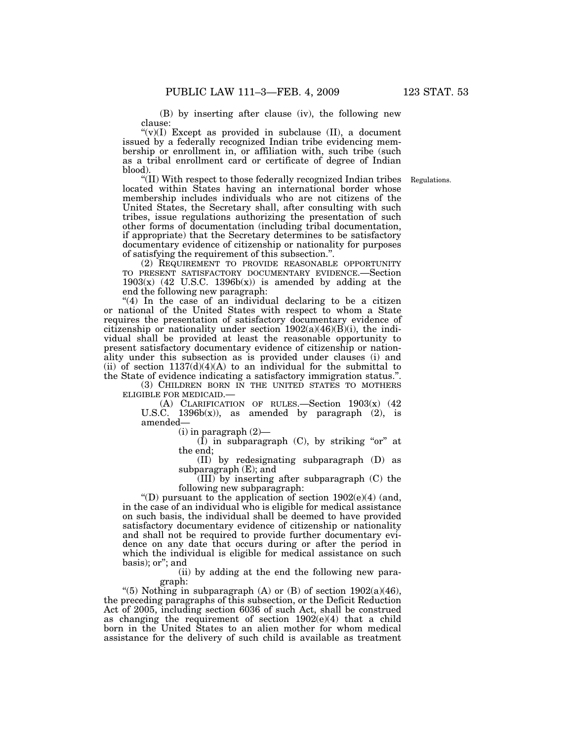(B) by inserting after clause (iv), the following new clause:

"(v)(I) Except as provided in subclause (II), a document issued by a federally recognized Indian tribe evidencing membership or enrollment in, or affiliation with, such tribe (such as a tribal enrollment card or certificate of degree of Indian blood).

"(II) With respect to those federally recognized Indian tribes located within States having an international border whose membership includes individuals who are not citizens of the United States, the Secretary shall, after consulting with such tribes, issue regulations authorizing the presentation of such other forms of documentation (including tribal documentation, if appropriate) that the Secretary determines to be satisfactory documentary evidence of citizenship or nationality for purposes of satisfying the requirement of this subsection.".

Regulations.

(2) REQUIREMENT TO PROVIDE REASONABLE OPPORTUNITY TO PRESENT SATISFACTORY DOCUMENTARY EVIDENCE.—Section 1903(x) (42 U.S.C. 1396b(x)) is amended by adding at the end the following new paragraph:

"(4) In the case of an individual declaring to be a citizen or national of the United States with respect to whom a State requires the presentation of satisfactory documentary evidence of citizenship or nationality under section 1902(a)(46)(B)(i), the individual shall be provided at least the reasonable opportunity to present satisfactory documentary evidence of citizenship or nationality under this subsection as is provided under clauses (i) and (ii) of section 1137(d)(4)(A) to an individual for the submittal to the State of evidence indicating a satisfactory immigration status.".

(3) CHILDREN BORN IN THE UNITED STATES TO MOTHERS ELIGIBLE FOR MEDICAID.—

(A) CLARIFICATION OF RULES.—Section 1903(x) (42 U.S.C. 1396b(x)), as amended by paragraph (2), is amended—

(i) in paragraph (2)—

(I) in subparagraph (C), by striking "or" at the end;

(II) by redesignating subparagraph (D) as subparagraph (E); and

(III) by inserting after subparagraph (C) the following new subparagraph:

"(D) pursuant to the application of section 1902(e)(4) (and, in the case of an individual who is eligible for medical assistance on such basis, the individual shall be deemed to have provided satisfactory documentary evidence of citizenship or nationality and shall not be required to provide further documentary evidence on any date that occurs during or after the period in which the individual is eligible for medical assistance on such basis); or"; and

(ii) by adding at the end the following new paragraph:

"(5) Nothing in subparagraph (A) or (B) of section 1902(a)(46), the preceding paragraphs of this subsection, or the Deficit Reduction Act of 2005, including section 6036 of such Act, shall be construed as changing the requirement of section 1902(e)(4) that a child born in the United States to an alien mother for whom medical assistance for the delivery of such child is available as treatment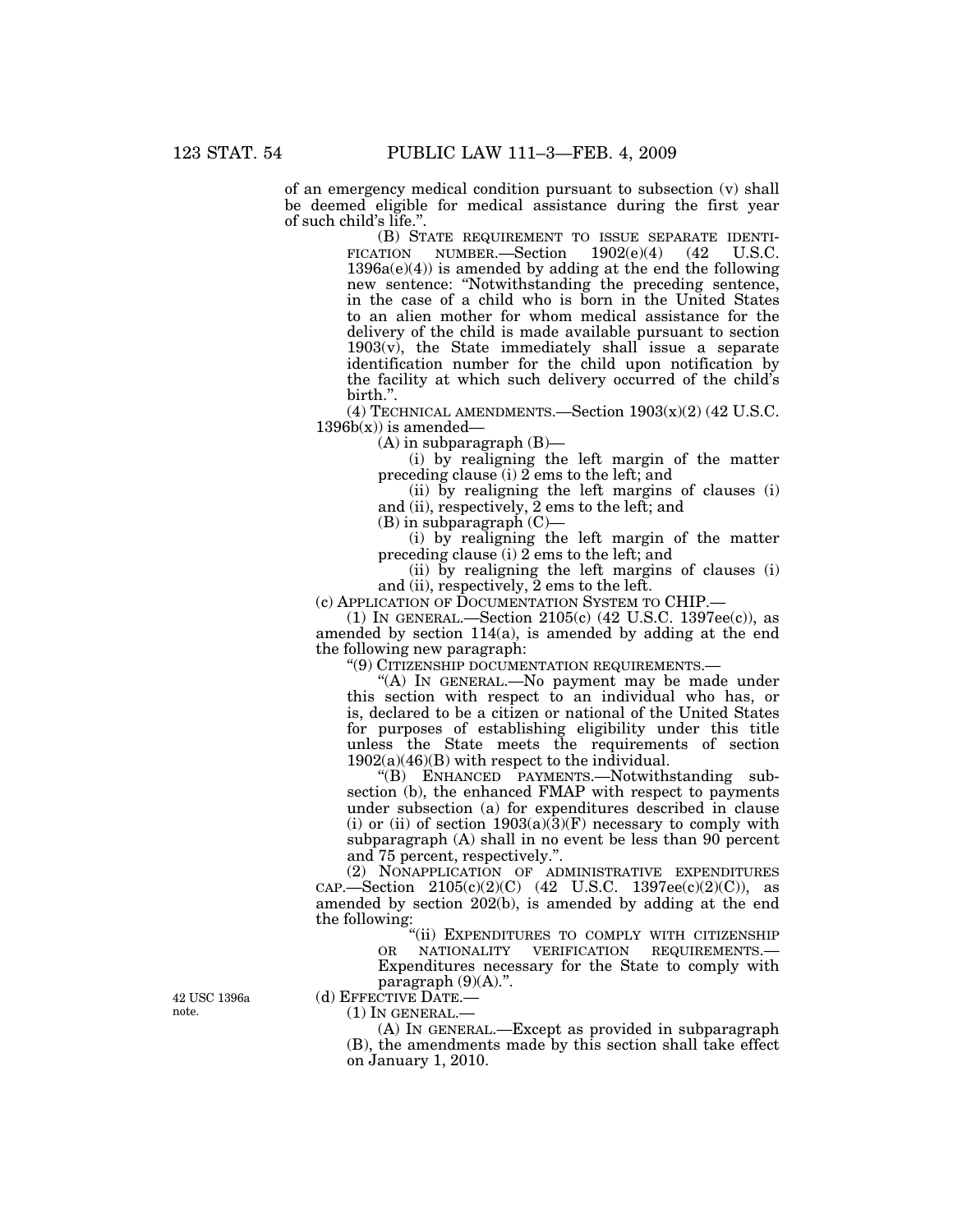of an emergency medical condition pursuant to subsection (v) shall be deemed eligible for medical assistance during the first year of such child's life.".

(B) STATE REQUIREMENT TO ISSUE SEPARATE IDENTIFICATION NUMBER.—Section 1902(e)(4) (42 U.S.C. 1396a(e)(4)) is amended by adding at the end the following new sentence: "Notwithstanding the preceding sentence, in the case of a child who is born in the United States to an alien mother for whom medical assistance for the delivery of the child is made available pursuant to section 1903(v), the State immediately shall issue a separate identification number for the child upon notification by the facility at which such delivery occurred of the child's birth.".

(4) TECHNICAL AMENDMENTS.—Section 1903(x)(2) (42 U.S.C. 1396b(x)) is amended—

(A) in subparagraph (B)—

(i) by realigning the left margin of the matter preceding clause (i) 2 ems to the left; and

(ii) by realigning the left margins of clauses (i) and (ii), respectively, 2 ems to the left; and

(B) in subparagraph (C)—

(i) by realigning the left margin of the matter preceding clause (i) 2 ems to the left; and

(ii) by realigning the left margins of clauses (i) and (ii), respectively, 2 ems to the left.

(c) APPLICATION OF DOCUMENTATION SYSTEM TO CHIP.—

(1) IN GENERAL.—Section 2105(c) (42 U.S.C. 1397ee(c)), as amended by section 114(a), is amended by adding at the end the following new paragraph:

"(9) CITIZENSHIP DOCUMENTATION REQUIREMENTS.—

"(A) IN GENERAL.—No payment may be made under this section with respect to an individual who has, or is, declared to be a citizen or national of the United States for purposes of establishing eligibility under this title unless the State meets the requirements of section 1902(a)(46)(B) with respect to the individual.

"(B) ENHANCED PAYMENTS.—Notwithstanding subsection (b), the enhanced FMAP with respect to payments under subsection (a) for expenditures described in clause (i) or (ii) of section 1903(a)(3)(F) necessary to comply with subparagraph (A) shall in no event be less than 90 percent and 75 percent, respectively.".

(2) NONAPPLICATION OF ADMINISTRATIVE EXPENDITURES CAP.—Section 2105(c)(2)(C) (42 U.S.C. 1397ee(c)(2)(C)), as amended by section 202(b), is amended by adding at the end the following:

"(ii) EXPENDITURES TO COMPLY WITH CITIZENSHIP OR NATIONALITY VERIFICATION REQUIREMENTS.—Expenditures necessary for the State to comply with paragraph (9)(A).".

42 USC 1396a note.

(d) EFFECTIVE DATE.—

(1) IN GENERAL.—

(A) IN GENERAL.—Except as provided in subparagraph (B), the amendments made by this section shall take effect on January 1, 2010.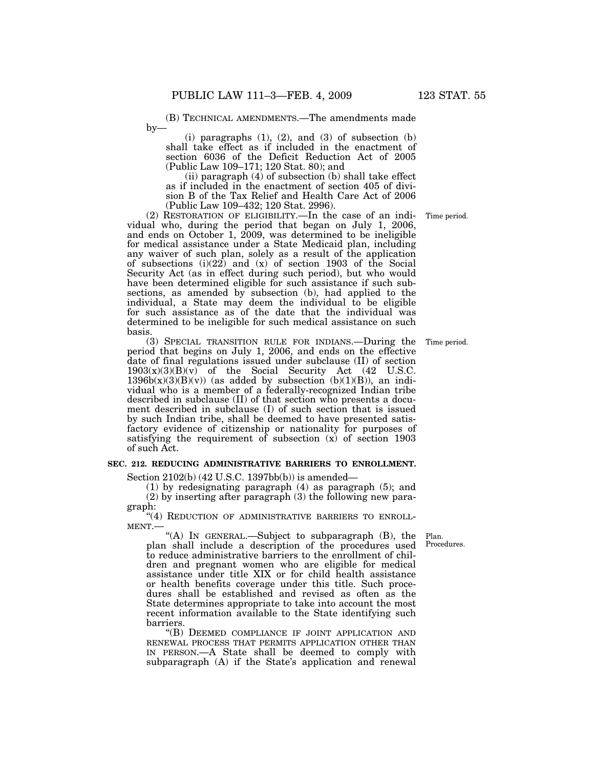(B) TECHNICAL AMENDMENTS.—The amendments made by—

(i) paragraphs (1), (2), and (3) of subsection (b) shall take effect as if included in the enactment of section 6036 of the Deficit Reduction Act of 2005 (Public Law 109–171; 120 Stat. 80); and

(ii) paragraph (4) of subsection (b) shall take effect as if included in the enactment of section 405 of division B of the Tax Relief and Health Care Act of 2006 (Public Law 109–432; 120 Stat. 2996).

Time period.

(2) RESTORATION OF ELIGIBILITY.—In the case of an individual who, during the period that began on July 1, 2006, and ends on October 1, 2009, was determined to be ineligible for medical assistance under a State Medicaid plan, including any waiver of such plan, solely as a result of the application of subsections (i)(22) and (x) of section 1903 of the Social Security Act (as in effect during such period), but who would have been determined eligible for such assistance if such subsections, as amended by subsection (b), had applied to the individual, a State may deem the individual to be eligible for such assistance as of the date that the individual was determined to be ineligible for such medical assistance on such basis.

Time period.

(3) SPECIAL TRANSITION RULE FOR INDIANS.—During the period that begins on July 1, 2006, and ends on the effective date of final regulations issued under subclause (II) of section 1903(x)(3)(B)(v) of the Social Security Act (42 U.S.C. 1396b(x)(3)(B)(v)) (as added by subsection (b)(1)(B)), an individual who is a member of a federally-recognized Indian tribe described in subclause (II) of that section who presents a document described in subclause (I) of such section that is issued by such Indian tribe, shall be deemed to have presented satisfactory evidence of citizenship or nationality for purposes of satisfying the requirement of subsection (x) of section 1903 of such Act.

**SEC. 212. REDUCING ADMINISTRATIVE BARRIERS TO ENROLLMENT.**

Section 2102(b) (42 U.S.C. 1397bb(b)) is amended—

(1) by redesignating paragraph (4) as paragraph (5); and

(2) by inserting after paragraph (3) the following new paragraph:

"(4) REDUCTION OF ADMINISTRATIVE BARRIERS TO ENROLLMENT.—

Plan. Procedures.

"(A) IN GENERAL.—Subject to subparagraph (B), the plan shall include a description of the procedures used to reduce administrative barriers to the enrollment of children and pregnant women who are eligible for medical assistance under title XIX or for child health assistance or health benefits coverage under this title. Such procedures shall be established and revised as often as the State determines appropriate to take into account the most recent information available to the State identifying such barriers.

"(B) DEEMED COMPLIANCE IF JOINT APPLICATION AND RENEWAL PROCESS THAT PERMITS APPLICATION OTHER THAN IN PERSON.—A State shall be deemed to comply with subparagraph (A) if the State's application and renewal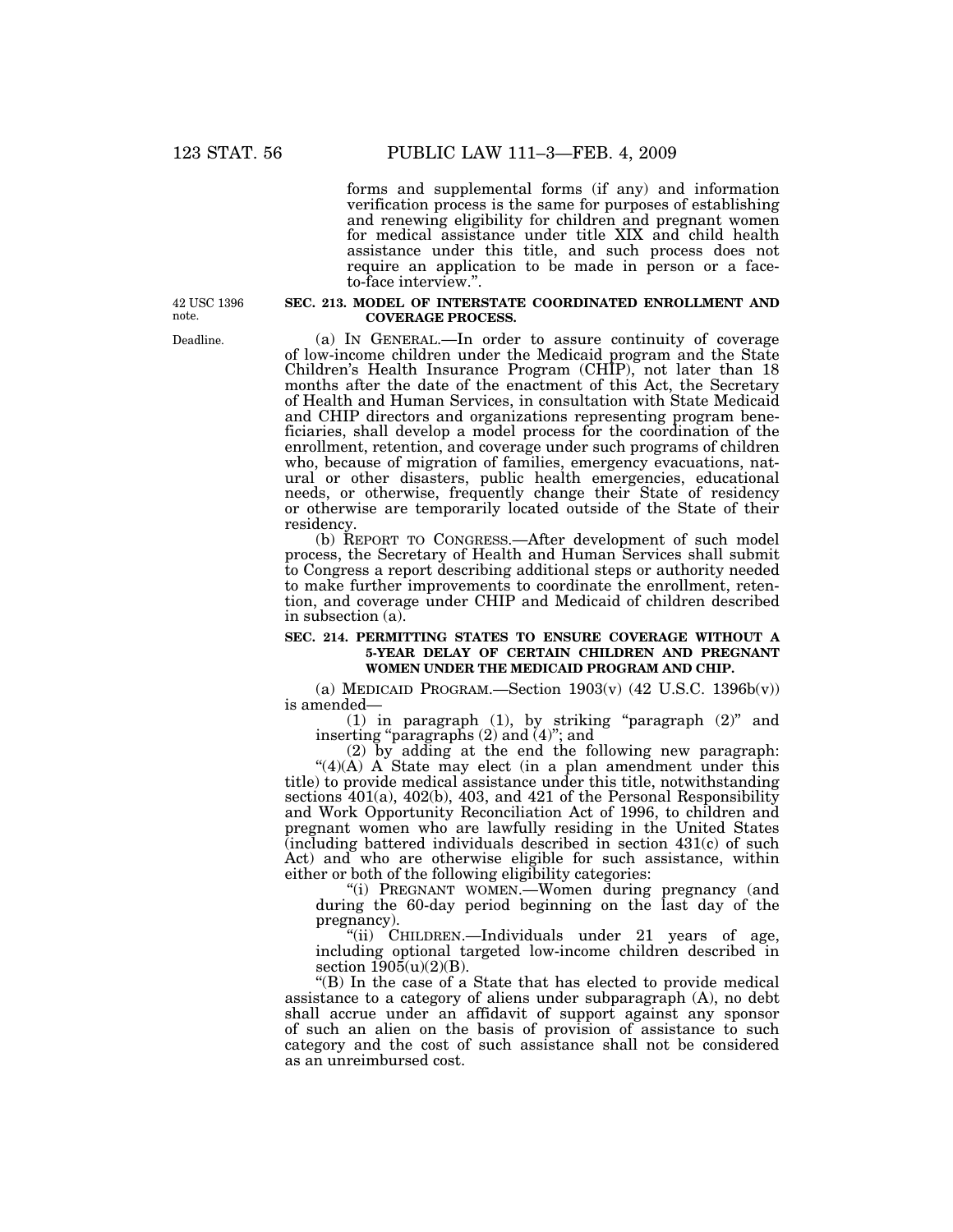forms and supplemental forms (if any) and information verification process is the same for purposes of establishing and renewing eligibility for children and pregnant women for medical assistance under title XIX and child health assistance under this title, and such process does not require an application to be made in person or a face-to-face interview.".

42 USC 1396 note.

### SEC. 213. MODEL OF INTERSTATE COORDINATED ENROLLMENT AND COVERAGE PROCESS.

Deadline.

(a) IN GENERAL.—In order to assure continuity of coverage of low-income children under the Medicaid program and the State Children's Health Insurance Program (CHIP), not later than 18 months after the date of the enactment of this Act, the Secretary of Health and Human Services, in consultation with State Medicaid and CHIP directors and organizations representing program beneficiaries, shall develop a model process for the coordination of the enrollment, retention, and coverage under such programs of children who, because of migration of families, emergency evacuations, natural or other disasters, public health emergencies, educational needs, or otherwise, frequently change their State of residency or otherwise are temporarily located outside of the State of their residency.

(b) REPORT TO CONGRESS.—After development of such model process, the Secretary of Health and Human Services shall submit to Congress a report describing additional steps or authority needed to make further improvements to coordinate the enrollment, retention, and coverage under CHIP and Medicaid of children described in subsection (a).

### SEC. 214. PERMITTING STATES TO ENSURE COVERAGE WITHOUT A 5-YEAR DELAY OF CERTAIN CHILDREN AND PREGNANT WOMEN UNDER THE MEDICAID PROGRAM AND CHIP.

(a) MEDICAID PROGRAM.—Section 1903(v) (42 U.S.C. 1396b(v)) is amended—

(1) in paragraph (1), by striking "paragraph (2)" and inserting "paragraphs (2) and (4)"; and

(2) by adding at the end the following new paragraph:

"(4)(A) A State may elect (in a plan amendment under this title) to provide medical assistance under this title, notwithstanding sections 401(a), 402(b), 403, and 421 of the Personal Responsibility and Work Opportunity Reconciliation Act of 1996, to children and pregnant women who are lawfully residing in the United States (including battered individuals described in section 431(c) of such Act) and who are otherwise eligible for such assistance, within either or both of the following eligibility categories:

"(i) PREGNANT WOMEN.—Women during pregnancy (and during the 60-day period beginning on the last day of the pregnancy).

"(ii) CHILDREN.—Individuals under 21 years of age, including optional targeted low-income children described in section 1905(u)(2)(B).

"(B) In the case of a State that has elected to provide medical assistance to a category of aliens under subparagraph (A), no debt shall accrue under an affidavit of support against any sponsor of such an alien on the basis of provision of assistance to such category and the cost of such assistance shall not be considered as an unreimbursed cost.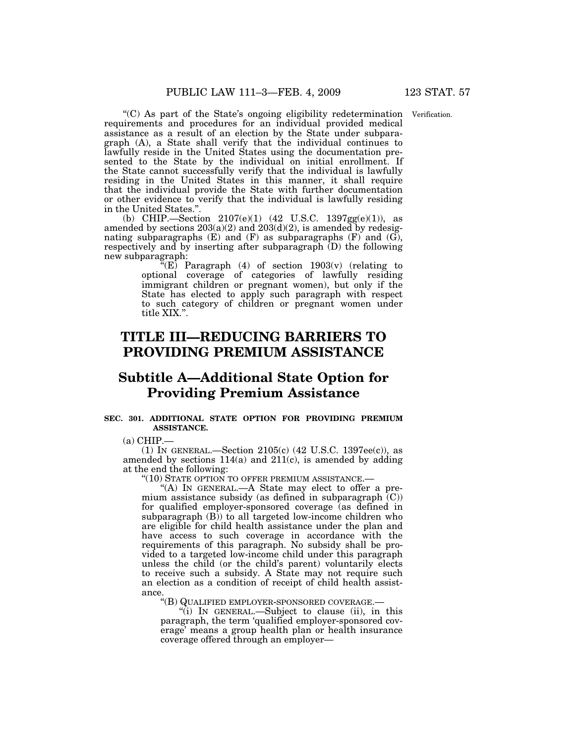"(C) As part of the State's ongoing eligibility redetermination requirements and procedures for an individual provided medical assistance as a result of an election by the State under subparagraph (A), a State shall verify that the individual continues to lawfully reside in the United States using the documentation presented to the State by the individual on initial enrollment. If the State cannot successfully verify that the individual is lawfully residing in the United States in this manner, it shall require that the individual provide the State with further documentation or other evidence to verify that the individual is lawfully residing in the United States.".

Verification.

(b) CHIP.—Section 2107(e)(1) (42 U.S.C. 1397gg(e)(1)), as amended by sections 203(a)(2) and 203(d)(2), is amended by redesignating subparagraphs (E) and (F) as subparagraphs (F) and (G), respectively and by inserting after subparagraph (D) the following new subparagraph:

"(E) Paragraph (4) of section 1903(v) (relating to optional coverage of categories of lawfully residing immigrant children or pregnant women), but only if the State has elected to apply such paragraph with respect to such category of children or pregnant women under title XIX.".

# TITLE III—REDUCING BARRIERS TO PROVIDING PREMIUM ASSISTANCE

## Subtitle A—Additional State Option for Providing Premium Assistance

### SEC. 301. ADDITIONAL STATE OPTION FOR PROVIDING PREMIUM ASSISTANCE.

(a) CHIP.—

(1) IN GENERAL.—Section 2105(c) (42 U.S.C. 1397ee(c)), as amended by sections 114(a) and 211(c), is amended by adding at the end the following:

"(10) STATE OPTION TO OFFER PREMIUM ASSISTANCE.—

"(A) IN GENERAL.—A State may elect to offer a premium assistance subsidy (as defined in subparagraph (C)) for qualified employer-sponsored coverage (as defined in subparagraph (B)) to all targeted low-income children who are eligible for child health assistance under the plan and have access to such coverage in accordance with the requirements of this paragraph. No subsidy shall be provided to a targeted low-income child under this paragraph unless the child (or the child's parent) voluntarily elects to receive such a subsidy. A State may not require such an election as a condition of receipt of child health assistance.

"(B) QUALIFIED EMPLOYER-SPONSORED COVERAGE.—

"(i) IN GENERAL.—Subject to clause (ii), in this paragraph, the term 'qualified employer-sponsored coverage' means a group health plan or health insurance coverage offered through an employer—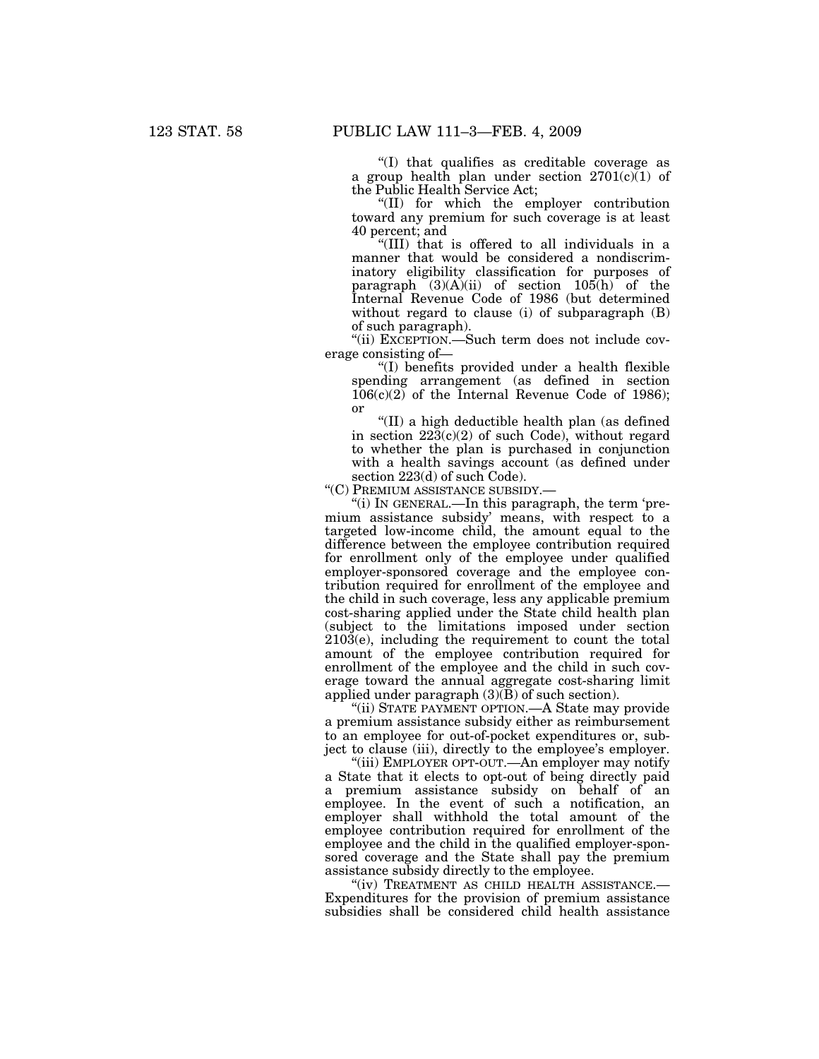"(I) that qualifies as creditable coverage as a group health plan under section 2701(c)(1) of the Public Health Service Act;

"(II) for which the employer contribution toward any premium for such coverage is at least 40 percent; and

"(III) that is offered to all individuals in a manner that would be considered a nondiscriminatory eligibility classification for purposes of paragraph (3)(A)(ii) of section 105(h) of the Internal Revenue Code of 1986 (but determined without regard to clause (i) of subparagraph (B) of such paragraph).

"(ii) EXCEPTION.—Such term does not include coverage consisting of—

"(I) benefits provided under a health flexible spending arrangement (as defined in section 106(c)(2) of the Internal Revenue Code of 1986); or

"(II) a high deductible health plan (as defined in section 223(c)(2) of such Code), without regard to whether the plan is purchased in conjunction with a health savings account (as defined under section 223(d) of such Code).

"(C) PREMIUM ASSISTANCE SUBSIDY.—

"(i) IN GENERAL.—In this paragraph, the term 'premium assistance subsidy' means, with respect to a targeted low-income child, the amount equal to the difference between the employee contribution required for enrollment only of the employee under qualified employer-sponsored coverage and the employee contribution required for enrollment of the employee and the child in such coverage, less any applicable premium cost-sharing applied under the State child health plan (subject to the limitations imposed under section 2103(e), including the requirement to count the total amount of the employee contribution required for enrollment of the employee and the child in such coverage toward the annual aggregate cost-sharing limit applied under paragraph (3)(B) of such section).

"(ii) STATE PAYMENT OPTION.—A State may provide a premium assistance subsidy either as reimbursement to an employee for out-of-pocket expenditures or, subject to clause (iii), directly to the employee's employer.

"(iii) EMPLOYER OPT-OUT.—An employer may notify a State that it elects to opt-out of being directly paid a premium assistance subsidy on behalf of an employee. In the event of such a notification, an employer shall withhold the total amount of the employee contribution required for enrollment of the employee and the child in the qualified employer-sponsored coverage and the State shall pay the premium assistance subsidy directly to the employee.

"(iv) TREATMENT AS CHILD HEALTH ASSISTANCE.—Expenditures for the provision of premium assistance subsidies shall be considered child health assistance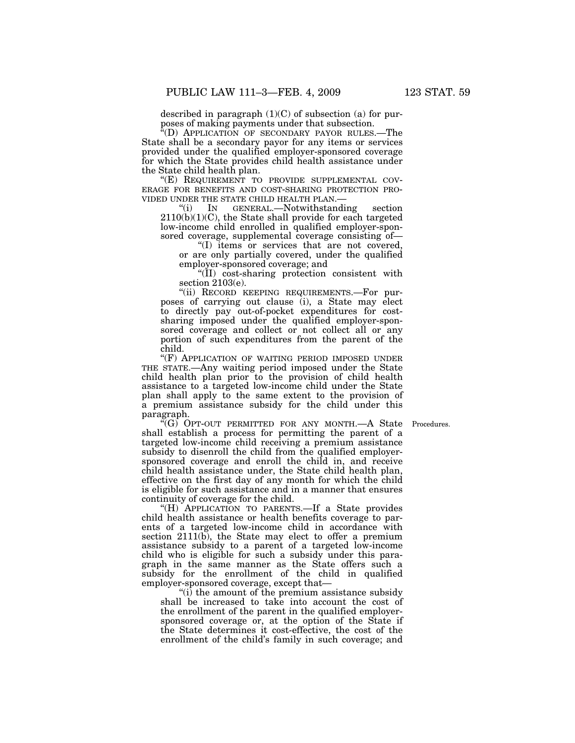described in paragraph (1)(C) of subsection (a) for purposes of making payments under that subsection.

"(D) APPLICATION OF SECONDARY PAYOR RULES.—The State shall be a secondary payor for any items or services provided under the qualified employer-sponsored coverage for which the State provides child health assistance under the State child health plan.

"(E) REQUIREMENT TO PROVIDE SUPPLEMENTAL COVERAGE FOR BENEFITS AND COST-SHARING PROTECTION PROVIDED UNDER THE STATE CHILD HEALTH PLAN.—

"(i) IN GENERAL.—Notwithstanding section 2110(b)(1)(C), the State shall provide for each targeted low-income child enrolled in qualified employer-sponsored coverage, supplemental coverage consisting of—

"(I) items or services that are not covered, or are only partially covered, under the qualified employer-sponsored coverage; and

"(II) cost-sharing protection consistent with section 2103(e).

"(ii) RECORD KEEPING REQUIREMENTS.—For purposes of carrying out clause (i), a State may elect to directly pay out-of-pocket expenditures for cost-sharing imposed under the qualified employer-sponsored coverage and collect or not collect all or any portion of such expenditures from the parent of the child.

"(F) APPLICATION OF WAITING PERIOD IMPOSED UNDER THE STATE.—Any waiting period imposed under the State child health plan prior to the provision of child health assistance to a targeted low-income child under the State plan shall apply to the same extent to the provision of a premium assistance subsidy for the child under this paragraph.

"(G) OPT-OUT PERMITTED FOR ANY MONTH.—A State shall establish a process for permitting the parent of a targeted low-income child receiving a premium assistance subsidy to disenroll the child from the qualified employer-sponsored coverage and enroll the child in, and receive child health assistance under, the State child health plan, effective on the first day of any month for which the child is eligible for such assistance and in a manner that ensures continuity of coverage for the child.

Procedures.

"(H) APPLICATION TO PARENTS.—If a State provides child health assistance or health benefits coverage to parents of a targeted low-income child in accordance with section 2111(b), the State may elect to offer a premium assistance subsidy to a parent of a targeted low-income child who is eligible for such a subsidy under this paragraph in the same manner as the State offers such a subsidy for the enrollment of the child in qualified employer-sponsored coverage, except that—

"(i) the amount of the premium assistance subsidy shall be increased to take into account the cost of the enrollment of the parent in the qualified employer-sponsored coverage or, at the option of the State if the State determines it cost-effective, the cost of the enrollment of the child's family in such coverage; and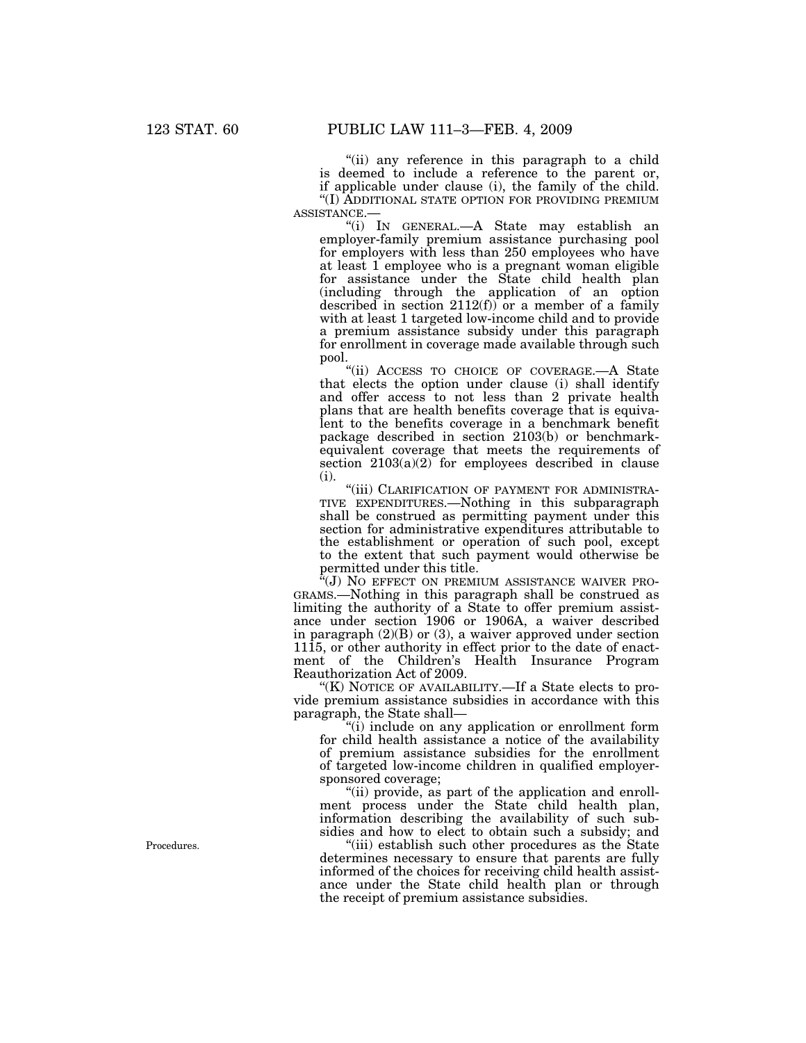"(ii) any reference in this paragraph to a child is deemed to include a reference to the parent or, if applicable under clause (i), the family of the child.

"(I) ADDITIONAL STATE OPTION FOR PROVIDING PREMIUM ASSISTANCE.—

"(i) IN GENERAL.—A State may establish an employer-family premium assistance purchasing pool for employers with less than 250 employees who have at least 1 employee who is a pregnant woman eligible for assistance under the State child health plan (including through the application of an option described in section 2112(f)) or a member of a family with at least 1 targeted low-income child and to provide a premium assistance subsidy under this paragraph for enrollment in coverage made available through such pool.

"(ii) ACCESS TO CHOICE OF COVERAGE.—A State that elects the option under clause (i) shall identify and offer access to not less than 2 private health plans that are health benefits coverage that is equivalent to the benefits coverage in a benchmark benefit package described in section 2103(b) or benchmark-equivalent coverage that meets the requirements of section 2103(a)(2) for employees described in clause (i).

"(iii) CLARIFICATION OF PAYMENT FOR ADMINISTRATIVE EXPENDITURES.—Nothing in this subparagraph shall be construed as permitting payment under this section for administrative expenditures attributable to the establishment or operation of such pool, except to the extent that such payment would otherwise be permitted under this title.

"(J) NO EFFECT ON PREMIUM ASSISTANCE WAIVER PROGRAMS.—Nothing in this paragraph shall be construed as limiting the authority of a State to offer premium assistance under section 1906 or 1906A, a waiver described in paragraph (2)(B) or (3), a waiver approved under section 1115, or other authority in effect prior to the date of enactment of the Children's Health Insurance Program Reauthorization Act of 2009.

"(K) NOTICE OF AVAILABILITY.—If a State elects to provide premium assistance subsidies in accordance with this paragraph, the State shall—

"(i) include on any application or enrollment form for child health assistance a notice of the availability of premium assistance subsidies for the enrollment of targeted low-income children in qualified employer-sponsored coverage;

"(ii) provide, as part of the application and enrollment process under the State child health plan, information describing the availability of such subsidies and how to elect to obtain such a subsidy; and

Procedures.

"(iii) establish such other procedures as the State determines necessary to ensure that parents are fully informed of the choices for receiving child health assistance under the State child health plan or through the receipt of premium assistance subsidies.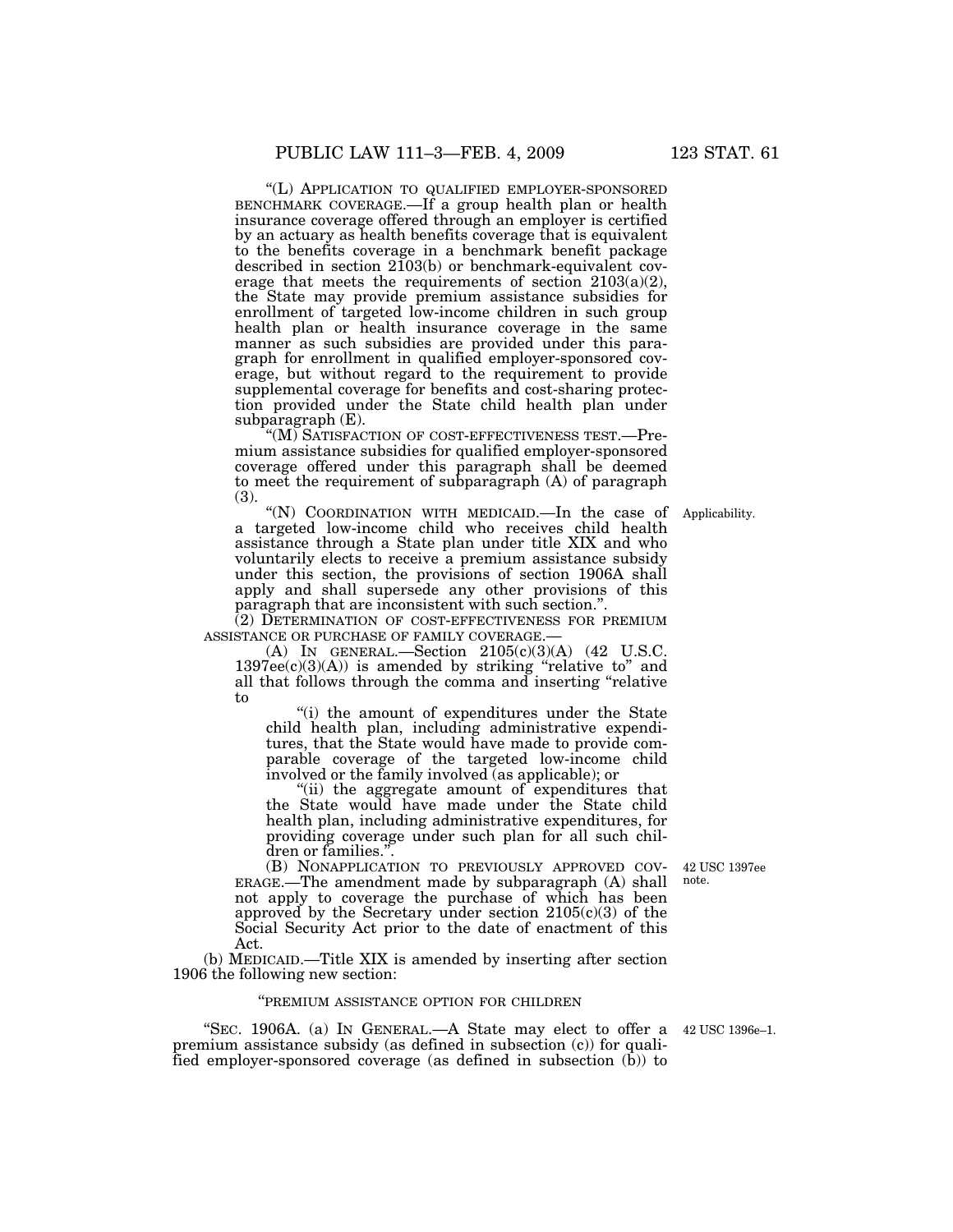"(L) APPLICATION TO QUALIFIED EMPLOYER-SPONSORED BENCHMARK COVERAGE.—If a group health plan or health insurance coverage offered through an employer is certified by an actuary as health benefits coverage that is equivalent to the benefits coverage in a benchmark benefit package described in section 2103(b) or benchmark-equivalent coverage that meets the requirements of section 2103(a)(2), the State may provide premium assistance subsidies for enrollment of targeted low-income children in such group health plan or health insurance coverage in the same manner as such subsidies are provided under this paragraph for enrollment in qualified employer-sponsored coverage, but without regard to the requirement to provide supplemental coverage for benefits and cost-sharing protection provided under the State child health plan under subparagraph (E).

"(M) SATISFACTION OF COST-EFFECTIVENESS TEST.—Premium assistance subsidies for qualified employer-sponsored coverage offered under this paragraph shall be deemed to meet the requirement of subparagraph (A) of paragraph (3).

"(N) COORDINATION WITH MEDICAID.—In the case of a targeted low-income child who receives child health assistance through a State plan under title XIX and who voluntarily elects to receive a premium assistance subsidy under this section, the provisions of section 1906A shall apply and shall supersede any other provisions of this paragraph that are inconsistent with such section.".

Applicability.

(2) DETERMINATION OF COST-EFFECTIVENESS FOR PREMIUM ASSISTANCE OR PURCHASE OF FAMILY COVERAGE.—

(A) IN GENERAL.—Section 2105(c)(3)(A) (42 U.S.C. 1397ee(c)(3)(A)) is amended by striking "relative to" and all that follows through the comma and inserting "relative to

"(i) the amount of expenditures under the State child health plan, including administrative expenditures, that the State would have made to provide comparable coverage of the targeted low-income child involved or the family involved (as applicable); or

"(ii) the aggregate amount of expenditures that the State would have made under the State child health plan, including administrative expenditures, for providing coverage under such plan for all such children or families.".

(B) NONAPPLICATION TO PREVIOUSLY APPROVED COVERAGE.—The amendment made by subparagraph (A) shall not apply to coverage the purchase of which has been approved by the Secretary under section 2105(c)(3) of the Social Security Act prior to the date of enactment of this Act.

42 USC 1397ee note.

(b) MEDICAID.—Title XIX is amended by inserting after section 1906 the following new section:

"PREMIUM ASSISTANCE OPTION FOR CHILDREN

"SEC. 1906A. (a) IN GENERAL.—A State may elect to offer a premium assistance subsidy (as defined in subsection (c)) for qualified employer-sponsored coverage (as defined in subsection (b)) to

42 USC 1396e–1.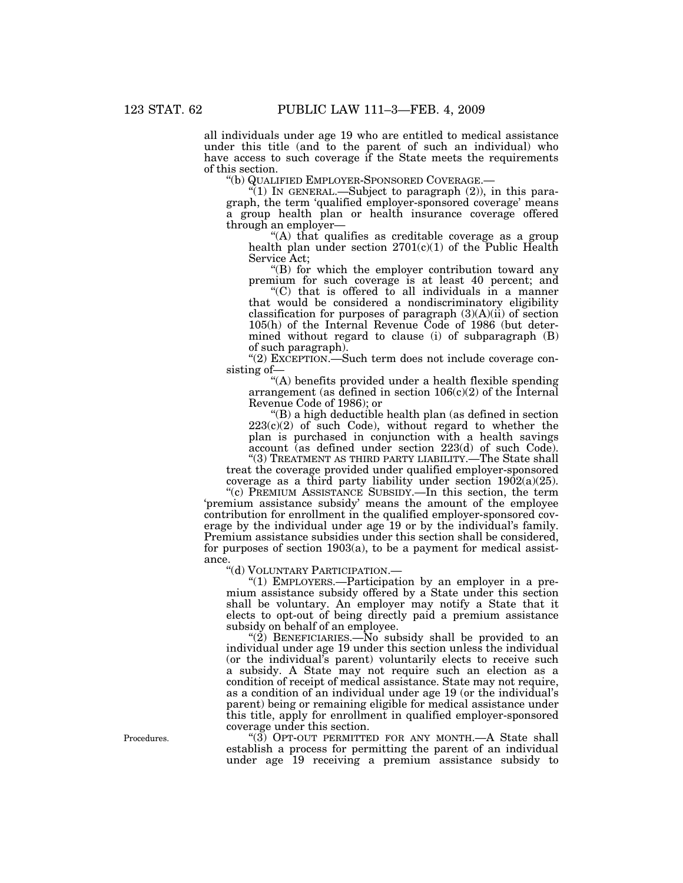all individuals under age 19 who are entitled to medical assistance under this title (and to the parent of such an individual) who have access to such coverage if the State meets the requirements of this section.

"(b) QUALIFIED EMPLOYER-SPONSORED COVERAGE.—

"(1) IN GENERAL.—Subject to paragraph (2)), in this paragraph, the term 'qualified employer-sponsored coverage' means a group health plan or health insurance coverage offered through an employer—

"(A) that qualifies as creditable coverage as a group health plan under section 2701(c)(1) of the Public Health Service Act;

"(B) for which the employer contribution toward any premium for such coverage is at least 40 percent; and

"(C) that is offered to all individuals in a manner that would be considered a nondiscriminatory eligibility classification for purposes of paragraph (3)(A)(ii) of section 105(h) of the Internal Revenue Code of 1986 (but determined without regard to clause (i) of subparagraph (B) of such paragraph).

"(2) EXCEPTION.—Such term does not include coverage consisting of—

"(A) benefits provided under a health flexible spending arrangement (as defined in section 106(c)(2) of the Internal Revenue Code of 1986); or

"(B) a high deductible health plan (as defined in section 223(c)(2) of such Code), without regard to whether the plan is purchased in conjunction with a health savings account (as defined under section 223(d) of such Code).

"(3) TREATMENT AS THIRD PARTY LIABILITY.—The State shall treat the coverage provided under qualified employer-sponsored coverage as a third party liability under section 1902(a)(25).

"(c) PREMIUM ASSISTANCE SUBSIDY.—In this section, the term 'premium assistance subsidy' means the amount of the employee contribution for enrollment in the qualified employer-sponsored coverage by the individual under age 19 or by the individual's family. Premium assistance subsidies under this section shall be considered, for purposes of section 1903(a), to be a payment for medical assistance.

"(d) VOLUNTARY PARTICIPATION.—

"(1) EMPLOYERS.—Participation by an employer in a premium assistance subsidy offered by a State under this section shall be voluntary. An employer may notify a State that it elects to opt-out of being directly paid a premium assistance subsidy on behalf of an employee.

"(2) BENEFICIARIES.—No subsidy shall be provided to an individual under age 19 under this section unless the individual (or the individual's parent) voluntarily elects to receive such a subsidy. A State may not require such an election as a condition of receipt of medical assistance. State may not require, as a condition of an individual under age 19 (or the individual's parent) being or remaining eligible for medical assistance under this title, apply for enrollment in qualified employer-sponsored coverage under this section.

Procedures.

"(3) OPT-OUT PERMITTED FOR ANY MONTH.—A State shall establish a process for permitting the parent of an individual under age 19 receiving a premium assistance subsidy to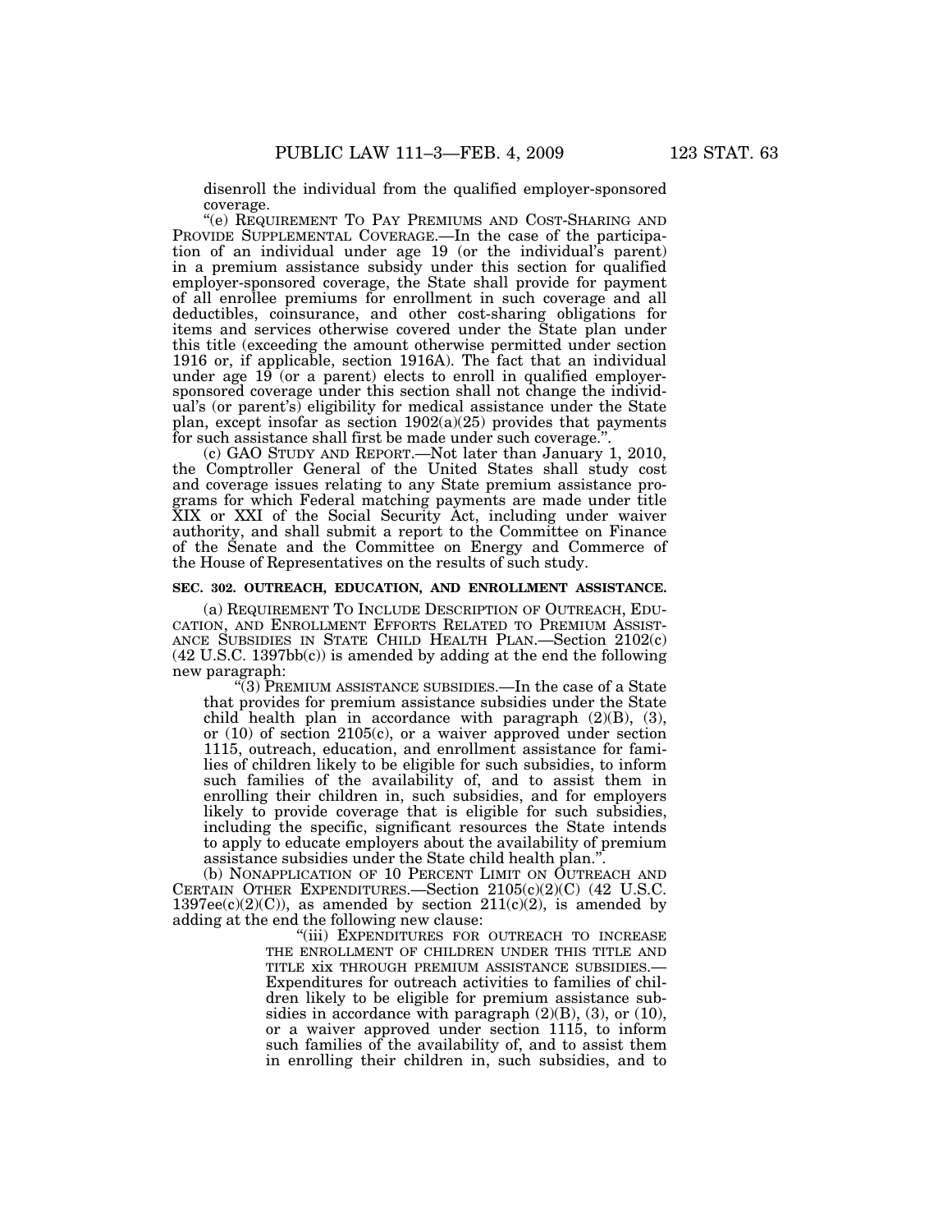disenroll the individual from the qualified employer-sponsored coverage.

"(e) REQUIREMENT TO PAY PREMIUMS AND COST-SHARING AND PROVIDE SUPPLEMENTAL COVERAGE.—In the case of the participation of an individual under age 19 (or the individual's parent) in a premium assistance subsidy under this section for qualified employer-sponsored coverage, the State shall provide for payment of all enrollee premiums for enrollment in such coverage and all deductibles, coinsurance, and other cost-sharing obligations for items and services otherwise covered under the State plan under this title (exceeding the amount otherwise permitted under section 1916 or, if applicable, section 1916A). The fact that an individual under age 19 (or a parent) elects to enroll in qualified employer-sponsored coverage under this section shall not change the individual's (or parent's) eligibility for medical assistance under the State plan, except insofar as section 1902(a)(25) provides that payments for such assistance shall first be made under such coverage.".

(c) GAO STUDY AND REPORT.—Not later than January 1, 2010, the Comptroller General of the United States shall study cost and coverage issues relating to any State premium assistance programs for which Federal matching payments are made under title XIX or XXI of the Social Security Act, including under waiver authority, and shall submit a report to the Committee on Finance of the Senate and the Committee on Energy and Commerce of the House of Representatives on the results of such study.

**SEC. 302. OUTREACH, EDUCATION, AND ENROLLMENT ASSISTANCE.**

(a) REQUIREMENT TO INCLUDE DESCRIPTION OF OUTREACH, EDUCATION, AND ENROLLMENT EFFORTS RELATED TO PREMIUM ASSISTANCE SUBSIDIES IN STATE CHILD HEALTH PLAN.—Section 2102(c) (42 U.S.C. 1397bb(c)) is amended by adding at the end the following new paragraph:

"(3) PREMIUM ASSISTANCE SUBSIDIES.—In the case of a State that provides for premium assistance subsidies under the State child health plan in accordance with paragraph (2)(B), (3), or (10) of section 2105(c), or a waiver approved under section 1115, outreach, education, and enrollment assistance for families of children likely to be eligible for such subsidies, to inform such families of the availability of, and to assist them in enrolling their children in, such subsidies, and for employers likely to provide coverage that is eligible for such subsidies, including the specific, significant resources the State intends to apply to educate employers about the availability of premium assistance subsidies under the State child health plan.".

(b) NONAPPLICATION OF 10 PERCENT LIMIT ON OUTREACH AND CERTAIN OTHER EXPENDITURES.—Section 2105(c)(2)(C) (42 U.S.C. 1397ee(c)(2)(C)), as amended by section 211(c)(2), is amended by adding at the end the following new clause:

"(iii) EXPENDITURES FOR OUTREACH TO INCREASE THE ENROLLMENT OF CHILDREN UNDER THIS TITLE AND TITLE XIX THROUGH PREMIUM ASSISTANCE SUBSIDIES.—Expenditures for outreach activities to families of children likely to be eligible for premium assistance subsidies in accordance with paragraph (2)(B), (3), or (10), or a waiver approved under section 1115, to inform such families of the availability of, and to assist them in enrolling their children in, such subsidies, and to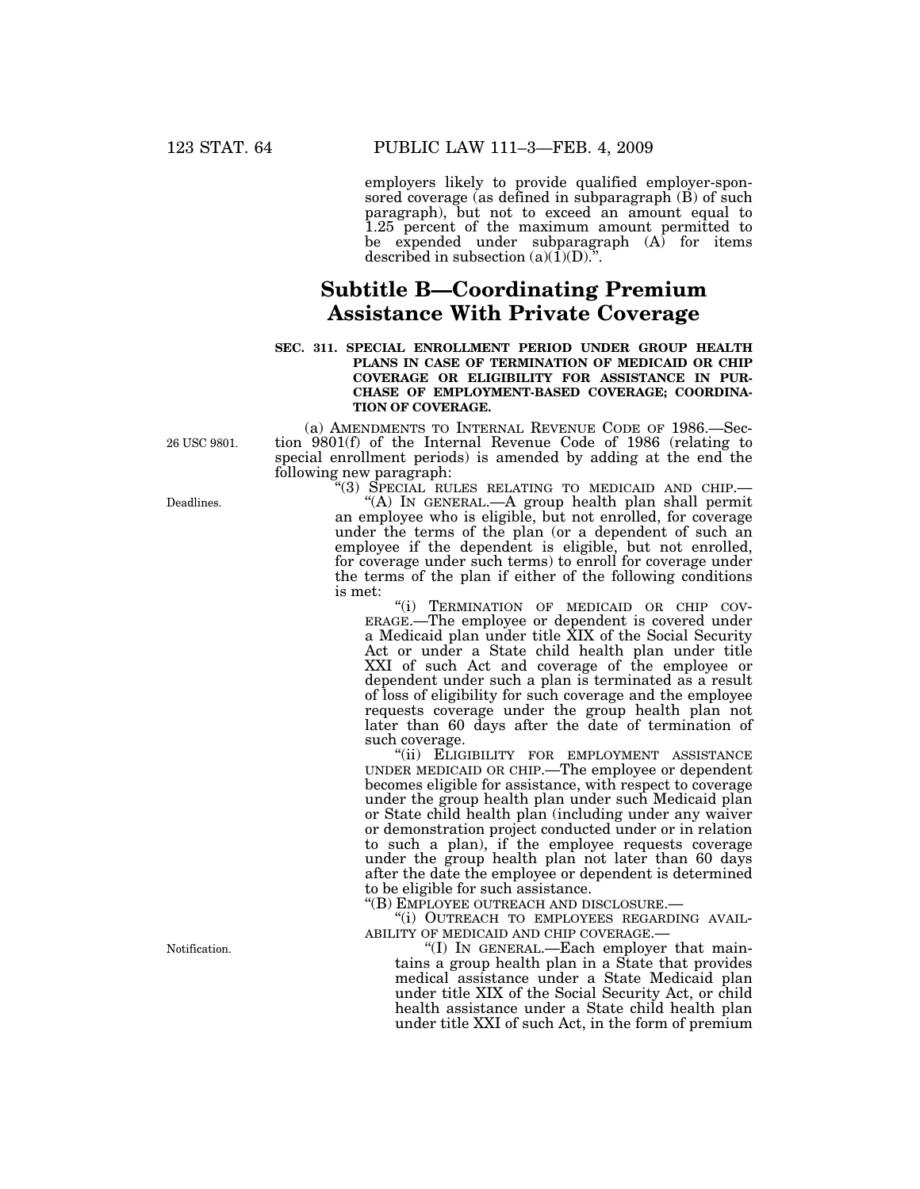employers likely to provide qualified employer-sponsored coverage (as defined in subparagraph (B) of such paragraph), but not to exceed an amount equal to 1.25 percent of the maximum amount permitted to be expended under subparagraph (A) for items described in subsection (a)(1)(D).".

## Subtitle B—Coordinating Premium Assistance With Private Coverage

**SEC. 311. SPECIAL ENROLLMENT PERIOD UNDER GROUP HEALTH PLANS IN CASE OF TERMINATION OF MEDICAID OR CHIP COVERAGE OR ELIGIBILITY FOR ASSISTANCE IN PURCHASE OF EMPLOYMENT-BASED COVERAGE; COORDINATION OF COVERAGE.**

26 USC 9801.

(a) AMENDMENTS TO INTERNAL REVENUE CODE OF 1986.—Section 9801(f) of the Internal Revenue Code of 1986 (relating to special enrollment periods) is amended by adding at the end the following new paragraph:

"(3) SPECIAL RULES RELATING TO MEDICAID AND CHIP.—

Deadlines.

"(A) IN GENERAL.—A group health plan shall permit an employee who is eligible, but not enrolled, for coverage under the terms of the plan (or a dependent of such an employee if the dependent is eligible, but not enrolled, for coverage under such terms) to enroll for coverage under the terms of the plan if either of the following conditions is met:

"(i) TERMINATION OF MEDICAID OR CHIP COVERAGE.—The employee or dependent is covered under a Medicaid plan under title XIX of the Social Security Act or under a State child health plan under title XXI of such Act and coverage of the employee or dependent under such a plan is terminated as a result of loss of eligibility for such coverage and the employee requests coverage under the group health plan not later than 60 days after the date of termination of such coverage.

"(ii) ELIGIBILITY FOR EMPLOYMENT ASSISTANCE UNDER MEDICAID OR CHIP.—The employee or dependent becomes eligible for assistance, with respect to coverage under the group health plan under such Medicaid plan or State child health plan (including under any waiver or demonstration project conducted under or in relation to such a plan), if the employee requests coverage under the group health plan not later than 60 days after the date the employee or dependent is determined to be eligible for such assistance.

"(B) EMPLOYEE OUTREACH AND DISCLOSURE.—

"(i) OUTREACH TO EMPLOYEES REGARDING AVAILABILITY OF MEDICAID AND CHIP COVERAGE.—

Notification.

"(I) IN GENERAL.—Each employer that maintains a group health plan in a State that provides medical assistance under a State Medicaid plan under title XIX of the Social Security Act, or child health assistance under a State child health plan under title XXI of such Act, in the form of premium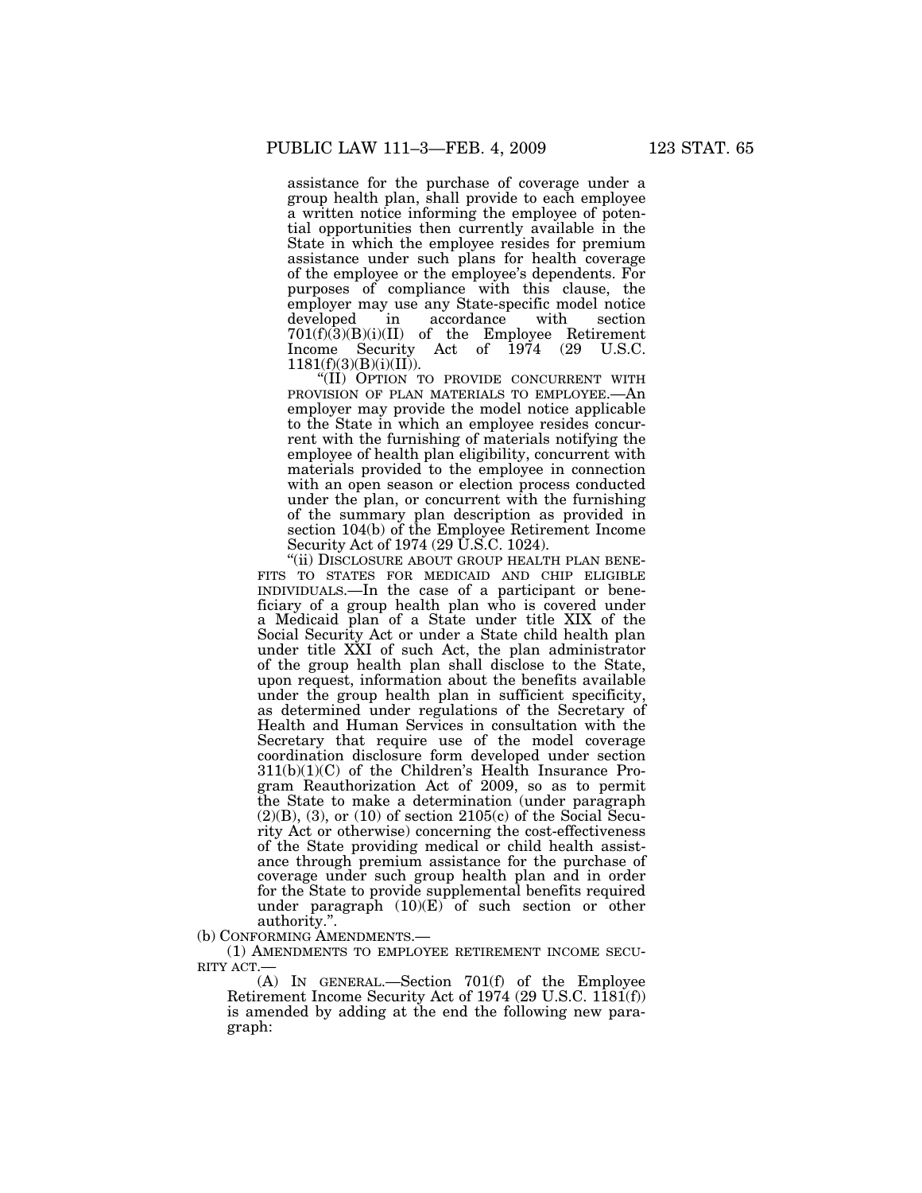assistance for the purchase of coverage under a group health plan, shall provide to each employee a written notice informing the employee of potential opportunities then currently available in the State in which the employee resides for premium assistance under such plans for health coverage of the employee or the employee's dependents. For purposes of compliance with this clause, the employer may use any State-specific model notice developed in accordance with section 701(f)(3)(B)(i)(II) of the Employee Retirement Income Security Act of 1974 (29 U.S.C. 1181(f)(3)(B)(i)(II)).

"(II) OPTION TO PROVIDE CONCURRENT WITH PROVISION OF PLAN MATERIALS TO EMPLOYEE.—An employer may provide the model notice applicable to the State in which an employee resides concurrent with the furnishing of materials notifying the employee of health plan eligibility, concurrent with materials provided to the employee in connection with an open season or election process conducted under the plan, or concurrent with the furnishing of the summary plan description as provided in section 104(b) of the Employee Retirement Income Security Act of 1974 (29 U.S.C. 1024).

"(ii) DISCLOSURE ABOUT GROUP HEALTH PLAN BENEFITS TO STATES FOR MEDICAID AND CHIP ELIGIBLE INDIVIDUALS.—In the case of a participant or beneficiary of a group health plan who is covered under a Medicaid plan of a State under title XIX of the Social Security Act or under a State child health plan under title XXI of such Act, the plan administrator of the group health plan shall disclose to the State, upon request, information about the benefits available under the group health plan in sufficient specificity, as determined under regulations of the Secretary of Health and Human Services in consultation with the Secretary that require use of the model coverage coordination disclosure form developed under section 311(b)(1)(C) of the Children's Health Insurance Program Reauthorization Act of 2009, so as to permit the State to make a determination (under paragraph (2)(B), (3), or (10) of section 2105(c) of the Social Security Act or otherwise) concerning the cost-effectiveness of the State providing medical or child health assistance through premium assistance for the purchase of coverage under such group health plan and in order for the State to provide supplemental benefits required under paragraph (10)(E) of such section or other authority.".

(b) CONFORMING AMENDMENTS.—

(1) AMENDMENTS TO EMPLOYEE RETIREMENT INCOME SECURITY ACT.—

(A) IN GENERAL.—Section 701(f) of the Employee Retirement Income Security Act of 1974 (29 U.S.C. 1181(f)) is amended by adding at the end the following new paragraph: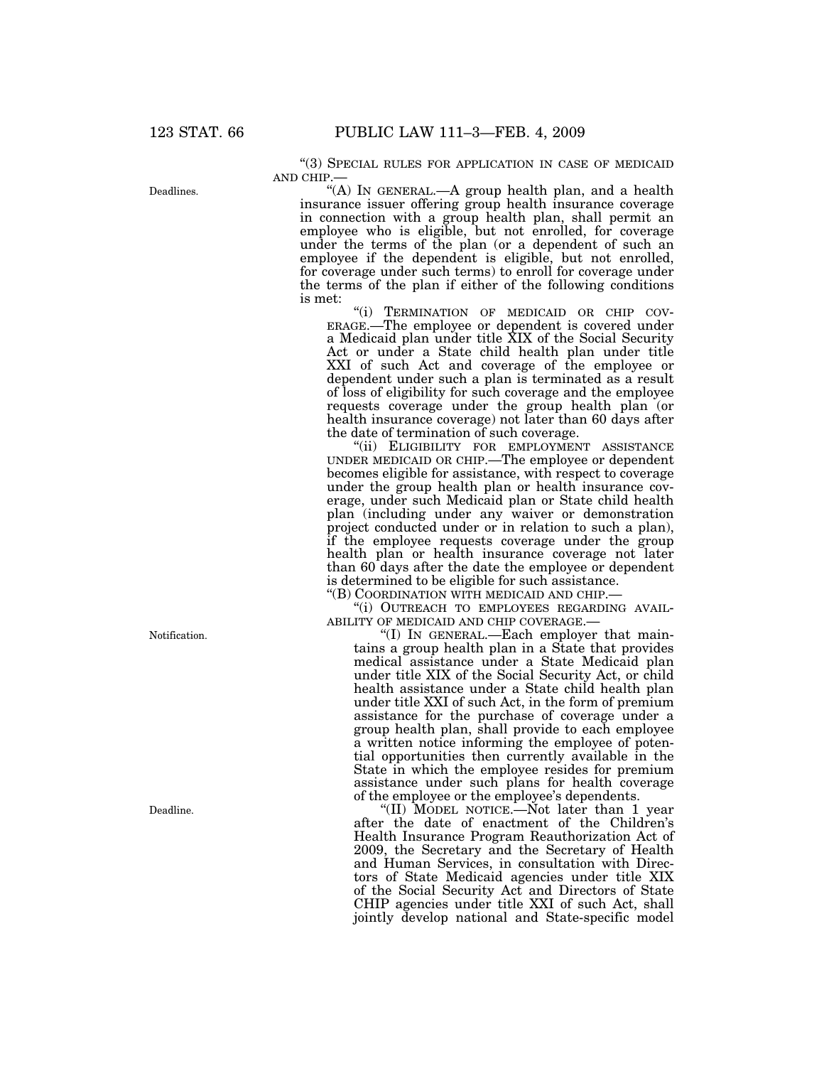"(3) SPECIAL RULES FOR APPLICATION IN CASE OF MEDICAID AND CHIP.—

Deadlines.

"(A) IN GENERAL.—A group health plan, and a health insurance issuer offering group health insurance coverage in connection with a group health plan, shall permit an employee who is eligible, but not enrolled, for coverage under the terms of the plan (or a dependent of such an employee if the dependent is eligible, but not enrolled, for coverage under such terms) to enroll for coverage under the terms of the plan if either of the following conditions is met:

"(i) TERMINATION OF MEDICAID OR CHIP COVERAGE.—The employee or dependent is covered under a Medicaid plan under title XIX of the Social Security Act or under a State child health plan under title XXI of such Act and coverage of the employee or dependent under such a plan is terminated as a result of loss of eligibility for such coverage and the employee requests coverage under the group health plan (or health insurance coverage) not later than 60 days after the date of termination of such coverage.

"(ii) ELIGIBILITY FOR EMPLOYMENT ASSISTANCE UNDER MEDICAID OR CHIP.—The employee or dependent becomes eligible for assistance, with respect to coverage under the group health plan or health insurance coverage, under such Medicaid plan or State child health plan (including under any waiver or demonstration project conducted under or in relation to such a plan), if the employee requests coverage under the group health plan or health insurance coverage not later than 60 days after the date the employee or dependent is determined to be eligible for such assistance.

"(B) COORDINATION WITH MEDICAID AND CHIP.—

"(i) OUTREACH TO EMPLOYEES REGARDING AVAILABILITY OF MEDICAID AND CHIP COVERAGE.—

Notification.

"(I) IN GENERAL.—Each employer that maintains a group health plan in a State that provides medical assistance under a State Medicaid plan under title XIX of the Social Security Act, or child health assistance under a State child health plan under title XXI of such Act, in the form of premium assistance for the purchase of coverage under a group health plan, shall provide to each employee a written notice informing the employee of potential opportunities then currently available in the State in which the employee resides for premium assistance under such plans for health coverage of the employee or the employee's dependents.

Deadline.

"(II) MODEL NOTICE.—Not later than 1 year after the date of enactment of the Children's Health Insurance Program Reauthorization Act of 2009, the Secretary and the Secretary of Health and Human Services, in consultation with Directors of State Medicaid agencies under title XIX of the Social Security Act and Directors of State CHIP agencies under title XXI of such Act, shall jointly develop national and State-specific model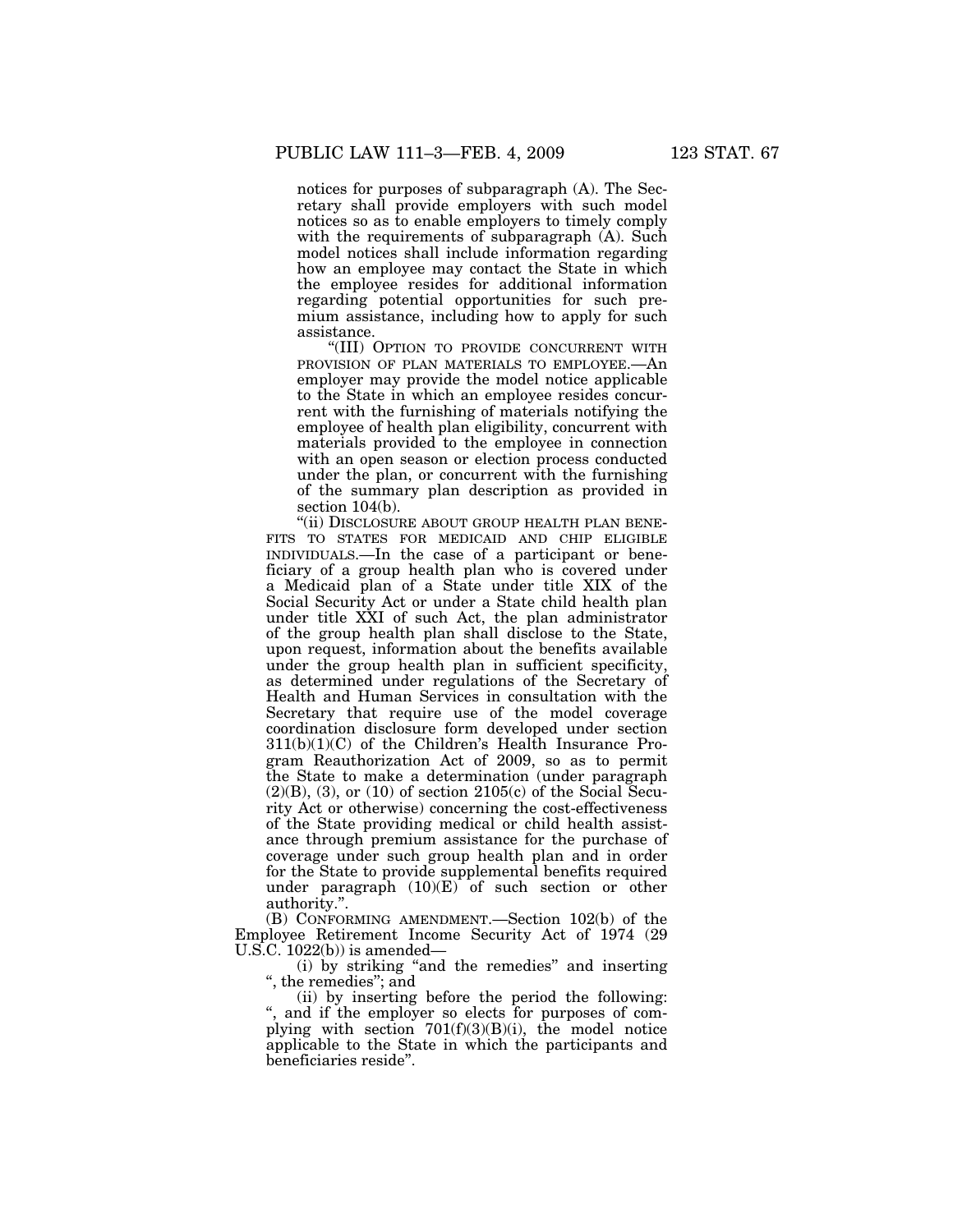notices for purposes of subparagraph (A). The Secretary shall provide employers with such model notices so as to enable employers to timely comply with the requirements of subparagraph (A). Such model notices shall include information regarding how an employee may contact the State in which the employee resides for additional information regarding potential opportunities for such premium assistance, including how to apply for such assistance.

"(III) OPTION TO PROVIDE CONCURRENT WITH PROVISION OF PLAN MATERIALS TO EMPLOYEE.—An employer may provide the model notice applicable to the State in which an employee resides concurrent with the furnishing of materials notifying the employee of health plan eligibility, concurrent with materials provided to the employee in connection with an open season or election process conducted under the plan, or concurrent with the furnishing of the summary plan description as provided in section 104(b).

"(ii) DISCLOSURE ABOUT GROUP HEALTH PLAN BENEFITS TO STATES FOR MEDICAID AND CHIP ELIGIBLE INDIVIDUALS.—In the case of a participant or beneficiary of a group health plan who is covered under a Medicaid plan of a State under title XIX of the Social Security Act or under a State child health plan under title XXI of such Act, the plan administrator of the group health plan shall disclose to the State, upon request, information about the benefits available under the group health plan in sufficient specificity, as determined under regulations of the Secretary of Health and Human Services in consultation with the Secretary that require use of the model coverage coordination disclosure form developed under section 311(b)(1)(C) of the Children's Health Insurance Program Reauthorization Act of 2009, so as to permit the State to make a determination (under paragraph (2)(B), (3), or (10) of section 2105(c) of the Social Security Act or otherwise) concerning the cost-effectiveness of the State providing medical or child health assistance through premium assistance for the purchase of coverage under such group health plan and in order for the State to provide supplemental benefits required under paragraph (10)(E) of such section or other authority.".

(B) CONFORMING AMENDMENT.—Section 102(b) of the Employee Retirement Income Security Act of 1974 (29 U.S.C. 1022(b)) is amended—

(i) by striking "and the remedies" and inserting ", the remedies"; and

(ii) by inserting before the period the following: ", and if the employer so elects for purposes of complying with section 701(f)(3)(B)(i), the model notice applicable to the State in which the participants and beneficiaries reside".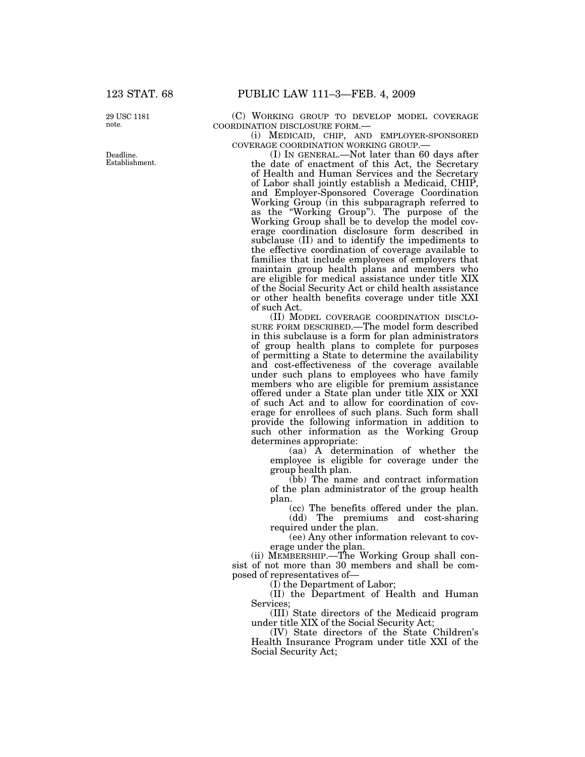29 USC 1181 note.

(C) WORKING GROUP TO DEVELOP MODEL COVERAGE COORDINATION DISCLOSURE FORM.—

(i) MEDICAID, CHIP, AND EMPLOYER-SPONSORED COVERAGE COORDINATION WORKING GROUP.—

Deadline. Establishment.

(I) IN GENERAL.—Not later than 60 days after the date of enactment of this Act, the Secretary of Health and Human Services and the Secretary of Labor shall jointly establish a Medicaid, CHIP, and Employer-Sponsored Coverage Coordination Working Group (in this subparagraph referred to as the "Working Group"). The purpose of the Working Group shall be to develop the model coverage coordination disclosure form described in subclause (II) and to identify the impediments to the effective coordination of coverage available to families that include employees of employers that maintain group health plans and members who are eligible for medical assistance under title XIX of the Social Security Act or child health assistance or other health benefits coverage under title XXI of such Act.

(II) MODEL COVERAGE COORDINATION DISCLOSURE FORM DESCRIBED.—The model form described in this subclause is a form for plan administrators of group health plans to complete for purposes of permitting a State to determine the availability and cost-effectiveness of the coverage available under such plans to employees who have family members who are eligible for premium assistance offered under a State plan under title XIX or XXI of such Act and to allow for coordination of coverage for enrollees of such plans. Such form shall provide the following information in addition to such other information as the Working Group determines appropriate:

(aa) A determination of whether the employee is eligible for coverage under the group health plan.

(bb) The name and contract information of the plan administrator of the group health plan.

(cc) The benefits offered under the plan.

(dd) The premiums and cost-sharing required under the plan.

(ee) Any other information relevant to coverage under the plan.

(ii) MEMBERSHIP.—The Working Group shall consist of not more than 30 members and shall be composed of representatives of—

(I) the Department of Labor;

(II) the Department of Health and Human Services;

(III) State directors of the Medicaid program under title XIX of the Social Security Act;

(IV) State directors of the State Children's Health Insurance Program under title XXI of the Social Security Act;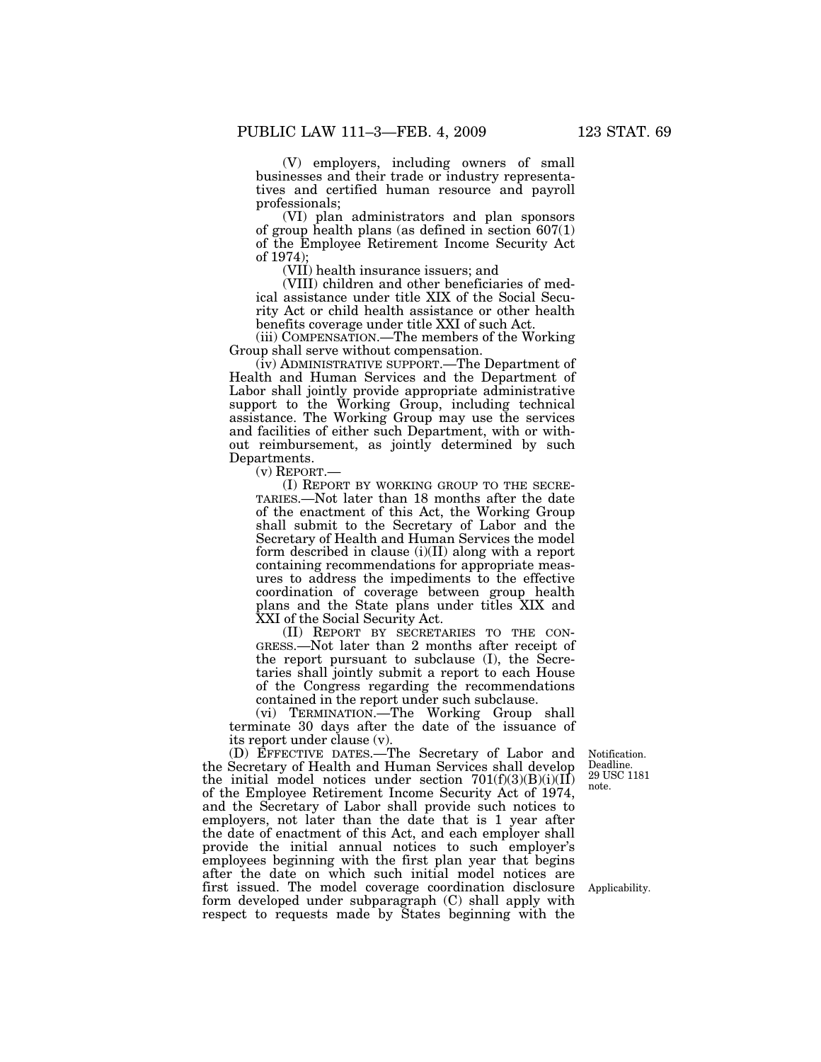(V) employers, including owners of small businesses and their trade or industry representatives and certified human resource and payroll professionals;

(VI) plan administrators and plan sponsors of group health plans (as defined in section 607(1) of the Employee Retirement Income Security Act of 1974);

(VII) health insurance issuers; and

(VIII) children and other beneficiaries of medical assistance under title XIX of the Social Security Act or child health assistance or other health benefits coverage under title XXI of such Act.

(iii) COMPENSATION.—The members of the Working Group shall serve without compensation.

(iv) ADMINISTRATIVE SUPPORT.—The Department of Health and Human Services and the Department of Labor shall jointly provide appropriate administrative support to the Working Group, including technical assistance. The Working Group may use the services and facilities of either such Department, with or without reimbursement, as jointly determined by such Departments.

(v) REPORT.—

(I) REPORT BY WORKING GROUP TO THE SECRETARIES.—Not later than 18 months after the date of the enactment of this Act, the Working Group shall submit to the Secretary of Labor and the Secretary of Health and Human Services the model form described in clause (i)(II) along with a report containing recommendations for appropriate measures to address the impediments to the effective coordination of coverage between group health plans and the State plans under titles XIX and XXI of the Social Security Act.

(II) REPORT BY SECRETARIES TO THE CONGRESS.—Not later than 2 months after receipt of the report pursuant to subclause (I), the Secretaries shall jointly submit a report to each House of the Congress regarding the recommendations contained in the report under such subclause.

(vi) TERMINATION.—The Working Group shall terminate 30 days after the date of the issuance of its report under clause (v).

Notification. Deadline. 29 USC 1181 note.

(D) EFFECTIVE DATES.—The Secretary of Labor and the Secretary of Health and Human Services shall develop the initial model notices under section 701(f)(3)(B)(i)(II) of the Employee Retirement Income Security Act of 1974, and the Secretary of Labor shall provide such notices to employers, not later than the date that is 1 year after the date of enactment of this Act, and each employer shall provide the initial annual notices to such employer's employees beginning with the first plan year that begins after the date on which such initial model notices are first issued. The model coverage coordination disclosure form developed under subparagraph (C) shall apply with respect to requests made by States beginning with the

Applicability.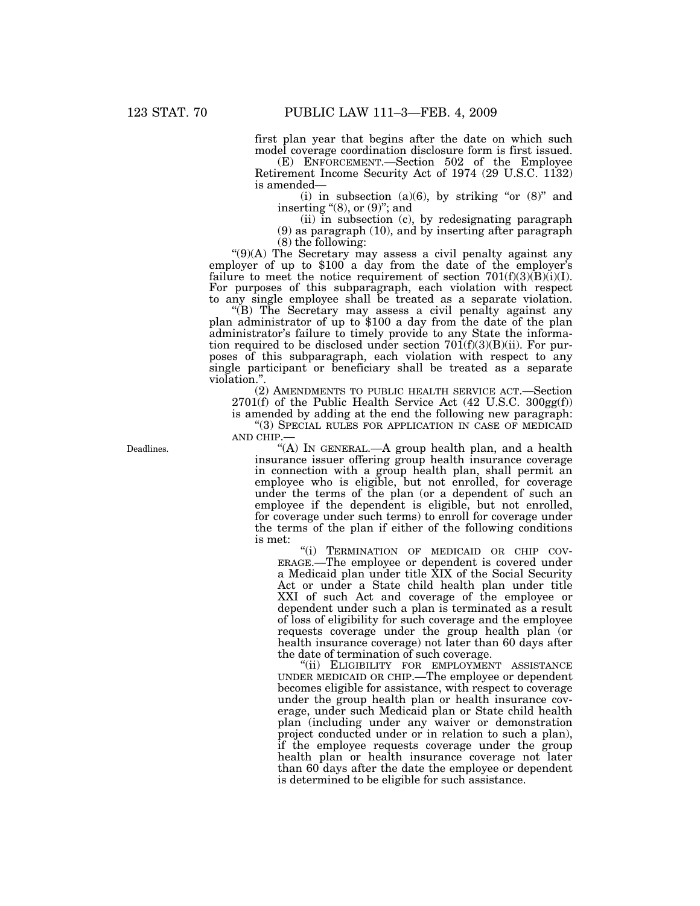first plan year that begins after the date on which such model coverage coordination disclosure form is first issued.

(E) ENFORCEMENT.—Section 502 of the Employee Retirement Income Security Act of 1974 (29 U.S.C. 1132) is amended—

(i) in subsection (a)(6), by striking "or (8)" and inserting "(8), or (9)"; and

(ii) in subsection (c), by redesignating paragraph (9) as paragraph (10), and by inserting after paragraph (8) the following:

"(9)(A) The Secretary may assess a civil penalty against any employer of up to $100 a day from the date of the employer's failure to meet the notice requirement of section 701(f)(3)(B)(i)(I). For purposes of this subparagraph, each violation with respect to any single employee shall be treated as a separate violation.

"(B) The Secretary may assess a civil penalty against any plan administrator of up to $100 a day from the date of the plan administrator's failure to timely provide to any State the information required to be disclosed under section 701(f)(3)(B)(ii). For purposes of this subparagraph, each violation with respect to any single participant or beneficiary shall be treated as a separate violation.".

(2) AMENDMENTS TO PUBLIC HEALTH SERVICE ACT.—Section 2701(f) of the Public Health Service Act (42 U.S.C. 300gg(f)) is amended by adding at the end the following new paragraph:

"(3) SPECIAL RULES FOR APPLICATION IN CASE OF MEDICAID AND CHIP.—

Deadlines.

"(A) IN GENERAL.—A group health plan, and a health insurance issuer offering group health insurance coverage in connection with a group health plan, shall permit an employee who is eligible, but not enrolled, for coverage under the terms of the plan (or a dependent of such an employee if the dependent is eligible, but not enrolled, for coverage under such terms) to enroll for coverage under the terms of the plan if either of the following conditions is met:

"(i) TERMINATION OF MEDICAID OR CHIP COVERAGE.—The employee or dependent is covered under a Medicaid plan under title XIX of the Social Security Act or under a State child health plan under title XXI of such Act and coverage of the employee or dependent under such a plan is terminated as a result of loss of eligibility for such coverage and the employee requests coverage under the group health plan (or health insurance coverage) not later than 60 days after the date of termination of such coverage.

"(ii) ELIGIBILITY FOR EMPLOYMENT ASSISTANCE UNDER MEDICAID OR CHIP.—The employee or dependent becomes eligible for assistance, with respect to coverage under the group health plan or health insurance coverage, under such Medicaid plan or State child health plan (including under any waiver or demonstration project conducted under or in relation to such a plan), if the employee requests coverage under the group health plan or health insurance coverage not later than 60 days after the date the employee or dependent is determined to be eligible for such assistance.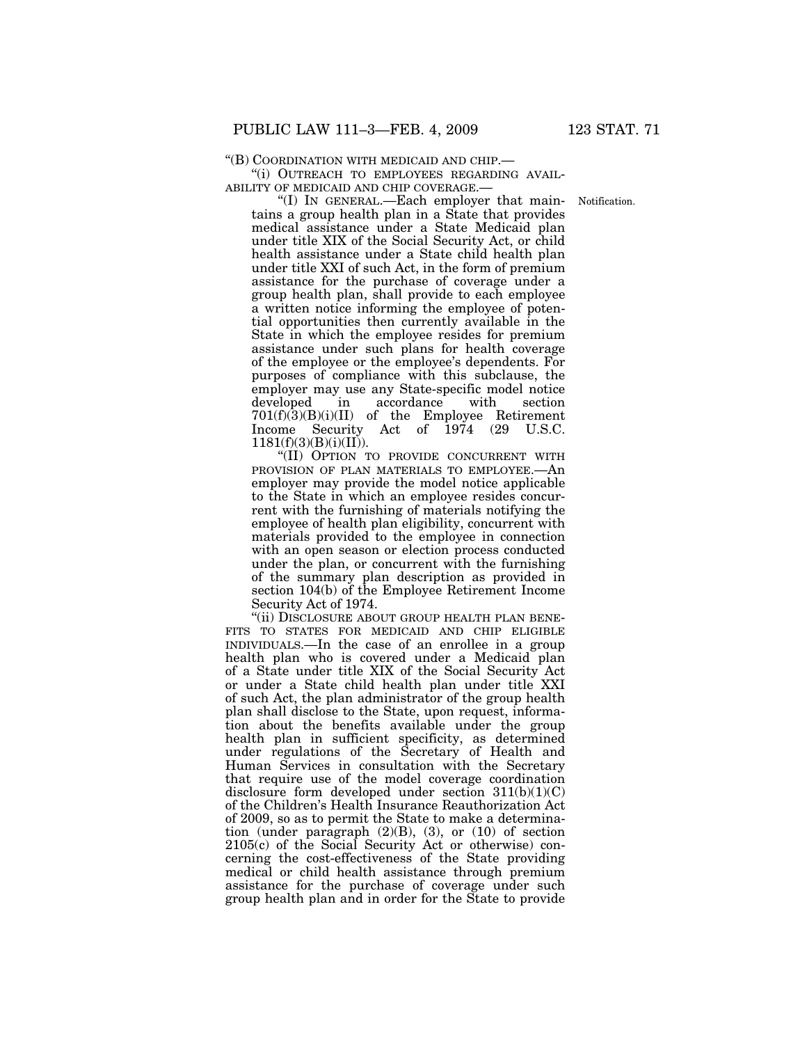"(B) COORDINATION WITH MEDICAID AND CHIP.—

"(i) OUTREACH TO EMPLOYEES REGARDING AVAILABILITY OF MEDICAID AND CHIP COVERAGE.—

"(I) IN GENERAL.—Each employer that maintains a group health plan in a State that provides medical assistance under a State Medicaid plan under title XIX of the Social Security Act, or child health assistance under a State child health plan under title XXI of such Act, in the form of premium assistance for the purchase of coverage under a group health plan, shall provide to each employee a written notice informing the employee of potential opportunities then currently available in the State in which the employee resides for premium assistance under such plans for health coverage of the employee or the employee's dependents. For purposes of compliance with this subclause, the employer may use any State-specific model notice developed in accordance with section 701(f)(3)(B)(i)(II) of the Employee Retirement Income Security Act of 1974 (29 U.S.C. 1181(f)(3)(B)(i)(II)).

Notification.

"(II) OPTION TO PROVIDE CONCURRENT WITH PROVISION OF PLAN MATERIALS TO EMPLOYEE.—An employer may provide the model notice applicable to the State in which an employee resides concurrent with the furnishing of materials notifying the employee of health plan eligibility, concurrent with materials provided to the employee in connection with an open season or election process conducted under the plan, or concurrent with the furnishing of the summary plan description as provided in section 104(b) of the Employee Retirement Income Security Act of 1974.

"(ii) DISCLOSURE ABOUT GROUP HEALTH PLAN BENEFITS TO STATES FOR MEDICAID AND CHIP ELIGIBLE INDIVIDUALS.—In the case of an enrollee in a group health plan who is covered under a Medicaid plan of a State under title XIX of the Social Security Act or under a State child health plan under title XXI of such Act, the plan administrator of the group health plan shall disclose to the State, upon request, information about the benefits available under the group health plan in sufficient specificity, as determined under regulations of the Secretary of Health and Human Services in consultation with the Secretary that require use of the model coverage coordination disclosure form developed under section 311(b)(1)(C) of the Children's Health Insurance Reauthorization Act of 2009, so as to permit the State to make a determination (under paragraph (2)(B), (3), or (10) of section 2105(c) of the Social Security Act or otherwise) concerning the cost-effectiveness of the State providing medical or child health assistance through premium assistance for the purchase of coverage under such group health plan and in order for the State to provide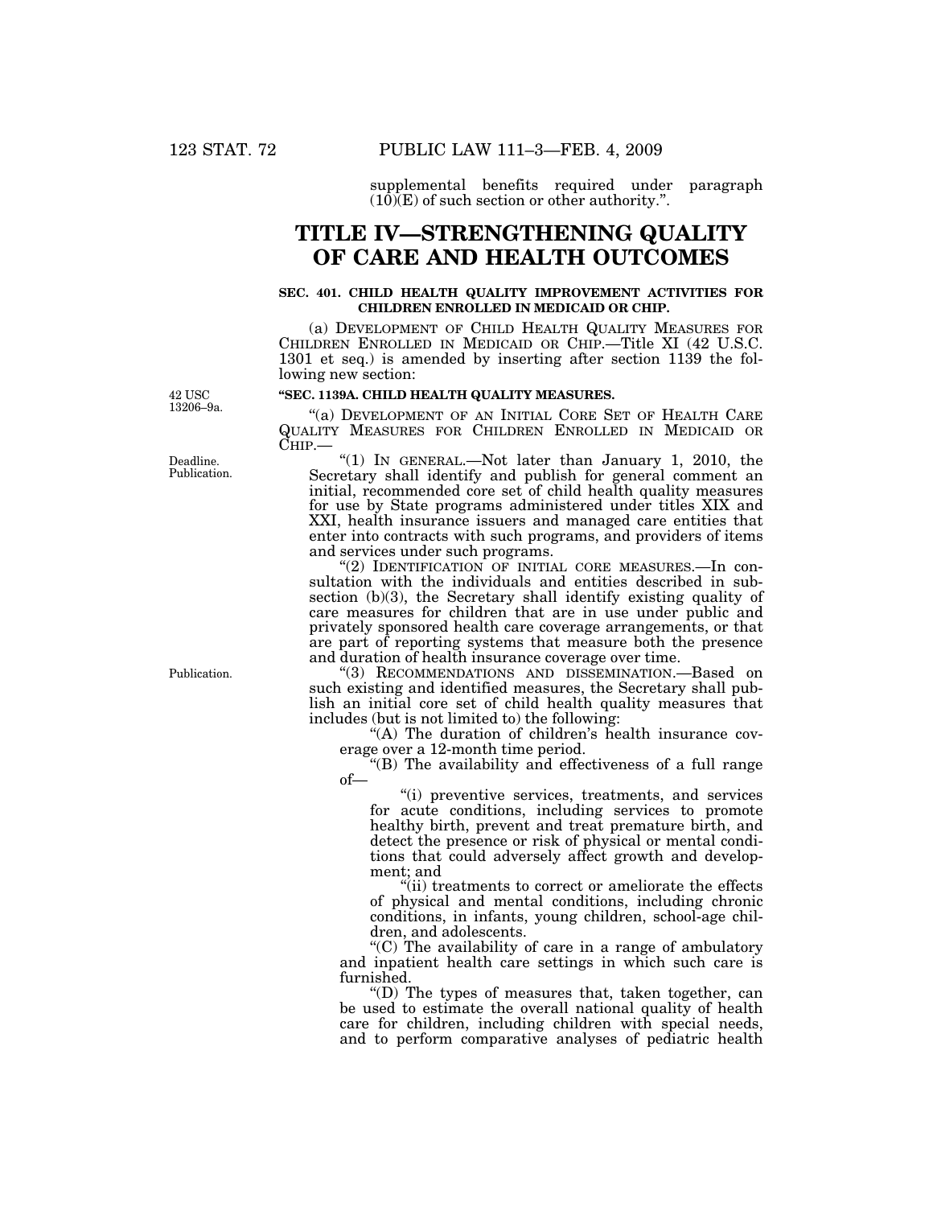supplemental benefits required under paragraph (10)(E) of such section or other authority.".

# TITLE IV—STRENGTHENING QUALITY OF CARE AND HEALTH OUTCOMES

### SEC. 401. CHILD HEALTH QUALITY IMPROVEMENT ACTIVITIES FOR CHILDREN ENROLLED IN MEDICAID OR CHIP.

(a) DEVELOPMENT OF CHILD HEALTH QUALITY MEASURES FOR CHILDREN ENROLLED IN MEDICAID OR CHIP.—Title XI (42 U.S.C. 1301 et seq.) is amended by inserting after section 1139 the following new section:

42 USC 13206–9a.

### "SEC. 1139A. CHILD HEALTH QUALITY MEASURES.

"(a) DEVELOPMENT OF AN INITIAL CORE SET OF HEALTH CARE QUALITY MEASURES FOR CHILDREN ENROLLED IN MEDICAID OR CHIP.—

Deadline. Publication.

"(1) IN GENERAL.—Not later than January 1, 2010, the Secretary shall identify and publish for general comment an initial, recommended core set of child health quality measures for use by State programs administered under titles XIX and XXI, health insurance issuers and managed care entities that enter into contracts with such programs, and providers of items and services under such programs.

"(2) IDENTIFICATION OF INITIAL CORE MEASURES.—In consultation with the individuals and entities described in subsection (b)(3), the Secretary shall identify existing quality of care measures for children that are in use under public and privately sponsored health care coverage arrangements, or that are part of reporting systems that measure both the presence and duration of health insurance coverage over time.

Publication.

"(3) RECOMMENDATIONS AND DISSEMINATION.—Based on such existing and identified measures, the Secretary shall publish an initial core set of child health quality measures that includes (but is not limited to) the following:

"(A) The duration of children's health insurance coverage over a 12-month time period.

"(B) The availability and effectiveness of a full range of—

"(i) preventive services, treatments, and services for acute conditions, including services to promote healthy birth, prevent and treat premature birth, and detect the presence or risk of physical or mental conditions that could adversely affect growth and development; and

"(ii) treatments to correct or ameliorate the effects of physical and mental conditions, including chronic conditions, in infants, young children, school-age children, and adolescents.

"(C) The availability of care in a range of ambulatory and inpatient health care settings in which such care is furnished.

"(D) The types of measures that, taken together, can be used to estimate the overall national quality of health care for children, including children with special needs, and to perform comparative analyses of pediatric health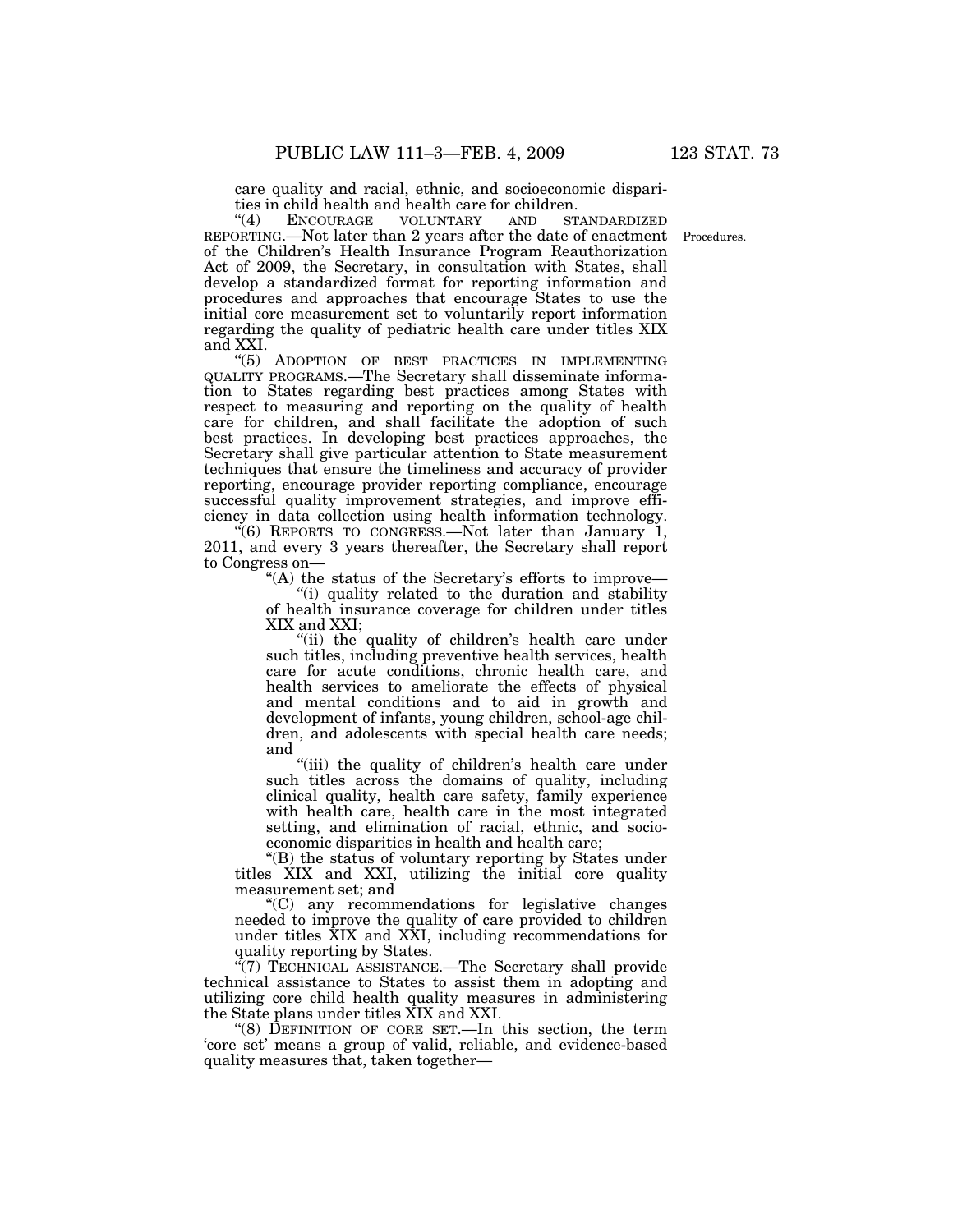care quality and racial, ethnic, and socioeconomic disparities in child health and health care for children.

"(4) ENCOURAGE VOLUNTARY AND STANDARDIZED REPORTING.—Not later than 2 years after the date of enactment of the Children's Health Insurance Program Reauthorization Act of 2009, the Secretary, in consultation with States, shall develop a standardized format for reporting information and procedures and approaches that encourage States to use the initial core measurement set to voluntarily report information regarding the quality of pediatric health care under titles XIX and XXI.

Procedures.

"(5) ADOPTION OF BEST PRACTICES IN IMPLEMENTING QUALITY PROGRAMS.—The Secretary shall disseminate information to States regarding best practices among States with respect to measuring and reporting on the quality of health care for children, and shall facilitate the adoption of such best practices. In developing best practices approaches, the Secretary shall give particular attention to State measurement techniques that ensure the timeliness and accuracy of provider reporting, encourage provider reporting compliance, encourage successful quality improvement strategies, and improve efficiency in data collection using health information technology.

"(6) REPORTS TO CONGRESS.—Not later than January 1, 2011, and every 3 years thereafter, the Secretary shall report to Congress on—

"(A) the status of the Secretary's efforts to improve—

"(i) quality related to the duration and stability of health insurance coverage for children under titles XIX and XXI;

"(ii) the quality of children's health care under such titles, including preventive health services, health care for acute conditions, chronic health care, and health services to ameliorate the effects of physical and mental conditions and to aid in growth and development of infants, young children, school-age children, and adolescents with special health care needs; and

"(iii) the quality of children's health care under such titles across the domains of quality, including clinical quality, health care safety, family experience with health care, health care in the most integrated setting, and elimination of racial, ethnic, and socioeconomic disparities in health and health care;

"(B) the status of voluntary reporting by States under titles XIX and XXI, utilizing the initial core quality measurement set; and

"(C) any recommendations for legislative changes needed to improve the quality of care provided to children under titles XIX and XXI, including recommendations for quality reporting by States.

"(7) TECHNICAL ASSISTANCE.—The Secretary shall provide technical assistance to States to assist them in adopting and utilizing core child health quality measures in administering the State plans under titles XIX and XXI.

"(8) DEFINITION OF CORE SET.—In this section, the term 'core set' means a group of valid, reliable, and evidence-based quality measures that, taken together—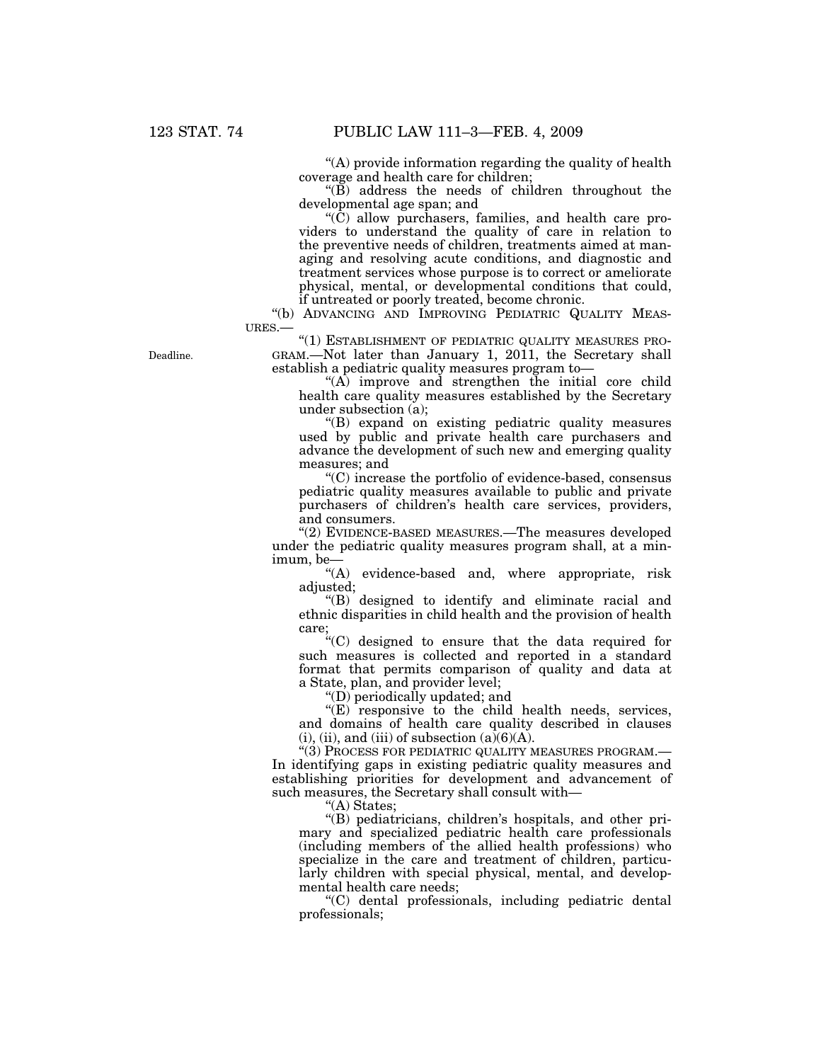"(A) provide information regarding the quality of health coverage and health care for children;

"(B) address the needs of children throughout the developmental age span; and

"(C) allow purchasers, families, and health care providers to understand the quality of care in relation to the preventive needs of children, treatments aimed at managing and resolving acute conditions, and diagnostic and treatment services whose purpose is to correct or ameliorate physical, mental, or developmental conditions that could, if untreated or poorly treated, become chronic.

"(b) ADVANCING AND IMPROVING PEDIATRIC QUALITY MEASURES.—

Deadline.

"(1) ESTABLISHMENT OF PEDIATRIC QUALITY MEASURES PROGRAM.—Not later than January 1, 2011, the Secretary shall establish a pediatric quality measures program to—

"(A) improve and strengthen the initial core child health care quality measures established by the Secretary under subsection (a);

"(B) expand on existing pediatric quality measures used by public and private health care purchasers and advance the development of such new and emerging quality measures; and

"(C) increase the portfolio of evidence-based, consensus pediatric quality measures available to public and private purchasers of children's health care services, providers, and consumers.

"(2) EVIDENCE-BASED MEASURES.—The measures developed under the pediatric quality measures program shall, at a minimum, be—

"(A) evidence-based and, where appropriate, risk adjusted;

"(B) designed to identify and eliminate racial and ethnic disparities in child health and the provision of health care;

"(C) designed to ensure that the data required for such measures is collected and reported in a standard format that permits comparison of quality and data at a State, plan, and provider level;

"(D) periodically updated; and

"(E) responsive to the child health needs, services, and domains of health care quality described in clauses (i), (ii), and (iii) of subsection (a)(6)(A).

"(3) PROCESS FOR PEDIATRIC QUALITY MEASURES PROGRAM.—In identifying gaps in existing pediatric quality measures and establishing priorities for development and advancement of such measures, the Secretary shall consult with—

"(A) States;

"(B) pediatricians, children's hospitals, and other primary and specialized pediatric health care professionals (including members of the allied health professions) who specialize in the care and treatment of children, particularly children with special physical, mental, and developmental health care needs;

"(C) dental professionals, including pediatric dental professionals;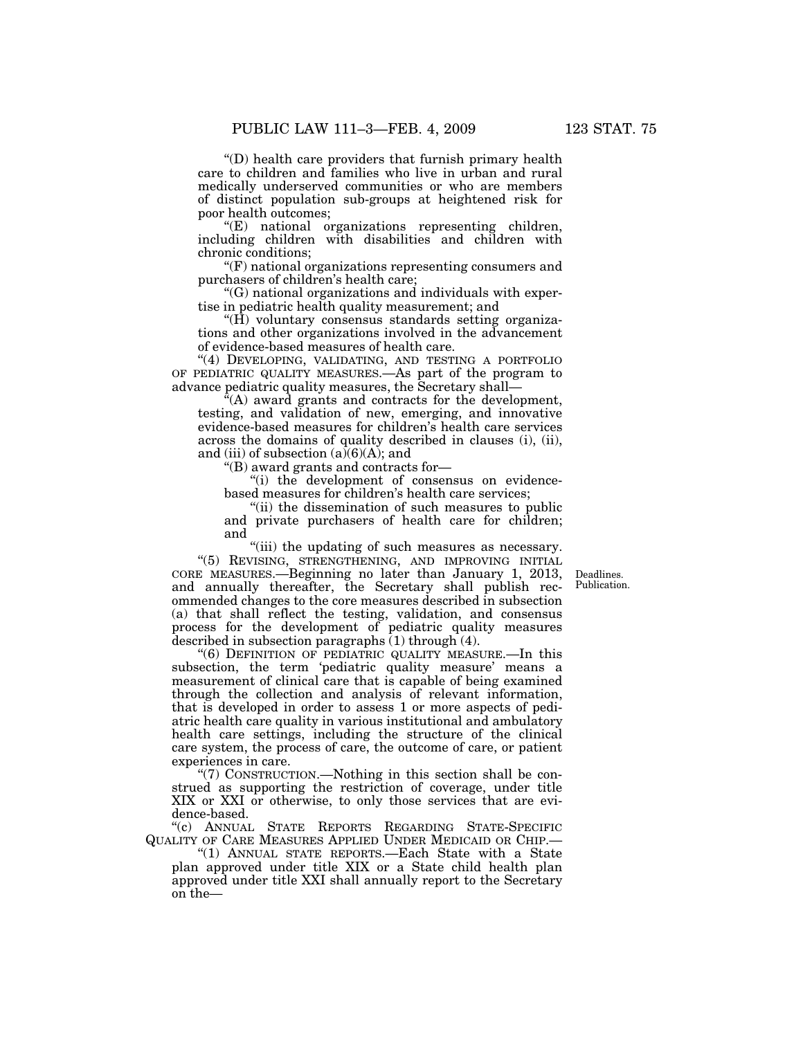"(D) health care providers that furnish primary health care to children and families who live in urban and rural medically underserved communities or who are members of distinct population sub-groups at heightened risk for poor health outcomes;

"(E) national organizations representing children, including children with disabilities and children with chronic conditions;

"(F) national organizations representing consumers and purchasers of children's health care;

"(G) national organizations and individuals with expertise in pediatric health quality measurement; and

"(H) voluntary consensus standards setting organizations and other organizations involved in the advancement of evidence-based measures of health care.

"(4) DEVELOPING, VALIDATING, AND TESTING A PORTFOLIO OF PEDIATRIC QUALITY MEASURES.—As part of the program to advance pediatric quality measures, the Secretary shall—

"(A) award grants and contracts for the development, testing, and validation of new, emerging, and innovative evidence-based measures for children's health care services across the domains of quality described in clauses (i), (ii), and (iii) of subsection (a)(6)(A); and

"(B) award grants and contracts for—

"(i) the development of consensus on evidence-based measures for children's health care services;

"(ii) the dissemination of such measures to public and private purchasers of health care for children; and

"(iii) the updating of such measures as necessary.

"(5) REVISING, STRENGTHENING, AND IMPROVING INITIAL CORE MEASURES.—Beginning no later than January 1, 2013, and annually thereafter, the Secretary shall publish recommended changes to the core measures described in subsection (a) that shall reflect the testing, validation, and consensus process for the development of pediatric quality measures described in subsection paragraphs (1) through (4).

Deadlines. Publication.

"(6) DEFINITION OF PEDIATRIC QUALITY MEASURE.—In this subsection, the term 'pediatric quality measure' means a measurement of clinical care that is capable of being examined through the collection and analysis of relevant information, that is developed in order to assess 1 or more aspects of pediatric health care quality in various institutional and ambulatory health care settings, including the structure of the clinical care system, the process of care, the outcome of care, or patient experiences in care.

"(7) CONSTRUCTION.—Nothing in this section shall be construed as supporting the restriction of coverage, under title XIX or XXI or otherwise, to only those services that are evidence-based.

"(c) ANNUAL STATE REPORTS REGARDING STATE-SPECIFIC QUALITY OF CARE MEASURES APPLIED UNDER MEDICAID OR CHIP.—

"(1) ANNUAL STATE REPORTS.—Each State with a State plan approved under title XIX or a State child health plan approved under title XXI shall annually report to the Secretary on the—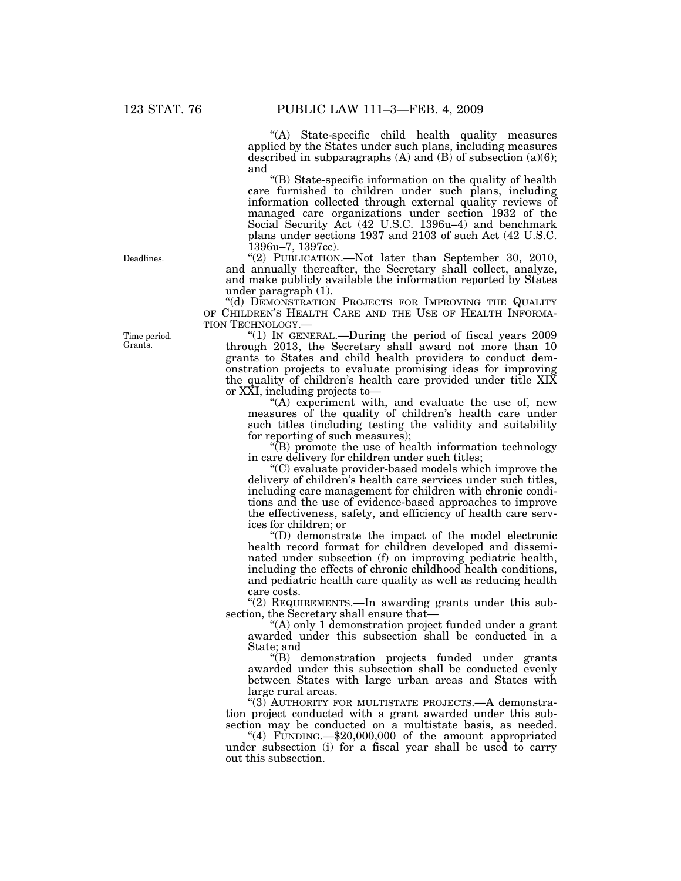"(A) State-specific child health quality measures applied by the States under such plans, including measures described in subparagraphs (A) and (B) of subsection (a)(6); and

"(B) State-specific information on the quality of health care furnished to children under such plans, including information collected through external quality reviews of managed care organizations under section 1932 of the Social Security Act (42 U.S.C. 1396u–4) and benchmark plans under sections 1937 and 2103 of such Act (42 U.S.C. 1396u–7, 1397cc).

Deadlines.

"(2) PUBLICATION.—Not later than September 30, 2010, and annually thereafter, the Secretary shall collect, analyze, and make publicly available the information reported by States under paragraph (1).

"(d) DEMONSTRATION PROJECTS FOR IMPROVING THE QUALITY OF CHILDREN'S HEALTH CARE AND THE USE OF HEALTH INFORMATION TECHNOLOGY.—

Time period. Grants.

"(1) IN GENERAL.—During the period of fiscal years 2009 through 2013, the Secretary shall award not more than 10 grants to States and child health providers to conduct demonstration projects to evaluate promising ideas for improving the quality of children's health care provided under title XIX or XXI, including projects to—

"(A) experiment with, and evaluate the use of, new measures of the quality of children's health care under such titles (including testing the validity and suitability for reporting of such measures);

"(B) promote the use of health information technology in care delivery for children under such titles;

"(C) evaluate provider-based models which improve the delivery of children's health care services under such titles, including care management for children with chronic conditions and the use of evidence-based approaches to improve the effectiveness, safety, and efficiency of health care services for children; or

"(D) demonstrate the impact of the model electronic health record format for children developed and disseminated under subsection (f) on improving pediatric health, including the effects of chronic childhood health conditions, and pediatric health care quality as well as reducing health care costs.

"(2) REQUIREMENTS.—In awarding grants under this subsection, the Secretary shall ensure that—

"(A) only 1 demonstration project funded under a grant awarded under this subsection shall be conducted in a State; and

"(B) demonstration projects funded under grants awarded under this subsection shall be conducted evenly between States with large urban areas and States with large rural areas.

"(3) AUTHORITY FOR MULTISTATE PROJECTS.—A demonstration project conducted with a grant awarded under this subsection may be conducted on a multistate basis, as needed.

"(4) FUNDING.—$20,000,000 of the amount appropriated under subsection (i) for a fiscal year shall be used to carry out this subsection.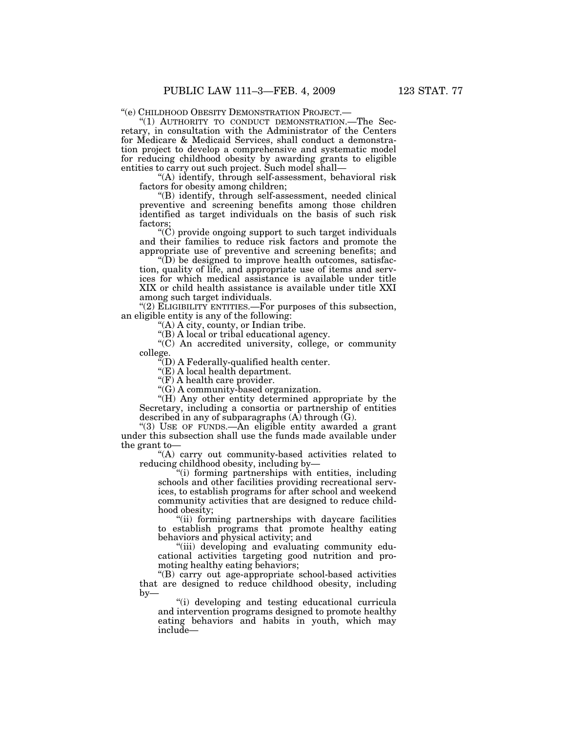"(e) CHILDHOOD OBESITY DEMONSTRATION PROJECT.—

"(1) AUTHORITY TO CONDUCT DEMONSTRATION.—The Secretary, in consultation with the Administrator of the Centers for Medicare & Medicaid Services, shall conduct a demonstration project to develop a comprehensive and systematic model for reducing childhood obesity by awarding grants to eligible entities to carry out such project. Such model shall—

"(A) identify, through self-assessment, behavioral risk factors for obesity among children;

"(B) identify, through self-assessment, needed clinical preventive and screening benefits among those children identified as target individuals on the basis of such risk factors;

"(C) provide ongoing support to such target individuals and their families to reduce risk factors and promote the appropriate use of preventive and screening benefits; and

"(D) be designed to improve health outcomes, satisfaction, quality of life, and appropriate use of items and services for which medical assistance is available under title XIX or child health assistance is available under title XXI among such target individuals.

"(2) ELIGIBILITY ENTITIES.—For purposes of this subsection, an eligible entity is any of the following:

"(A) A city, county, or Indian tribe.

"(B) A local or tribal educational agency.

"(C) An accredited university, college, or community college.

"(D) A Federally-qualified health center.

"(E) A local health department.

"(F) A health care provider.

"(G) A community-based organization.

"(H) Any other entity determined appropriate by the Secretary, including a consortia or partnership of entities described in any of subparagraphs (A) through (G).

"(3) USE OF FUNDS.—An eligible entity awarded a grant under this subsection shall use the funds made available under the grant to—

"(A) carry out community-based activities related to reducing childhood obesity, including by—

"(i) forming partnerships with entities, including schools and other facilities providing recreational services, to establish programs for after school and weekend community activities that are designed to reduce childhood obesity;

"(ii) forming partnerships with daycare facilities to establish programs that promote healthy eating behaviors and physical activity; and

"(iii) developing and evaluating community educational activities targeting good nutrition and promoting healthy eating behaviors;

"(B) carry out age-appropriate school-based activities that are designed to reduce childhood obesity, including by—

"(i) developing and testing educational curricula and intervention programs designed to promote healthy eating behaviors and habits in youth, which may include—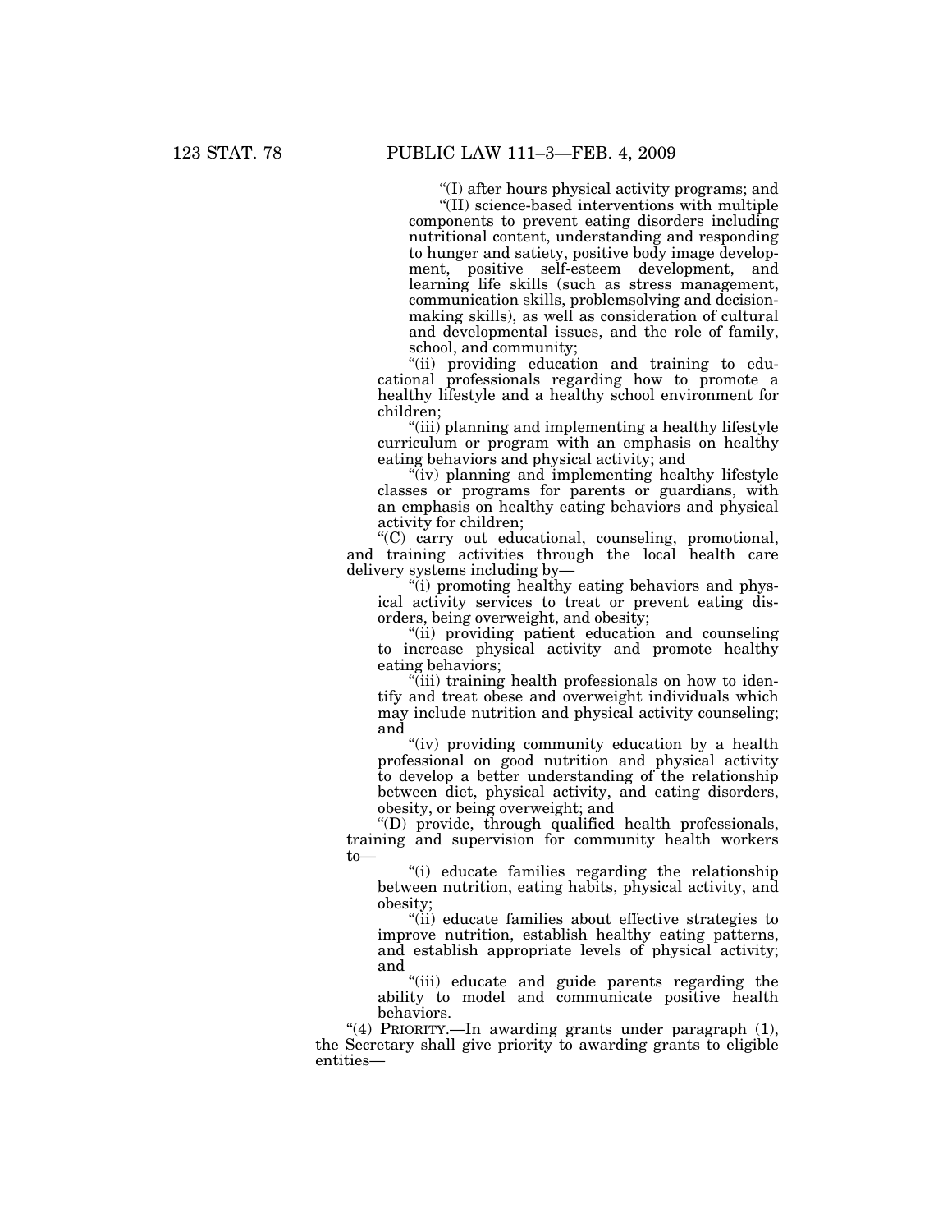"(I) after hours physical activity programs; and

"(II) science-based interventions with multiple components to prevent eating disorders including nutritional content, understanding and responding to hunger and satiety, positive body image development, positive self-esteem development, and learning life skills (such as stress management, communication skills, problemsolving and decisionmaking skills), as well as consideration of cultural and developmental issues, and the role of family, school, and community;

"(ii) providing education and training to educational professionals regarding how to promote a healthy lifestyle and a healthy school environment for children;

"(iii) planning and implementing a healthy lifestyle curriculum or program with an emphasis on healthy eating behaviors and physical activity; and

"(iv) planning and implementing healthy lifestyle classes or programs for parents or guardians, with an emphasis on healthy eating behaviors and physical activity for children;

"(C) carry out educational, counseling, promotional, and training activities through the local health care delivery systems including by—

"(i) promoting healthy eating behaviors and physical activity services to treat or prevent eating disorders, being overweight, and obesity;

"(ii) providing patient education and counseling to increase physical activity and promote healthy eating behaviors;

"(iii) training health professionals on how to identify and treat obese and overweight individuals which may include nutrition and physical activity counseling; and

"(iv) providing community education by a health professional on good nutrition and physical activity to develop a better understanding of the relationship between diet, physical activity, and eating disorders, obesity, or being overweight; and

"(D) provide, through qualified health professionals, training and supervision for community health workers to—

"(i) educate families regarding the relationship between nutrition, eating habits, physical activity, and obesity;

"(ii) educate families about effective strategies to improve nutrition, establish healthy eating patterns, and establish appropriate levels of physical activity; and

"(iii) educate and guide parents regarding the ability to model and communicate positive health behaviors.

"(4) PRIORITY.—In awarding grants under paragraph (1), the Secretary shall give priority to awarding grants to eligible entities—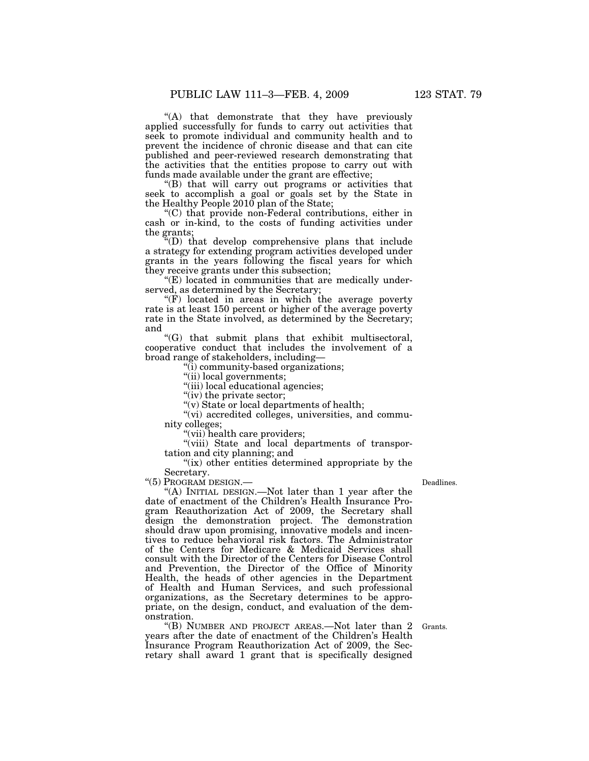"(A) that demonstrate that they have previously applied successfully for funds to carry out activities that seek to promote individual and community health and to prevent the incidence of chronic disease and that can cite published and peer-reviewed research demonstrating that the activities that the entities propose to carry out with funds made available under the grant are effective;

"(B) that will carry out programs or activities that seek to accomplish a goal or goals set by the State in the Healthy People 2010 plan of the State;

"(C) that provide non-Federal contributions, either in cash or in-kind, to the costs of funding activities under the grants;

"(D) that develop comprehensive plans that include a strategy for extending program activities developed under grants in the years following the fiscal years for which they receive grants under this subsection;

"(E) located in communities that are medically underserved, as determined by the Secretary;

"(F) located in areas in which the average poverty rate is at least 150 percent or higher of the average poverty rate in the State involved, as determined by the Secretary; and

"(G) that submit plans that exhibit multisectoral, cooperative conduct that includes the involvement of a broad range of stakeholders, including—

"(i) community-based organizations;

"(ii) local governments;

"(iii) local educational agencies;

"(iv) the private sector;

"(v) State or local departments of health;

"(vi) accredited colleges, universities, and community colleges;

"(vii) health care providers;

"(viii) State and local departments of transportation and city planning; and

"(ix) other entities determined appropriate by the Secretary.

"(5) PROGRAM DESIGN.—

Deadlines.

"(A) INITIAL DESIGN.—Not later than 1 year after the date of enactment of the Children's Health Insurance Program Reauthorization Act of 2009, the Secretary shall design the demonstration project. The demonstration should draw upon promising, innovative models and incentives to reduce behavioral risk factors. The Administrator of the Centers for Medicare & Medicaid Services shall consult with the Director of the Centers for Disease Control and Prevention, the Director of the Office of Minority Health, the heads of other agencies in the Department of Health and Human Services, and such professional organizations, as the Secretary determines to be appropriate, on the design, conduct, and evaluation of the demonstration.

Grants.

"(B) NUMBER AND PROJECT AREAS.—Not later than 2 years after the date of enactment of the Children's Health Insurance Program Reauthorization Act of 2009, the Secretary shall award 1 grant that is specifically designed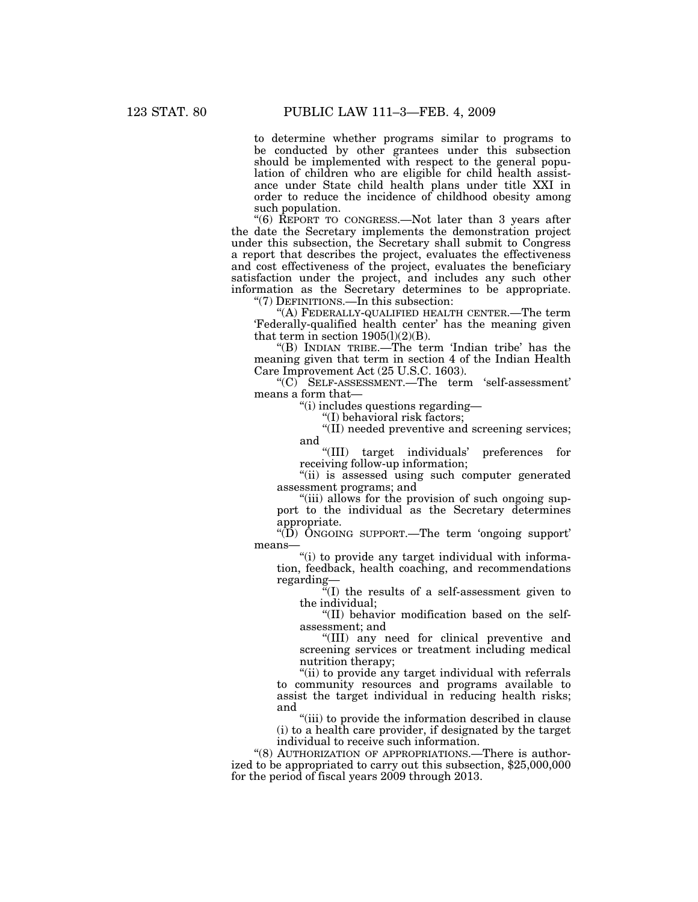to determine whether programs similar to programs to be conducted by other grantees under this subsection should be implemented with respect to the general population of children who are eligible for child health assistance under State child health plans under title XXI in order to reduce the incidence of childhood obesity among such population.

"(6) REPORT TO CONGRESS.—Not later than 3 years after the date the Secretary implements the demonstration project under this subsection, the Secretary shall submit to Congress a report that describes the project, evaluates the effectiveness and cost effectiveness of the project, evaluates the beneficiary satisfaction under the project, and includes any such other information as the Secretary determines to be appropriate.

"(7) DEFINITIONS.—In this subsection:

"(A) FEDERALLY-QUALIFIED HEALTH CENTER.—The term 'Federally-qualified health center' has the meaning given that term in section 1905(l)(2)(B).

"(B) INDIAN TRIBE.—The term 'Indian tribe' has the meaning given that term in section 4 of the Indian Health Care Improvement Act (25 U.S.C. 1603).

"(C) SELF-ASSESSMENT.—The term 'self-assessment' means a form that—

"(i) includes questions regarding—

"(I) behavioral risk factors;

"(II) needed preventive and screening services; and

"(III) target individuals' preferences for receiving follow-up information;

"(ii) is assessed using such computer generated assessment programs; and

"(iii) allows for the provision of such ongoing support to the individual as the Secretary determines appropriate.

"(D) ONGOING SUPPORT.—The term 'ongoing support' means—

"(i) to provide any target individual with information, feedback, health coaching, and recommendations regarding—

"(I) the results of a self-assessment given to the individual;

"(II) behavior modification based on the self-assessment; and

"(III) any need for clinical preventive and screening services or treatment including medical nutrition therapy;

"(ii) to provide any target individual with referrals to community resources and programs available to assist the target individual in reducing health risks; and

"(iii) to provide the information described in clause (i) to a health care provider, if designated by the target individual to receive such information.

"(8) AUTHORIZATION OF APPROPRIATIONS.—There is authorized to be appropriated to carry out this subsection, $25,000,000 for the period of fiscal years 2009 through 2013.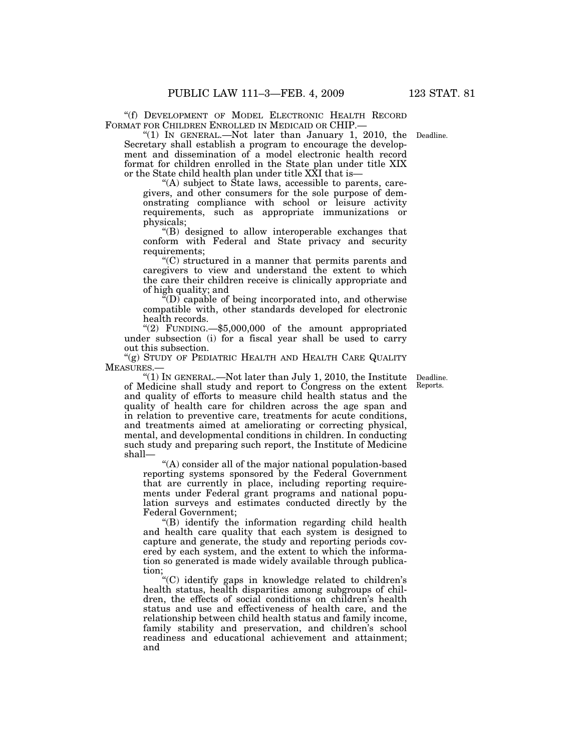"(f) DEVELOPMENT OF MODEL ELECTRONIC HEALTH RECORD FORMAT FOR CHILDREN ENROLLED IN MEDICAID OR CHIP.—

"(1) IN GENERAL.—Not later than January 1, 2010, the Secretary shall establish a program to encourage the development and dissemination of a model electronic health record format for children enrolled in the State plan under title XIX or the State child health plan under title XXI that is—

Deadline.

"(A) subject to State laws, accessible to parents, caregivers, and other consumers for the sole purpose of demonstrating compliance with school or leisure activity requirements, such as appropriate immunizations or physicals;

"(B) designed to allow interoperable exchanges that conform with Federal and State privacy and security requirements;

"(C) structured in a manner that permits parents and caregivers to view and understand the extent to which the care their children receive is clinically appropriate and of high quality; and

"(D) capable of being incorporated into, and otherwise compatible with, other standards developed for electronic health records.

"(2) FUNDING.—$5,000,000 of the amount appropriated under subsection (i) for a fiscal year shall be used to carry out this subsection.

"(g) STUDY OF PEDIATRIC HEALTH AND HEALTH CARE QUALITY MEASURES.—

"(1) IN GENERAL.—Not later than July 1, 2010, the Institute of Medicine shall study and report to Congress on the extent and quality of efforts to measure child health status and the quality of health care for children across the age span and in relation to preventive care, treatments for acute conditions, and treatments aimed at ameliorating or correcting physical, mental, and developmental conditions in children. In conducting such study and preparing such report, the Institute of Medicine shall—

Deadline.
Reports.

"(A) consider all of the major national population-based reporting systems sponsored by the Federal Government that are currently in place, including reporting requirements under Federal grant programs and national population surveys and estimates conducted directly by the Federal Government;

"(B) identify the information regarding child health and health care quality that each system is designed to capture and generate, the study and reporting periods covered by each system, and the extent to which the information so generated is made widely available through publication;

"(C) identify gaps in knowledge related to children's health status, health disparities among subgroups of children, the effects of social conditions on children's health status and use and effectiveness of health care, and the relationship between child health status and family income, family stability and preservation, and children's school readiness and educational achievement and attainment; and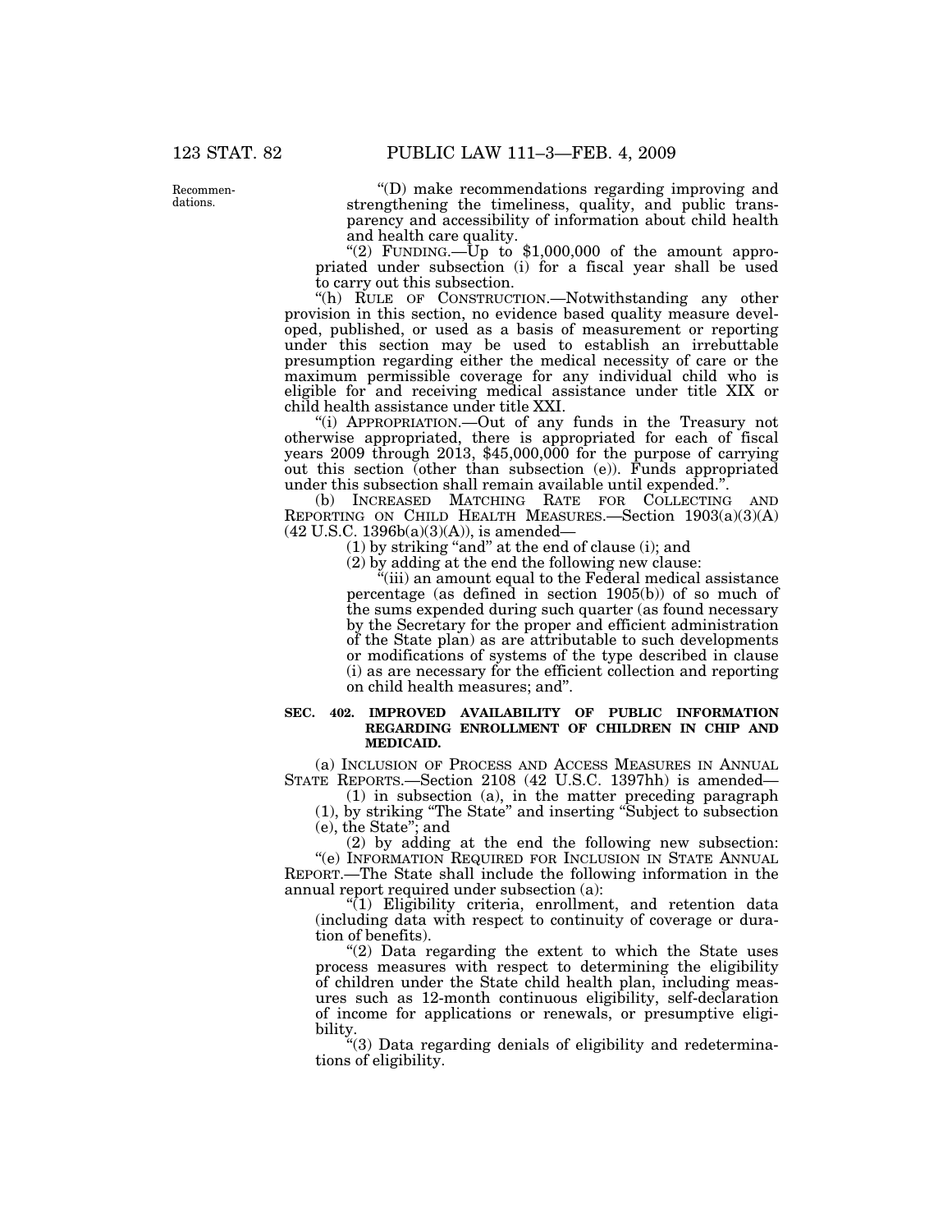Recommendations.

"(D) make recommendations regarding improving and strengthening the timeliness, quality, and public transparency and accessibility of information about child health and health care quality.

"(2) FUNDING.—Up to $1,000,000 of the amount appropriated under subsection (i) for a fiscal year shall be used to carry out this subsection.

"(h) RULE OF CONSTRUCTION.—Notwithstanding any other provision in this section, no evidence based quality measure developed, published, or used as a basis of measurement or reporting under this section may be used to establish an irrebuttable presumption regarding either the medical necessity of care or the maximum permissible coverage for any individual child who is eligible for and receiving medical assistance under title XIX or child health assistance under title XXI.

"(i) APPROPRIATION.—Out of any funds in the Treasury not otherwise appropriated, there is appropriated for each of fiscal years 2009 through 2013, $45,000,000 for the purpose of carrying out this section (other than subsection (e)). Funds appropriated under this subsection shall remain available until expended.".

(b) INCREASED MATCHING RATE FOR COLLECTING AND REPORTING ON CHILD HEALTH MEASURES.—Section 1903(a)(3)(A) (42 U.S.C. 1396b(a)(3)(A)), is amended—

(1) by striking "and" at the end of clause (i); and

(2) by adding at the end the following new clause:

"(iii) an amount equal to the Federal medical assistance percentage (as defined in section 1905(b)) of so much of the sums expended during such quarter (as found necessary by the Secretary for the proper and efficient administration of the State plan) as are attributable to such developments or modifications of systems of the type described in clause (i) as are necessary for the efficient collection and reporting on child health measures; and".

**SEC. 402. IMPROVED AVAILABILITY OF PUBLIC INFORMATION REGARDING ENROLLMENT OF CHILDREN IN CHIP AND MEDICAID.**

(a) INCLUSION OF PROCESS AND ACCESS MEASURES IN ANNUAL STATE REPORTS.—Section 2108 (42 U.S.C. 1397hh) is amended—

(1) in subsection (a), in the matter preceding paragraph (1), by striking "The State" and inserting "Subject to subsection (e), the State"; and

(2) by adding at the end the following new subsection:

"(e) INFORMATION REQUIRED FOR INCLUSION IN STATE ANNUAL REPORT.—The State shall include the following information in the annual report required under subsection (a):

"(1) Eligibility criteria, enrollment, and retention data (including data with respect to continuity of coverage or duration of benefits).

"(2) Data regarding the extent to which the State uses process measures with respect to determining the eligibility of children under the State child health plan, including measures such as 12-month continuous eligibility, self-declaration of income for applications or renewals, or presumptive eligibility.

"(3) Data regarding denials of eligibility and redeterminations of eligibility.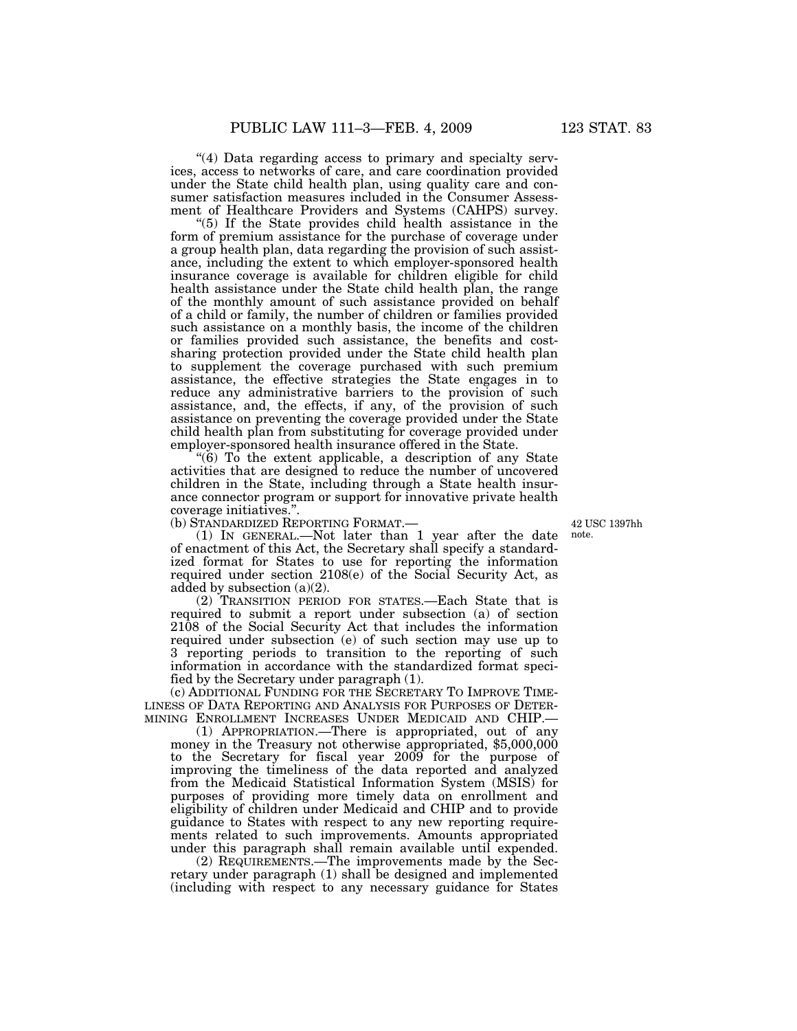"(4) Data regarding access to primary and specialty services, access to networks of care, and care coordination provided under the State child health plan, using quality care and consumer satisfaction measures included in the Consumer Assessment of Healthcare Providers and Systems (CAHPS) survey.

"(5) If the State provides child health assistance in the form of premium assistance for the purchase of coverage under a group health plan, data regarding the provision of such assistance, including the extent to which employer-sponsored health insurance coverage is available for children eligible for child health assistance under the State child health plan, the range of the monthly amount of such assistance provided on behalf of a child or family, the number of children or families provided such assistance on a monthly basis, the income of the children or families provided such assistance, the benefits and cost-sharing protection provided under the State child health plan to supplement the coverage purchased with such premium assistance, the effective strategies the State engages in to reduce any administrative barriers to the provision of such assistance, and, the effects, if any, of the provision of such assistance on preventing the coverage provided under the State child health plan from substituting for coverage provided under employer-sponsored health insurance offered in the State.

"(6) To the extent applicable, a description of any State activities that are designed to reduce the number of uncovered children in the State, including through a State health insurance connector program or support for innovative private health coverage initiatives.".

(b) STANDARDIZED REPORTING FORMAT.—

42 USC 1397hh note.

(1) IN GENERAL.—Not later than 1 year after the date of enactment of this Act, the Secretary shall specify a standardized format for States to use for reporting the information required under section 2108(e) of the Social Security Act, as added by subsection (a)(2).

(2) TRANSITION PERIOD FOR STATES.—Each State that is required to submit a report under subsection (a) of section 2108 of the Social Security Act that includes the information required under subsection (e) of such section may use up to 3 reporting periods to transition to the reporting of such information in accordance with the standardized format specified by the Secretary under paragraph (1).

(c) ADDITIONAL FUNDING FOR THE SECRETARY TO IMPROVE TIMELINESS OF DATA REPORTING AND ANALYSIS FOR PURPOSES OF DETERMINING ENROLLMENT INCREASES UNDER MEDICAID AND CHIP.—

(1) APPROPRIATION.—There is appropriated, out of any money in the Treasury not otherwise appropriated, $5,000,000 to the Secretary for fiscal year 2009 for the purpose of improving the timeliness of the data reported and analyzed from the Medicaid Statistical Information System (MSIS) for purposes of providing more timely data on enrollment and eligibility of children under Medicaid and CHIP and to provide guidance to States with respect to any new reporting requirements related to such improvements. Amounts appropriated under this paragraph shall remain available until expended.

(2) REQUIREMENTS.—The improvements made by the Secretary under paragraph (1) shall be designed and implemented (including with respect to any necessary guidance for States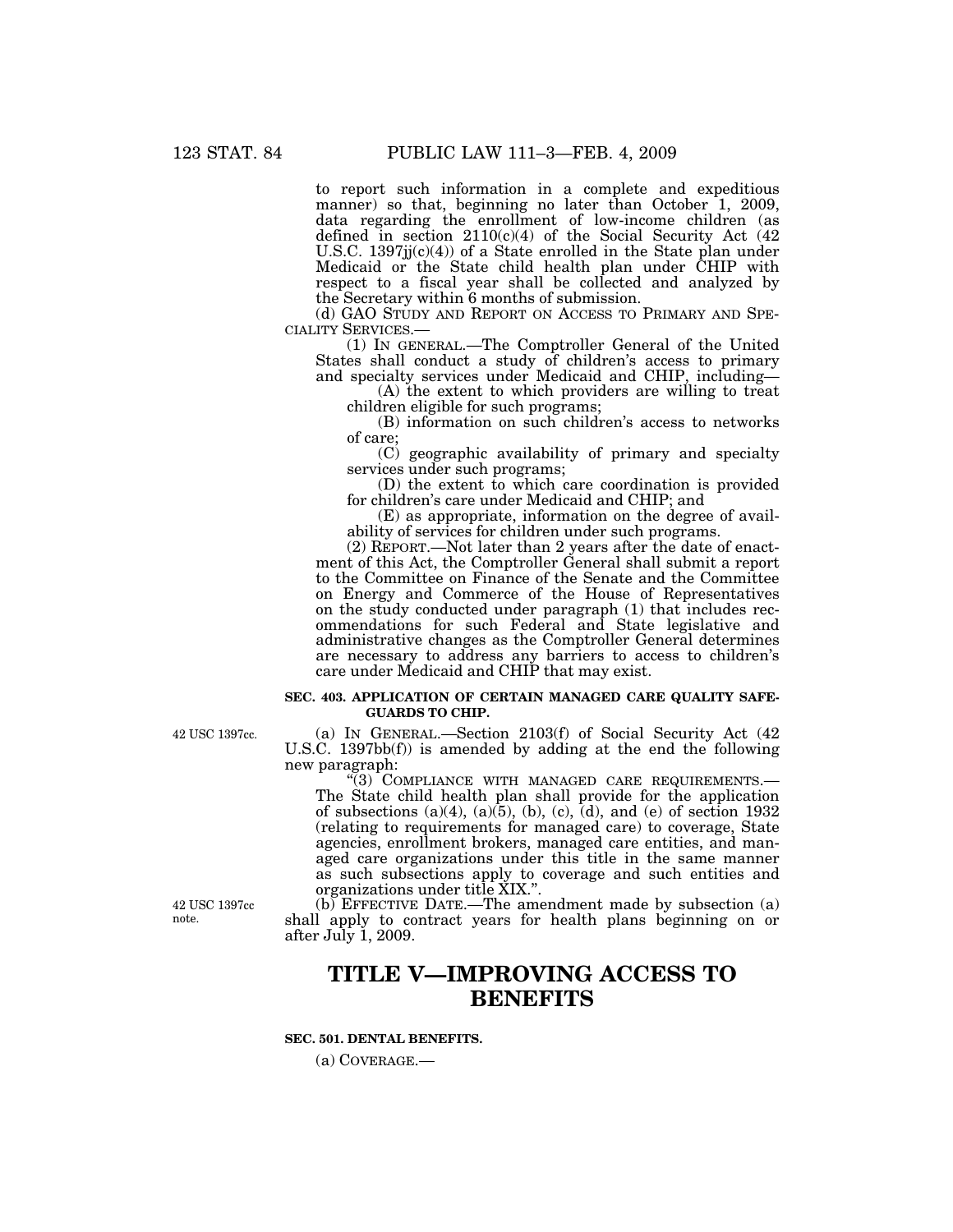to report such information in a complete and expeditious manner) so that, beginning no later than October 1, 2009, data regarding the enrollment of low-income children (as defined in section 2110(c)(4) of the Social Security Act (42 U.S.C. 1397jj(c)(4)) of a State enrolled in the State plan under Medicaid or the State child health plan under CHIP with respect to a fiscal year shall be collected and analyzed by the Secretary within 6 months of submission.

(d) GAO STUDY AND REPORT ON ACCESS TO PRIMARY AND SPECIALITY SERVICES.—

(1) IN GENERAL.—The Comptroller General of the United States shall conduct a study of children's access to primary and specialty services under Medicaid and CHIP, including—

(A) the extent to which providers are willing to treat children eligible for such programs;

(B) information on such children's access to networks of care;

(C) geographic availability of primary and specialty services under such programs;

(D) the extent to which care coordination is provided for children's care under Medicaid and CHIP; and

(E) as appropriate, information on the degree of availability of services for children under such programs.

(2) REPORT.—Not later than 2 years after the date of enactment of this Act, the Comptroller General shall submit a report to the Committee on Finance of the Senate and the Committee on Energy and Commerce of the House of Representatives on the study conducted under paragraph (1) that includes recommendations for such Federal and State legislative and administrative changes as the Comptroller General determines are necessary to address any barriers to access to children's care under Medicaid and CHIP that may exist.

**SEC. 403. APPLICATION OF CERTAIN MANAGED CARE QUALITY SAFEGUARDS TO CHIP.**

42 USC 1397cc.

(a) IN GENERAL.—Section 2103(f) of Social Security Act (42 U.S.C. 1397bb(f)) is amended by adding at the end the following new paragraph:

"(3) COMPLIANCE WITH MANAGED CARE REQUIREMENTS.—The State child health plan shall provide for the application of subsections (a)(4), (a)(5), (b), (c), (d), and (e) of section 1932 (relating to requirements for managed care) to coverage, State agencies, enrollment brokers, managed care entities, and managed care organizations under this title in the same manner as such subsections apply to coverage and such entities and organizations under title XIX.".

42 USC 1397cc note.

(b) EFFECTIVE DATE.—The amendment made by subsection (a) shall apply to contract years for health plans beginning on or after July 1, 2009.

# TITLE V—IMPROVING ACCESS TO BENEFITS

**SEC. 501. DENTAL BENEFITS.**

(a) COVERAGE.—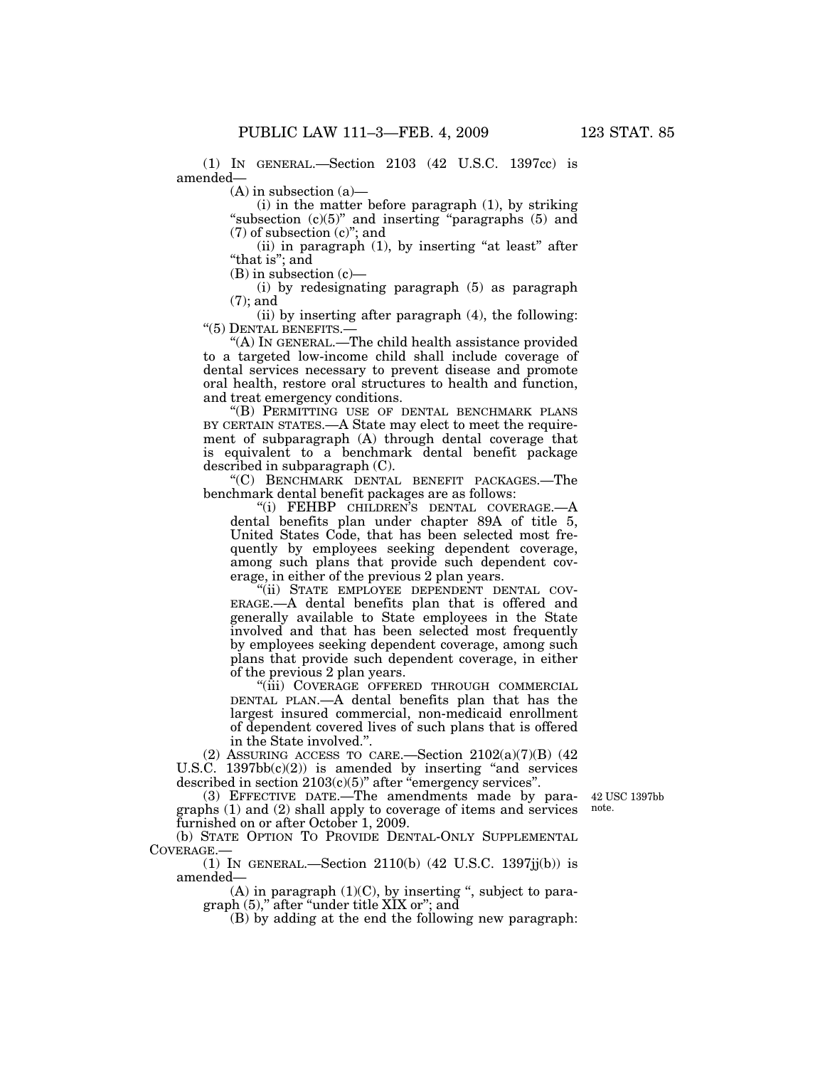(1) IN GENERAL.—Section 2103 (42 U.S.C. 1397cc) is amended—

(A) in subsection (a)—

(i) in the matter before paragraph (1), by striking "subsection (c)(5)" and inserting "paragraphs (5) and (7) of subsection (c)"; and

(ii) in paragraph (1), by inserting "at least" after "that is"; and

(B) in subsection (c)—

(i) by redesignating paragraph (5) as paragraph (7); and

(ii) by inserting after paragraph (4), the following:

"(5) DENTAL BENEFITS.—

"(A) IN GENERAL.—The child health assistance provided to a targeted low-income child shall include coverage of dental services necessary to prevent disease and promote oral health, restore oral structures to health and function, and treat emergency conditions.

"(B) PERMITTING USE OF DENTAL BENCHMARK PLANS BY CERTAIN STATES.—A State may elect to meet the requirement of subparagraph (A) through dental coverage that is equivalent to a benchmark dental benefit package described in subparagraph (C).

"(C) BENCHMARK DENTAL BENEFIT PACKAGES.—The benchmark dental benefit packages are as follows:

"(i) FEHBP CHILDREN'S DENTAL COVERAGE.—A dental benefits plan under chapter 89A of title 5, United States Code, that has been selected most frequently by employees seeking dependent coverage, among such plans that provide such dependent coverage, in either of the previous 2 plan years.

"(ii) STATE EMPLOYEE DEPENDENT DENTAL COVERAGE.—A dental benefits plan that is offered and generally available to State employees in the State involved and that has been selected most frequently by employees seeking dependent coverage, among such plans that provide such dependent coverage, in either of the previous 2 plan years.

"(iii) COVERAGE OFFERED THROUGH COMMERCIAL DENTAL PLAN.—A dental benefits plan that has the largest insured commercial, non-medicaid enrollment of dependent covered lives of such plans that is offered in the State involved.".

(2) ASSURING ACCESS TO CARE.—Section 2102(a)(7)(B) (42 U.S.C. 1397bb(c)(2)) is amended by inserting "and services described in section 2103(c)(5)" after "emergency services".

(3) EFFECTIVE DATE.—The amendments made by paragraphs (1) and (2) shall apply to coverage of items and services furnished on or after October 1, 2009.

42 USC 1397bb note.

(b) STATE OPTION TO PROVIDE DENTAL-ONLY SUPPLEMENTAL COVERAGE.—

(1) IN GENERAL.—Section 2110(b) (42 U.S.C. 1397jj(b)) is amended—

(A) in paragraph (1)(C), by inserting ", subject to paragraph (5)," after "under title XIX or"; and

(B) by adding at the end the following new paragraph: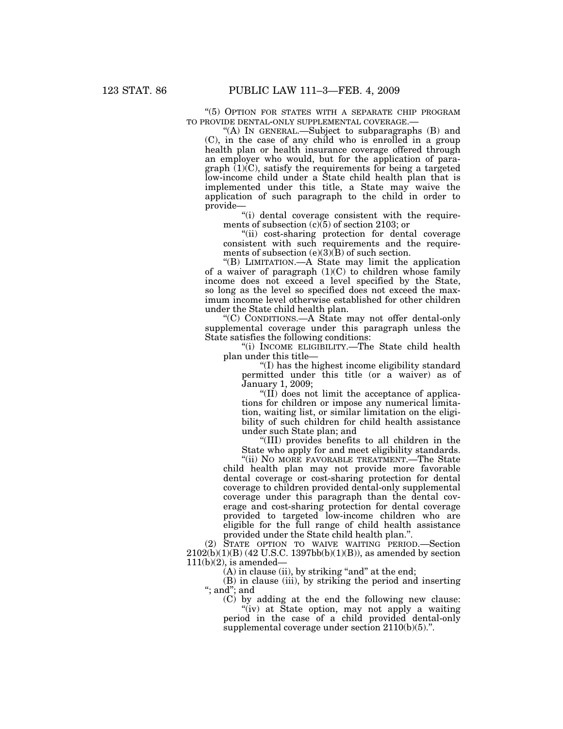"(5) OPTION FOR STATES WITH A SEPARATE CHIP PROGRAM TO PROVIDE DENTAL-ONLY SUPPLEMENTAL COVERAGE.—

"(A) IN GENERAL.—Subject to subparagraphs (B) and (C), in the case of any child who is enrolled in a group health plan or health insurance coverage offered through an employer who would, but for the application of paragraph (1)(C), satisfy the requirements for being a targeted low-income child under a State child health plan that is implemented under this title, a State may waive the application of such paragraph to the child in order to provide—

"(i) dental coverage consistent with the requirements of subsection (c)(5) of section 2103; or

"(ii) cost-sharing protection for dental coverage consistent with such requirements and the requirements of subsection (e)(3)(B) of such section.

"(B) LIMITATION.—A State may limit the application of a waiver of paragraph (1)(C) to children whose family income does not exceed a level specified by the State, so long as the level so specified does not exceed the maximum income level otherwise established for other children under the State child health plan.

"(C) CONDITIONS.—A State may not offer dental-only supplemental coverage under this paragraph unless the State satisfies the following conditions:

"(i) INCOME ELIGIBILITY.—The State child health plan under this title—

"(I) has the highest income eligibility standard permitted under this title (or a waiver) as of January 1, 2009;

"(II) does not limit the acceptance of applications for children or impose any numerical limitation, waiting list, or similar limitation on the eligibility of such children for child health assistance under such State plan; and

"(III) provides benefits to all children in the State who apply for and meet eligibility standards.

"(ii) NO MORE FAVORABLE TREATMENT.—The State child health plan may not provide more favorable dental coverage or cost-sharing protection for dental coverage to children provided dental-only supplemental coverage under this paragraph than the dental coverage and cost-sharing protection for dental coverage provided to targeted low-income children who are eligible for the full range of child health assistance provided under the State child health plan.".

(2) STATE OPTION TO WAIVE WAITING PERIOD.—Section 2102(b)(1)(B) (42 U.S.C. 1397bb(b)(1)(B)), as amended by section 111(b)(2), is amended—

(A) in clause (ii), by striking "and" at the end;

(B) in clause (iii), by striking the period and inserting "; and"; and

(C) by adding at the end the following new clause:

"(iv) at State option, may not apply a waiting period in the case of a child provided dental-only supplemental coverage under section 2110(b)(5).".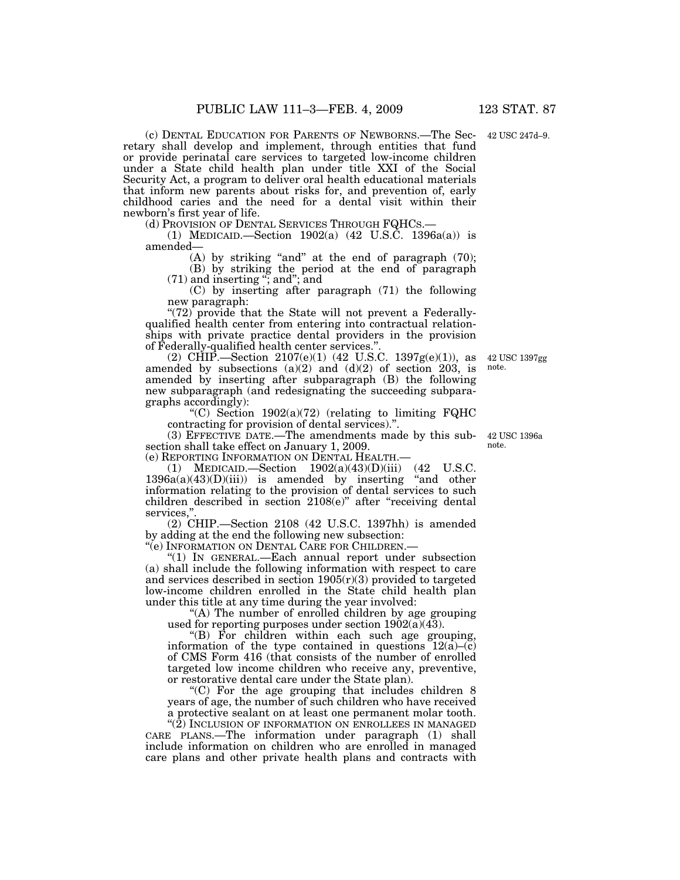(c) DENTAL EDUCATION FOR PARENTS OF NEWBORNS.—The Secretary shall develop and implement, through entities that fund or provide perinatal care services to targeted low-income children under a State child health plan under title XXI of the Social Security Act, a program to deliver oral health educational materials that inform new parents about risks for, and prevention of, early childhood caries and the need for a dental visit within their newborn's first year of life.

42 USC 247d–9.

(d) PROVISION OF DENTAL SERVICES THROUGH FQHCS.—

(1) MEDICAID.—Section 1902(a) (42 U.S.C. 1396a(a)) is amended—

(A) by striking "and" at the end of paragraph (70);

(B) by striking the period at the end of paragraph (71) and inserting "; and"; and

(C) by inserting after paragraph (71) the following new paragraph:

"(72) provide that the State will not prevent a Federally-qualified health center from entering into contractual relationships with private practice dental providers in the provision of Federally-qualified health center services.".

(2) CHIP.—Section 2107(e)(1) (42 U.S.C. 1397g(e)(1)), as amended by subsections (a)(2) and (d)(2) of section 203, is amended by inserting after subparagraph (B) the following new subparagraph (and redesignating the succeeding subparagraphs accordingly):

42 USC 1397gg note.

"(C) Section 1902(a)(72) (relating to limiting FQHC contracting for provision of dental services).".

(3) EFFECTIVE DATE.—The amendments made by this subsection shall take effect on January 1, 2009.

42 USC 1396a note.

(e) REPORTING INFORMATION ON DENTAL HEALTH.—

(1) MEDICAID.—Section 1902(a)(43)(D)(iii) (42 U.S.C. 1396a(a)(43)(D)(iii)) is amended by inserting "and other information relating to the provision of dental services to such children described in section 2108(e)" after "receiving dental services,".

(2) CHIP.—Section 2108 (42 U.S.C. 1397hh) is amended by adding at the end the following new subsection:

"(e) INFORMATION ON DENTAL CARE FOR CHILDREN.—

"(1) IN GENERAL.—Each annual report under subsection (a) shall include the following information with respect to care and services described in section 1905(r)(3) provided to targeted low-income children enrolled in the State child health plan under this title at any time during the year involved:

"(A) The number of enrolled children by age grouping used for reporting purposes under section 1902(a)(43).

"(B) For children within each such age grouping, information of the type contained in questions 12(a)–(c) of CMS Form 416 (that consists of the number of enrolled targeted low income children who receive any, preventive, or restorative dental care under the State plan).

"(C) For the age grouping that includes children 8 years of age, the number of such children who have received a protective sealant on at least one permanent molar tooth.

"(2) INCLUSION OF INFORMATION ON ENROLLEES IN MANAGED CARE PLANS.—The information under paragraph (1) shall include information on children who are enrolled in managed care plans and other private health plans and contracts with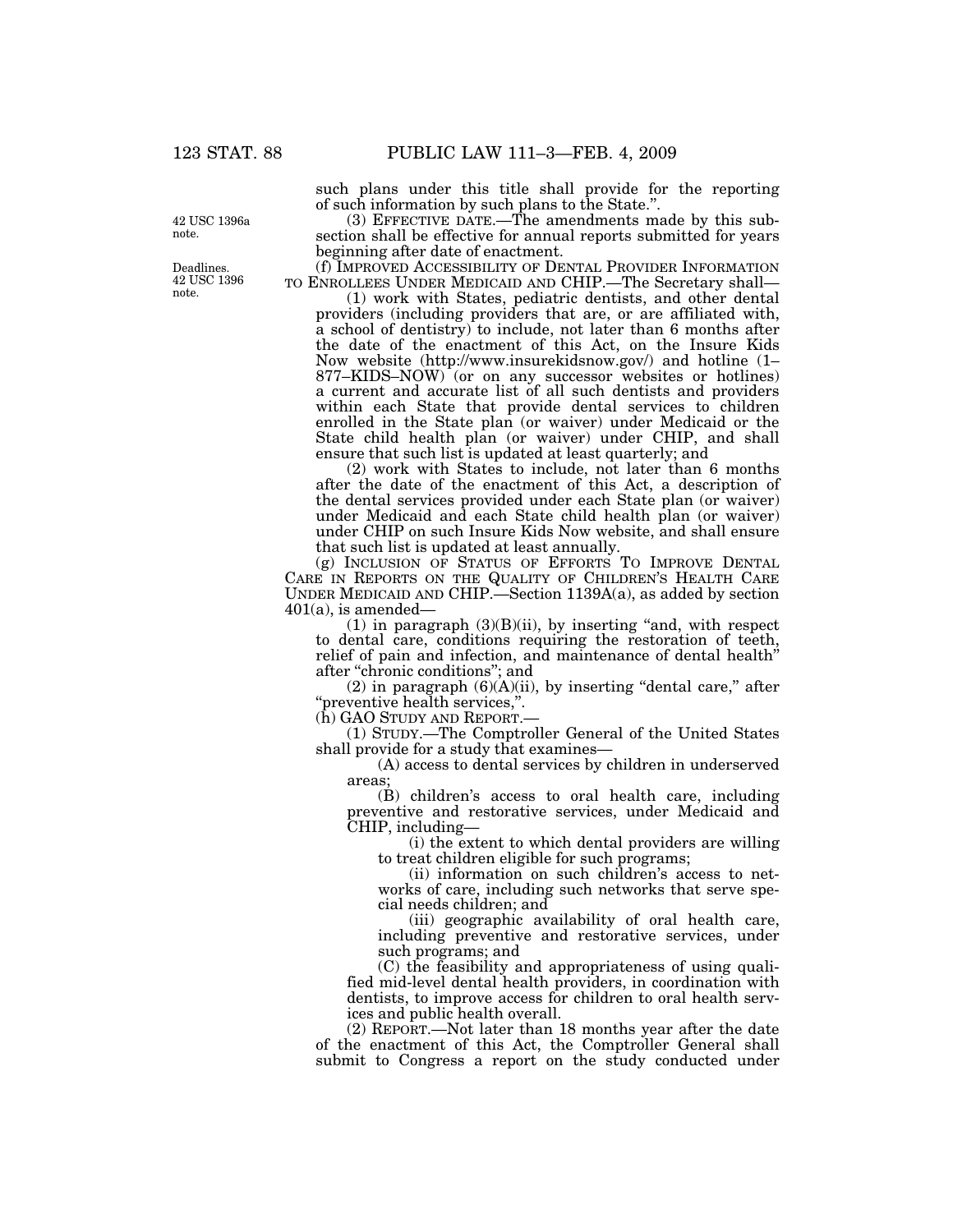such plans under this title shall provide for the reporting of such information by such plans to the State.".

42 USC 1396a note.

(3) EFFECTIVE DATE.—The amendments made by this subsection shall be effective for annual reports submitted for years beginning after date of enactment.

Deadlines. 42 USC 1396 note.

(f) IMPROVED ACCESSIBILITY OF DENTAL PROVIDER INFORMATION TO ENROLLEES UNDER MEDICAID AND CHIP.—The Secretary shall—

(1) work with States, pediatric dentists, and other dental providers (including providers that are, or are affiliated with, a school of dentistry) to include, not later than 6 months after the date of the enactment of this Act, on the Insure Kids Now website (http://www.insurekidsnow.gov/) and hotline (1–877–KIDS–NOW) (or on any successor websites or hotlines) a current and accurate list of all such dentists and providers within each State that provide dental services to children enrolled in the State plan (or waiver) under Medicaid or the State child health plan (or waiver) under CHIP, and shall ensure that such list is updated at least quarterly; and

(2) work with States to include, not later than 6 months after the date of the enactment of this Act, a description of the dental services provided under each State plan (or waiver) under Medicaid and each State child health plan (or waiver) under CHIP on such Insure Kids Now website, and shall ensure that such list is updated at least annually.

(g) INCLUSION OF STATUS OF EFFORTS TO IMPROVE DENTAL CARE IN REPORTS ON THE QUALITY OF CHILDREN'S HEALTH CARE UNDER MEDICAID AND CHIP.—Section 1139A(a), as added by section 401(a), is amended—

(1) in paragraph (3)(B)(ii), by inserting "and, with respect to dental care, conditions requiring the restoration of teeth, relief of pain and infection, and maintenance of dental health" after "chronic conditions"; and

(2) in paragraph (6)(A)(ii), by inserting "dental care," after "preventive health services,".

(h) GAO STUDY AND REPORT.—

(1) STUDY.—The Comptroller General of the United States shall provide for a study that examines—

(A) access to dental services by children in underserved areas;

(B) children's access to oral health care, including preventive and restorative services, under Medicaid and CHIP, including—

(i) the extent to which dental providers are willing to treat children eligible for such programs;

(ii) information on such children's access to networks of care, including such networks that serve special needs children; and

(iii) geographic availability of oral health care, including preventive and restorative services, under such programs; and

(C) the feasibility and appropriateness of using qualified mid-level dental health providers, in coordination with dentists, to improve access for children to oral health services and public health overall.

(2) REPORT.—Not later than 18 months year after the date of the enactment of this Act, the Comptroller General shall submit to Congress a report on the study conducted under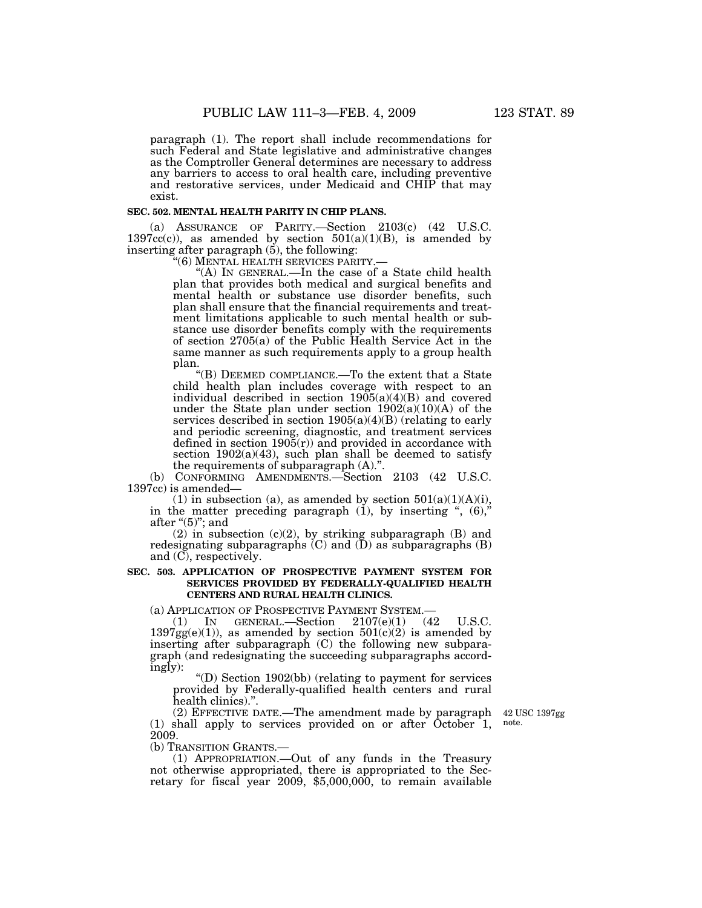paragraph (1). The report shall include recommendations for such Federal and State legislative and administrative changes as the Comptroller General determines are necessary to address any barriers to access to oral health care, including preventive and restorative services, under Medicaid and CHIP that may exist.

**SEC. 502. MENTAL HEALTH PARITY IN CHIP PLANS.**

(a) ASSURANCE OF PARITY.—Section 2103(c) (42 U.S.C. 1397cc(c)), as amended by section 501(a)(1)(B), is amended by inserting after paragraph (5), the following:

"(6) MENTAL HEALTH SERVICES PARITY.—

"(A) IN GENERAL.—In the case of a State child health plan that provides both medical and surgical benefits and mental health or substance use disorder benefits, such plan shall ensure that the financial requirements and treatment limitations applicable to such mental health or substance use disorder benefits comply with the requirements of section 2705(a) of the Public Health Service Act in the same manner as such requirements apply to a group health plan.

"(B) DEEMED COMPLIANCE.—To the extent that a State child health plan includes coverage with respect to an individual described in section 1905(a)(4)(B) and covered under the State plan under section 1902(a)(10)(A) of the services described in section 1905(a)(4)(B) (relating to early and periodic screening, diagnostic, and treatment services defined in section 1905(r)) and provided in accordance with section 1902(a)(43), such plan shall be deemed to satisfy the requirements of subparagraph (A).".

(b) CONFORMING AMENDMENTS.—Section 2103 (42 U.S.C. 1397cc) is amended—

(1) in subsection (a), as amended by section 501(a)(1)(A)(i), in the matter preceding paragraph (1), by inserting ", (6)," after "(5)"; and

(2) in subsection (c)(2), by striking subparagraph (B) and redesignating subparagraphs (C) and (D) as subparagraphs (B) and (C), respectively.

**SEC. 503. APPLICATION OF PROSPECTIVE PAYMENT SYSTEM FOR SERVICES PROVIDED BY FEDERALLY-QUALIFIED HEALTH CENTERS AND RURAL HEALTH CLINICS.**

(a) APPLICATION OF PROSPECTIVE PAYMENT SYSTEM.—

(1) IN GENERAL.—Section 2107(e)(1) (42 U.S.C. 1397gg(e)(1)), as amended by section 501(c)(2) is amended by inserting after subparagraph (C) the following new subparagraph (and redesignating the succeeding subparagraphs accordingly):

"(D) Section 1902(bb) (relating to payment for services provided by Federally-qualified health centers and rural health clinics).".

(2) EFFECTIVE DATE.—The amendment made by paragraph (1) shall apply to services provided on or after October 1, 2009.

42 USC 1397gg note.

(b) TRANSITION GRANTS.—

(1) APPROPRIATION.—Out of any funds in the Treasury not otherwise appropriated, there is appropriated to the Secretary for fiscal year 2009, $5,000,000, to remain available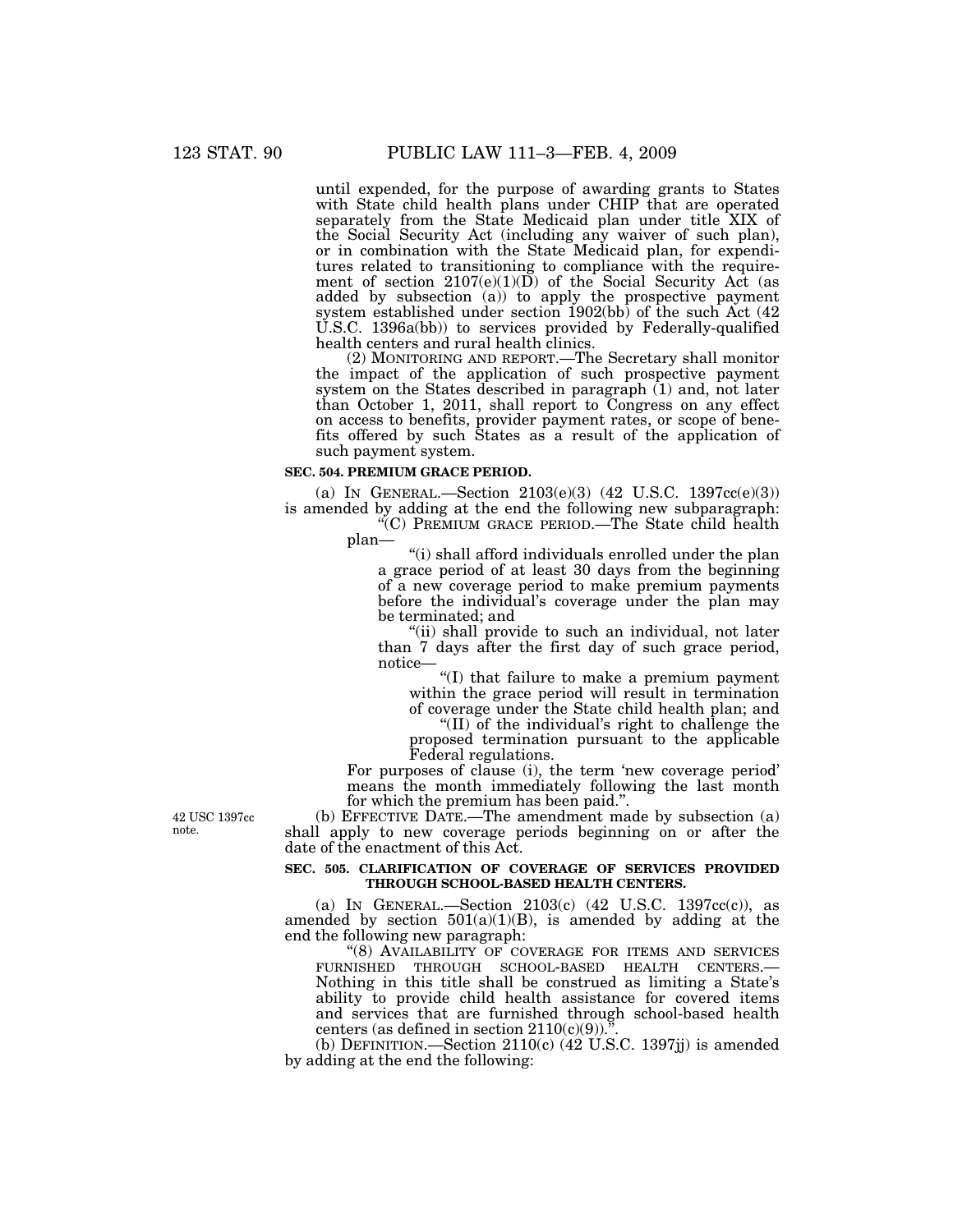until expended, for the purpose of awarding grants to States with State child health plans under CHIP that are operated separately from the State Medicaid plan under title XIX of the Social Security Act (including any waiver of such plan), or in combination with the State Medicaid plan, for expenditures related to transitioning to compliance with the requirement of section 2107(e)(1)(D) of the Social Security Act (as added by subsection (a)) to apply the prospective payment system established under section 1902(bb) of the such Act (42 U.S.C. 1396a(bb)) to services provided by Federally-qualified health centers and rural health clinics.

(2) MONITORING AND REPORT.—The Secretary shall monitor the impact of the application of such prospective payment system on the States described in paragraph (1) and, not later than October 1, 2011, shall report to Congress on any effect on access to benefits, provider payment rates, or scope of benefits offered by such States as a result of the application of such payment system.

**SEC. 504. PREMIUM GRACE PERIOD.**

(a) IN GENERAL.—Section 2103(e)(3) (42 U.S.C. 1397cc(e)(3)) is amended by adding at the end the following new subparagraph:

"(C) PREMIUM GRACE PERIOD.—The State child health plan—

"(i) shall afford individuals enrolled under the plan a grace period of at least 30 days from the beginning of a new coverage period to make premium payments before the individual's coverage under the plan may be terminated; and

"(ii) shall provide to such an individual, not later than 7 days after the first day of such grace period, notice—

"(I) that failure to make a premium payment within the grace period will result in termination of coverage under the State child health plan; and

"(II) of the individual's right to challenge the proposed termination pursuant to the applicable Federal regulations.

For purposes of clause (i), the term 'new coverage period' means the month immediately following the last month for which the premium has been paid.".

42 USC 1397cc note.

(b) EFFECTIVE DATE.—The amendment made by subsection (a) shall apply to new coverage periods beginning on or after the date of the enactment of this Act.

**SEC. 505. CLARIFICATION OF COVERAGE OF SERVICES PROVIDED THROUGH SCHOOL-BASED HEALTH CENTERS.**

(a) IN GENERAL.—Section 2103(c) (42 U.S.C. 1397cc(c)), as amended by section 501(a)(1)(B), is amended by adding at the end the following new paragraph:

"(8) AVAILABILITY OF COVERAGE FOR ITEMS AND SERVICES FURNISHED THROUGH SCHOOL-BASED HEALTH CENTERS.—Nothing in this title shall be construed as limiting a State's ability to provide child health assistance for covered items and services that are furnished through school-based health centers (as defined in section 2110(c)(9)).".

(b) DEFINITION.—Section 2110(c) (42 U.S.C. 1397jj) is amended by adding at the end the following: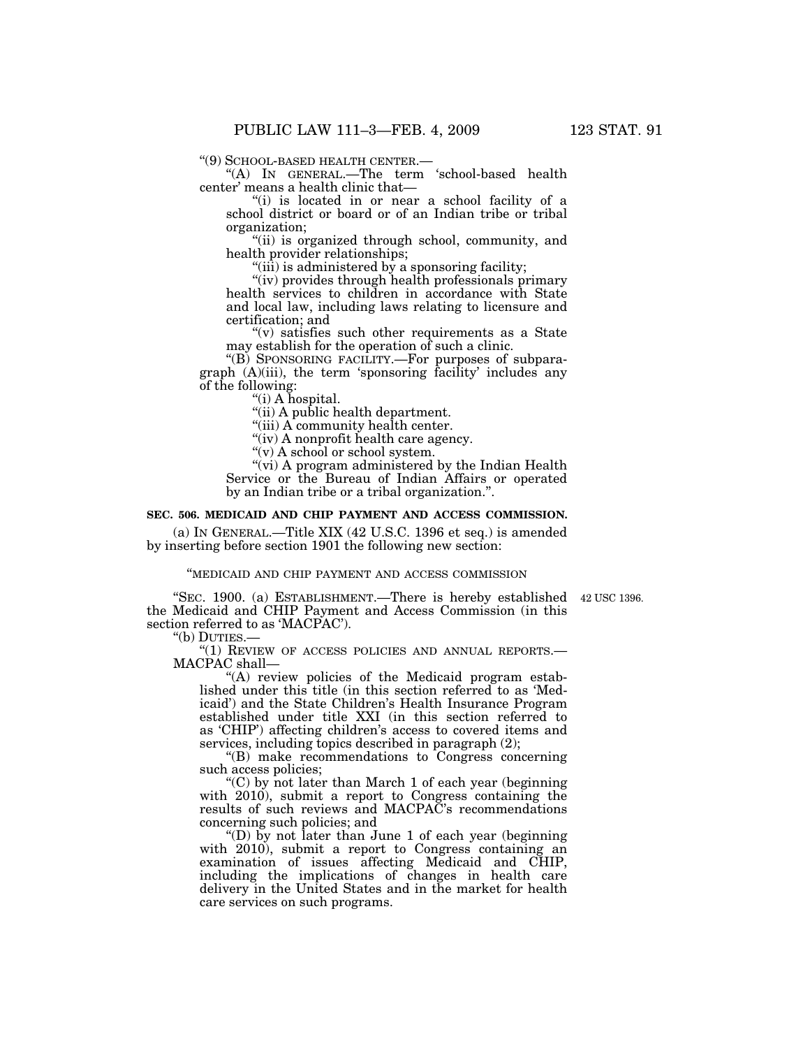"(9) SCHOOL-BASED HEALTH CENTER.—

"(A) IN GENERAL.—The term 'school-based health center' means a health clinic that—

"(i) is located in or near a school facility of a school district or board or of an Indian tribe or tribal organization;

"(ii) is organized through school, community, and health provider relationships;

"(iii) is administered by a sponsoring facility;

"(iv) provides through health professionals primary health services to children in accordance with State and local law, including laws relating to licensure and certification; and

"(v) satisfies such other requirements as a State may establish for the operation of such a clinic.

"(B) SPONSORING FACILITY.—For purposes of subparagraph (A)(iii), the term 'sponsoring facility' includes any of the following:

"(i) A hospital.

"(ii) A public health department.

"(iii) A community health center.

"(iv) A nonprofit health care agency.

"(v) A school or school system.

"(vi) A program administered by the Indian Health Service or the Bureau of Indian Affairs or operated by an Indian tribe or a tribal organization.".

**SEC. 506. MEDICAID AND CHIP PAYMENT AND ACCESS COMMISSION.**

(a) IN GENERAL.—Title XIX (42 U.S.C. 1396 et seq.) is amended by inserting before section 1901 the following new section:

"MEDICAID AND CHIP PAYMENT AND ACCESS COMMISSION

"SEC. 1900. (a) ESTABLISHMENT.—There is hereby established the Medicaid and CHIP Payment and Access Commission (in this section referred to as 'MACPAC'). 42 USC 1396.

"(b) DUTIES.—

"(1) REVIEW OF ACCESS POLICIES AND ANNUAL REPORTS.—MACPAC shall—

"(A) review policies of the Medicaid program established under this title (in this section referred to as 'Medicaid') and the State Children's Health Insurance Program established under title XXI (in this section referred to as 'CHIP') affecting children's access to covered items and services, including topics described in paragraph (2);

"(B) make recommendations to Congress concerning such access policies;

"(C) by not later than March 1 of each year (beginning with 2010), submit a report to Congress containing the results of such reviews and MACPAC's recommendations concerning such policies; and

"(D) by not later than June 1 of each year (beginning with 2010), submit a report to Congress containing an examination of issues affecting Medicaid and CHIP, including the implications of changes in health care delivery in the United States and in the market for health care services on such programs.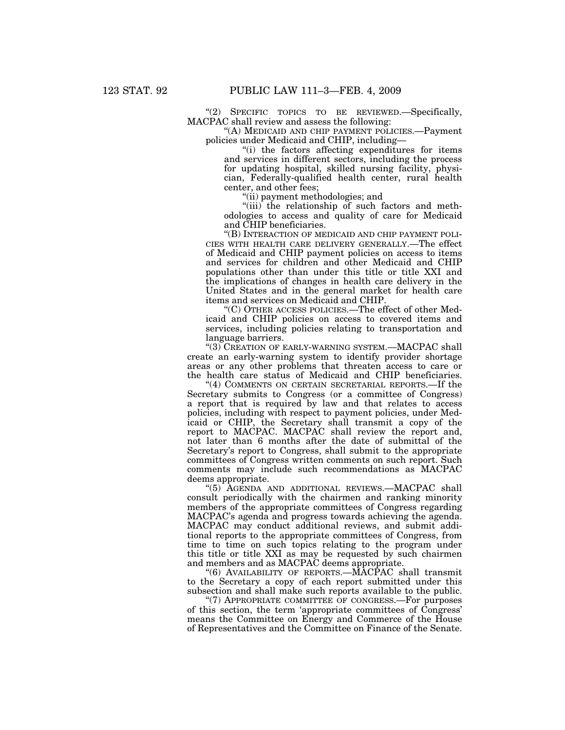"(2) SPECIFIC TOPICS TO BE REVIEWED.—Specifically, MACPAC shall review and assess the following:

"(A) MEDICAID AND CHIP PAYMENT POLICIES.—Payment policies under Medicaid and CHIP, including—

"(i) the factors affecting expenditures for items and services in different sectors, including the process for updating hospital, skilled nursing facility, physician, Federally-qualified health center, rural health center, and other fees;

"(ii) payment methodologies; and

"(iii) the relationship of such factors and methodologies to access and quality of care for Medicaid and CHIP beneficiaries.

"(B) INTERACTION OF MEDICAID AND CHIP PAYMENT POLICIES WITH HEALTH CARE DELIVERY GENERALLY.—The effect of Medicaid and CHIP payment policies on access to items and services for children and other Medicaid and CHIP populations other than under this title or title XXI and the implications of changes in health care delivery in the United States and in the general market for health care items and services on Medicaid and CHIP.

"(C) OTHER ACCESS POLICIES.—The effect of other Medicaid and CHIP policies on access to covered items and services, including policies relating to transportation and language barriers.

"(3) CREATION OF EARLY-WARNING SYSTEM.—MACPAC shall create an early-warning system to identify provider shortage areas or any other problems that threaten access to care or the health care status of Medicaid and CHIP beneficiaries.

"(4) COMMENTS ON CERTAIN SECRETARIAL REPORTS.—If the Secretary submits to Congress (or a committee of Congress) a report that is required by law and that relates to access policies, including with respect to payment policies, under Medicaid or CHIP, the Secretary shall transmit a copy of the report to MACPAC. MACPAC shall review the report and, not later than 6 months after the date of submittal of the Secretary's report to Congress, shall submit to the appropriate committees of Congress written comments on such report. Such comments may include such recommendations as MACPAC deems appropriate.

"(5) AGENDA AND ADDITIONAL REVIEWS.—MACPAC shall consult periodically with the chairmen and ranking minority members of the appropriate committees of Congress regarding MACPAC's agenda and progress towards achieving the agenda. MACPAC may conduct additional reviews, and submit additional reports to the appropriate committees of Congress, from time to time on such topics relating to the program under this title or title XXI as may be requested by such chairmen and members and as MACPAC deems appropriate.

"(6) AVAILABILITY OF REPORTS.—MACPAC shall transmit to the Secretary a copy of each report submitted under this subsection and shall make such reports available to the public.

"(7) APPROPRIATE COMMITTEE OF CONGRESS.—For purposes of this section, the term 'appropriate committees of Congress' means the Committee on Energy and Commerce of the House of Representatives and the Committee on Finance of the Senate.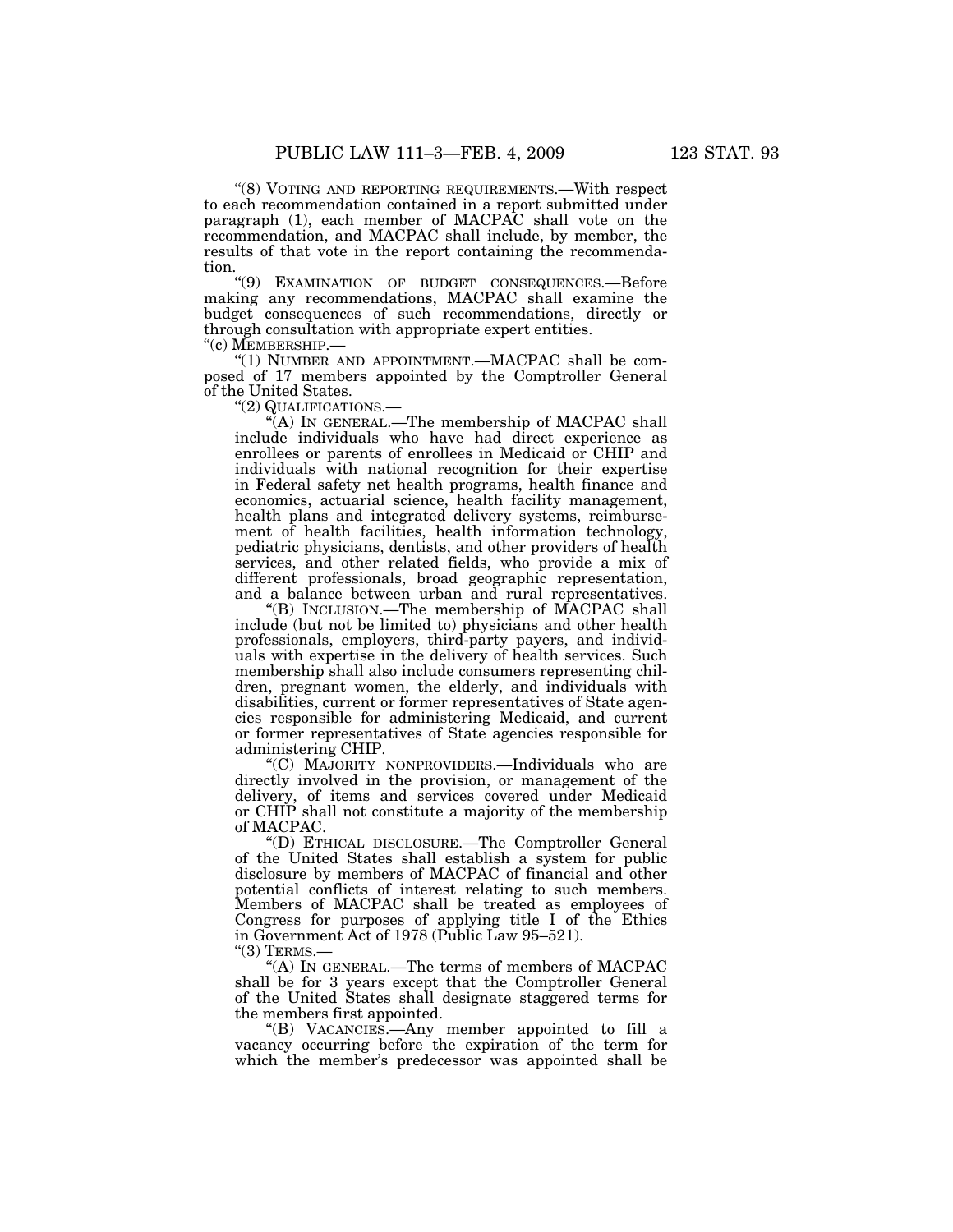"(8) VOTING AND REPORTING REQUIREMENTS.—With respect to each recommendation contained in a report submitted under paragraph (1), each member of MACPAC shall vote on the recommendation, and MACPAC shall include, by member, the results of that vote in the report containing the recommendation.

"(9) EXAMINATION OF BUDGET CONSEQUENCES.—Before making any recommendations, MACPAC shall examine the budget consequences of such recommendations, directly or through consultation with appropriate expert entities.

"(c) MEMBERSHIP.—

"(1) NUMBER AND APPOINTMENT.—MACPAC shall be composed of 17 members appointed by the Comptroller General of the United States.

"(2) QUALIFICATIONS.—

"(A) IN GENERAL.—The membership of MACPAC shall include individuals who have had direct experience as enrollees or parents of enrollees in Medicaid or CHIP and individuals with national recognition for their expertise in Federal safety net health programs, health finance and economics, actuarial science, health facility management, health plans and integrated delivery systems, reimbursement of health facilities, health information technology, pediatric physicians, dentists, and other providers of health services, and other related fields, who provide a mix of different professionals, broad geographic representation, and a balance between urban and rural representatives.

"(B) INCLUSION.—The membership of MACPAC shall include (but not be limited to) physicians and other health professionals, employers, third-party payers, and individuals with expertise in the delivery of health services. Such membership shall also include consumers representing children, pregnant women, the elderly, and individuals with disabilities, current or former representatives of State agencies responsible for administering Medicaid, and current or former representatives of State agencies responsible for administering CHIP.

"(C) MAJORITY NONPROVIDERS.—Individuals who are directly involved in the provision, or management of the delivery, of items and services covered under Medicaid or CHIP shall not constitute a majority of the membership of MACPAC.

"(D) ETHICAL DISCLOSURE.—The Comptroller General of the United States shall establish a system for public disclosure by members of MACPAC of financial and other potential conflicts of interest relating to such members. Members of MACPAC shall be treated as employees of Congress for purposes of applying title I of the Ethics in Government Act of 1978 (Public Law 95–521).

"(3) TERMS.—

"(A) IN GENERAL.—The terms of members of MACPAC shall be for 3 years except that the Comptroller General of the United States shall designate staggered terms for the members first appointed.

"(B) VACANCIES.—Any member appointed to fill a vacancy occurring before the expiration of the term for which the member's predecessor was appointed shall be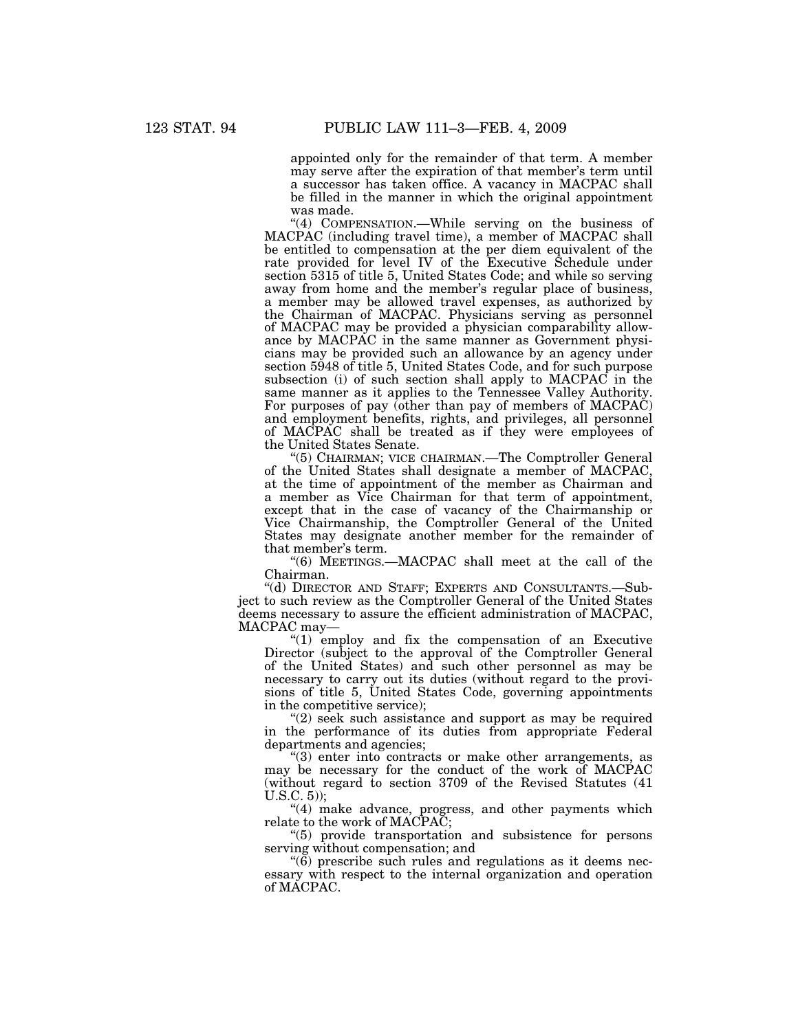appointed only for the remainder of that term. A member may serve after the expiration of that member's term until a successor has taken office. A vacancy in MACPAC shall be filled in the manner in which the original appointment was made.

"(4) COMPENSATION.—While serving on the business of MACPAC (including travel time), a member of MACPAC shall be entitled to compensation at the per diem equivalent of the rate provided for level IV of the Executive Schedule under section 5315 of title 5, United States Code; and while so serving away from home and the member's regular place of business, a member may be allowed travel expenses, as authorized by the Chairman of MACPAC. Physicians serving as personnel of MACPAC may be provided a physician comparability allowance by MACPAC in the same manner as Government physicians may be provided such an allowance by an agency under section 5948 of title 5, United States Code, and for such purpose subsection (i) of such section shall apply to MACPAC in the same manner as it applies to the Tennessee Valley Authority. For purposes of pay (other than pay of members of MACPAC) and employment benefits, rights, and privileges, all personnel of MACPAC shall be treated as if they were employees of the United States Senate.

"(5) CHAIRMAN; VICE CHAIRMAN.—The Comptroller General of the United States shall designate a member of MACPAC, at the time of appointment of the member as Chairman and a member as Vice Chairman for that term of appointment, except that in the case of vacancy of the Chairmanship or Vice Chairmanship, the Comptroller General of the United States may designate another member for the remainder of that member's term.

"(6) MEETINGS.—MACPAC shall meet at the call of the Chairman.

"(d) DIRECTOR AND STAFF; EXPERTS AND CONSULTANTS.—Subject to such review as the Comptroller General of the United States deems necessary to assure the efficient administration of MACPAC, MACPAC may—

"(1) employ and fix the compensation of an Executive Director (subject to the approval of the Comptroller General of the United States) and such other personnel as may be necessary to carry out its duties (without regard to the provisions of title 5, United States Code, governing appointments in the competitive service);

"(2) seek such assistance and support as may be required in the performance of its duties from appropriate Federal departments and agencies;

"(3) enter into contracts or make other arrangements, as may be necessary for the conduct of the work of MACPAC (without regard to section 3709 of the Revised Statutes (41 U.S.C. 5));

"(4) make advance, progress, and other payments which relate to the work of MACPAC;

"(5) provide transportation and subsistence for persons serving without compensation; and

"(6) prescribe such rules and regulations as it deems necessary with respect to the internal organization and operation of MACPAC.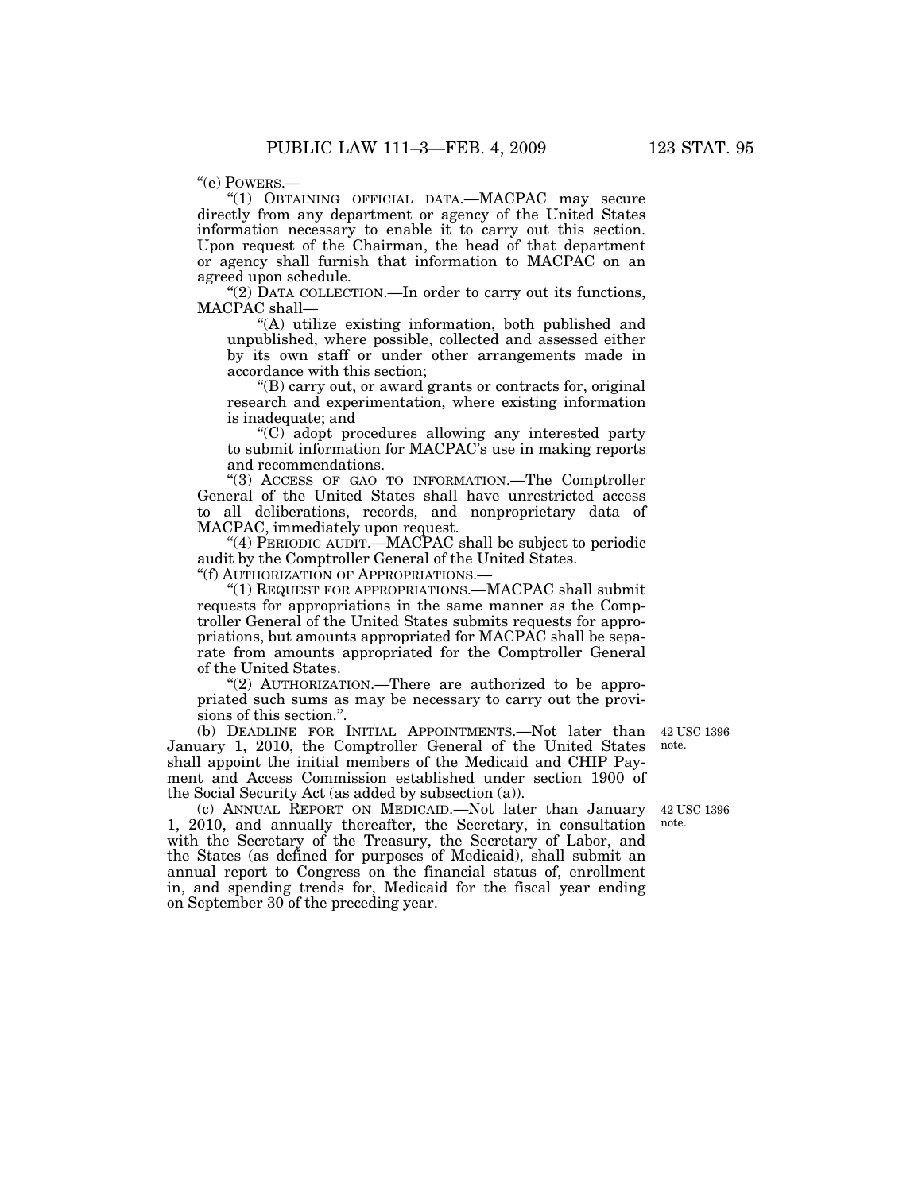"(e) POWERS.—

"(1) OBTAINING OFFICIAL DATA.—MACPAC may secure directly from any department or agency of the United States information necessary to enable it to carry out this section. Upon request of the Chairman, the head of that department or agency shall furnish that information to MACPAC on an agreed upon schedule.

"(2) DATA COLLECTION.—In order to carry out its functions, MACPAC shall—

"(A) utilize existing information, both published and unpublished, where possible, collected and assessed either by its own staff or under other arrangements made in accordance with this section;

"(B) carry out, or award grants or contracts for, original research and experimentation, where existing information is inadequate; and

"(C) adopt procedures allowing any interested party to submit information for MACPAC's use in making reports and recommendations.

"(3) ACCESS OF GAO TO INFORMATION.—The Comptroller General of the United States shall have unrestricted access to all deliberations, records, and nonproprietary data of MACPAC, immediately upon request.

"(4) PERIODIC AUDIT.—MACPAC shall be subject to periodic audit by the Comptroller General of the United States.

"(f) AUTHORIZATION OF APPROPRIATIONS.—

"(1) REQUEST FOR APPROPRIATIONS.—MACPAC shall submit requests for appropriations in the same manner as the Comptroller General of the United States submits requests for appropriations, but amounts appropriated for MACPAC shall be separate from amounts appropriated for the Comptroller General of the United States.

"(2) AUTHORIZATION.—There are authorized to be appropriated such sums as may be necessary to carry out the provisions of this section.".

(b) DEADLINE FOR INITIAL APPOINTMENTS.—Not later than January 1, 2010, the Comptroller General of the United States shall appoint the initial members of the Medicaid and CHIP Payment and Access Commission established under section 1900 of the Social Security Act (as added by subsection (a)).

42 USC 1396 note.

(c) ANNUAL REPORT ON MEDICAID.—Not later than January 1, 2010, and annually thereafter, the Secretary, in consultation with the Secretary of the Treasury, the Secretary of Labor, and the States (as defined for purposes of Medicaid), shall submit an annual report to Congress on the financial status of, enrollment in, and spending trends for, Medicaid for the fiscal year ending on September 30 of the preceding year.

42 USC 1396 note.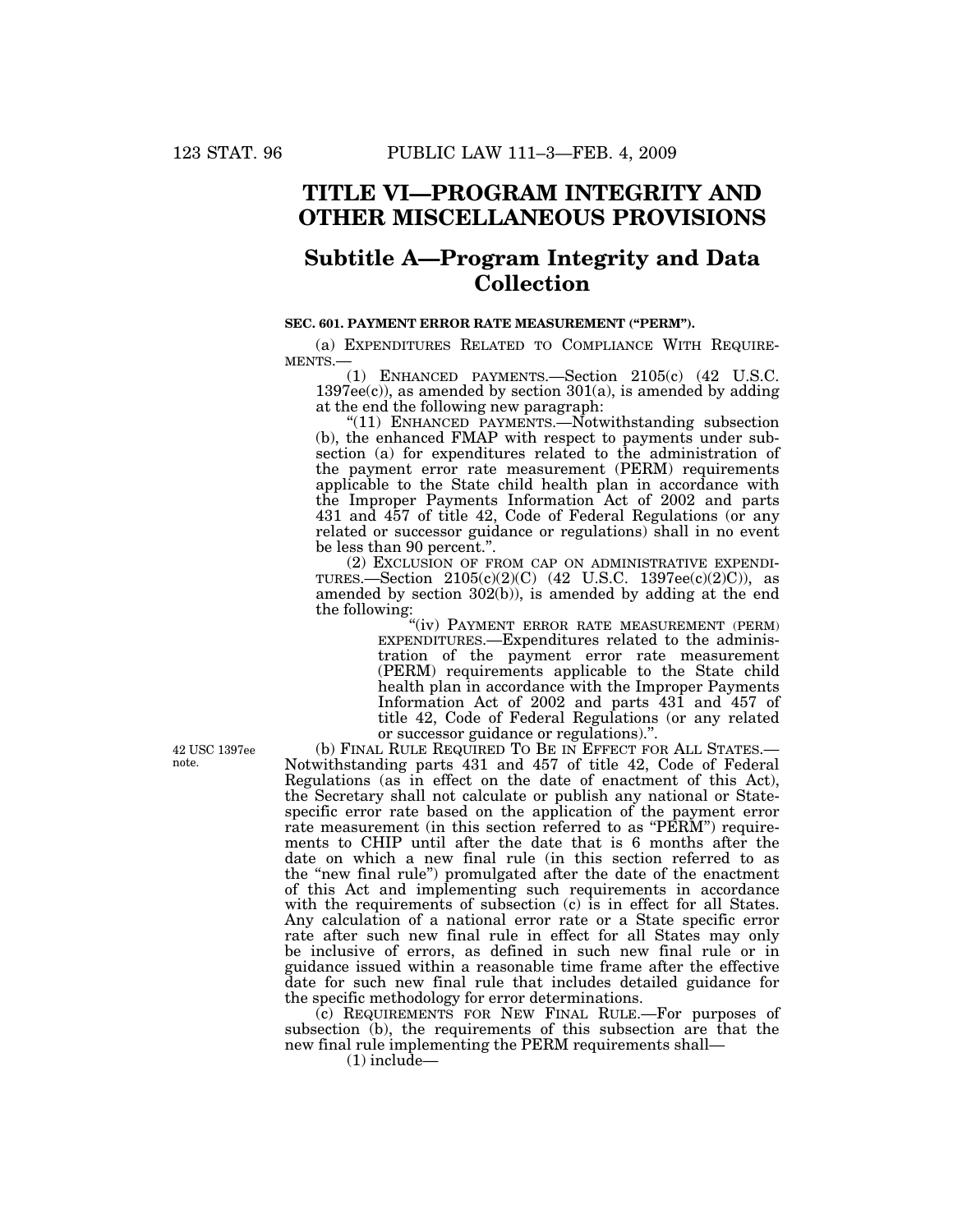# TITLE VI—PROGRAM INTEGRITY AND OTHER MISCELLANEOUS PROVISIONS

## Subtitle A—Program Integrity and Data Collection

**SEC. 601. PAYMENT ERROR RATE MEASUREMENT ("PERM").**

(a) EXPENDITURES RELATED TO COMPLIANCE WITH REQUIREMENTS.—

(1) ENHANCED PAYMENTS.—Section 2105(c) (42 U.S.C. 1397ee(c)), as amended by section 301(a), is amended by adding at the end the following new paragraph:

"(11) ENHANCED PAYMENTS.—Notwithstanding subsection (b), the enhanced FMAP with respect to payments under subsection (a) for expenditures related to the administration of the payment error rate measurement (PERM) requirements applicable to the State child health plan in accordance with the Improper Payments Information Act of 2002 and parts 431 and 457 of title 42, Code of Federal Regulations (or any related or successor guidance or regulations) shall in no event be less than 90 percent.".

(2) EXCLUSION OF FROM CAP ON ADMINISTRATIVE EXPENDITURES.—Section 2105(c)(2)(C) (42 U.S.C. 1397ee(c)(2)C)), as amended by section 302(b)), is amended by adding at the end the following:

"(iv) PAYMENT ERROR RATE MEASUREMENT (PERM) EXPENDITURES.—Expenditures related to the administration of the payment error rate measurement (PERM) requirements applicable to the State child health plan in accordance with the Improper Payments Information Act of 2002 and parts 431 and 457 of title 42, Code of Federal Regulations (or any related or successor guidance or regulations).".

42 USC 1397ee note.

(b) FINAL RULE REQUIRED TO BE IN EFFECT FOR ALL STATES.—Notwithstanding parts 431 and 457 of title 42, Code of Federal Regulations (as in effect on the date of enactment of this Act), the Secretary shall not calculate or publish any national or State-specific error rate based on the application of the payment error rate measurement (in this section referred to as "PERM") requirements to CHIP until after the date that is 6 months after the date on which a new final rule (in this section referred to as the "new final rule") promulgated after the date of the enactment of this Act and implementing such requirements in accordance with the requirements of subsection (c) is in effect for all States. Any calculation of a national error rate or a State specific error rate after such new final rule in effect for all States may only be inclusive of errors, as defined in such new final rule or in guidance issued within a reasonable time frame after the effective date for such new final rule that includes detailed guidance for the specific methodology for error determinations.

(c) REQUIREMENTS FOR NEW FINAL RULE.—For purposes of subsection (b), the requirements of this subsection are that the new final rule implementing the PERM requirements shall—

(1) include—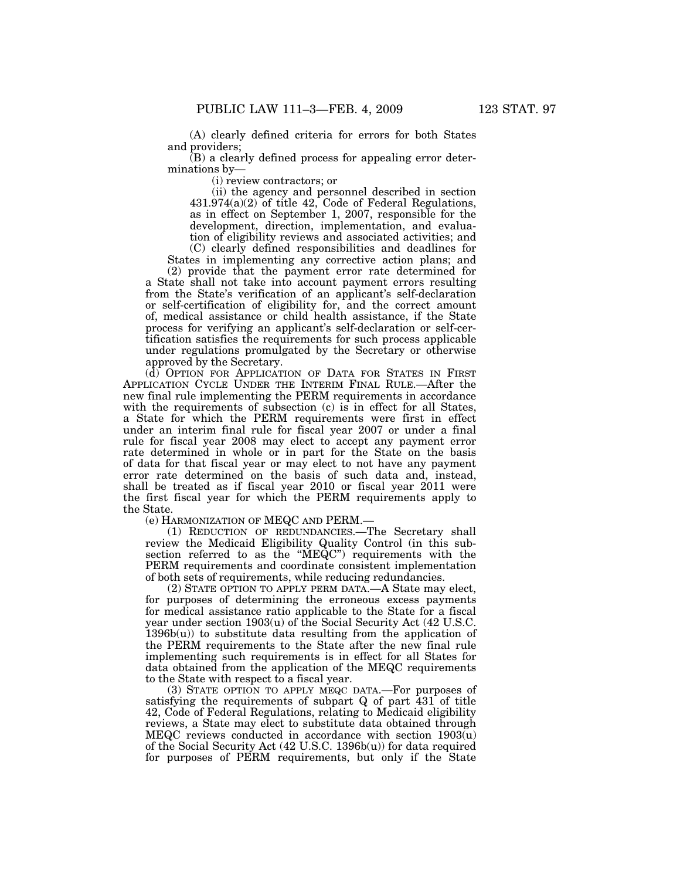(A) clearly defined criteria for errors for both States and providers;

(B) a clearly defined process for appealing error determinations by—

(i) review contractors; or

(ii) the agency and personnel described in section 431.974(a)(2) of title 42, Code of Federal Regulations, as in effect on September 1, 2007, responsible for the development, direction, implementation, and evaluation of eligibility reviews and associated activities; and

(C) clearly defined responsibilities and deadlines for States in implementing any corrective action plans; and

(2) provide that the payment error rate determined for a State shall not take into account payment errors resulting from the State's verification of an applicant's self-declaration or self-certification of eligibility for, and the correct amount of, medical assistance or child health assistance, if the State process for verifying an applicant's self-declaration or self-certification satisfies the requirements for such process applicable under regulations promulgated by the Secretary or otherwise approved by the Secretary.

(d) OPTION FOR APPLICATION OF DATA FOR STATES IN FIRST APPLICATION CYCLE UNDER THE INTERIM FINAL RULE.—After the new final rule implementing the PERM requirements in accordance with the requirements of subsection (c) is in effect for all States, a State for which the PERM requirements were first in effect under an interim final rule for fiscal year 2007 or under a final rule for fiscal year 2008 may elect to accept any payment error rate determined in whole or in part for the State on the basis of data for that fiscal year or may elect to not have any payment error rate determined on the basis of such data and, instead, shall be treated as if fiscal year 2010 or fiscal year 2011 were the first fiscal year for which the PERM requirements apply to the State.

(e) HARMONIZATION OF MEQC AND PERM.—

(1) REDUCTION OF REDUNDANCIES.—The Secretary shall review the Medicaid Eligibility Quality Control (in this subsection referred to as the "MEQC") requirements with the PERM requirements and coordinate consistent implementation of both sets of requirements, while reducing redundancies.

(2) STATE OPTION TO APPLY PERM DATA.—A State may elect, for purposes of determining the erroneous excess payments for medical assistance ratio applicable to the State for a fiscal year under section 1903(u) of the Social Security Act (42 U.S.C. 1396b(u)) to substitute data resulting from the application of the PERM requirements to the State after the new final rule implementing such requirements is in effect for all States for data obtained from the application of the MEQC requirements to the State with respect to a fiscal year.

(3) STATE OPTION TO APPLY MEQC DATA.—For purposes of satisfying the requirements of subpart Q of part 431 of title 42, Code of Federal Regulations, relating to Medicaid eligibility reviews, a State may elect to substitute data obtained through MEQC reviews conducted in accordance with section 1903(u) of the Social Security Act (42 U.S.C. 1396b(u)) for data required for purposes of PERM requirements, but only if the State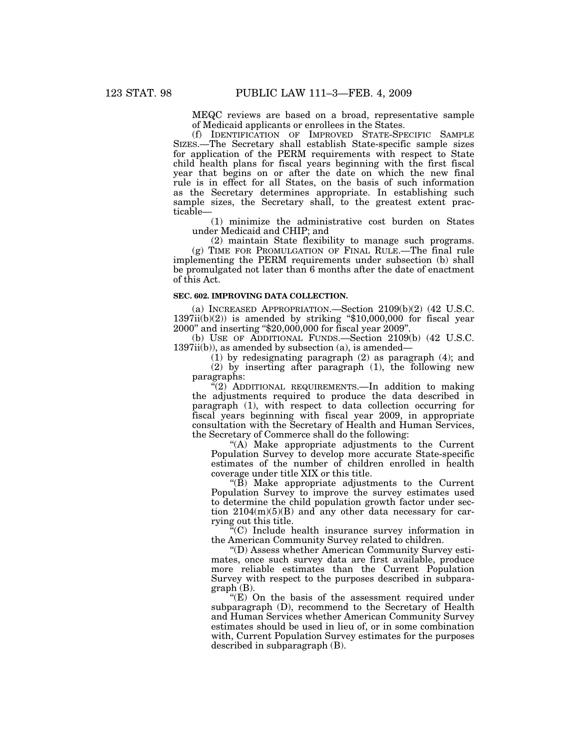MEQC reviews are based on a broad, representative sample of Medicaid applicants or enrollees in the States.

(f) IDENTIFICATION OF IMPROVED STATE-SPECIFIC SAMPLE SIZES.—The Secretary shall establish State-specific sample sizes for application of the PERM requirements with respect to State child health plans for fiscal years beginning with the first fiscal year that begins on or after the date on which the new final rule is in effect for all States, on the basis of such information as the Secretary determines appropriate. In establishing such sample sizes, the Secretary shall, to the greatest extent practicable—

(1) minimize the administrative cost burden on States under Medicaid and CHIP; and

(2) maintain State flexibility to manage such programs.

(g) TIME FOR PROMULGATION OF FINAL RULE.—The final rule implementing the PERM requirements under subsection (b) shall be promulgated not later than 6 months after the date of enactment of this Act.

**SEC. 602. IMPROVING DATA COLLECTION.**

(a) INCREASED APPROPRIATION.—Section 2109(b)(2) (42 U.S.C. 1397ii(b)(2)) is amended by striking "$10,000,000 for fiscal year 2000" and inserting "$20,000,000 for fiscal year 2009".

(b) USE OF ADDITIONAL FUNDS.—Section 2109(b) (42 U.S.C. 1397ii(b)), as amended by subsection (a), is amended—

(1) by redesignating paragraph (2) as paragraph (4); and

(2) by inserting after paragraph (1), the following new paragraphs:

"(2) ADDITIONAL REQUIREMENTS.—In addition to making the adjustments required to produce the data described in paragraph (1), with respect to data collection occurring for fiscal years beginning with fiscal year 2009, in appropriate consultation with the Secretary of Health and Human Services, the Secretary of Commerce shall do the following:

"(A) Make appropriate adjustments to the Current Population Survey to develop more accurate State-specific estimates of the number of children enrolled in health coverage under title XIX or this title.

"(B) Make appropriate adjustments to the Current Population Survey to improve the survey estimates used to determine the child population growth factor under section 2104(m)(5)(B) and any other data necessary for carrying out this title.

"(C) Include health insurance survey information in the American Community Survey related to children.

"(D) Assess whether American Community Survey estimates, once such survey data are first available, produce more reliable estimates than the Current Population Survey with respect to the purposes described in subparagraph (B).

"(E) On the basis of the assessment required under subparagraph (D), recommend to the Secretary of Health and Human Services whether American Community Survey estimates should be used in lieu of, or in some combination with, Current Population Survey estimates for the purposes described in subparagraph (B).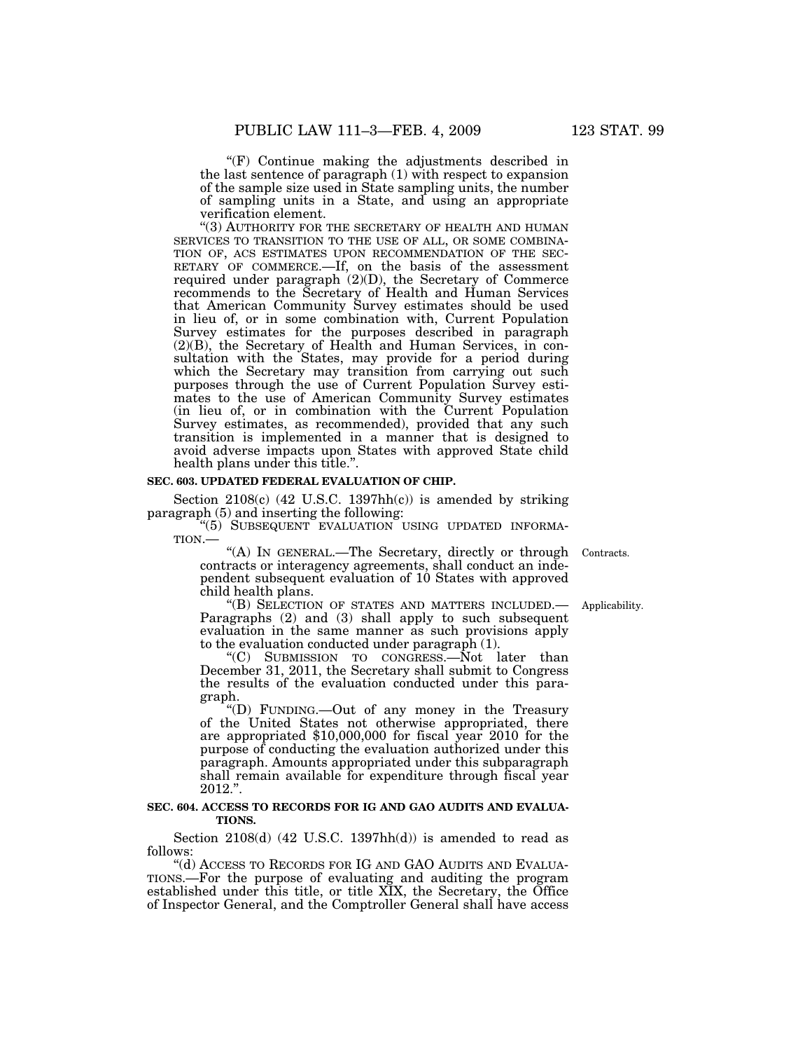"(F) Continue making the adjustments described in the last sentence of paragraph (1) with respect to expansion of the sample size used in State sampling units, the number of sampling units in a State, and using an appropriate verification element.

"(3) AUTHORITY FOR THE SECRETARY OF HEALTH AND HUMAN SERVICES TO TRANSITION TO THE USE OF ALL, OR SOME COMBINATION OF, ACS ESTIMATES UPON RECOMMENDATION OF THE SECRETARY OF COMMERCE.—If, on the basis of the assessment required under paragraph (2)(D), the Secretary of Commerce recommends to the Secretary of Health and Human Services that American Community Survey estimates should be used in lieu of, or in some combination with, Current Population Survey estimates for the purposes described in paragraph (2)(B), the Secretary of Health and Human Services, in consultation with the States, may provide for a period during which the Secretary may transition from carrying out such purposes through the use of Current Population Survey estimates to the use of American Community Survey estimates (in lieu of, or in combination with the Current Population Survey estimates, as recommended), provided that any such transition is implemented in a manner that is designed to avoid adverse impacts upon States with approved State child health plans under this title.".

**SEC. 603. UPDATED FEDERAL EVALUATION OF CHIP.**

Section 2108(c) (42 U.S.C. 1397hh(c)) is amended by striking paragraph (5) and inserting the following:

"(5) SUBSEQUENT EVALUATION USING UPDATED INFORMATION.—

"(A) IN GENERAL.—The Secretary, directly or through contracts or interagency agreements, shall conduct an independent subsequent evaluation of 10 States with approved child health plans.

Contracts.

"(B) SELECTION OF STATES AND MATTERS INCLUDED.—Paragraphs (2) and (3) shall apply to such subsequent evaluation in the same manner as such provisions apply to the evaluation conducted under paragraph (1).

Applicability.

"(C) SUBMISSION TO CONGRESS.—Not later than December 31, 2011, the Secretary shall submit to Congress the results of the evaluation conducted under this paragraph.

"(D) FUNDING.—Out of any money in the Treasury of the United States not otherwise appropriated, there are appropriated $10,000,000 for fiscal year 2010 for the purpose of conducting the evaluation authorized under this paragraph. Amounts appropriated under this subparagraph shall remain available for expenditure through fiscal year 2012.".

**SEC. 604. ACCESS TO RECORDS FOR IG AND GAO AUDITS AND EVALUATIONS.**

Section 2108(d) (42 U.S.C. 1397hh(d)) is amended to read as follows:

"(d) ACCESS TO RECORDS FOR IG AND GAO AUDITS AND EVALUATIONS.—For the purpose of evaluating and auditing the program established under this title, or title XIX, the Secretary, the Office of Inspector General, and the Comptroller General shall have access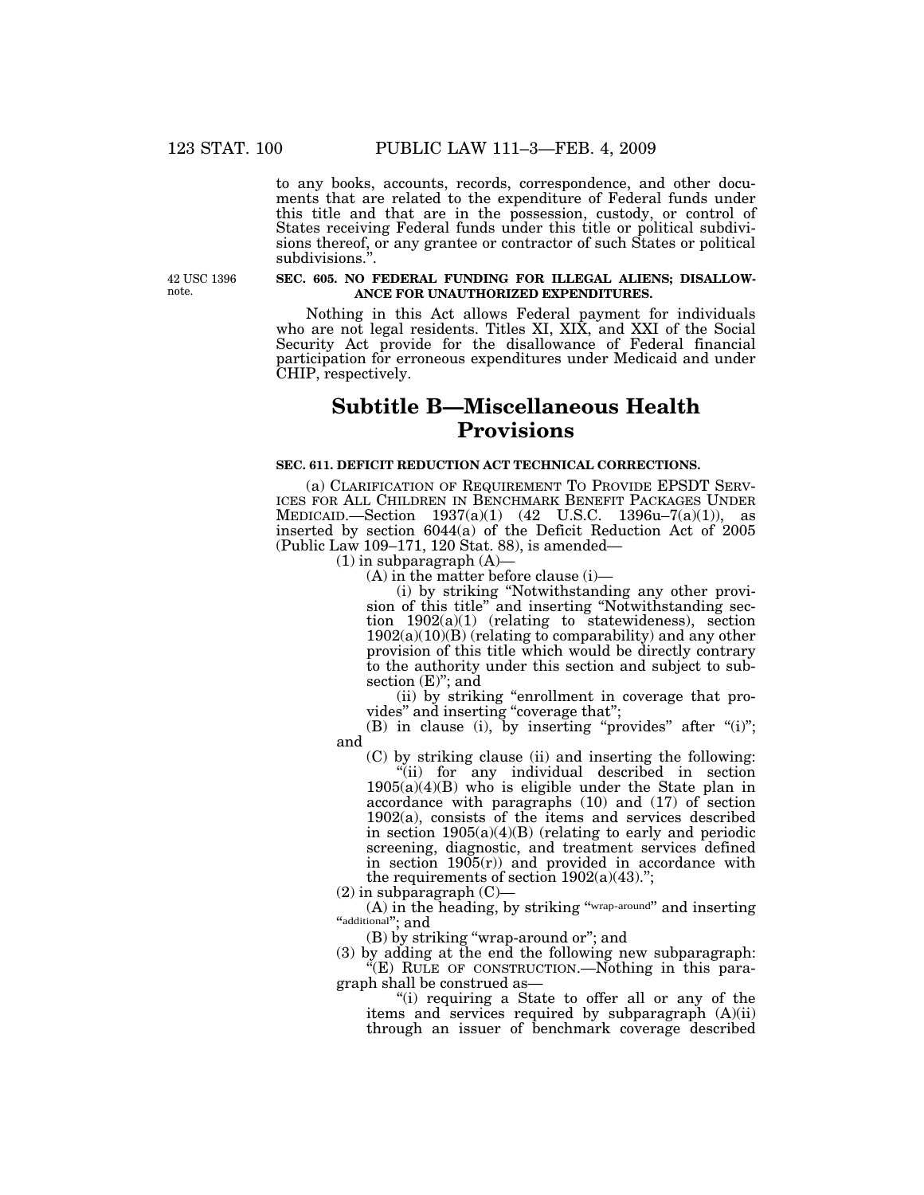to any books, accounts, records, correspondence, and other documents that are related to the expenditure of Federal funds under this title and that are in the possession, custody, or control of States receiving Federal funds under this title or political subdivisions thereof, or any grantee or contractor of such States or political subdivisions.''.

42 USC 1396 note.

**SEC. 605. NO FEDERAL FUNDING FOR ILLEGAL ALIENS; DISALLOWANCE FOR UNAUTHORIZED EXPENDITURES.**

Nothing in this Act allows Federal payment for individuals who are not legal residents. Titles XI, XIX, and XXI of the Social Security Act provide for the disallowance of Federal financial participation for erroneous expenditures under Medicaid and under CHIP, respectively.

# Subtitle B—Miscellaneous Health Provisions

**SEC. 611. DEFICIT REDUCTION ACT TECHNICAL CORRECTIONS.**

(a) CLARIFICATION OF REQUIREMENT TO PROVIDE EPSDT SERVICES FOR ALL CHILDREN IN BENCHMARK BENEFIT PACKAGES UNDER MEDICAID.—Section 1937(a)(1) (42 U.S.C. 1396u–7(a)(1)), as inserted by section 6044(a) of the Deficit Reduction Act of 2005 (Public Law 109–171, 120 Stat. 88), is amended—

(1) in subparagraph (A)—

(A) in the matter before clause (i)—

(i) by striking ''Notwithstanding any other provision of this title'' and inserting ''Notwithstanding section 1902(a)(1) (relating to statewideness), section 1902(a)(10)(B) (relating to comparability) and any other provision of this title which would be directly contrary to the authority under this section and subject to subsection (E)''; and

(ii) by striking ''enrollment in coverage that provides'' and inserting ''coverage that'';

(B) in clause (i), by inserting ''provides'' after ''(i)''; and

(C) by striking clause (ii) and inserting the following:

''(ii) for any individual described in section 1905(a)(4)(B) who is eligible under the State plan in accordance with paragraphs (10) and (17) of section 1902(a), consists of the items and services described in section 1905(a)(4)(B) (relating to early and periodic screening, diagnostic, and treatment services defined in section 1905(r)) and provided in accordance with the requirements of section 1902(a)(43).'';

(2) in subparagraph (C)—

(A) in the heading, by striking ''wrap-around'' and inserting ''additional''; and

(B) by striking ''wrap-around or''; and

(3) by adding at the end the following new subparagraph:

''(E) RULE OF CONSTRUCTION.—Nothing in this paragraph shall be construed as—

''(i) requiring a State to offer all or any of the items and services required by subparagraph (A)(ii) through an issuer of benchmark coverage described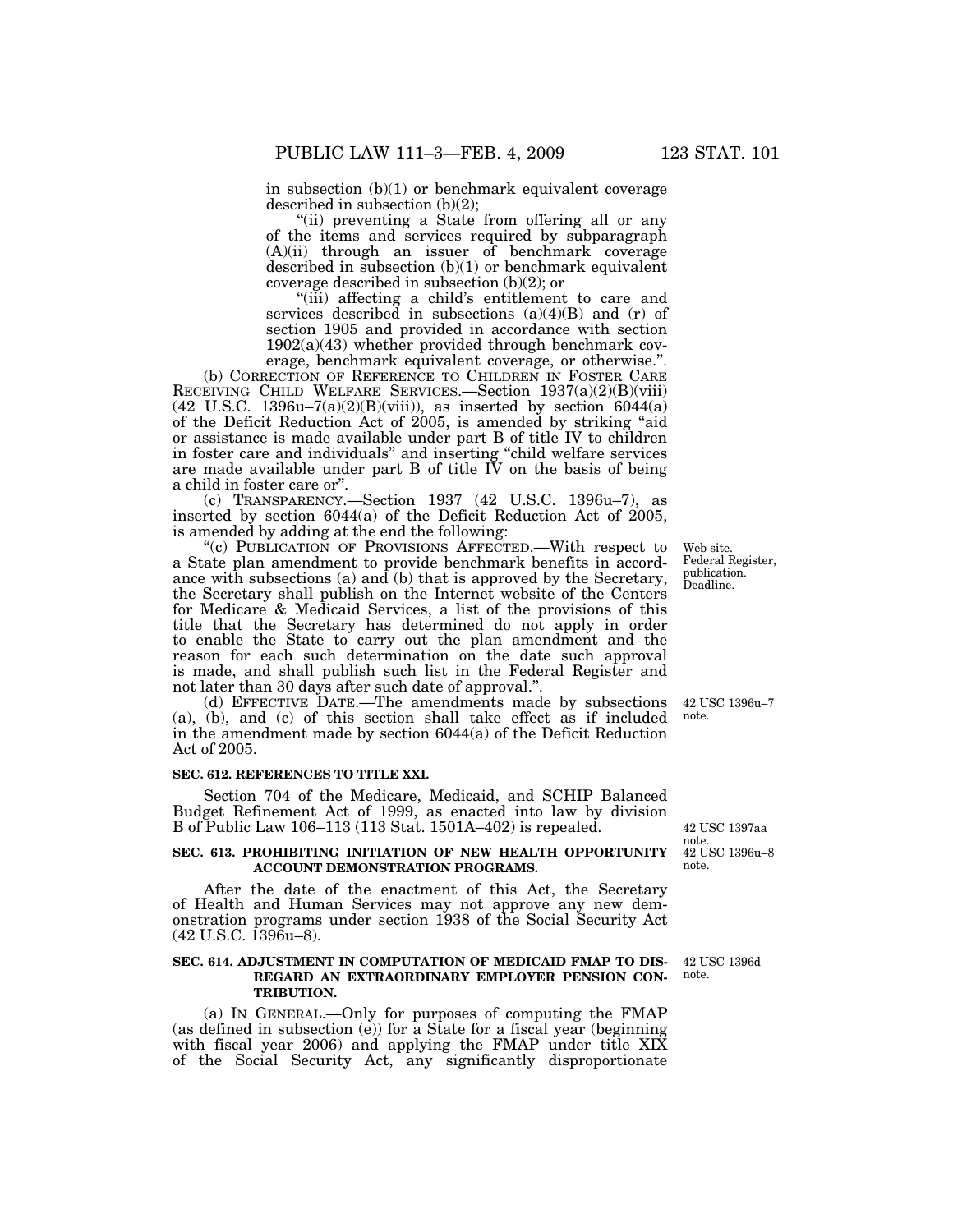in subsection (b)(1) or benchmark equivalent coverage described in subsection (b)(2);

"(ii) preventing a State from offering all or any of the items and services required by subparagraph (A)(ii) through an issuer of benchmark coverage described in subsection (b)(1) or benchmark equivalent coverage described in subsection (b)(2); or

"(iii) affecting a child's entitlement to care and services described in subsections (a)(4)(B) and (r) of section 1905 and provided in accordance with section 1902(a)(43) whether provided through benchmark coverage, benchmark equivalent coverage, or otherwise.".

(b) CORRECTION OF REFERENCE TO CHILDREN IN FOSTER CARE RECEIVING CHILD WELFARE SERVICES.—Section 1937(a)(2)(B)(viii) (42 U.S.C. 1396u–7(a)(2)(B)(viii)), as inserted by section 6044(a) of the Deficit Reduction Act of 2005, is amended by striking "aid or assistance is made available under part B of title IV to children in foster care and individuals" and inserting "child welfare services are made available under part B of title IV on the basis of being a child in foster care or".

(c) TRANSPARENCY.—Section 1937 (42 U.S.C. 1396u–7), as inserted by section 6044(a) of the Deficit Reduction Act of 2005, is amended by adding at the end the following:

Web site. Federal Register, publication. Deadline.

"(c) PUBLICATION OF PROVISIONS AFFECTED.—With respect to a State plan amendment to provide benchmark benefits in accordance with subsections (a) and (b) that is approved by the Secretary, the Secretary shall publish on the Internet website of the Centers for Medicare & Medicaid Services, a list of the provisions of this title that the Secretary has determined do not apply in order to enable the State to carry out the plan amendment and the reason for each such determination on the date such approval is made, and shall publish such list in the Federal Register and not later than 30 days after such date of approval.".

42 USC 1396u–7 note.

(d) EFFECTIVE DATE.—The amendments made by subsections (a), (b), and (c) of this section shall take effect as if included in the amendment made by section 6044(a) of the Deficit Reduction Act of 2005.

**SEC. 612. REFERENCES TO TITLE XXI.**

Section 704 of the Medicare, Medicaid, and SCHIP Balanced Budget Refinement Act of 1999, as enacted into law by division B of Public Law 106–113 (113 Stat. 1501A–402) is repealed.

42 USC 1397aa note.

42 USC 1396u–8 note.

**SEC. 613. PROHIBITING INITIATION OF NEW HEALTH OPPORTUNITY ACCOUNT DEMONSTRATION PROGRAMS.**

After the date of the enactment of this Act, the Secretary of Health and Human Services may not approve any new demonstration programs under section 1938 of the Social Security Act (42 U.S.C. 1396u–8).

42 USC 1396d note.

**SEC. 614. ADJUSTMENT IN COMPUTATION OF MEDICAID FMAP TO DISREGARD AN EXTRAORDINARY EMPLOYER PENSION CONTRIBUTION.**

(a) IN GENERAL.—Only for purposes of computing the FMAP (as defined in subsection (e)) for a State for a fiscal year (beginning with fiscal year 2006) and applying the FMAP under title XIX of the Social Security Act, any significantly disproportionate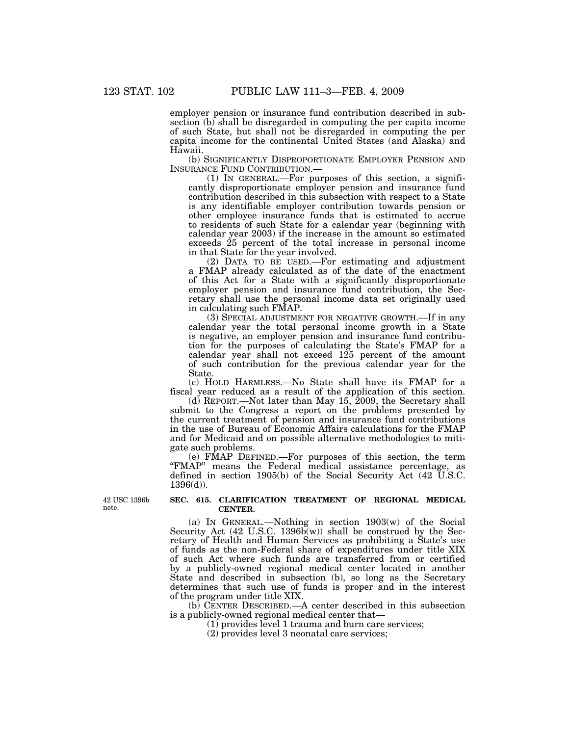employer pension or insurance fund contribution described in subsection (b) shall be disregarded in computing the per capita income of such State, but shall not be disregarded in computing the per capita income for the continental United States (and Alaska) and Hawaii.

(b) SIGNIFICANTLY DISPROPORTIONATE EMPLOYER PENSION AND INSURANCE FUND CONTRIBUTION.—

(1) IN GENERAL.—For purposes of this section, a significantly disproportionate employer pension and insurance fund contribution described in this subsection with respect to a State is any identifiable employer contribution towards pension or other employee insurance funds that is estimated to accrue to residents of such State for a calendar year (beginning with calendar year 2003) if the increase in the amount so estimated exceeds 25 percent of the total increase in personal income in that State for the year involved.

(2) DATA TO BE USED.—For estimating and adjustment a FMAP already calculated as of the date of the enactment of this Act for a State with a significantly disproportionate employer pension and insurance fund contribution, the Secretary shall use the personal income data set originally used in calculating such FMAP.

(3) SPECIAL ADJUSTMENT FOR NEGATIVE GROWTH.—If in any calendar year the total personal income growth in a State is negative, an employer pension and insurance fund contribution for the purposes of calculating the State's FMAP for a calendar year shall not exceed 125 percent of the amount of such contribution for the previous calendar year for the State.

(c) HOLD HARMLESS.—No State shall have its FMAP for a fiscal year reduced as a result of the application of this section.

(d) REPORT.—Not later than May 15, 2009, the Secretary shall submit to the Congress a report on the problems presented by the current treatment of pension and insurance fund contributions in the use of Bureau of Economic Affairs calculations for the FMAP and for Medicaid and on possible alternative methodologies to mitigate such problems.

(e) FMAP DEFINED.—For purposes of this section, the term "FMAP" means the Federal medical assistance percentage, as defined in section 1905(b) of the Social Security Act (42 U.S.C. 1396(d)).

42 USC 1396b note.

**SEC. 615. CLARIFICATION TREATMENT OF REGIONAL MEDICAL CENTER.**

(a) IN GENERAL.—Nothing in section 1903(w) of the Social Security Act (42 U.S.C. 1396b(w)) shall be construed by the Secretary of Health and Human Services as prohibiting a State's use of funds as the non-Federal share of expenditures under title XIX of such Act where such funds are transferred from or certified by a publicly-owned regional medical center located in another State and described in subsection (b), so long as the Secretary determines that such use of funds is proper and in the interest of the program under title XIX.

(b) CENTER DESCRIBED.—A center described in this subsection is a publicly-owned regional medical center that—

(1) provides level 1 trauma and burn care services;

(2) provides level 3 neonatal care services;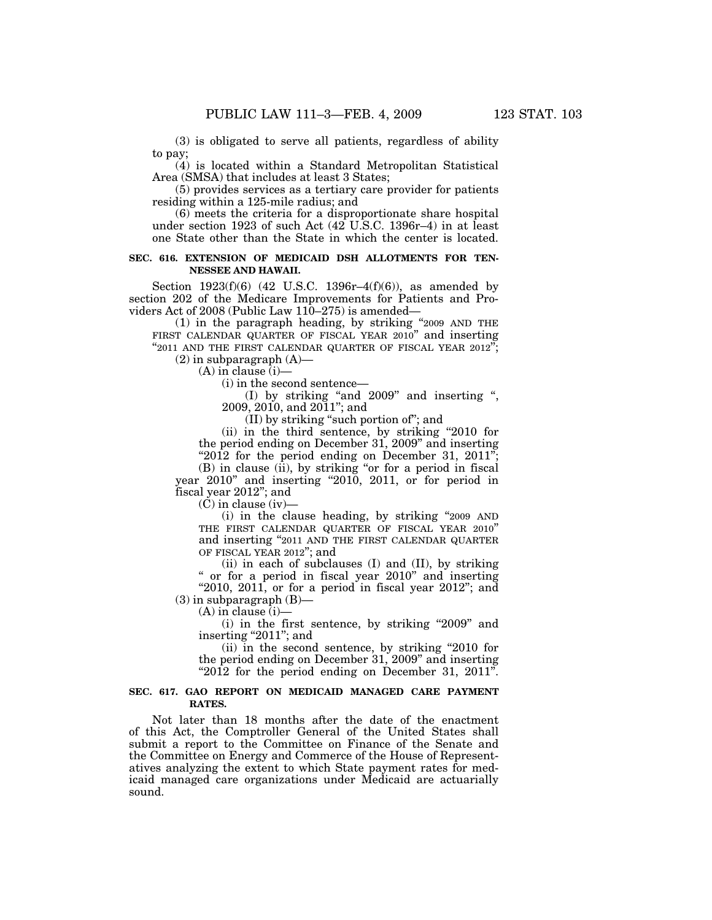(3) is obligated to serve all patients, regardless of ability to pay;

(4) is located within a Standard Metropolitan Statistical Area (SMSA) that includes at least 3 States;

(5) provides services as a tertiary care provider for patients residing within a 125-mile radius; and

(6) meets the criteria for a disproportionate share hospital under section 1923 of such Act (42 U.S.C. 1396r–4) in at least one State other than the State in which the center is located.

**SEC. 616. EXTENSION OF MEDICAID DSH ALLOTMENTS FOR TENNESSEE AND HAWAII.**

Section 1923(f)(6) (42 U.S.C. 1396r–4(f)(6)), as amended by section 202 of the Medicare Improvements for Patients and Providers Act of 2008 (Public Law 110–275) is amended—

(1) in the paragraph heading, by striking "2009 AND THE FIRST CALENDAR QUARTER OF FISCAL YEAR 2010" and inserting "2011 AND THE FIRST CALENDAR QUARTER OF FISCAL YEAR 2012";

(2) in subparagraph (A)—

(A) in clause (i)—

(i) in the second sentence—

(I) by striking "and 2009" and inserting ", 2009, 2010, and 2011"; and

(II) by striking "such portion of"; and

(ii) in the third sentence, by striking "2010 for the period ending on December 31, 2009" and inserting "2012 for the period ending on December 31, 2011";

(B) in clause (ii), by striking "or for a period in fiscal year 2010" and inserting "2010, 2011, or for period in fiscal year 2012"; and

(C) in clause (iv)—

(i) in the clause heading, by striking "2009 AND THE FIRST CALENDAR QUARTER OF FISCAL YEAR 2010" and inserting "2011 AND THE FIRST CALENDAR QUARTER OF FISCAL YEAR 2012"; and

(ii) in each of subclauses (I) and (II), by striking " or for a period in fiscal year 2010" and inserting "2010, 2011, or for a period in fiscal year 2012"; and

(3) in subparagraph (B)—

(A) in clause (i)—

(i) in the first sentence, by striking "2009" and inserting "2011"; and

(ii) in the second sentence, by striking "2010 for the period ending on December 31, 2009" and inserting "2012 for the period ending on December 31, 2011".

**SEC. 617. GAO REPORT ON MEDICAID MANAGED CARE PAYMENT RATES.**

Not later than 18 months after the date of the enactment of this Act, the Comptroller General of the United States shall submit a report to the Committee on Finance of the Senate and the Committee on Energy and Commerce of the House of Representatives analyzing the extent to which State payment rates for medicaid managed care organizations under Medicaid are actuarially sound.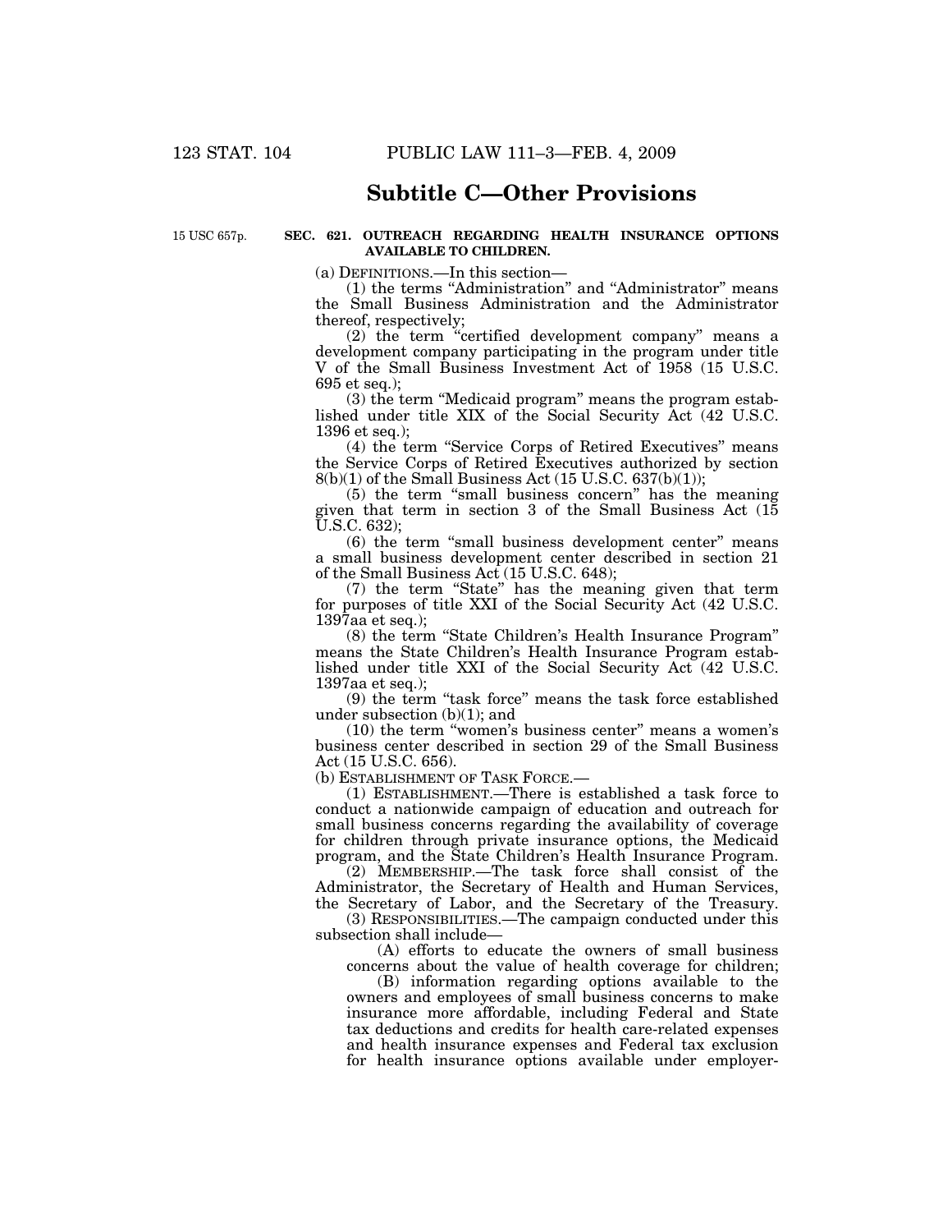## Subtitle C—Other Provisions

15 USC 657p.

**SEC. 621. OUTREACH REGARDING HEALTH INSURANCE OPTIONS AVAILABLE TO CHILDREN.**

(a) DEFINITIONS.—In this section—

(1) the terms "Administration" and "Administrator" means the Small Business Administration and the Administrator thereof, respectively;

(2) the term "certified development company" means a development company participating in the program under title V of the Small Business Investment Act of 1958 (15 U.S.C. 695 et seq.);

(3) the term "Medicaid program" means the program established under title XIX of the Social Security Act (42 U.S.C. 1396 et seq.);

(4) the term "Service Corps of Retired Executives" means the Service Corps of Retired Executives authorized by section 8(b)(1) of the Small Business Act (15 U.S.C. 637(b)(1));

(5) the term "small business concern" has the meaning given that term in section 3 of the Small Business Act (15 U.S.C. 632);

(6) the term "small business development center" means a small business development center described in section 21 of the Small Business Act (15 U.S.C. 648);

(7) the term "State" has the meaning given that term for purposes of title XXI of the Social Security Act (42 U.S.C. 1397aa et seq.);

(8) the term "State Children's Health Insurance Program" means the State Children's Health Insurance Program established under title XXI of the Social Security Act (42 U.S.C. 1397aa et seq.);

(9) the term "task force" means the task force established under subsection (b)(1); and

(10) the term "women's business center" means a women's business center described in section 29 of the Small Business Act (15 U.S.C. 656).

(b) ESTABLISHMENT OF TASK FORCE.—

(1) ESTABLISHMENT.—There is established a task force to conduct a nationwide campaign of education and outreach for small business concerns regarding the availability of coverage for children through private insurance options, the Medicaid program, and the State Children's Health Insurance Program.

(2) MEMBERSHIP.—The task force shall consist of the Administrator, the Secretary of Health and Human Services, the Secretary of Labor, and the Secretary of the Treasury.

(3) RESPONSIBILITIES.—The campaign conducted under this subsection shall include—

(A) efforts to educate the owners of small business concerns about the value of health coverage for children;

(B) information regarding options available to the owners and employees of small business concerns to make insurance more affordable, including Federal and State tax deductions and credits for health care-related expenses and health insurance expenses and Federal tax exclusion for health insurance options available under employer-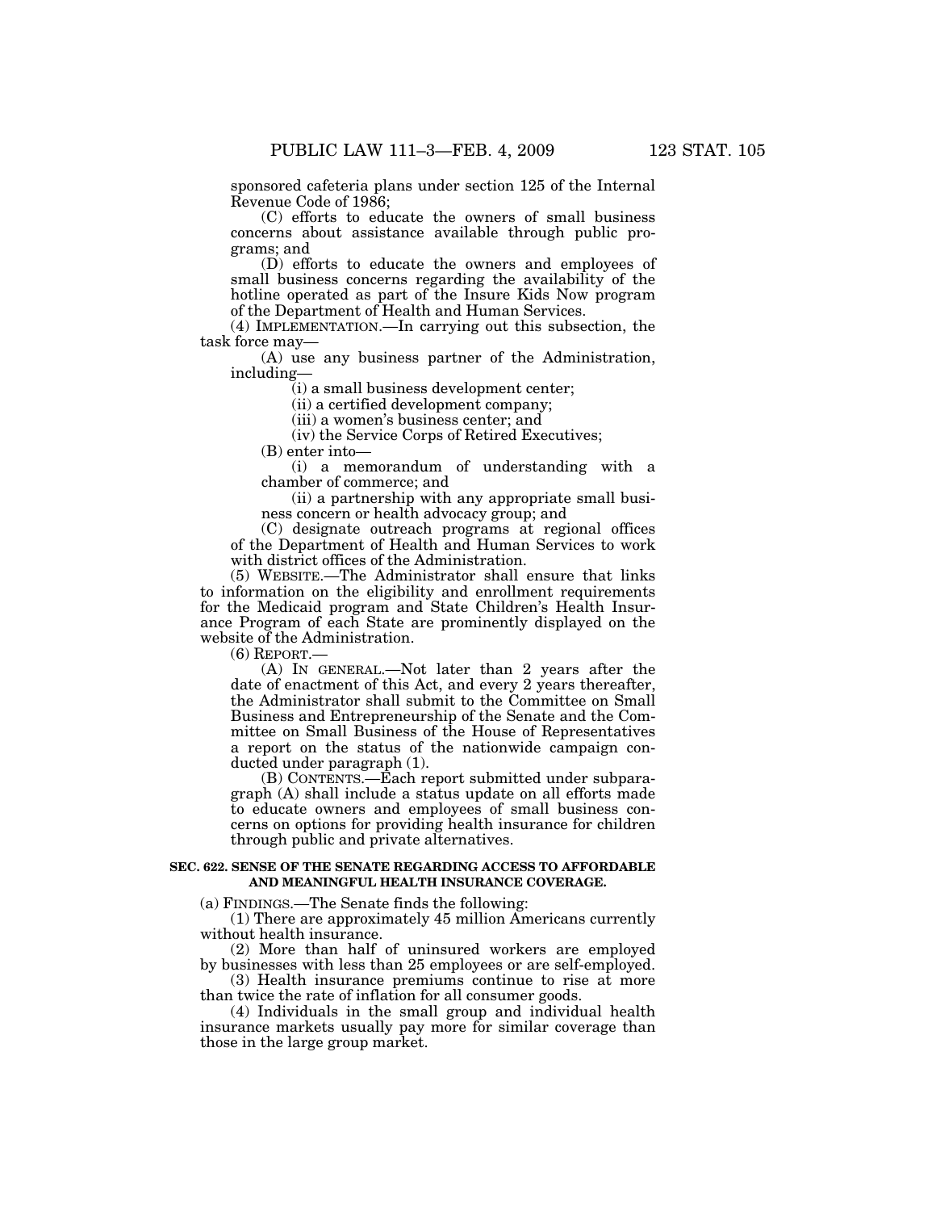sponsored cafeteria plans under section 125 of the Internal Revenue Code of 1986;

(C) efforts to educate the owners of small business concerns about assistance available through public programs; and

(D) efforts to educate the owners and employees of small business concerns regarding the availability of the hotline operated as part of the Insure Kids Now program of the Department of Health and Human Services.

(4) IMPLEMENTATION.—In carrying out this subsection, the task force may—

(A) use any business partner of the Administration, including—

(i) a small business development center;

(ii) a certified development company;

(iii) a women's business center; and

(iv) the Service Corps of Retired Executives;

(B) enter into—

(i) a memorandum of understanding with a chamber of commerce; and

(ii) a partnership with any appropriate small business concern or health advocacy group; and

(C) designate outreach programs at regional offices of the Department of Health and Human Services to work with district offices of the Administration.

(5) WEBSITE.—The Administrator shall ensure that links to information on the eligibility and enrollment requirements for the Medicaid program and State Children's Health Insurance Program of each State are prominently displayed on the website of the Administration.

(6) REPORT.—

(A) IN GENERAL.—Not later than 2 years after the date of enactment of this Act, and every 2 years thereafter, the Administrator shall submit to the Committee on Small Business and Entrepreneurship of the Senate and the Committee on Small Business of the House of Representatives a report on the status of the nationwide campaign conducted under paragraph (1).

(B) CONTENTS.—Each report submitted under subparagraph (A) shall include a status update on all efforts made to educate owners and employees of small business concerns on options for providing health insurance for children through public and private alternatives.

**SEC. 622. SENSE OF THE SENATE REGARDING ACCESS TO AFFORDABLE AND MEANINGFUL HEALTH INSURANCE COVERAGE.**

(a) FINDINGS.—The Senate finds the following:

(1) There are approximately 45 million Americans currently without health insurance.

(2) More than half of uninsured workers are employed by businesses with less than 25 employees or are self-employed.

(3) Health insurance premiums continue to rise at more than twice the rate of inflation for all consumer goods.

(4) Individuals in the small group and individual health insurance markets usually pay more for similar coverage than those in the large group market.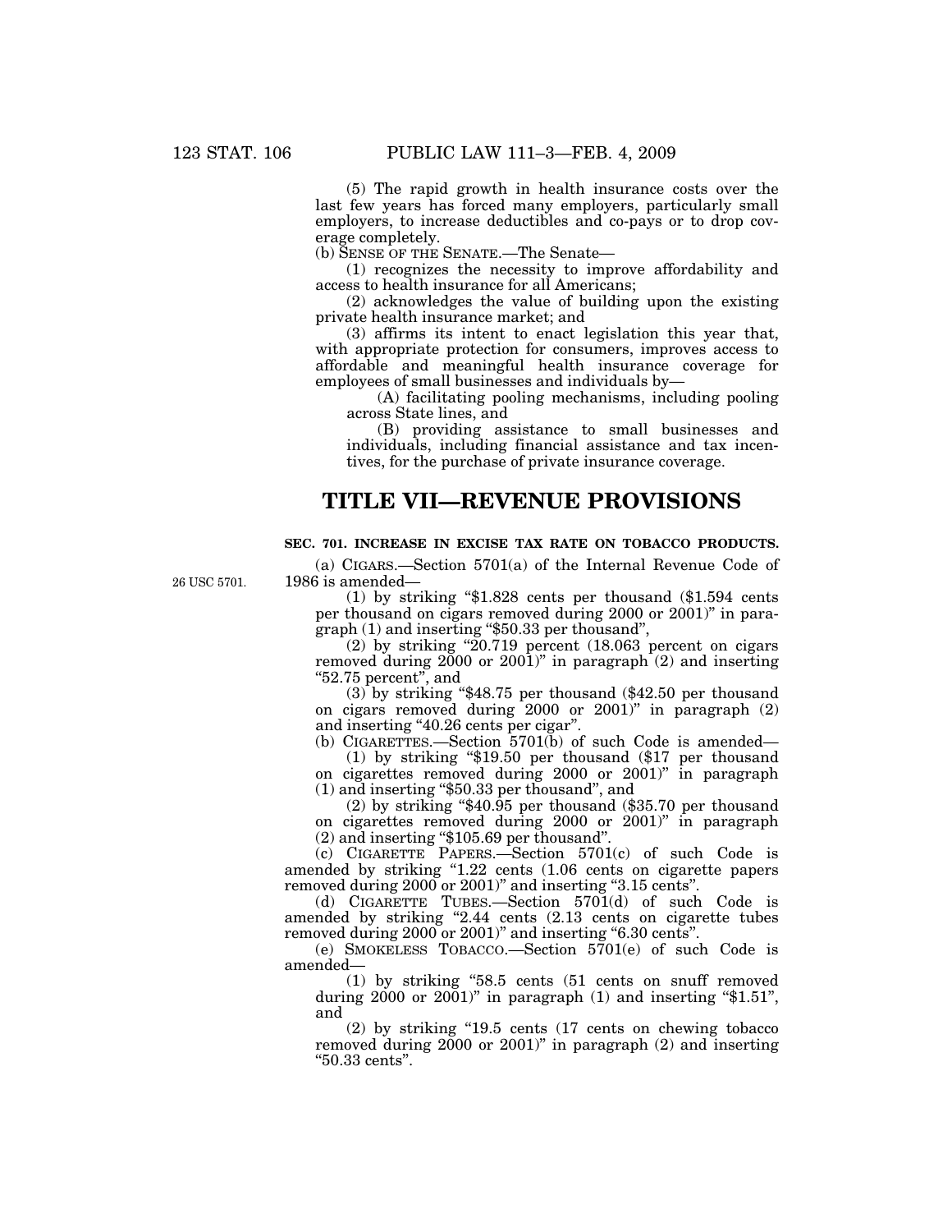(5) The rapid growth in health insurance costs over the last few years has forced many employers, particularly small employers, to increase deductibles and co-pays or to drop coverage completely.

(b) SENSE OF THE SENATE.—The Senate—

(1) recognizes the necessity to improve affordability and access to health insurance for all Americans;

(2) acknowledges the value of building upon the existing private health insurance market; and

(3) affirms its intent to enact legislation this year that, with appropriate protection for consumers, improves access to affordable and meaningful health insurance coverage for employees of small businesses and individuals by—

(A) facilitating pooling mechanisms, including pooling across State lines, and

(B) providing assistance to small businesses and individuals, including financial assistance and tax incentives, for the purchase of private insurance coverage.

# TITLE VII—REVENUE PROVISIONS

### SEC. 701. INCREASE IN EXCISE TAX RATE ON TOBACCO PRODUCTS.

26 USC 5701.

(a) CIGARS.—Section 5701(a) of the Internal Revenue Code of 1986 is amended—

(1) by striking "$1.828 cents per thousand ($1.594 cents per thousand on cigars removed during 2000 or 2001)" in paragraph (1) and inserting "$50.33 per thousand",

(2) by striking "20.719 percent (18.063 percent on cigars removed during 2000 or 2001)" in paragraph (2) and inserting "52.75 percent", and

(3) by striking "$48.75 per thousand ($42.50 per thousand on cigars removed during 2000 or 2001)" in paragraph (2) and inserting "40.26 cents per cigar".

(b) CIGARETTES.—Section 5701(b) of such Code is amended—

(1) by striking "$19.50 per thousand ($17 per thousand on cigarettes removed during 2000 or 2001)" in paragraph (1) and inserting "$50.33 per thousand", and

(2) by striking "$40.95 per thousand ($35.70 per thousand on cigarettes removed during 2000 or 2001)" in paragraph (2) and inserting "$105.69 per thousand".

(c) CIGARETTE PAPERS.—Section 5701(c) of such Code is amended by striking "1.22 cents (1.06 cents on cigarette papers removed during 2000 or 2001)" and inserting "3.15 cents".

(d) CIGARETTE TUBES.—Section 5701(d) of such Code is amended by striking "2.44 cents (2.13 cents on cigarette tubes removed during 2000 or 2001)" and inserting "6.30 cents".

(e) SMOKELESS TOBACCO.—Section 5701(e) of such Code is amended—

(1) by striking "58.5 cents (51 cents on snuff removed during 2000 or 2001)" in paragraph (1) and inserting "$1.51", and

(2) by striking "19.5 cents (17 cents on chewing tobacco removed during 2000 or 2001)" in paragraph (2) and inserting "50.33 cents".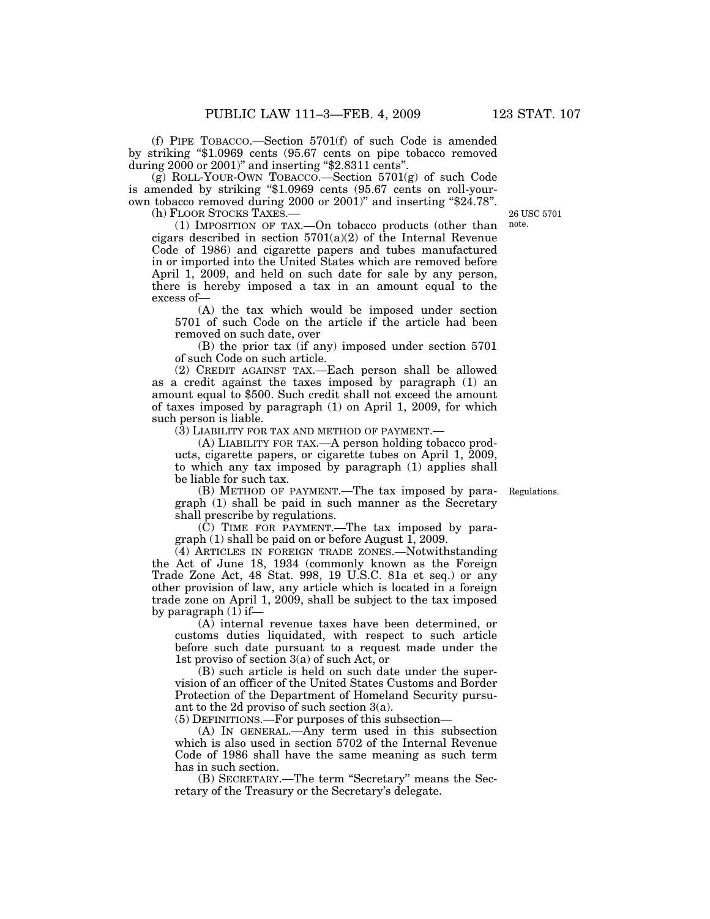(f) PIPE TOBACCO.—Section 5701(f) of such Code is amended by striking "$1.0969 cents (95.67 cents on pipe tobacco removed during 2000 or 2001)" and inserting "$2.8311 cents".

(g) ROLL-YOUR-OWN TOBACCO.—Section 5701(g) of such Code is amended by striking "$1.0969 cents (95.67 cents on roll-your-own tobacco removed during 2000 or 2001)" and inserting "$24.78".

(h) FLOOR STOCKS TAXES.—

26 USC 5701 note.

(1) IMPOSITION OF TAX.—On tobacco products (other than cigars described in section 5701(a)(2) of the Internal Revenue Code of 1986) and cigarette papers and tubes manufactured in or imported into the United States which are removed before April 1, 2009, and held on such date for sale by any person, there is hereby imposed a tax in an amount equal to the excess of—

(A) the tax which would be imposed under section 5701 of such Code on the article if the article had been removed on such date, over

(B) the prior tax (if any) imposed under section 5701 of such Code on such article.

(2) CREDIT AGAINST TAX.—Each person shall be allowed as a credit against the taxes imposed by paragraph (1) an amount equal to $500. Such credit shall not exceed the amount of taxes imposed by paragraph (1) on April 1, 2009, for which such person is liable.

(3) LIABILITY FOR TAX AND METHOD OF PAYMENT.—

(A) LIABILITY FOR TAX.—A person holding tobacco products, cigarette papers, or cigarette tubes on April 1, 2009, to which any tax imposed by paragraph (1) applies shall be liable for such tax.

Regulations.

(B) METHOD OF PAYMENT.—The tax imposed by paragraph (1) shall be paid in such manner as the Secretary shall prescribe by regulations.

(C) TIME FOR PAYMENT.—The tax imposed by paragraph (1) shall be paid on or before August 1, 2009.

(4) ARTICLES IN FOREIGN TRADE ZONES.—Notwithstanding the Act of June 18, 1934 (commonly known as the Foreign Trade Zone Act, 48 Stat. 998, 19 U.S.C. 81a et seq.) or any other provision of law, any article which is located in a foreign trade zone on April 1, 2009, shall be subject to the tax imposed by paragraph (1) if—

(A) internal revenue taxes have been determined, or customs duties liquidated, with respect to such article before such date pursuant to a request made under the 1st proviso of section 3(a) of such Act, or

(B) such article is held on such date under the supervision of an officer of the United States Customs and Border Protection of the Department of Homeland Security pursuant to the 2d proviso of such section 3(a).

(5) DEFINITIONS.—For purposes of this subsection—

(A) IN GENERAL.—Any term used in this subsection which is also used in section 5702 of the Internal Revenue Code of 1986 shall have the same meaning as such term has in such section.

(B) SECRETARY.—The term "Secretary" means the Secretary of the Treasury or the Secretary's delegate.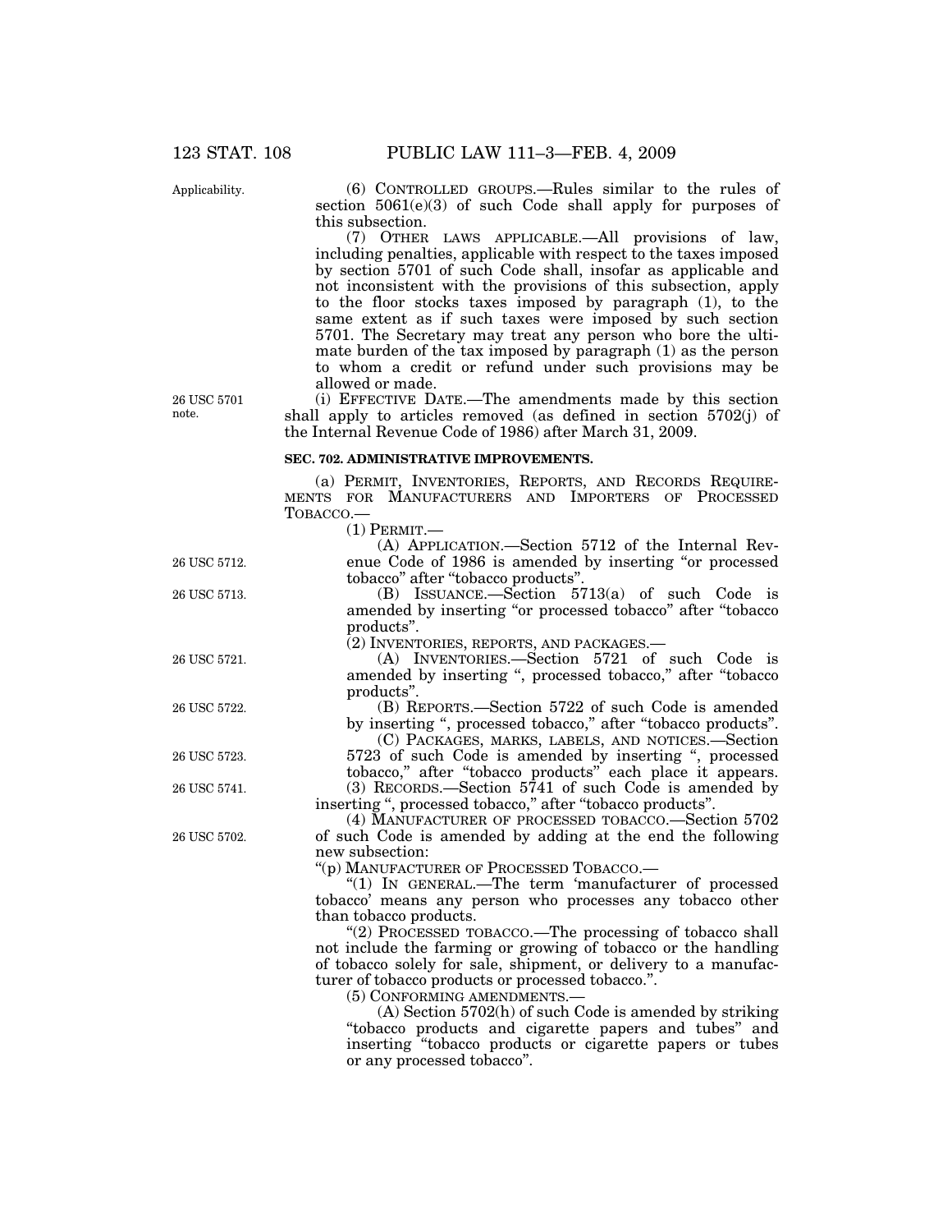(6) CONTROLLED GROUPS.—Rules similar to the rules of section 5061(e)(3) of such Code shall apply for purposes of this subsection.

(7) OTHER LAWS APPLICABLE.—All provisions of law, including penalties, applicable with respect to the taxes imposed by section 5701 of such Code shall, insofar as applicable and not inconsistent with the provisions of this subsection, apply to the floor stocks taxes imposed by paragraph (1), to the same extent as if such taxes were imposed by such section 5701. The Secretary may treat any person who bore the ultimate burden of the tax imposed by paragraph (1) as the person to whom a credit or refund under such provisions may be allowed or made.

(i) EFFECTIVE DATE.—The amendments made by this section shall apply to articles removed (as defined in section 5702(j) of the Internal Revenue Code of 1986) after March 31, 2009.

### SEC. 702. ADMINISTRATIVE IMPROVEMENTS.

(a) PERMIT, INVENTORIES, REPORTS, AND RECORDS REQUIREMENTS FOR MANUFACTURERS AND IMPORTERS OF PROCESSED TOBACCO.—

(1) PERMIT.—

(A) APPLICATION.—Section 5712 of the Internal Revenue Code of 1986 is amended by inserting "or processed tobacco" after "tobacco products".

(B) ISSUANCE.—Section 5713(a) of such Code is amended by inserting "or processed tobacco" after "tobacco products".

(2) INVENTORIES, REPORTS, AND PACKAGES.—

(A) INVENTORIES.—Section 5721 of such Code is amended by inserting ", processed tobacco," after "tobacco products".

(B) REPORTS.—Section 5722 of such Code is amended by inserting ", processed tobacco," after "tobacco products".

(C) PACKAGES, MARKS, LABELS, AND NOTICES.—Section 5723 of such Code is amended by inserting ", processed tobacco," after "tobacco products" each place it appears.

(3) RECORDS.—Section 5741 of such Code is amended by inserting ", processed tobacco," after "tobacco products".

(4) MANUFACTURER OF PROCESSED TOBACCO.—Section 5702 of such Code is amended by adding at the end the following new subsection:

"(p) MANUFACTURER OF PROCESSED TOBACCO.—

"(1) IN GENERAL.—The term 'manufacturer of processed tobacco' means any person who processes any tobacco other than tobacco products.

"(2) PROCESSED TOBACCO.—The processing of tobacco shall not include the farming or growing of tobacco or the handling of tobacco solely for sale, shipment, or delivery to a manufacturer of tobacco products or processed tobacco.".

(5) CONFORMING AMENDMENTS.—

(A) Section 5702(h) of such Code is amended by striking "tobacco products and cigarette papers and tubes" and inserting "tobacco products or cigarette papers or tubes or any processed tobacco".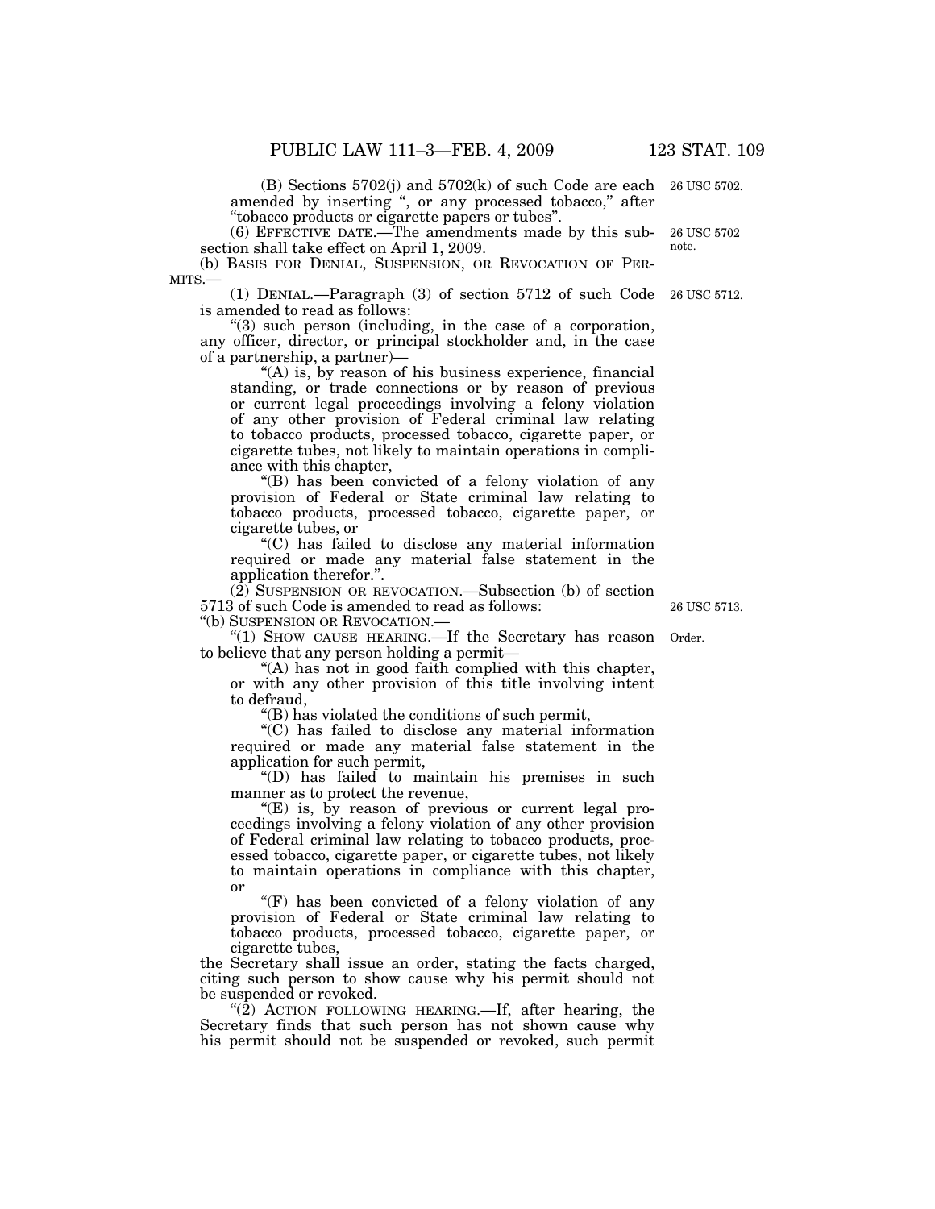(B) Sections 5702(j) and 5702(k) of such Code are each amended by inserting ", or any processed tobacco," after "tobacco products or cigarette papers or tubes".

26 USC 5702.

(6) EFFECTIVE DATE.—The amendments made by this subsection shall take effect on April 1, 2009.

26 USC 5702 note.

(b) BASIS FOR DENIAL, SUSPENSION, OR REVOCATION OF PERMITS.—

(1) DENIAL.—Paragraph (3) of section 5712 of such Code is amended to read as follows:

26 USC 5712.

"(3) such person (including, in the case of a corporation, any officer, director, or principal stockholder and, in the case of a partnership, a partner)—

"(A) is, by reason of his business experience, financial standing, or trade connections or by reason of previous or current legal proceedings involving a felony violation of any other provision of Federal criminal law relating to tobacco products, processed tobacco, cigarette paper, or cigarette tubes, not likely to maintain operations in compliance with this chapter,

"(B) has been convicted of a felony violation of any provision of Federal or State criminal law relating to tobacco products, processed tobacco, cigarette paper, or cigarette tubes, or

"(C) has failed to disclose any material information required or made any material false statement in the application therefor.".

(2) SUSPENSION OR REVOCATION.—Subsection (b) of section 5713 of such Code is amended to read as follows:

26 USC 5713.

"(b) SUSPENSION OR REVOCATION.—

"(1) SHOW CAUSE HEARING.—If the Secretary has reason to believe that any person holding a permit—

Order.

"(A) has not in good faith complied with this chapter, or with any other provision of this title involving intent to defraud,

"(B) has violated the conditions of such permit,

"(C) has failed to disclose any material information required or made any material false statement in the application for such permit,

"(D) has failed to maintain his premises in such manner as to protect the revenue,

"(E) is, by reason of previous or current legal proceedings involving a felony violation of any other provision of Federal criminal law relating to tobacco products, processed tobacco, cigarette paper, or cigarette tubes, not likely to maintain operations in compliance with this chapter, or

"(F) has been convicted of a felony violation of any provision of Federal or State criminal law relating to tobacco products, processed tobacco, cigarette paper, or cigarette tubes,

the Secretary shall issue an order, stating the facts charged, citing such person to show cause why his permit should not be suspended or revoked.

"(2) ACTION FOLLOWING HEARING.—If, after hearing, the Secretary finds that such person has not shown cause why his permit should not be suspended or revoked, such permit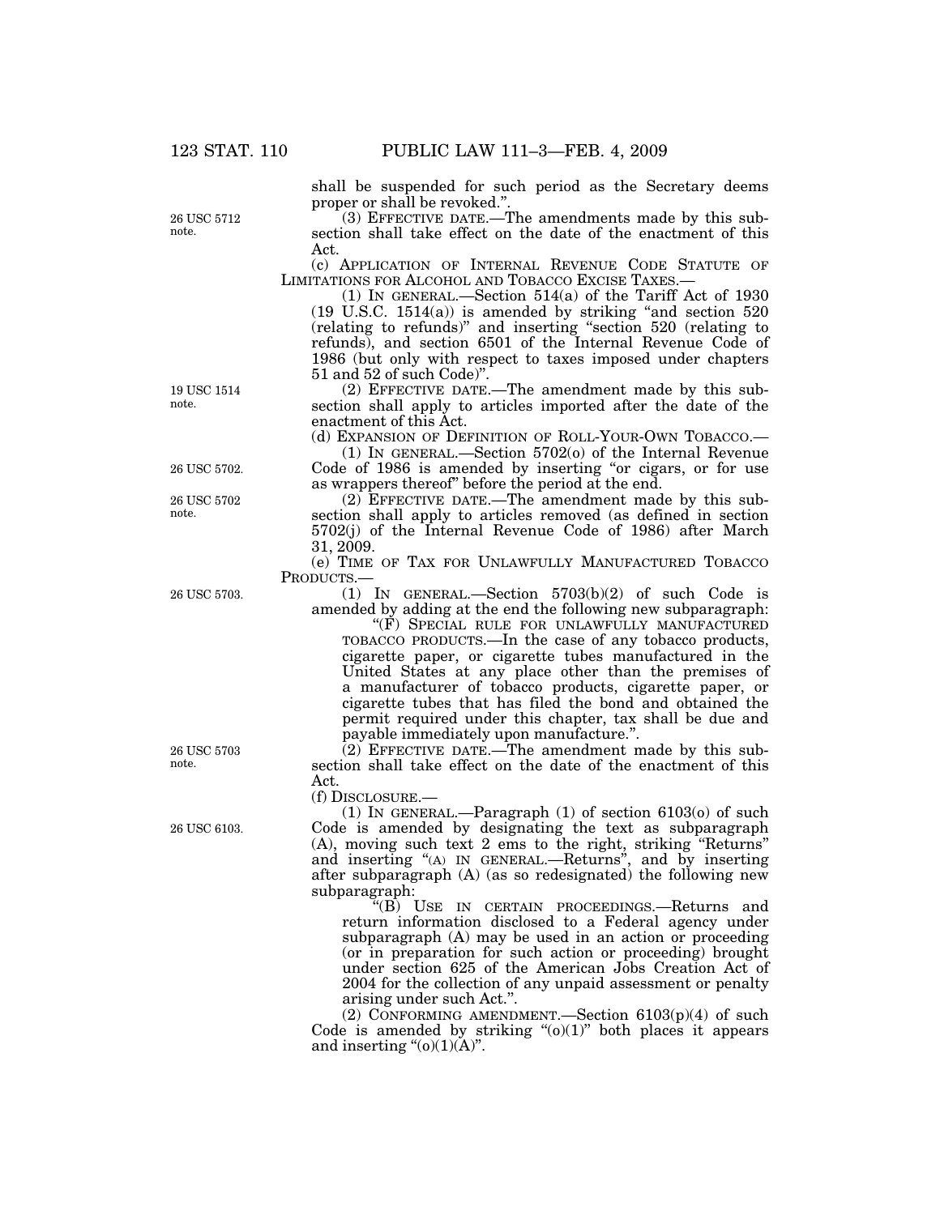shall be suspended for such period as the Secretary deems proper or shall be revoked.''.

(3) EFFECTIVE DATE.—The amendments made by this subsection shall take effect on the date of the enactment of this Act.

(c) APPLICATION OF INTERNAL REVENUE CODE STATUTE OF LIMITATIONS FOR ALCOHOL AND TOBACCO EXCISE TAXES.—

(1) IN GENERAL.—Section 514(a) of the Tariff Act of 1930 (19 U.S.C. 1514(a)) is amended by striking ''and section 520 (relating to refunds)'' and inserting ''section 520 (relating to refunds), and section 6501 of the Internal Revenue Code of 1986 (but only with respect to taxes imposed under chapters 51 and 52 of such Code)''.

(2) EFFECTIVE DATE.—The amendment made by this subsection shall apply to articles imported after the date of the enactment of this Act.

(d) EXPANSION OF DEFINITION OF ROLL-YOUR-OWN TOBACCO.—

(1) IN GENERAL.—Section 5702(o) of the Internal Revenue Code of 1986 is amended by inserting ''or cigars, or for use as wrappers thereof'' before the period at the end.

(2) EFFECTIVE DATE.—The amendment made by this subsection shall apply to articles removed (as defined in section 5702(j) of the Internal Revenue Code of 1986) after March 31, 2009.

(e) TIME OF TAX FOR UNLAWFULLY MANUFACTURED TOBACCO PRODUCTS.—

(1) IN GENERAL.—Section 5703(b)(2) of such Code is amended by adding at the end the following new subparagraph:

''(F) SPECIAL RULE FOR UNLAWFULLY MANUFACTURED TOBACCO PRODUCTS.—In the case of any tobacco products, cigarette paper, or cigarette tubes manufactured in the United States at any place other than the premises of a manufacturer of tobacco products, cigarette paper, or cigarette tubes that has filed the bond and obtained the permit required under this chapter, tax shall be due and payable immediately upon manufacture.''.

(2) EFFECTIVE DATE.—The amendment made by this subsection shall take effect on the date of the enactment of this Act.

(f) DISCLOSURE.—

(1) IN GENERAL.—Paragraph (1) of section 6103(o) of such Code is amended by designating the text as subparagraph (A), moving such text 2 ems to the right, striking ''Returns'' and inserting ''(A) IN GENERAL.—Returns'', and by inserting after subparagraph (A) (as so redesignated) the following new subparagraph:

''(B) USE IN CERTAIN PROCEEDINGS.—Returns and return information disclosed to a Federal agency under subparagraph (A) may be used in an action or proceeding (or in preparation for such action or proceeding) brought under section 625 of the American Jobs Creation Act of 2004 for the collection of any unpaid assessment or penalty arising under such Act.''.

(2) CONFORMING AMENDMENT.—Section 6103(p)(4) of such Code is amended by striking ''(o)(1)'' both places it appears and inserting ''(o)(1)(A)''.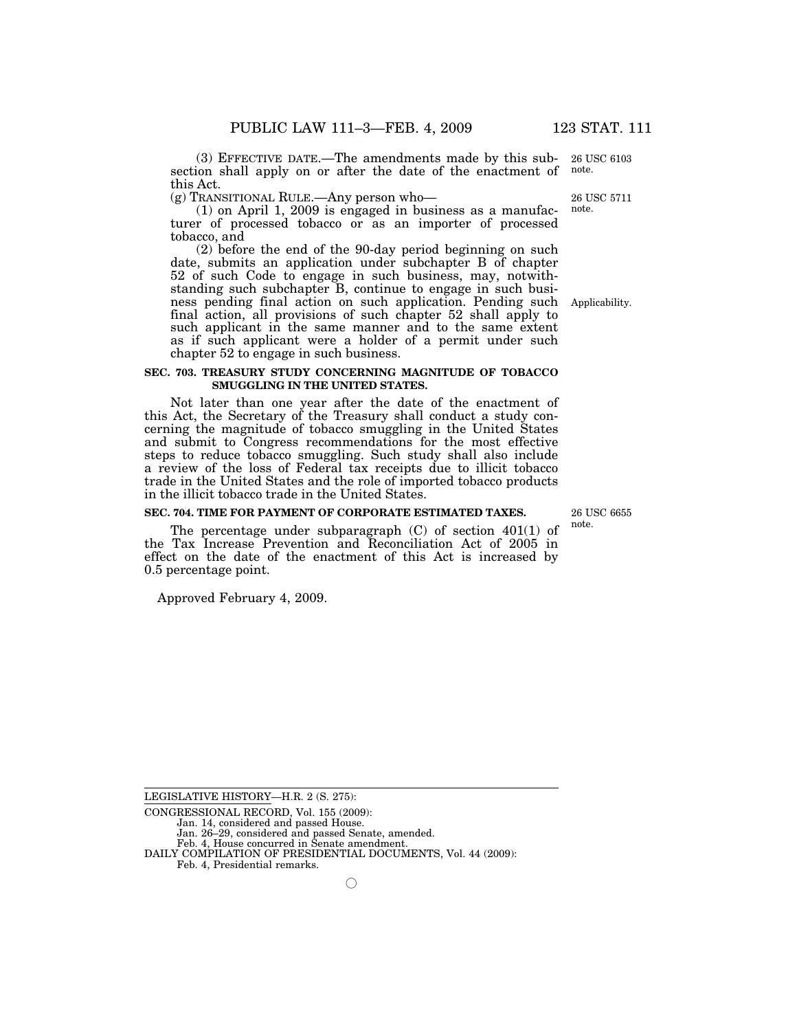(3) EFFECTIVE DATE.—The amendments made by this subsection shall apply on or after the date of the enactment of this Act.

26 USC 6103 note.

(g) TRANSITIONAL RULE.—Any person who—

26 USC 5711 note.

(1) on April 1, 2009 is engaged in business as a manufacturer of processed tobacco or as an importer of processed tobacco, and

(2) before the end of the 90-day period beginning on such date, submits an application under subchapter B of chapter 52 of such Code to engage in such business, may, notwithstanding such subchapter B, continue to engage in such business pending final action on such application. Pending such final action, all provisions of such chapter 52 shall apply to such applicant in the same manner and to the same extent as if such applicant were a holder of a permit under such chapter 52 to engage in such business.

Applicability.

**SEC. 703. TREASURY STUDY CONCERNING MAGNITUDE OF TOBACCO SMUGGLING IN THE UNITED STATES.**

Not later than one year after the date of the enactment of this Act, the Secretary of the Treasury shall conduct a study concerning the magnitude of tobacco smuggling in the United States and submit to Congress recommendations for the most effective steps to reduce tobacco smuggling. Such study shall also include a review of the loss of Federal tax receipts due to illicit tobacco trade in the United States and the role of imported tobacco products in the illicit tobacco trade in the United States.

**SEC. 704. TIME FOR PAYMENT OF CORPORATE ESTIMATED TAXES.**

26 USC 6655 note.

The percentage under subparagraph (C) of section 401(1) of the Tax Increase Prevention and Reconciliation Act of 2005 in effect on the date of the enactment of this Act is increased by 0.5 percentage point.

Approved February 4, 2009.

---

LEGISLATIVE HISTORY—H.R. 2 (S. 275):

CONGRESSIONAL RECORD, Vol. 155 (2009):
- Jan. 14, considered and passed House.
- Jan. 26–29, considered and passed Senate, amended.
- Feb. 4, House concurred in Senate amendment.

DAILY COMPILATION OF PRESIDENTIAL DOCUMENTS, Vol. 44 (2009):
- Feb. 4, Presidential remarks.